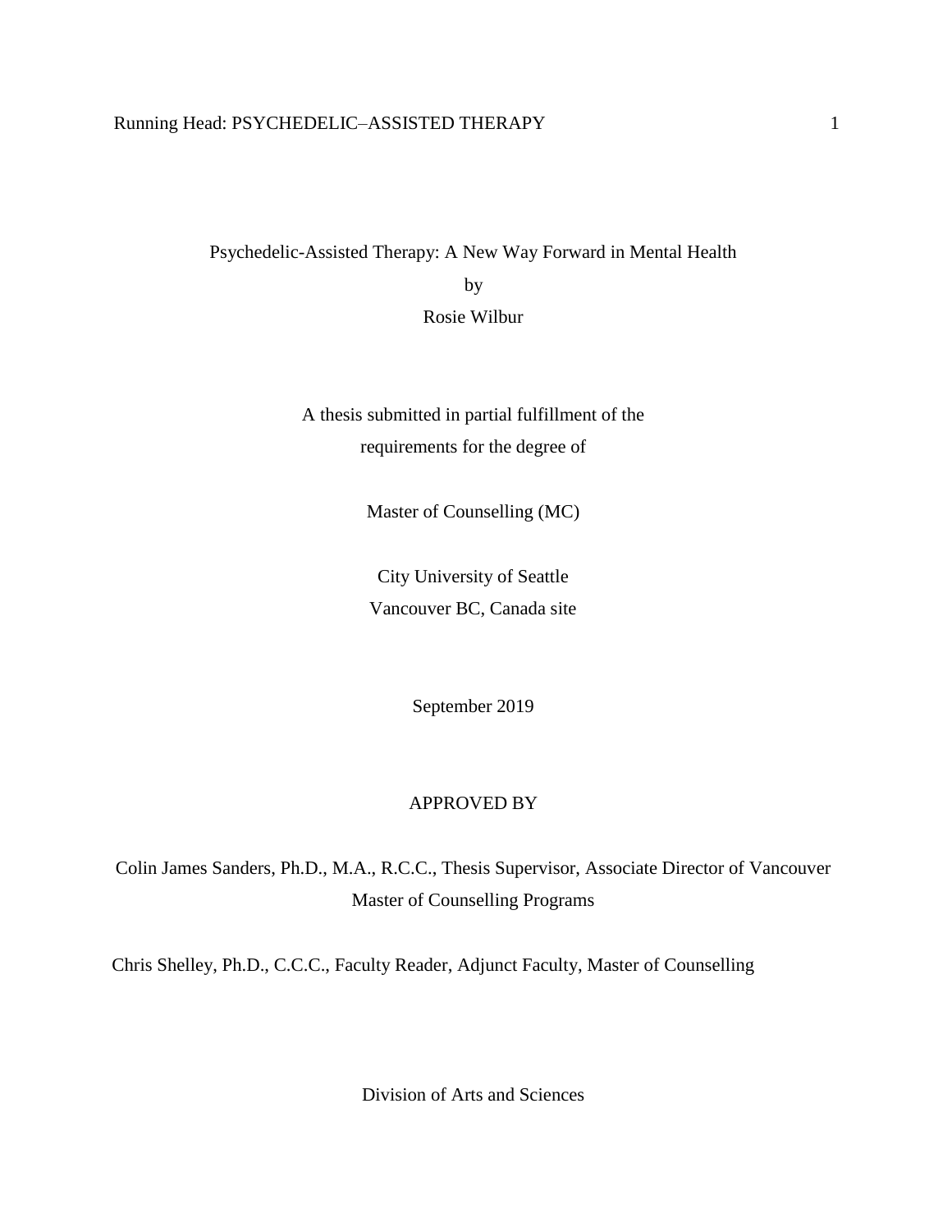# Psychedelic-Assisted Therapy: A New Way Forward in Mental Health

by

Rosie Wilbur

A thesis submitted in partial fulfillment of the requirements for the degree of

Master of Counselling (MC)

City University of Seattle
Vancouver BC, Canada site

September 2019

APPROVED BY

Colin James Sanders, Ph.D., M.A., R.C.C., Thesis Supervisor, Associate Director of Vancouver Master of Counselling Programs

Chris Shelley, Ph.D., C.C.C., Faculty Reader, Adjunct Faculty, Master of Counselling

Division of Arts and Sciences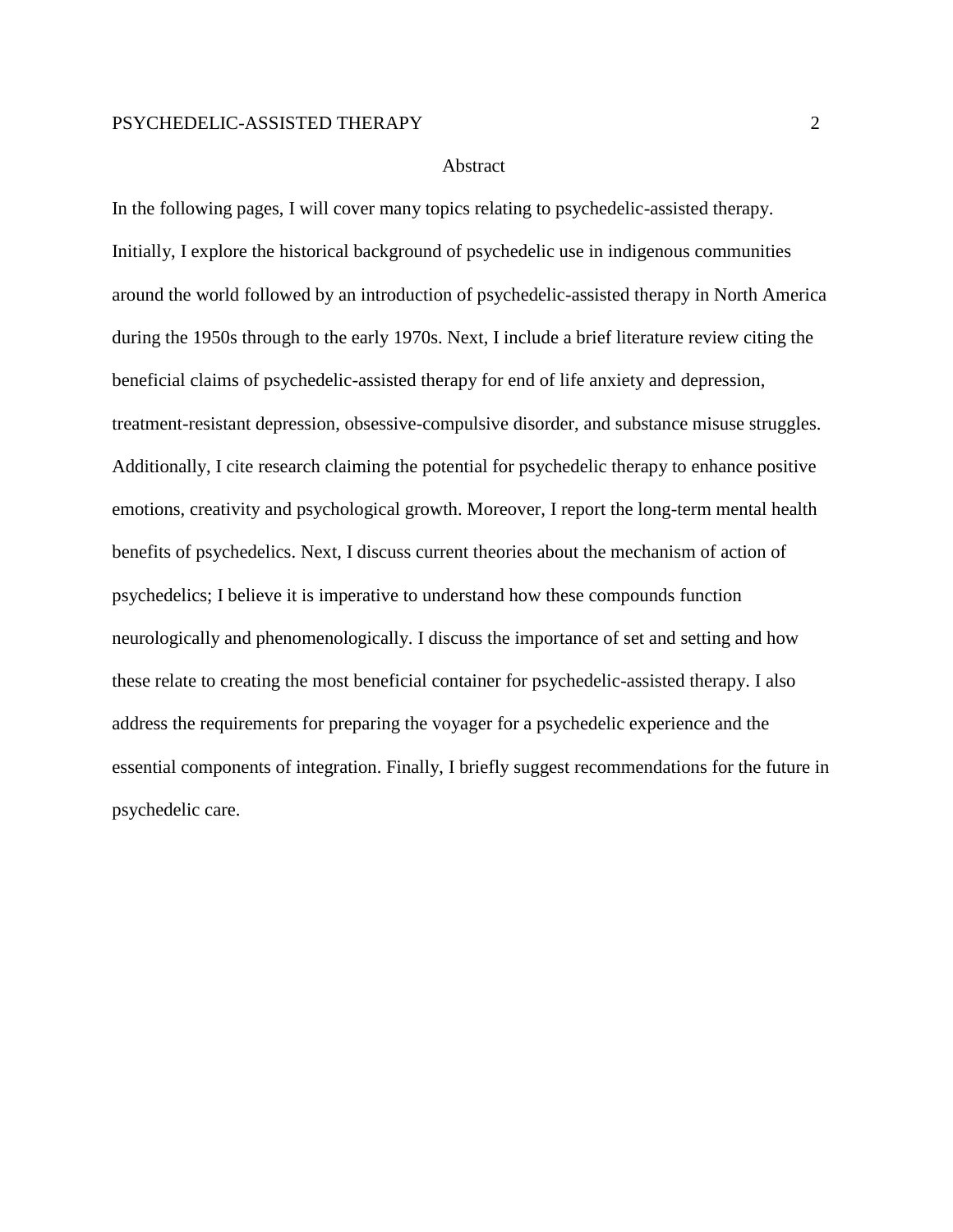# Abstract

In the following pages, I will cover many topics relating to psychedelic-assisted therapy. Initially, I explore the historical background of psychedelic use in indigenous communities around the world followed by an introduction of psychedelic-assisted therapy in North America during the 1950s through to the early 1970s. Next, I include a brief literature review citing the beneficial claims of psychedelic-assisted therapy for end of life anxiety and depression, treatment-resistant depression, obsessive-compulsive disorder, and substance misuse struggles. Additionally, I cite research claiming the potential for psychedelic therapy to enhance positive emotions, creativity and psychological growth. Moreover, I report the long-term mental health benefits of psychedelics. Next, I discuss current theories about the mechanism of action of psychedelics; I believe it is imperative to understand how these compounds function neurologically and phenomenologically. I discuss the importance of set and setting and how these relate to creating the most beneficial container for psychedelic-assisted therapy. I also address the requirements for preparing the voyager for a psychedelic experience and the essential components of integration. Finally, I briefly suggest recommendations for the future in psychedelic care.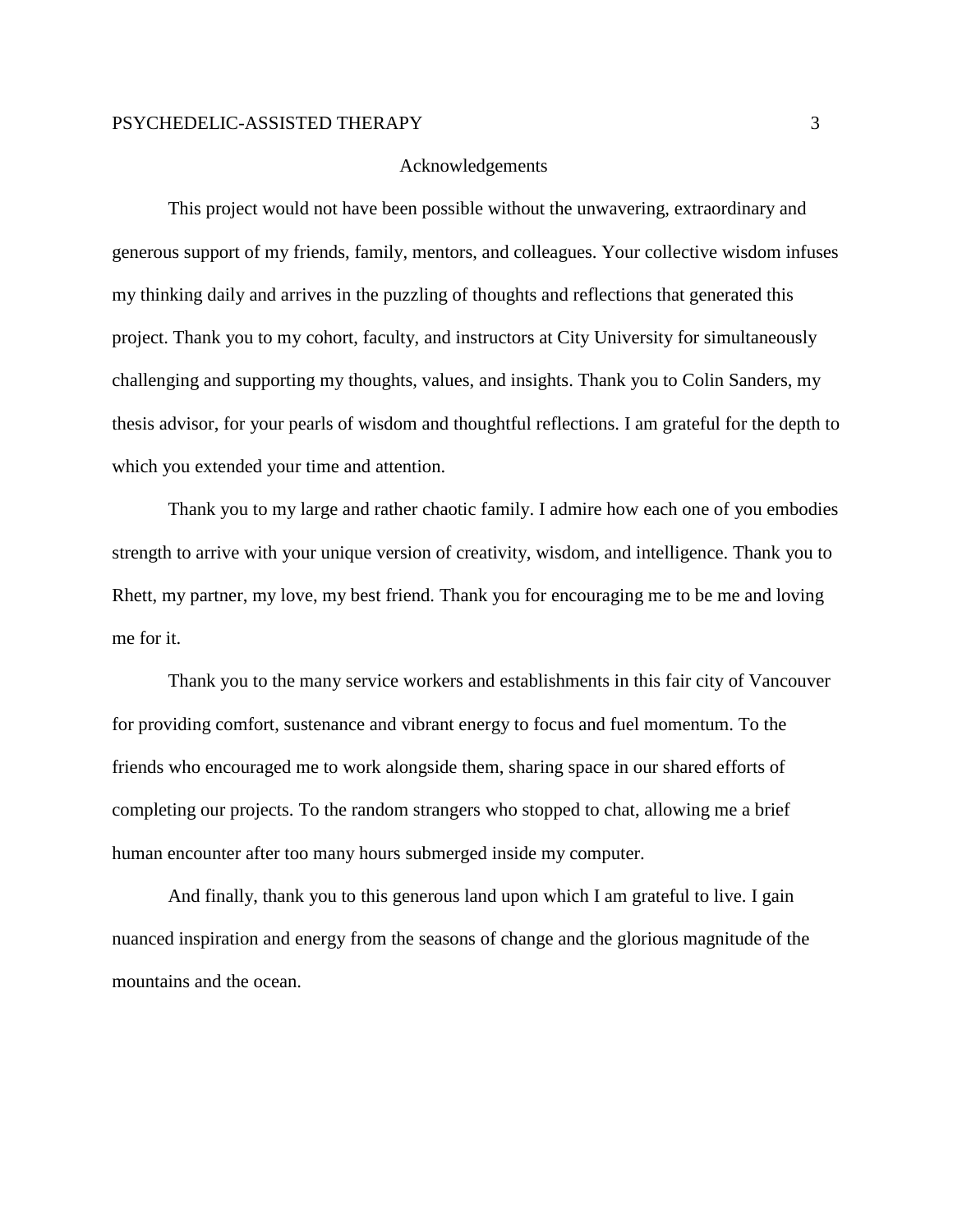# Acknowledgements

This project would not have been possible without the unwavering, extraordinary and generous support of my friends, family, mentors, and colleagues. Your collective wisdom infuses my thinking daily and arrives in the puzzling of thoughts and reflections that generated this project. Thank you to my cohort, faculty, and instructors at City University for simultaneously challenging and supporting my thoughts, values, and insights. Thank you to Colin Sanders, my thesis advisor, for your pearls of wisdom and thoughtful reflections. I am grateful for the depth to which you extended your time and attention.

Thank you to my large and rather chaotic family. I admire how each one of you embodies strength to arrive with your unique version of creativity, wisdom, and intelligence. Thank you to Rhett, my partner, my love, my best friend. Thank you for encouraging me to be me and loving me for it.

Thank you to the many service workers and establishments in this fair city of Vancouver for providing comfort, sustenance and vibrant energy to focus and fuel momentum. To the friends who encouraged me to work alongside them, sharing space in our shared efforts of completing our projects. To the random strangers who stopped to chat, allowing me a brief human encounter after too many hours submerged inside my computer.

And finally, thank you to this generous land upon which I am grateful to live. I gain nuanced inspiration and energy from the seasons of change and the glorious magnitude of the mountains and the ocean.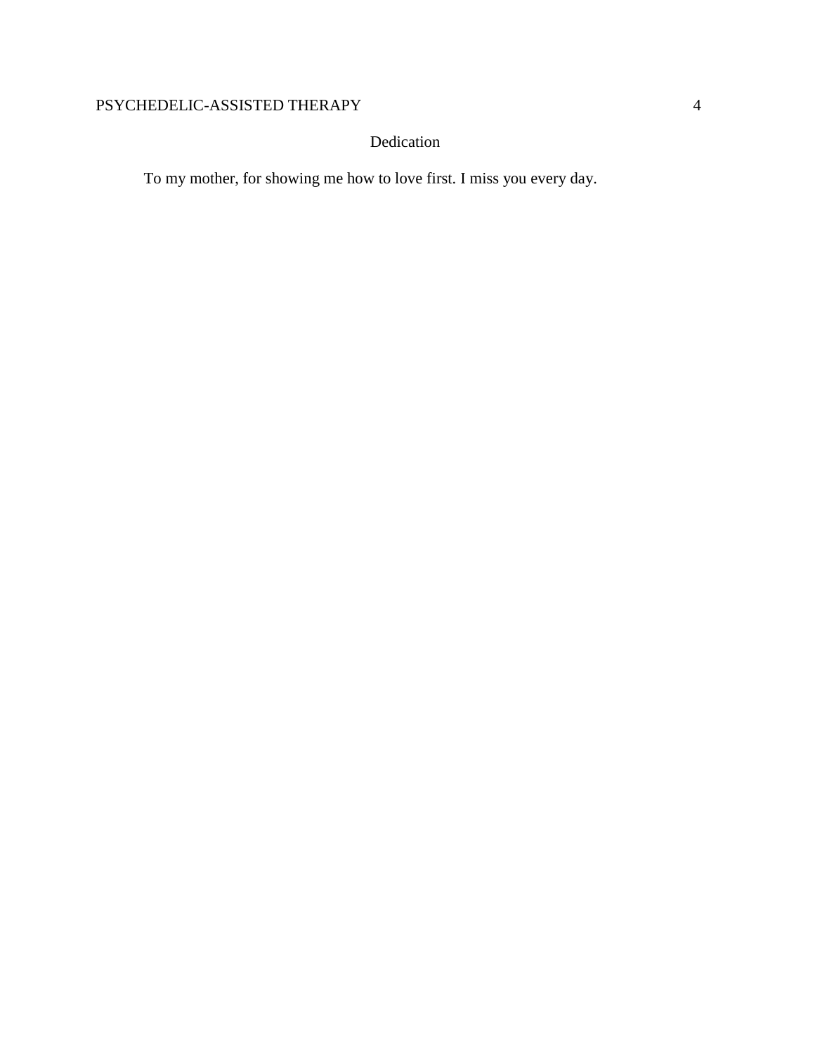# Dedication

To my mother, for showing me how to love first. I miss you every day.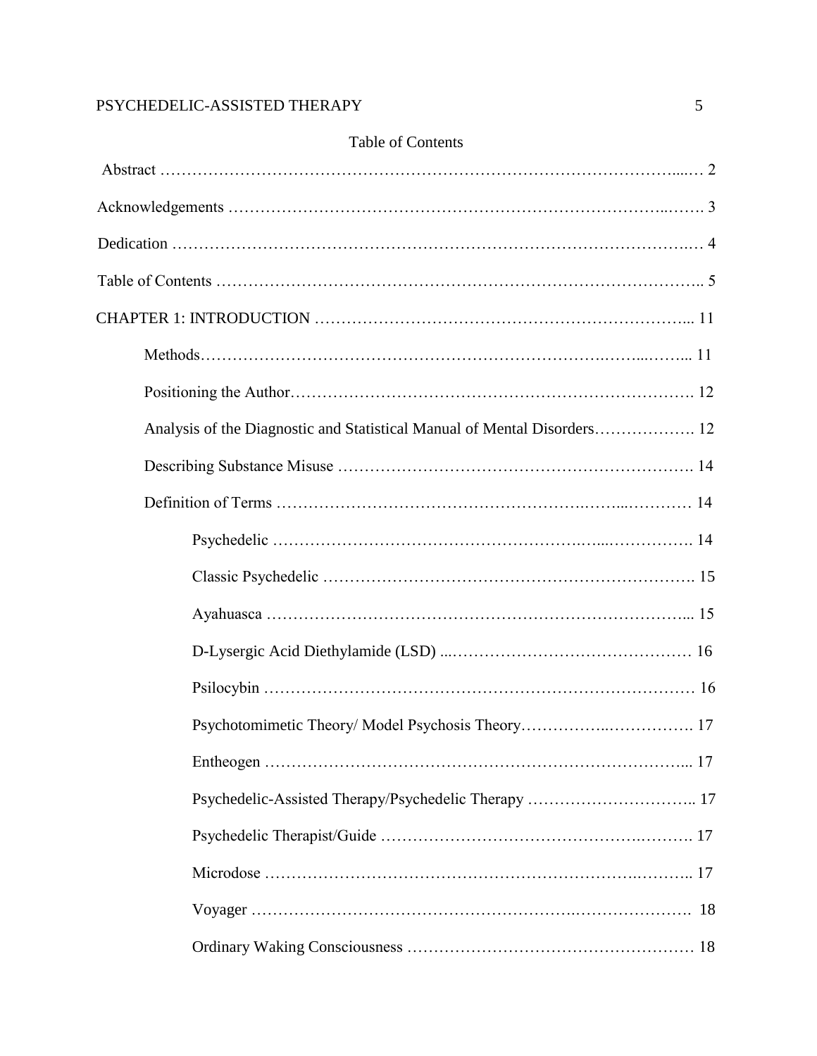## Table of Contents

Abstract ……………………………………………………………………………………...… 2

Acknowledgements ……………………………………………………………………..……. 3

Dedication ……………………………………………………………………………….…… 4

Table of Contents …………………………………………………………………………….. 5

CHAPTER 1: INTRODUCTION …………………………………………………………... 11

- Methods………………………………………………………………….……...……... 11
- Positioning the Author………………………………………………………………… 12
- Analysis of the Diagnostic and Statistical Manual of Mental Disorders………………. 12
- Describing Substance Misuse ………………………………………………………… 14
- Definition of Terms ……………………………………………….……...………… 14
    - Psychedelic ………………………………………………….…...……………. 14
    - Classic Psychedelic ……………………………………………………………. 15
    - Ayahuasca …………………………………………………………………... 15
    - D-Lysergic Acid Diethylamide (LSD) ...……………………………………… 16
    - Psilocybin ……………………………………………………………………… 16
    - Psychotomimetic Theory/ Model Psychosis Theory……………..……………. 17
    - Entheogen …………………………………………………………………... 17
    - Psychedelic-Assisted Therapy/Psychedelic Therapy ………………………….. 17
    - Psychedelic Therapist/Guide ………………………………………….………. 17
    - Microdose …………………………………………………………….……….. 17
    - Voyager ………………………………………………….…………………. 18
    - Ordinary Waking Consciousness ……………………………………………… 18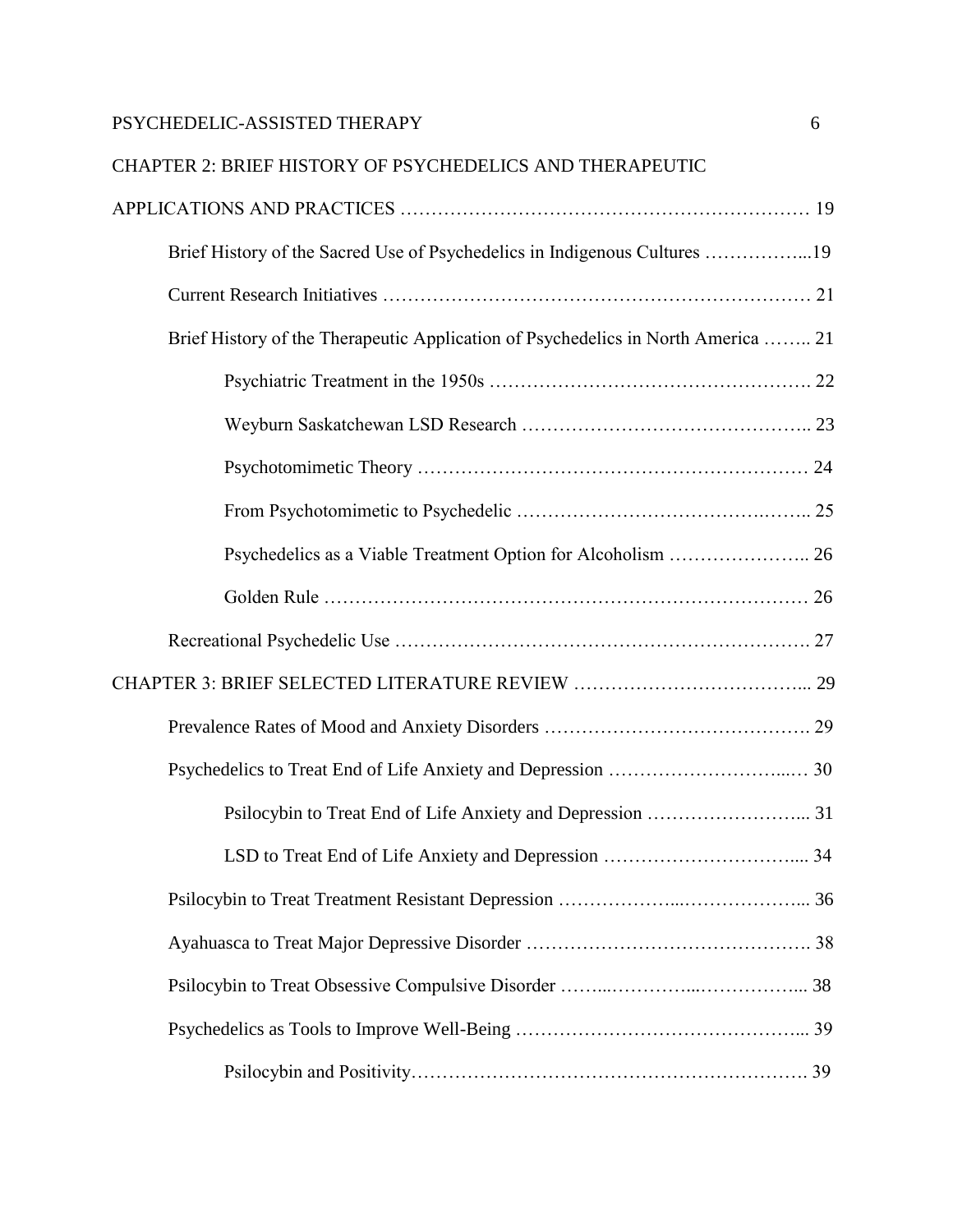CHAPTER 2: BRIEF HISTORY OF PSYCHEDELICS AND THERAPEUTIC APPLICATIONS AND PRACTICES ………………………………………………………… 19

Brief History of the Sacred Use of Psychedelics in Indigenous Cultures ……………...19

Current Research Initiatives ………………………………………………………… 21

Brief History of the Therapeutic Application of Psychedelics in North America …….. 21

Psychiatric Treatment in the 1950s ……………………………………………. 22

Weyburn Saskatchewan LSD Research ……………………………………….. 23

Psychotomimetic Theory …………………………………………………… 24

From Psychotomimetic to Psychedelic ……………………………………….. 25

Psychedelics as a Viable Treatment Option for Alcoholism ………………….. 26

Golden Rule ……………………………………………………………… 26

Recreational Psychedelic Use ………………………………………………………. 27

CHAPTER 3: BRIEF SELECTED LITERATURE REVIEW ……………………………... 29

Prevalence Rates of Mood and Anxiety Disorders ……………………………………. 29

Psychedelics to Treat End of Life Anxiety and Depression ………………………..… 30

Psilocybin to Treat End of Life Anxiety and Depression ……………………... 31

LSD to Treat End of Life Anxiety and Depression …………………………..... 34

Psilocybin to Treat Treatment Resistant Depression ………………...……………….... 36

Ayahuasca to Treat Major Depressive Disorder ………………………………………. 38

Psilocybin to Treat Obsessive Compulsive Disorder ……...…………...……………... 38

Psychedelics as Tools to Improve Well-Being ……………………………………... 39

Psilocybin and Positivity……………………………………………………. 39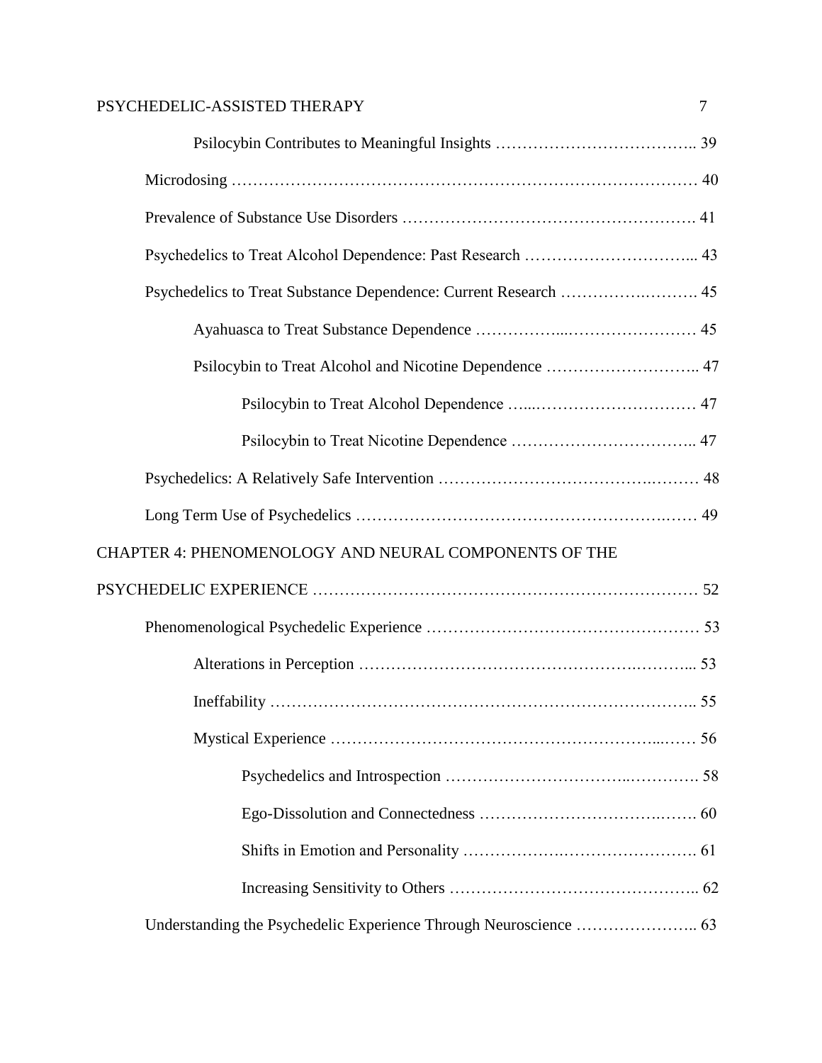Psilocybin Contributes to Meaningful Insights ……………………………….. 39

Microdosing ………………………………………………………………………… 40

Prevalence of Substance Use Disorders ……………………………………………. 41

Psychedelics to Treat Alcohol Dependence: Past Research …………………………... 43

Psychedelics to Treat Substance Dependence: Current Research ………….………. 45

Ayahuasca to Treat Substance Dependence ……………...…………………… 45

Psilocybin to Treat Alcohol and Nicotine Dependence ……………………….. 47

Psilocybin to Treat Alcohol Dependence …..………………………… 47

Psilocybin to Treat Nicotine Dependence …………………………….. 47

Psychedelics: A Relatively Safe Intervention ……………………………….……… 48

Long Term Use of Psychedelics ……………………………………………….…… 49

CHAPTER 4: PHENOMENOLOGY AND NEURAL COMPONENTS OF THE PSYCHEDELIC EXPERIENCE …………………………………………………………… 52

Phenomenological Psychedelic Experience …………………………………………… 53

Alterations in Perception ………………………………………….………... 53

Ineffability …………………………………………………………………….. 55

Mystical Experience …………………………………………………...…… 56

Psychedelics and Introspection …………………………..…………. 58

Ego-Dissolution and Connectedness ……………………………….……. 60

Shifts in Emotion and Personality ……………….……………………. 61

Increasing Sensitivity to Others ……………………………………….. 62

Understanding the Psychedelic Experience Through Neuroscience ………………….. 63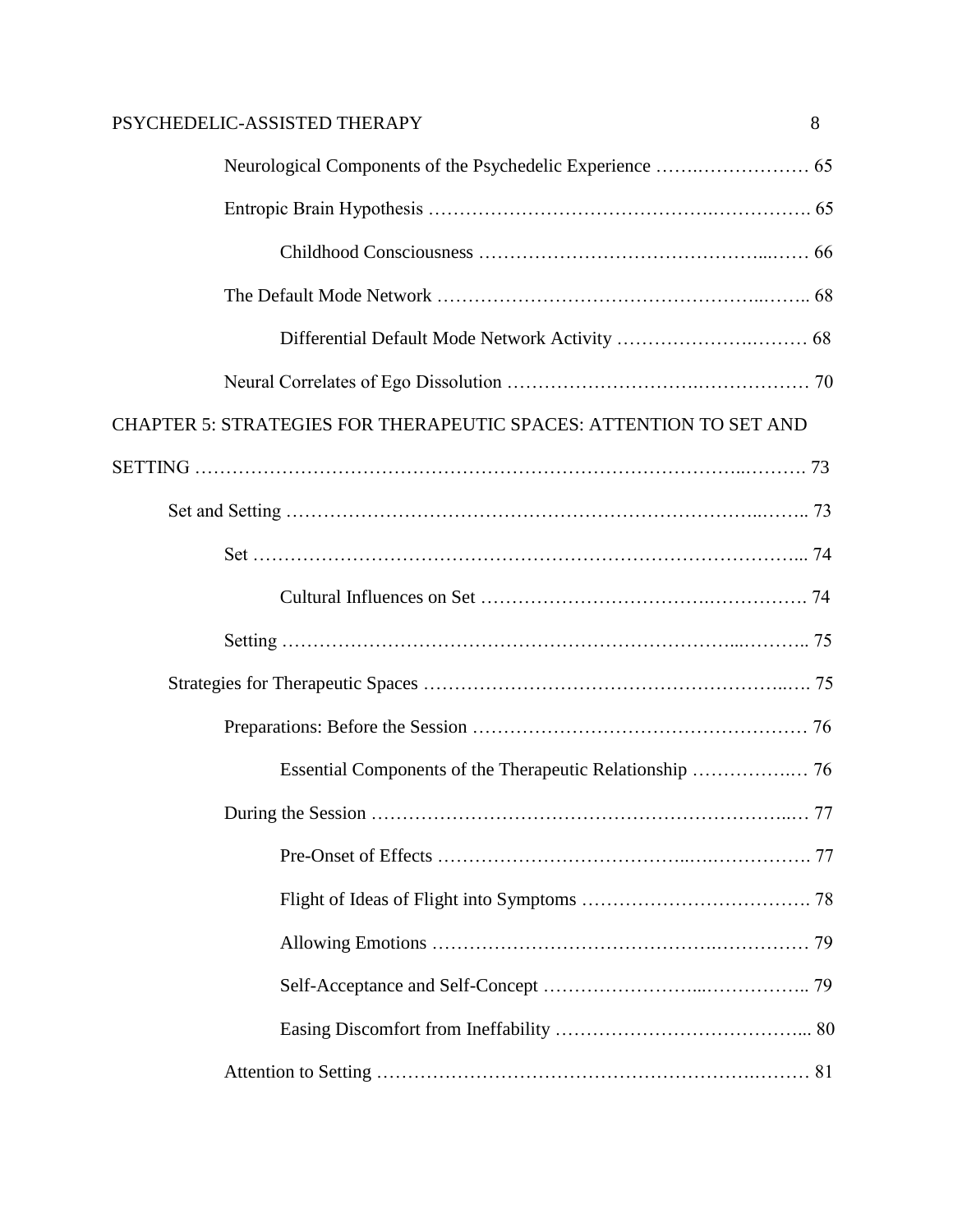Neurological Components of the Psychedelic Experience ........................ 65

Entropic Brain Hypothesis ........................................................... 65

Childhood Consciousness ................................................ 66

The Default Mode Network .......................................................... 68

Differential Default Mode Network Activity ................................ 68

Neural Correlates of Ego Dissolution ............................................ 70

CHAPTER 5: STRATEGIES FOR THERAPEUTIC SPACES: ATTENTION TO SET AND SETTING .................................................................................................. 73

Set and Setting ......................................................................... 73

Set .................................................................................. 74

Cultural Influences on Set ................................................ 74

Setting ............................................................................ 75

Strategies for Therapeutic Spaces ............................................... 75

Preparations: Before the Session ............................................ 76

Essential Components of the Therapeutic Relationship .............. 76

During the Session ............................................................ 77

Pre-Onset of Effects ....................................................... 77

Flight of Ideas of Flight into Symptoms ................................ 78

Allowing Emotions ......................................................... 79

Self-Acceptance and Self-Concept ....................................... 79

Easing Discomfort from Ineffability ...................................... 80

Attention to Setting ........................................................... 81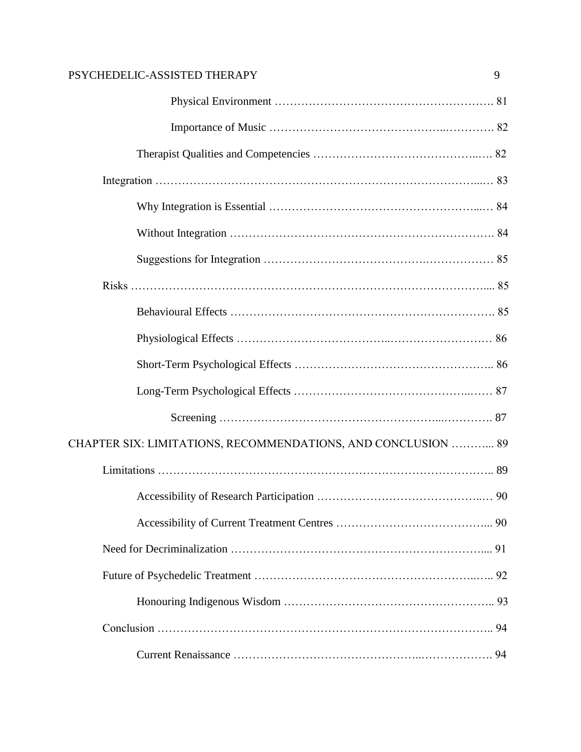Physical Environment ………………………………………………. 81

Importance of Music ……………………………………..…………. 82

Therapist Qualities and Competencies …………………………………..…. 82

Integration ………………………………………………………………………..… 83

Why Integration is Essential ……………………………………………..… 84

Without Integration …………………………………………………………. 84

Suggestions for Integration ……………………………….……………… 85

Risks ……………………………………………………………………………….... 85

Behavioural Effects …………………………………………………………. 85

Physiological Effects ………………………………...……………………… 86

Short-Term Psychological Effects …………………………………………….. 86

Long-Term Psychological Effects ……………………………………...…… 87

Screening ………………………………………………...…………. 87

CHAPTER SIX: LIMITATIONS, RECOMMENDATIONS, AND CONCLUSION ………... 89

Limitations ………………………………………………………………………….. 89

Accessibility of Research Participation ……………………………………..… 90

Accessibility of Current Treatment Centres ………………………………... 90

Need for Decriminalization …………………………………….……………….... 91

Future of Psychedelic Treatment ……………………………………………..….. 92

Honouring Indigenous Wisdom ……………………….…………….……….. 93

Conclusion ………………………………………………………………………….. 94

Current Renaissance ……………………………………..………………. 94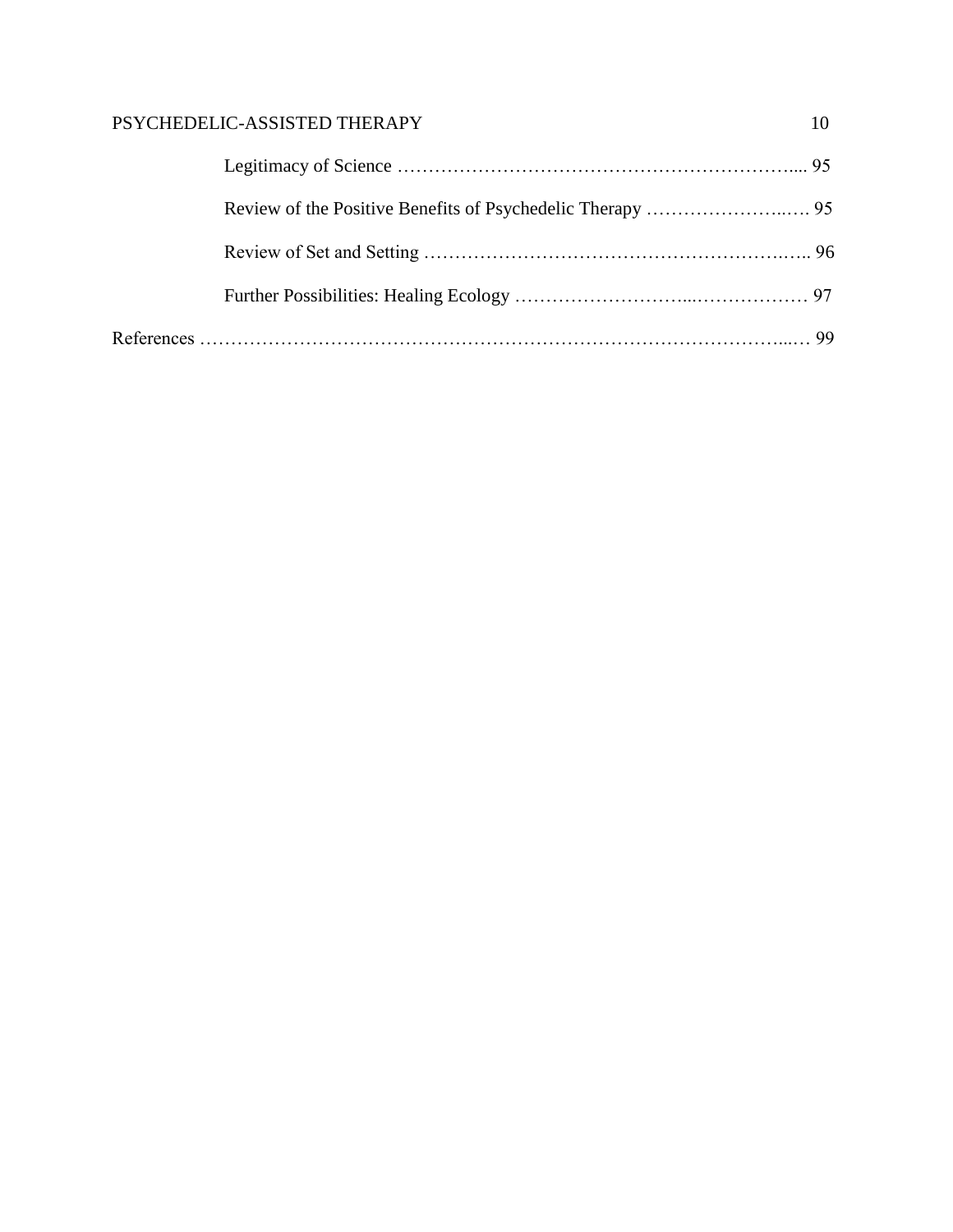Legitimacy of Science …………………………………………………………... 95

Review of the Positive Benefits of Psychedelic Therapy ……………………..…. 95

Review of Set and Setting ……………………………………………………..….. 96

Further Possibilities: Healing Ecology ………………………...……………… 97

References ……………………………………………………………………………...… 99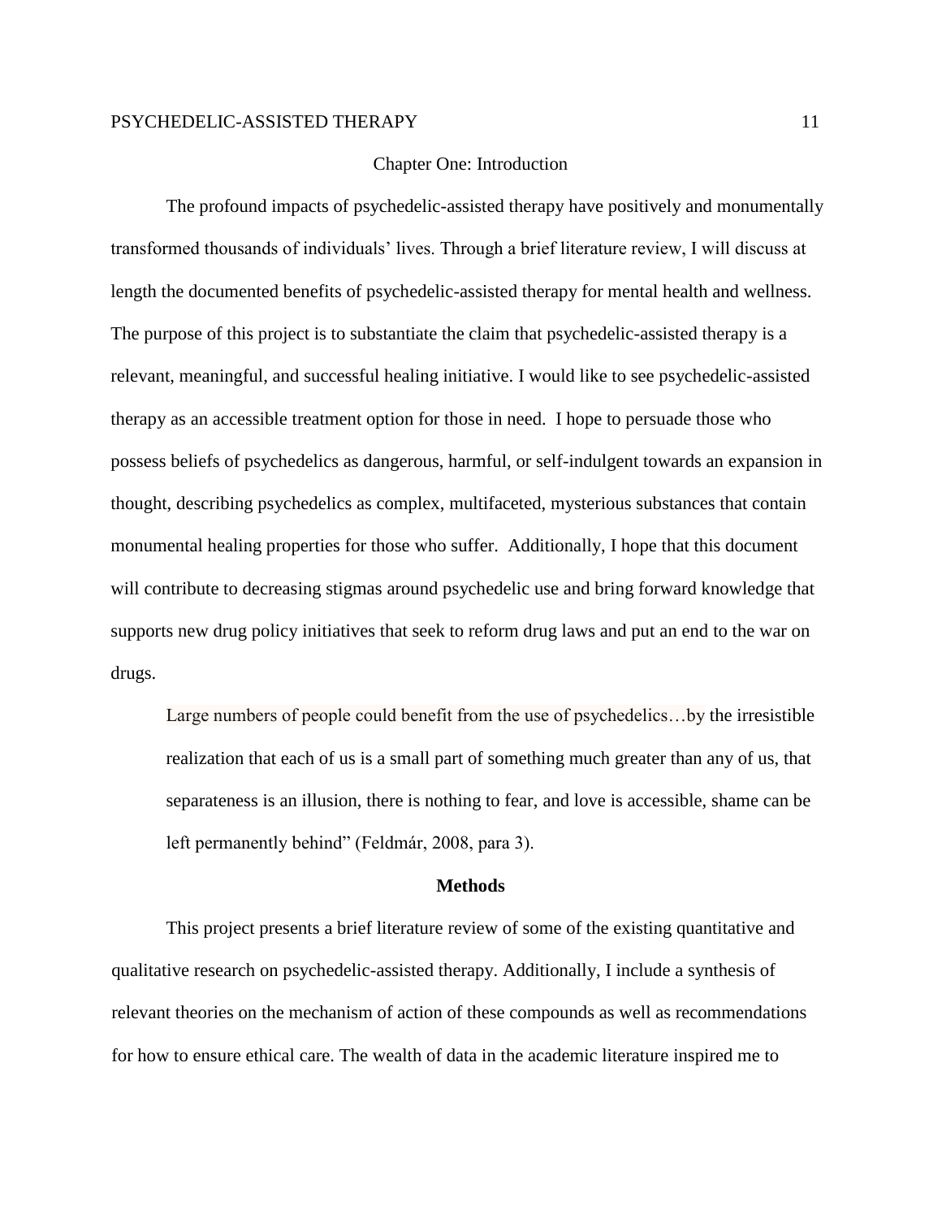# Chapter One: Introduction

The profound impacts of psychedelic-assisted therapy have positively and monumentally transformed thousands of individuals' lives. Through a brief literature review, I will discuss at length the documented benefits of psychedelic-assisted therapy for mental health and wellness. The purpose of this project is to substantiate the claim that psychedelic-assisted therapy is a relevant, meaningful, and successful healing initiative. I would like to see psychedelic-assisted therapy as an accessible treatment option for those in need. I hope to persuade those who possess beliefs of psychedelics as dangerous, harmful, or self-indulgent towards an expansion in thought, describing psychedelics as complex, multifaceted, mysterious substances that contain monumental healing properties for those who suffer. Additionally, I hope that this document will contribute to decreasing stigmas around psychedelic use and bring forward knowledge that supports new drug policy initiatives that seek to reform drug laws and put an end to the war on drugs.

> Large numbers of people could benefit from the use of psychedelics…by the irresistible realization that each of us is a small part of something much greater than any of us, that separateness is an illusion, there is nothing to fear, and love is accessible, shame can be left permanently behind" (Feldmár, 2008, para 3).

## Methods

This project presents a brief literature review of some of the existing quantitative and qualitative research on psychedelic-assisted therapy. Additionally, I include a synthesis of relevant theories on the mechanism of action of these compounds as well as recommendations for how to ensure ethical care. The wealth of data in the academic literature inspired me to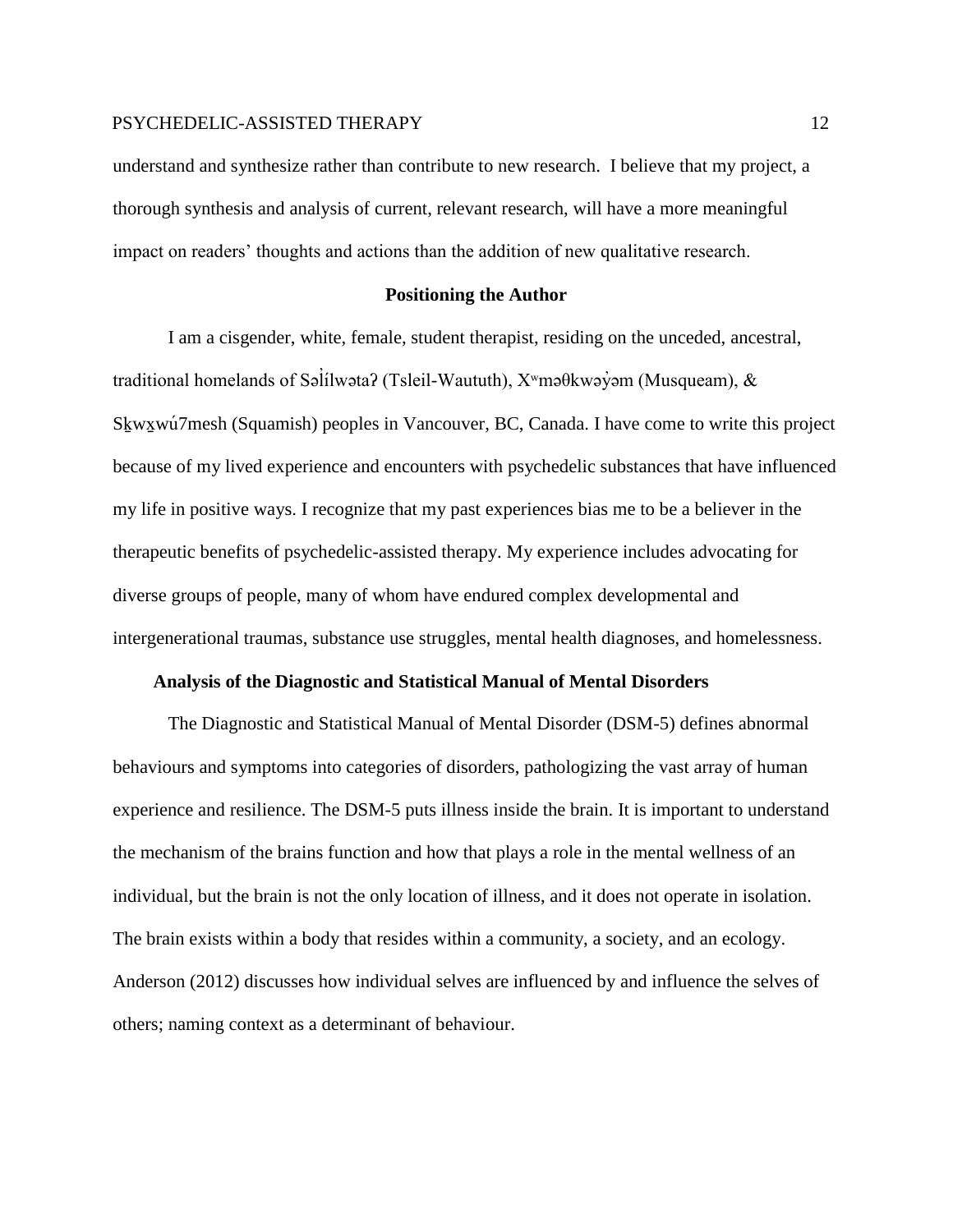understand and synthesize rather than contribute to new research. I believe that my project, a thorough synthesis and analysis of current, relevant research, will have a more meaningful impact on readers' thoughts and actions than the addition of new qualitative research.

## Positioning the Author

I am a cisgender, white, female, student therapist, residing on the unceded, ancestral, traditional homelands of Səl̓ílwətaʔ (Tsleil-Waututh), Xʷməθkwəy̓əm (Musqueam), & Sḵwx̱wú7mesh (Squamish) peoples in Vancouver, BC, Canada. I have come to write this project because of my lived experience and encounters with psychedelic substances that have influenced my life in positive ways. I recognize that my past experiences bias me to be a believer in the therapeutic benefits of psychedelic-assisted therapy. My experience includes advocating for diverse groups of people, many of whom have endured complex developmental and intergenerational traumas, substance use struggles, mental health diagnoses, and homelessness.

## Analysis of the Diagnostic and Statistical Manual of Mental Disorders

The Diagnostic and Statistical Manual of Mental Disorder (DSM-5) defines abnormal behaviours and symptoms into categories of disorders, pathologizing the vast array of human experience and resilience. The DSM-5 puts illness inside the brain. It is important to understand the mechanism of the brains function and how that plays a role in the mental wellness of an individual, but the brain is not the only location of illness, and it does not operate in isolation. The brain exists within a body that resides within a community, a society, and an ecology. Anderson (2012) discusses how individual selves are influenced by and influence the selves of others; naming context as a determinant of behaviour.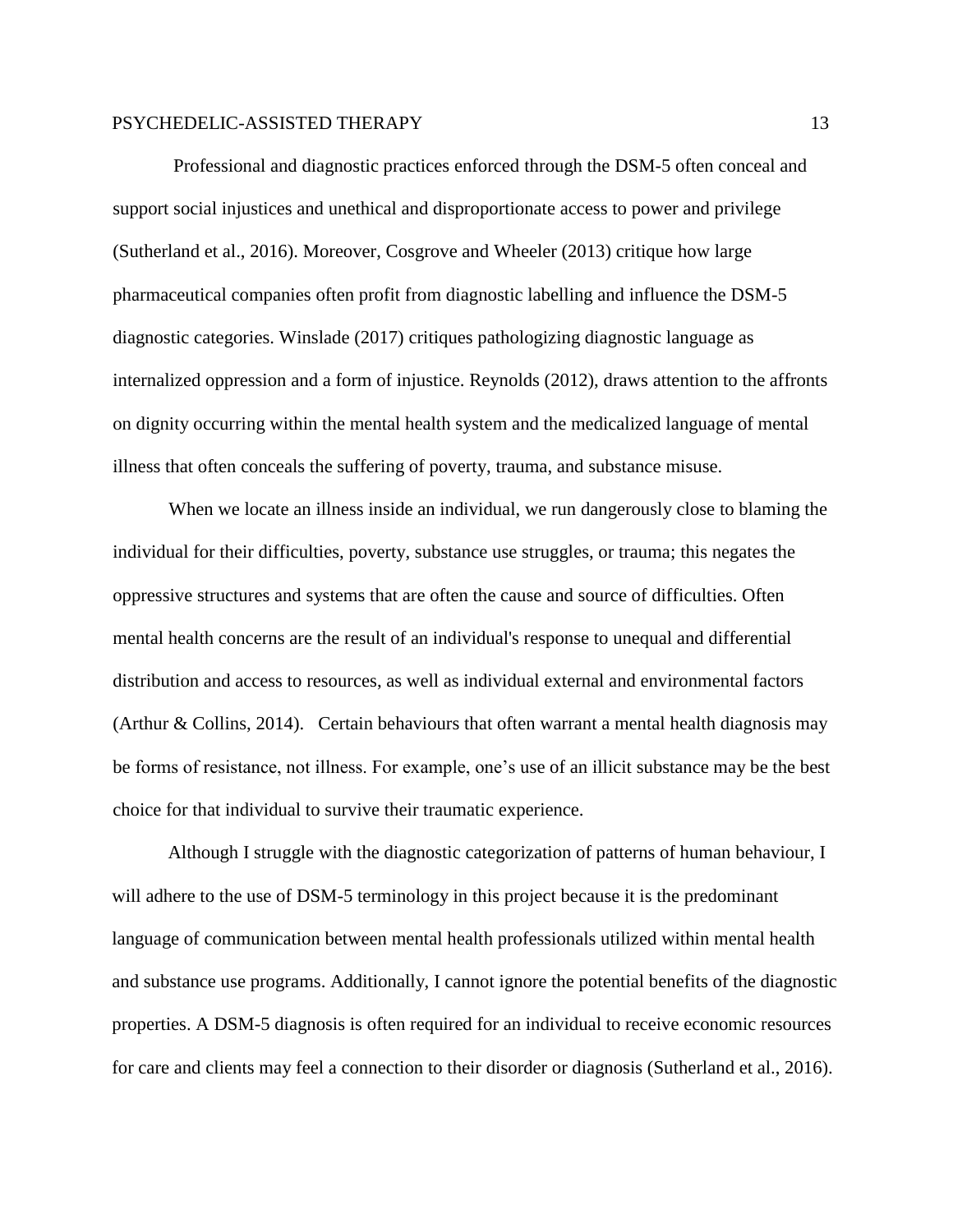Professional and diagnostic practices enforced through the DSM-5 often conceal and support social injustices and unethical and disproportionate access to power and privilege (Sutherland et al., 2016). Moreover, Cosgrove and Wheeler (2013) critique how large pharmaceutical companies often profit from diagnostic labelling and influence the DSM-5 diagnostic categories. Winslade (2017) critiques pathologizing diagnostic language as internalized oppression and a form of injustice. Reynolds (2012), draws attention to the affronts on dignity occurring within the mental health system and the medicalized language of mental illness that often conceals the suffering of poverty, trauma, and substance misuse.

When we locate an illness inside an individual, we run dangerously close to blaming the individual for their difficulties, poverty, substance use struggles, or trauma; this negates the oppressive structures and systems that are often the cause and source of difficulties. Often mental health concerns are the result of an individual's response to unequal and differential distribution and access to resources, as well as individual external and environmental factors (Arthur & Collins, 2014). Certain behaviours that often warrant a mental health diagnosis may be forms of resistance, not illness. For example, one's use of an illicit substance may be the best choice for that individual to survive their traumatic experience.

Although I struggle with the diagnostic categorization of patterns of human behaviour, I will adhere to the use of DSM-5 terminology in this project because it is the predominant language of communication between mental health professionals utilized within mental health and substance use programs. Additionally, I cannot ignore the potential benefits of the diagnostic properties. A DSM-5 diagnosis is often required for an individual to receive economic resources for care and clients may feel a connection to their disorder or diagnosis (Sutherland et al., 2016).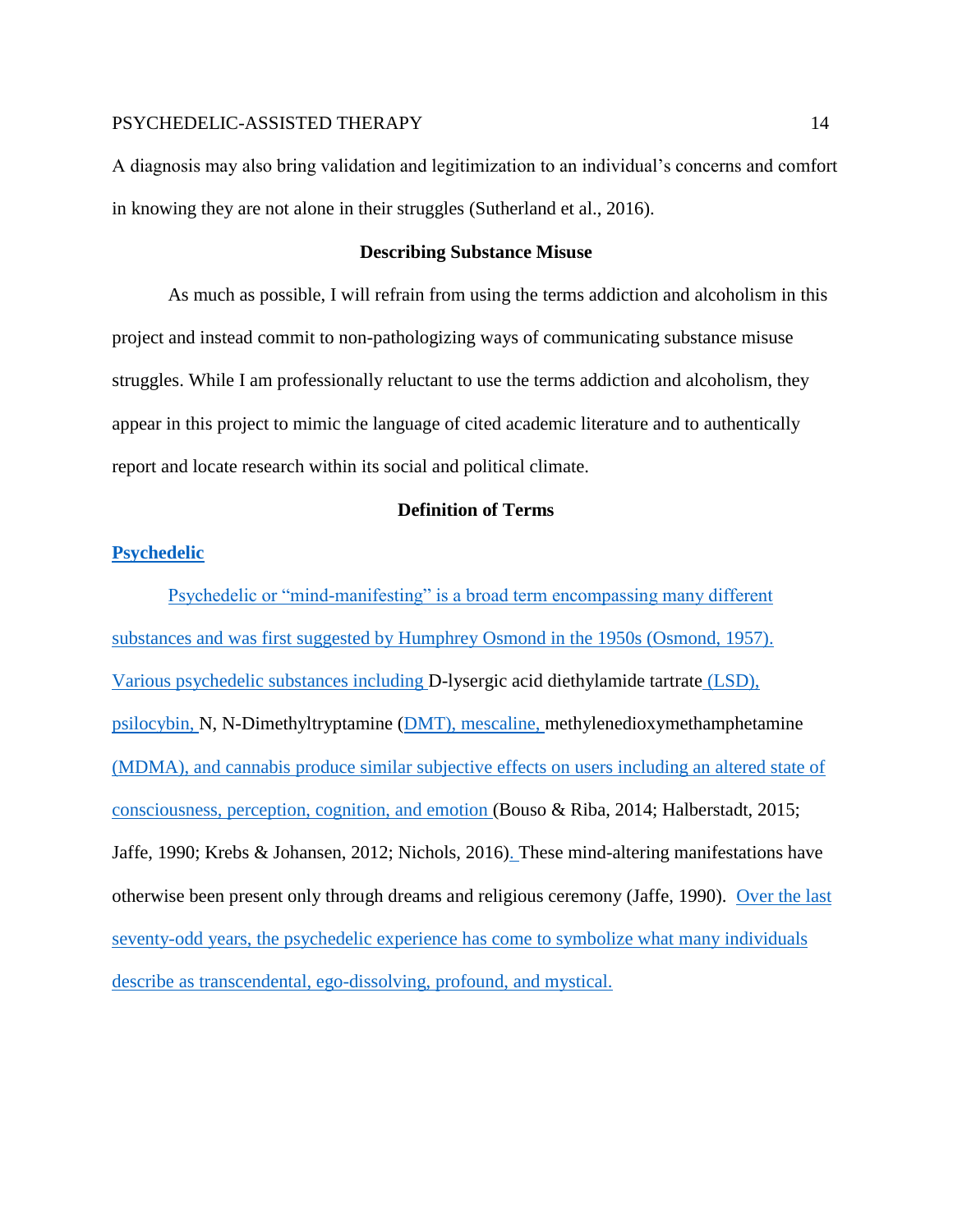A diagnosis may also bring validation and legitimization to an individual's concerns and comfort in knowing they are not alone in their struggles (Sutherland et al., 2016).

## Describing Substance Misuse

As much as possible, I will refrain from using the terms addiction and alcoholism in this project and instead commit to non-pathologizing ways of communicating substance misuse struggles. While I am professionally reluctant to use the terms addiction and alcoholism, they appear in this project to mimic the language of cited academic literature and to authentically report and locate research within its social and political climate.

## Definition of Terms

### Psychedelic

Psychedelic or "mind-manifesting" is a broad term encompassing many different substances and was first suggested by Humphrey Osmond in the 1950s (Osmond, 1957). Various psychedelic substances including D-lysergic acid diethylamide tartrate (LSD), psilocybin, N, N-Dimethyltryptamine (DMT), mescaline, methylenedioxymethamphetamine (MDMA), and cannabis produce similar subjective effects on users including an altered state of consciousness, perception, cognition, and emotion (Bouso & Riba, 2014; Halberstadt, 2015; Jaffe, 1990; Krebs & Johansen, 2012; Nichols, 2016). These mind-altering manifestations have otherwise been present only through dreams and religious ceremony (Jaffe, 1990). Over the last seventy-odd years, the psychedelic experience has come to symbolize what many individuals describe as transcendental, ego-dissolving, profound, and mystical.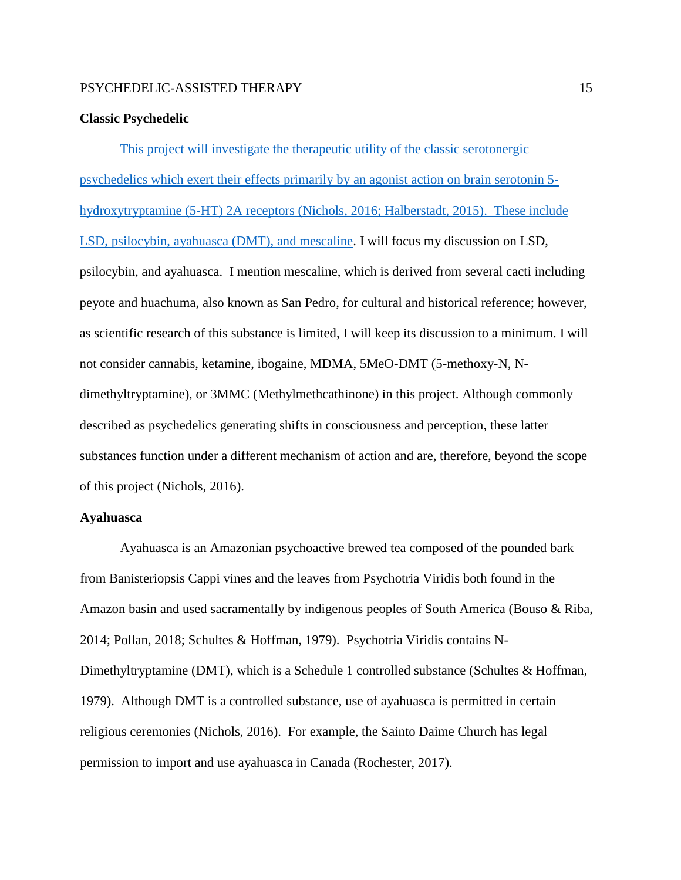**Classic Psychedelic**

This project will investigate the therapeutic utility of the classic serotonergic psychedelics which exert their effects primarily by an agonist action on brain serotonin 5-hydroxytryptamine (5-HT) 2A receptors (Nichols, 2016; Halberstadt, 2015). These include LSD, psilocybin, ayahuasca (DMT), and mescaline. I will focus my discussion on LSD, psilocybin, and ayahuasca. I mention mescaline, which is derived from several cacti including peyote and huachuma, also known as San Pedro, for cultural and historical reference; however, as scientific research of this substance is limited, I will keep its discussion to a minimum. I will not consider cannabis, ketamine, ibogaine, MDMA, 5MeO-DMT (5-methoxy-N, N-dimethyltryptamine), or 3MMC (Methylmethcathinone) in this project. Although commonly described as psychedelics generating shifts in consciousness and perception, these latter substances function under a different mechanism of action and are, therefore, beyond the scope of this project (Nichols, 2016).

**Ayahuasca**

Ayahuasca is an Amazonian psychoactive brewed tea composed of the pounded bark from Banisteriopsis Cappi vines and the leaves from Psychotria Viridis both found in the Amazon basin and used sacramentally by indigenous peoples of South America (Bouso & Riba, 2014; Pollan, 2018; Schultes & Hoffman, 1979). Psychotria Viridis contains N-Dimethyltryptamine (DMT), which is a Schedule 1 controlled substance (Schultes & Hoffman, 1979). Although DMT is a controlled substance, use of ayahuasca is permitted in certain religious ceremonies (Nichols, 2016). For example, the Sainto Daime Church has legal permission to import and use ayahuasca in Canada (Rochester, 2017).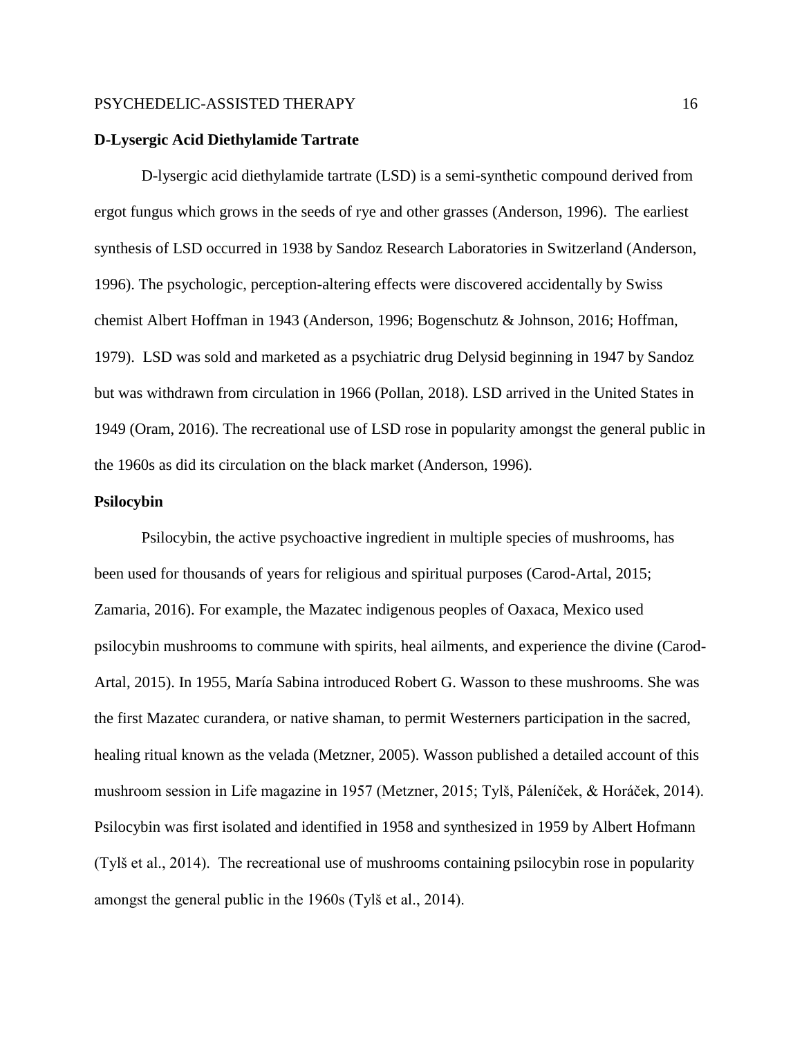**D-Lysergic Acid Diethylamide Tartrate**

D-lysergic acid diethylamide tartrate (LSD) is a semi-synthetic compound derived from ergot fungus which grows in the seeds of rye and other grasses (Anderson, 1996). The earliest synthesis of LSD occurred in 1938 by Sandoz Research Laboratories in Switzerland (Anderson, 1996). The psychologic, perception-altering effects were discovered accidentally by Swiss chemist Albert Hoffman in 1943 (Anderson, 1996; Bogenschutz & Johnson, 2016; Hoffman, 1979). LSD was sold and marketed as a psychiatric drug Delysid beginning in 1947 by Sandoz but was withdrawn from circulation in 1966 (Pollan, 2018). LSD arrived in the United States in 1949 (Oram, 2016). The recreational use of LSD rose in popularity amongst the general public in the 1960s as did its circulation on the black market (Anderson, 1996).

**Psilocybin**

Psilocybin, the active psychoactive ingredient in multiple species of mushrooms, has been used for thousands of years for religious and spiritual purposes (Carod-Artal, 2015; Zamaria, 2016). For example, the Mazatec indigenous peoples of Oaxaca, Mexico used psilocybin mushrooms to commune with spirits, heal ailments, and experience the divine (Carod-Artal, 2015). In 1955, María Sabina introduced Robert G. Wasson to these mushrooms. She was the first Mazatec curandera, or native shaman, to permit Westerners participation in the sacred, healing ritual known as the velada (Metzner, 2005). Wasson published a detailed account of this mushroom session in Life magazine in 1957 (Metzner, 2015; Tylš, Páleníček, & Horáček, 2014). Psilocybin was first isolated and identified in 1958 and synthesized in 1959 by Albert Hofmann (Tylš et al., 2014). The recreational use of mushrooms containing psilocybin rose in popularity amongst the general public in the 1960s (Tylš et al., 2014).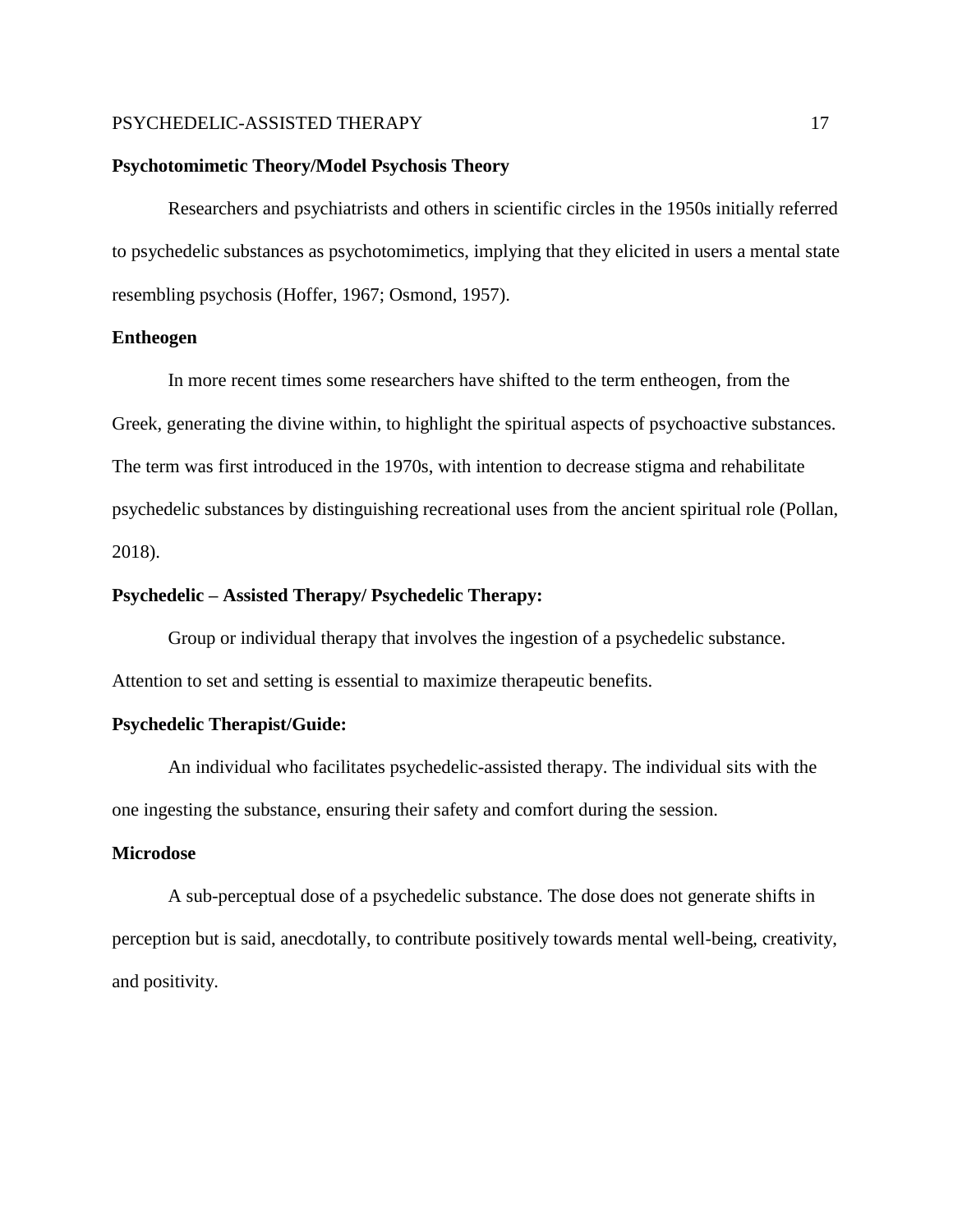**Psychotomimetic Theory/Model Psychosis Theory**

Researchers and psychiatrists and others in scientific circles in the 1950s initially referred to psychedelic substances as psychotomimetics, implying that they elicited in users a mental state resembling psychosis (Hoffer, 1967; Osmond, 1957).

**Entheogen**

In more recent times some researchers have shifted to the term entheogen, from the Greek, generating the divine within, to highlight the spiritual aspects of psychoactive substances. The term was first introduced in the 1970s, with intention to decrease stigma and rehabilitate psychedelic substances by distinguishing recreational uses from the ancient spiritual role (Pollan, 2018).

**Psychedelic – Assisted Therapy/ Psychedelic Therapy:**

Group or individual therapy that involves the ingestion of a psychedelic substance. Attention to set and setting is essential to maximize therapeutic benefits.

**Psychedelic Therapist/Guide:**

An individual who facilitates psychedelic-assisted therapy. The individual sits with the one ingesting the substance, ensuring their safety and comfort during the session.

**Microdose**

A sub-perceptual dose of a psychedelic substance. The dose does not generate shifts in perception but is said, anecdotally, to contribute positively towards mental well-being, creativity, and positivity.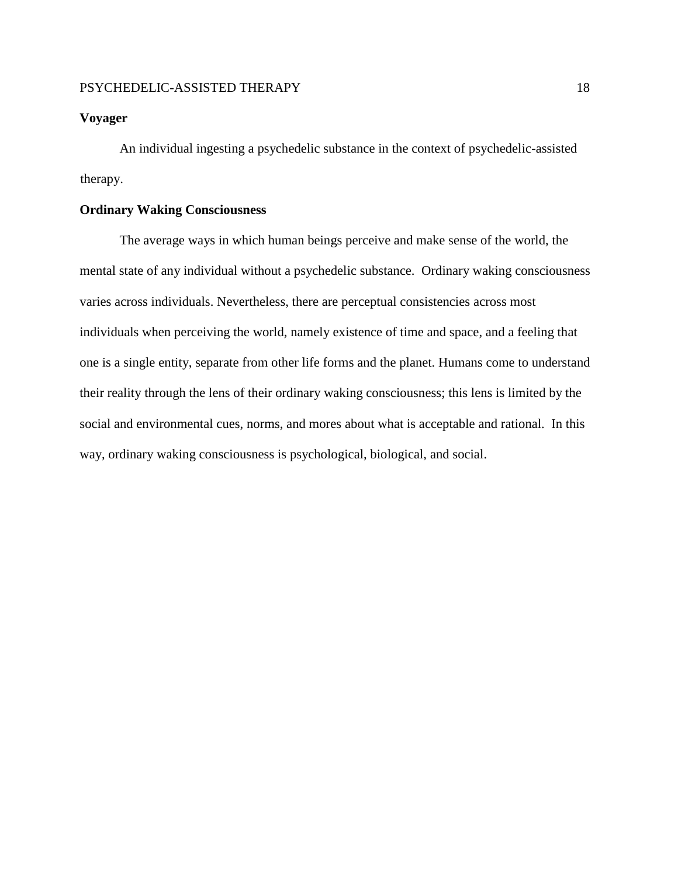**Voyager**

An individual ingesting a psychedelic substance in the context of psychedelic-assisted therapy.

**Ordinary Waking Consciousness**

The average ways in which human beings perceive and make sense of the world, the mental state of any individual without a psychedelic substance. Ordinary waking consciousness varies across individuals. Nevertheless, there are perceptual consistencies across most individuals when perceiving the world, namely existence of time and space, and a feeling that one is a single entity, separate from other life forms and the planet. Humans come to understand their reality through the lens of their ordinary waking consciousness; this lens is limited by the social and environmental cues, norms, and mores about what is acceptable and rational. In this way, ordinary waking consciousness is psychological, biological, and social.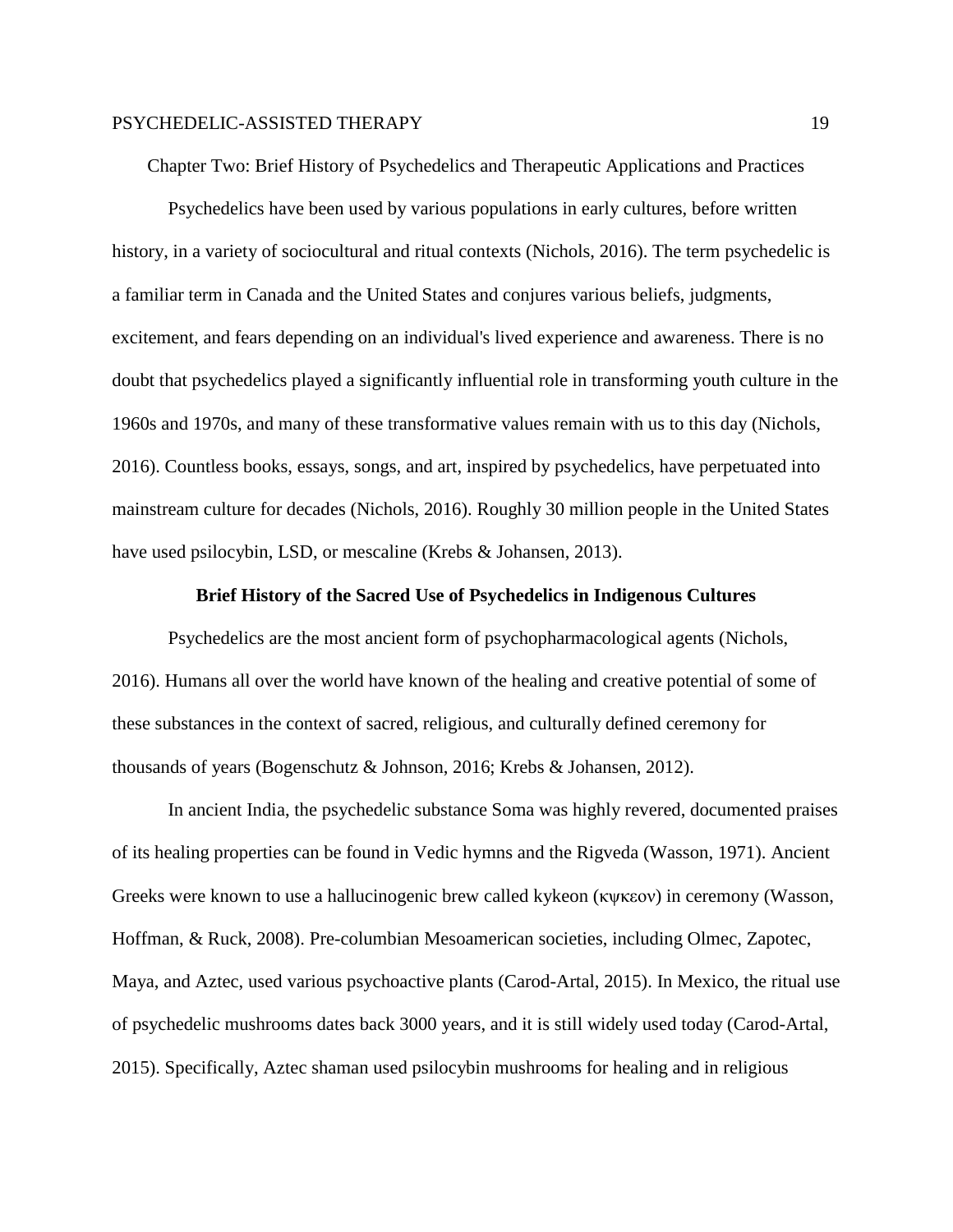## Chapter Two: Brief History of Psychedelics and Therapeutic Applications and Practices

Psychedelics have been used by various populations in early cultures, before written history, in a variety of sociocultural and ritual contexts (Nichols, 2016). The term psychedelic is a familiar term in Canada and the United States and conjures various beliefs, judgments, excitement, and fears depending on an individual's lived experience and awareness. There is no doubt that psychedelics played a significantly influential role in transforming youth culture in the 1960s and 1970s, and many of these transformative values remain with us to this day (Nichols, 2016). Countless books, essays, songs, and art, inspired by psychedelics, have perpetuated into mainstream culture for decades (Nichols, 2016). Roughly 30 million people in the United States have used psilocybin, LSD, or mescaline (Krebs & Johansen, 2013).

### Brief History of the Sacred Use of Psychedelics in Indigenous Cultures

Psychedelics are the most ancient form of psychopharmacological agents (Nichols, 2016). Humans all over the world have known of the healing and creative potential of some of these substances in the context of sacred, religious, and culturally defined ceremony for thousands of years (Bogenschutz & Johnson, 2016; Krebs & Johansen, 2012).

In ancient India, the psychedelic substance Soma was highly revered, documented praises of its healing properties can be found in Vedic hymns and the Rigveda (Wasson, 1971). Ancient Greeks were known to use a hallucinogenic brew called kykeon (κψκεον) in ceremony (Wasson, Hoffman, & Ruck, 2008). Pre-columbian Mesoamerican societies, including Olmec, Zapotec, Maya, and Aztec, used various psychoactive plants (Carod-Artal, 2015). In Mexico, the ritual use of psychedelic mushrooms dates back 3000 years, and it is still widely used today (Carod-Artal, 2015). Specifically, Aztec shaman used psilocybin mushrooms for healing and in religious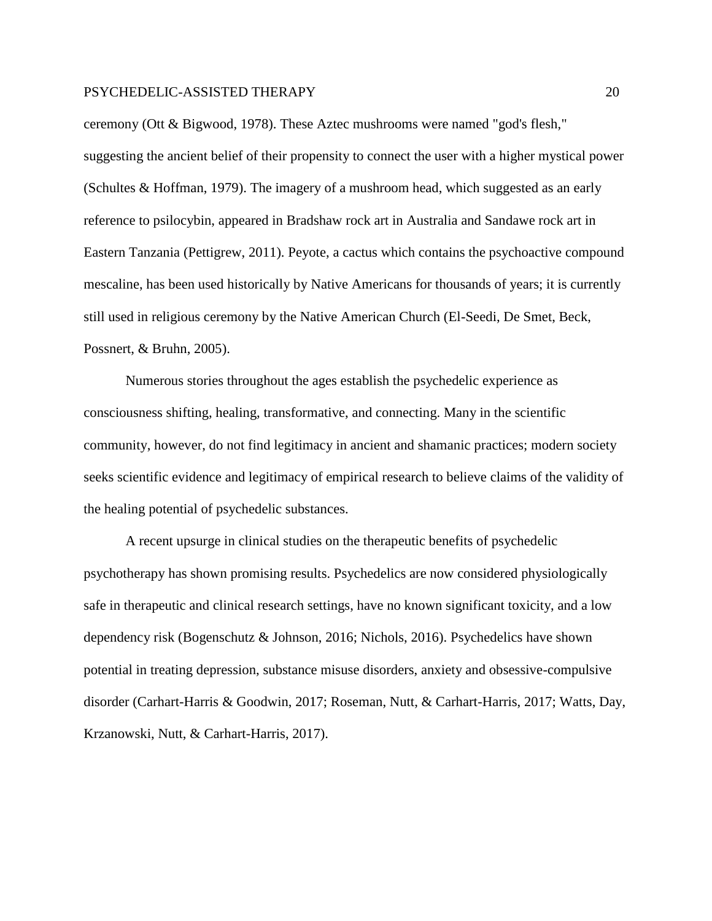ceremony (Ott & Bigwood, 1978). These Aztec mushrooms were named "god's flesh," suggesting the ancient belief of their propensity to connect the user with a higher mystical power (Schultes & Hoffman, 1979). The imagery of a mushroom head, which suggested as an early reference to psilocybin, appeared in Bradshaw rock art in Australia and Sandawe rock art in Eastern Tanzania (Pettigrew, 2011). Peyote, a cactus which contains the psychoactive compound mescaline, has been used historically by Native Americans for thousands of years; it is currently still used in religious ceremony by the Native American Church (El-Seedi, De Smet, Beck, Possnert, & Bruhn, 2005).

Numerous stories throughout the ages establish the psychedelic experience as consciousness shifting, healing, transformative, and connecting. Many in the scientific community, however, do not find legitimacy in ancient and shamanic practices; modern society seeks scientific evidence and legitimacy of empirical research to believe claims of the validity of the healing potential of psychedelic substances.

A recent upsurge in clinical studies on the therapeutic benefits of psychedelic psychotherapy has shown promising results. Psychedelics are now considered physiologically safe in therapeutic and clinical research settings, have no known significant toxicity, and a low dependency risk (Bogenschutz & Johnson, 2016; Nichols, 2016). Psychedelics have shown potential in treating depression, substance misuse disorders, anxiety and obsessive-compulsive disorder (Carhart-Harris & Goodwin, 2017; Roseman, Nutt, & Carhart-Harris, 2017; Watts, Day, Krzanowski, Nutt, & Carhart-Harris, 2017).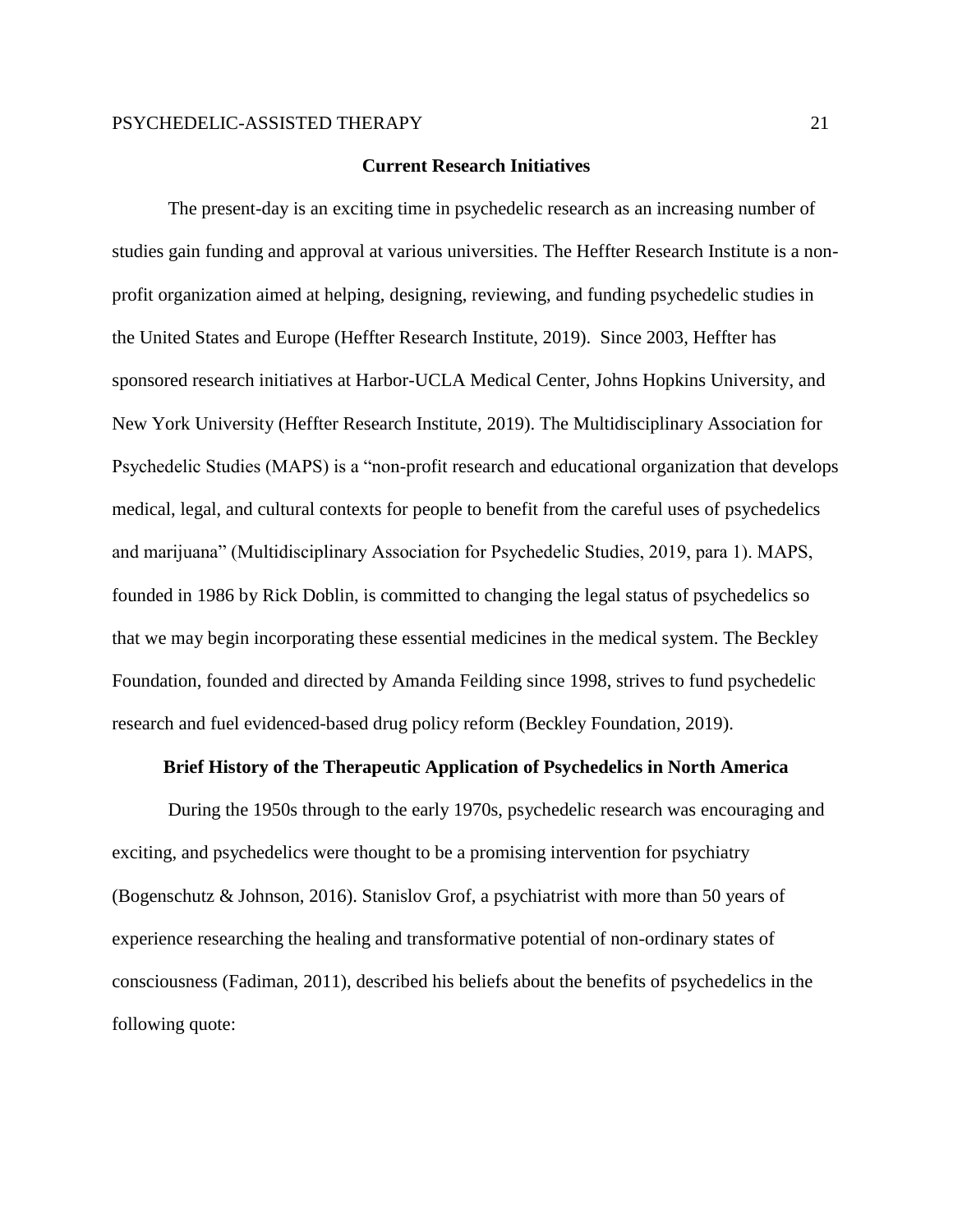## Current Research Initiatives

The present-day is an exciting time in psychedelic research as an increasing number of studies gain funding and approval at various universities. The Heffter Research Institute is a non-profit organization aimed at helping, designing, reviewing, and funding psychedelic studies in the United States and Europe (Heffter Research Institute, 2019). Since 2003, Heffter has sponsored research initiatives at Harbor-UCLA Medical Center, Johns Hopkins University, and New York University (Heffter Research Institute, 2019). The Multidisciplinary Association for Psychedelic Studies (MAPS) is a "non-profit research and educational organization that develops medical, legal, and cultural contexts for people to benefit from the careful uses of psychedelics and marijuana" (Multidisciplinary Association for Psychedelic Studies, 2019, para 1). MAPS, founded in 1986 by Rick Doblin, is committed to changing the legal status of psychedelics so that we may begin incorporating these essential medicines in the medical system. The Beckley Foundation, founded and directed by Amanda Feilding since 1998, strives to fund psychedelic research and fuel evidenced-based drug policy reform (Beckley Foundation, 2019).

## Brief History of the Therapeutic Application of Psychedelics in North America

During the 1950s through to the early 1970s, psychedelic research was encouraging and exciting, and psychedelics were thought to be a promising intervention for psychiatry (Bogenschutz & Johnson, 2016). Stanislov Grof, a psychiatrist with more than 50 years of experience researching the healing and transformative potential of non-ordinary states of consciousness (Fadiman, 2011), described his beliefs about the benefits of psychedelics in the following quote: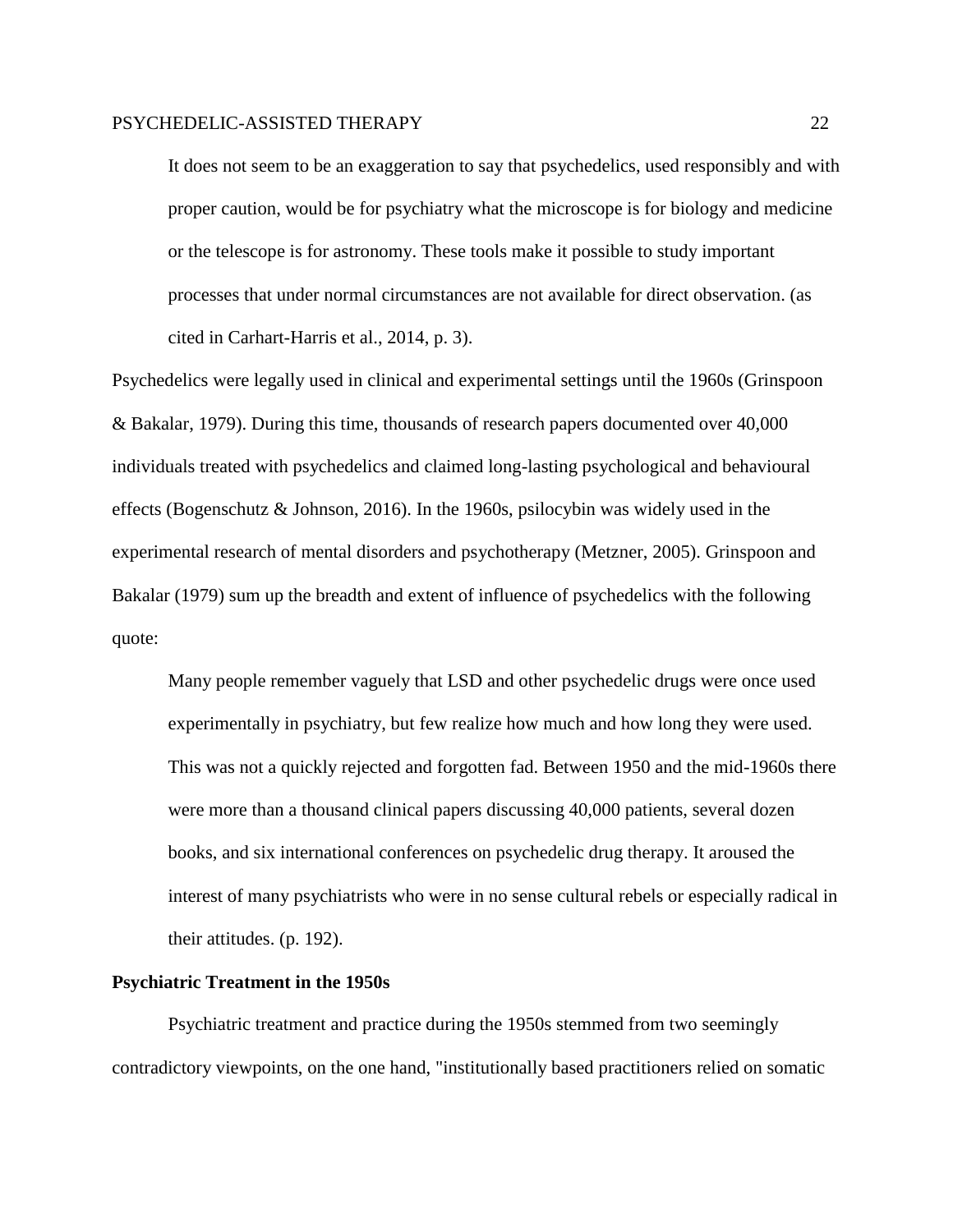> It does not seem to be an exaggeration to say that psychedelics, used responsibly and with proper caution, would be for psychiatry what the microscope is for biology and medicine or the telescope is for astronomy. These tools make it possible to study important processes that under normal circumstances are not available for direct observation. (as cited in Carhart-Harris et al., 2014, p. 3).

Psychedelics were legally used in clinical and experimental settings until the 1960s (Grinspoon & Bakalar, 1979). During this time, thousands of research papers documented over 40,000 individuals treated with psychedelics and claimed long-lasting psychological and behavioural effects (Bogenschutz & Johnson, 2016). In the 1960s, psilocybin was widely used in the experimental research of mental disorders and psychotherapy (Metzner, 2005). Grinspoon and Bakalar (1979) sum up the breadth and extent of influence of psychedelics with the following quote:

> Many people remember vaguely that LSD and other psychedelic drugs were once used experimentally in psychiatry, but few realize how much and how long they were used. This was not a quickly rejected and forgotten fad. Between 1950 and the mid-1960s there were more than a thousand clinical papers discussing 40,000 patients, several dozen books, and six international conferences on psychedelic drug therapy. It aroused the interest of many psychiatrists who were in no sense cultural rebels or especially radical in their attitudes. (p. 192).

**Psychiatric Treatment in the 1950s**

Psychiatric treatment and practice during the 1950s stemmed from two seemingly contradictory viewpoints, on the one hand, "institutionally based practitioners relied on somatic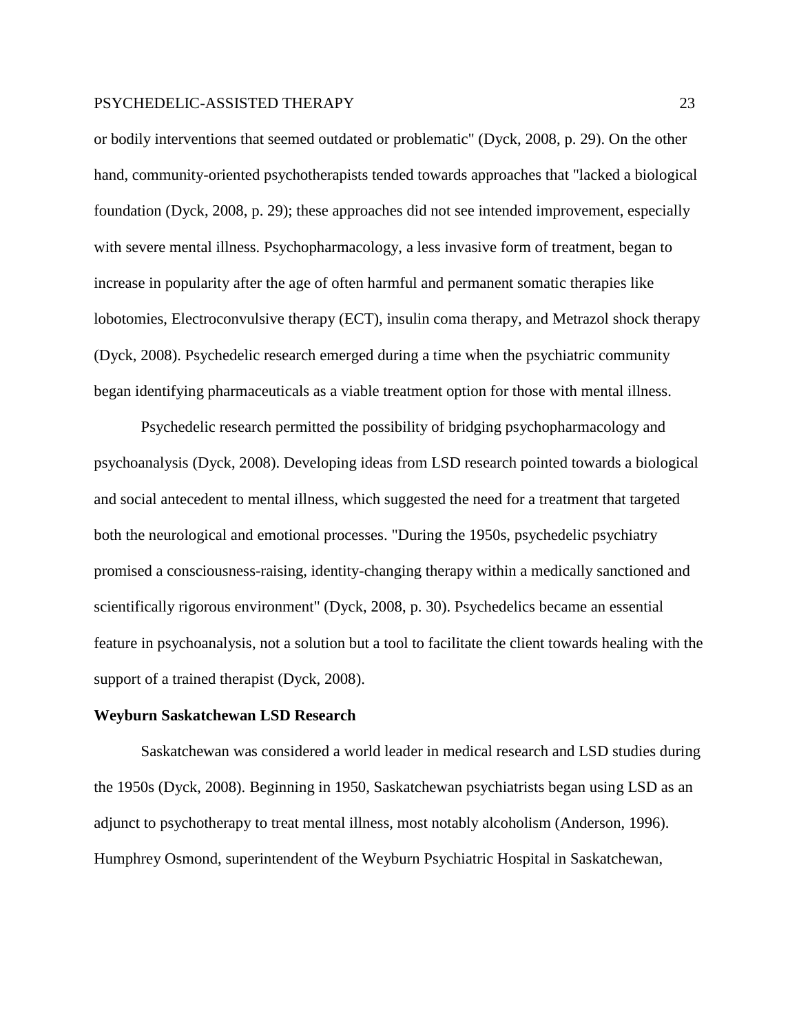or bodily interventions that seemed outdated or problematic" (Dyck, 2008, p. 29). On the other hand, community-oriented psychotherapists tended towards approaches that "lacked a biological foundation (Dyck, 2008, p. 29); these approaches did not see intended improvement, especially with severe mental illness. Psychopharmacology, a less invasive form of treatment, began to increase in popularity after the age of often harmful and permanent somatic therapies like lobotomies, Electroconvulsive therapy (ECT), insulin coma therapy, and Metrazol shock therapy (Dyck, 2008). Psychedelic research emerged during a time when the psychiatric community began identifying pharmaceuticals as a viable treatment option for those with mental illness.

Psychedelic research permitted the possibility of bridging psychopharmacology and psychoanalysis (Dyck, 2008). Developing ideas from LSD research pointed towards a biological and social antecedent to mental illness, which suggested the need for a treatment that targeted both the neurological and emotional processes. "During the 1950s, psychedelic psychiatry promised a consciousness-raising, identity-changing therapy within a medically sanctioned and scientifically rigorous environment" (Dyck, 2008, p. 30). Psychedelics became an essential feature in psychoanalysis, not a solution but a tool to facilitate the client towards healing with the support of a trained therapist (Dyck, 2008).

**Weyburn Saskatchewan LSD Research**

Saskatchewan was considered a world leader in medical research and LSD studies during the 1950s (Dyck, 2008). Beginning in 1950, Saskatchewan psychiatrists began using LSD as an adjunct to psychotherapy to treat mental illness, most notably alcoholism (Anderson, 1996). Humphrey Osmond, superintendent of the Weyburn Psychiatric Hospital in Saskatchewan,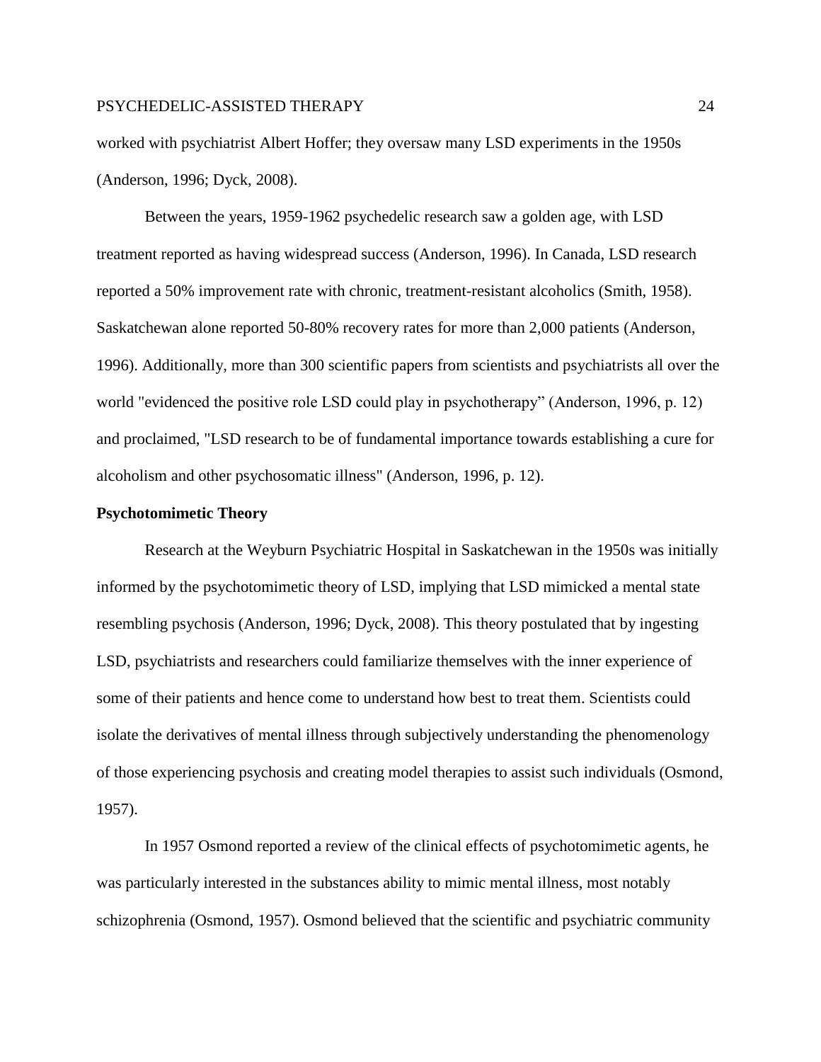worked with psychiatrist Albert Hoffer; they oversaw many LSD experiments in the 1950s (Anderson, 1996; Dyck, 2008).

Between the years, 1959-1962 psychedelic research saw a golden age, with LSD treatment reported as having widespread success (Anderson, 1996). In Canada, LSD research reported a 50% improvement rate with chronic, treatment-resistant alcoholics (Smith, 1958). Saskatchewan alone reported 50-80% recovery rates for more than 2,000 patients (Anderson, 1996). Additionally, more than 300 scientific papers from scientists and psychiatrists all over the world "evidenced the positive role LSD could play in psychotherapy" (Anderson, 1996, p. 12) and proclaimed, "LSD research to be of fundamental importance towards establishing a cure for alcoholism and other psychosomatic illness" (Anderson, 1996, p. 12).

**Psychotomimetic Theory**

Research at the Weyburn Psychiatric Hospital in Saskatchewan in the 1950s was initially informed by the psychotomimetic theory of LSD, implying that LSD mimicked a mental state resembling psychosis (Anderson, 1996; Dyck, 2008). This theory postulated that by ingesting LSD, psychiatrists and researchers could familiarize themselves with the inner experience of some of their patients and hence come to understand how best to treat them. Scientists could isolate the derivatives of mental illness through subjectively understanding the phenomenology of those experiencing psychosis and creating model therapies to assist such individuals (Osmond, 1957).

In 1957 Osmond reported a review of the clinical effects of psychotomimetic agents, he was particularly interested in the substances ability to mimic mental illness, most notably schizophrenia (Osmond, 1957). Osmond believed that the scientific and psychiatric community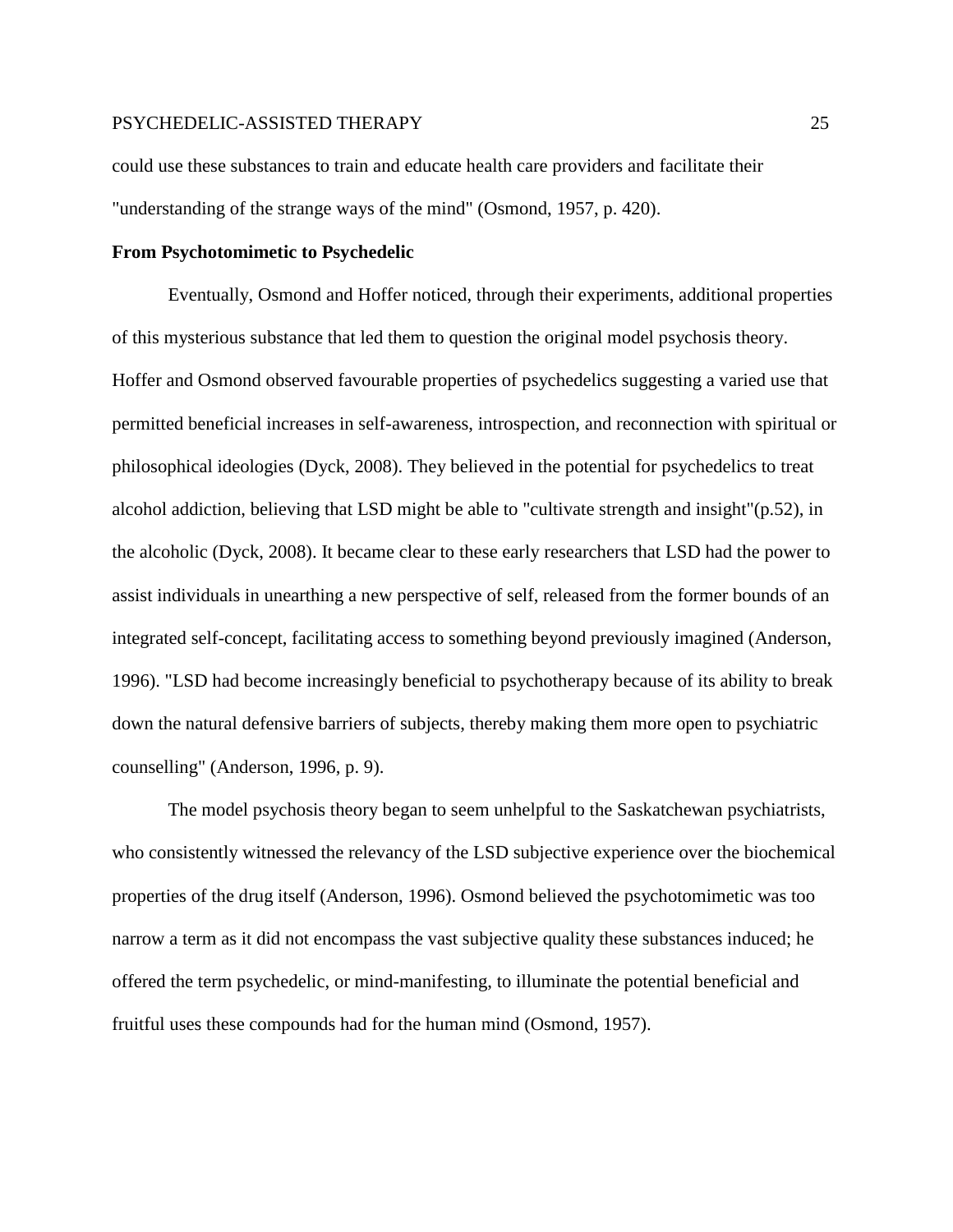could use these substances to train and educate health care providers and facilitate their "understanding of the strange ways of the mind" (Osmond, 1957, p. 420).

## From Psychotomimetic to Psychedelic

Eventually, Osmond and Hoffer noticed, through their experiments, additional properties of this mysterious substance that led them to question the original model psychosis theory. Hoffer and Osmond observed favourable properties of psychedelics suggesting a varied use that permitted beneficial increases in self-awareness, introspection, and reconnection with spiritual or philosophical ideologies (Dyck, 2008). They believed in the potential for psychedelics to treat alcohol addiction, believing that LSD might be able to "cultivate strength and insight"(p.52), in the alcoholic (Dyck, 2008). It became clear to these early researchers that LSD had the power to assist individuals in unearthing a new perspective of self, released from the former bounds of an integrated self-concept, facilitating access to something beyond previously imagined (Anderson, 1996). "LSD had become increasingly beneficial to psychotherapy because of its ability to break down the natural defensive barriers of subjects, thereby making them more open to psychiatric counselling" (Anderson, 1996, p. 9).

The model psychosis theory began to seem unhelpful to the Saskatchewan psychiatrists, who consistently witnessed the relevancy of the LSD subjective experience over the biochemical properties of the drug itself (Anderson, 1996). Osmond believed the psychotomimetic was too narrow a term as it did not encompass the vast subjective quality these substances induced; he offered the term psychedelic, or mind-manifesting, to illuminate the potential beneficial and fruitful uses these compounds had for the human mind (Osmond, 1957).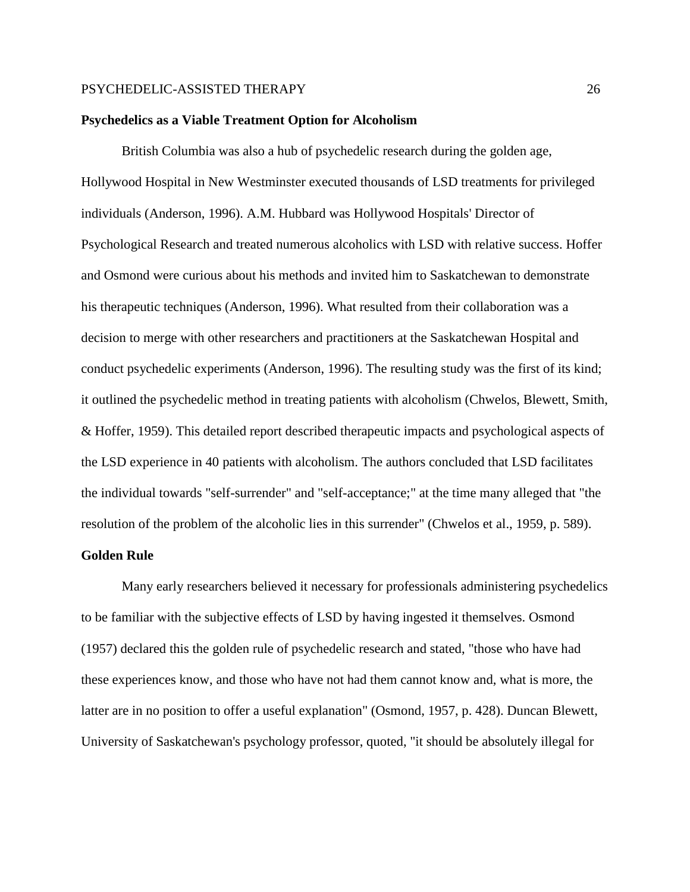## Psychedelics as a Viable Treatment Option for Alcoholism

British Columbia was also a hub of psychedelic research during the golden age, Hollywood Hospital in New Westminster executed thousands of LSD treatments for privileged individuals (Anderson, 1996). A.M. Hubbard was Hollywood Hospitals' Director of Psychological Research and treated numerous alcoholics with LSD with relative success. Hoffer and Osmond were curious about his methods and invited him to Saskatchewan to demonstrate his therapeutic techniques (Anderson, 1996). What resulted from their collaboration was a decision to merge with other researchers and practitioners at the Saskatchewan Hospital and conduct psychedelic experiments (Anderson, 1996). The resulting study was the first of its kind; it outlined the psychedelic method in treating patients with alcoholism (Chwelos, Blewett, Smith, & Hoffer, 1959). This detailed report described therapeutic impacts and psychological aspects of the LSD experience in 40 patients with alcoholism. The authors concluded that LSD facilitates the individual towards "self-surrender" and "self-acceptance;" at the time many alleged that "the resolution of the problem of the alcoholic lies in this surrender" (Chwelos et al., 1959, p. 589).

## Golden Rule

Many early researchers believed it necessary for professionals administering psychedelics to be familiar with the subjective effects of LSD by having ingested it themselves. Osmond (1957) declared this the golden rule of psychedelic research and stated, "those who have had these experiences know, and those who have not had them cannot know and, what is more, the latter are in no position to offer a useful explanation" (Osmond, 1957, p. 428). Duncan Blewett, University of Saskatchewan's psychology professor, quoted, "it should be absolutely illegal for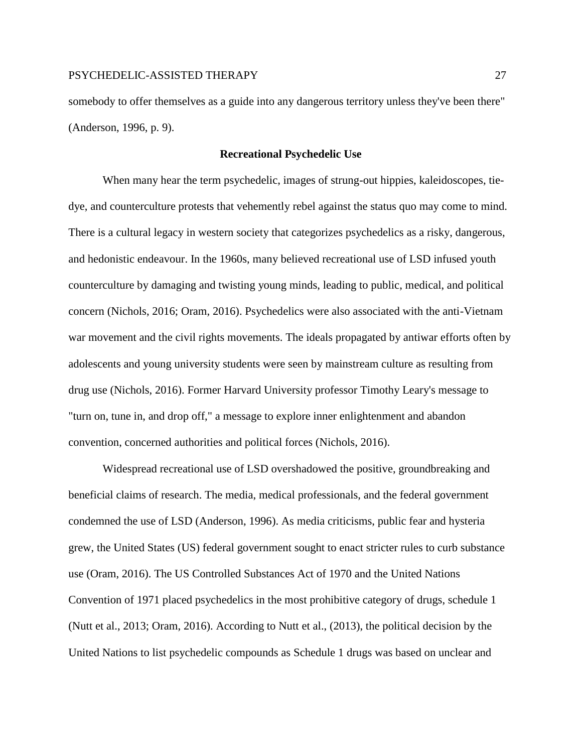somebody to offer themselves as a guide into any dangerous territory unless they've been there" (Anderson, 1996, p. 9).

## Recreational Psychedelic Use

When many hear the term psychedelic, images of strung-out hippies, kaleidoscopes, tie-dye, and counterculture protests that vehemently rebel against the status quo may come to mind. There is a cultural legacy in western society that categorizes psychedelics as a risky, dangerous, and hedonistic endeavour. In the 1960s, many believed recreational use of LSD infused youth counterculture by damaging and twisting young minds, leading to public, medical, and political concern (Nichols, 2016; Oram, 2016). Psychedelics were also associated with the anti-Vietnam war movement and the civil rights movements. The ideals propagated by antiwar efforts often by adolescents and young university students were seen by mainstream culture as resulting from drug use (Nichols, 2016). Former Harvard University professor Timothy Leary's message to "turn on, tune in, and drop off," a message to explore inner enlightenment and abandon convention, concerned authorities and political forces (Nichols, 2016).

Widespread recreational use of LSD overshadowed the positive, groundbreaking and beneficial claims of research. The media, medical professionals, and the federal government condemned the use of LSD (Anderson, 1996). As media criticisms, public fear and hysteria grew, the United States (US) federal government sought to enact stricter rules to curb substance use (Oram, 2016). The US Controlled Substances Act of 1970 and the United Nations Convention of 1971 placed psychedelics in the most prohibitive category of drugs, schedule 1 (Nutt et al., 2013; Oram, 2016). According to Nutt et al., (2013), the political decision by the United Nations to list psychedelic compounds as Schedule 1 drugs was based on unclear and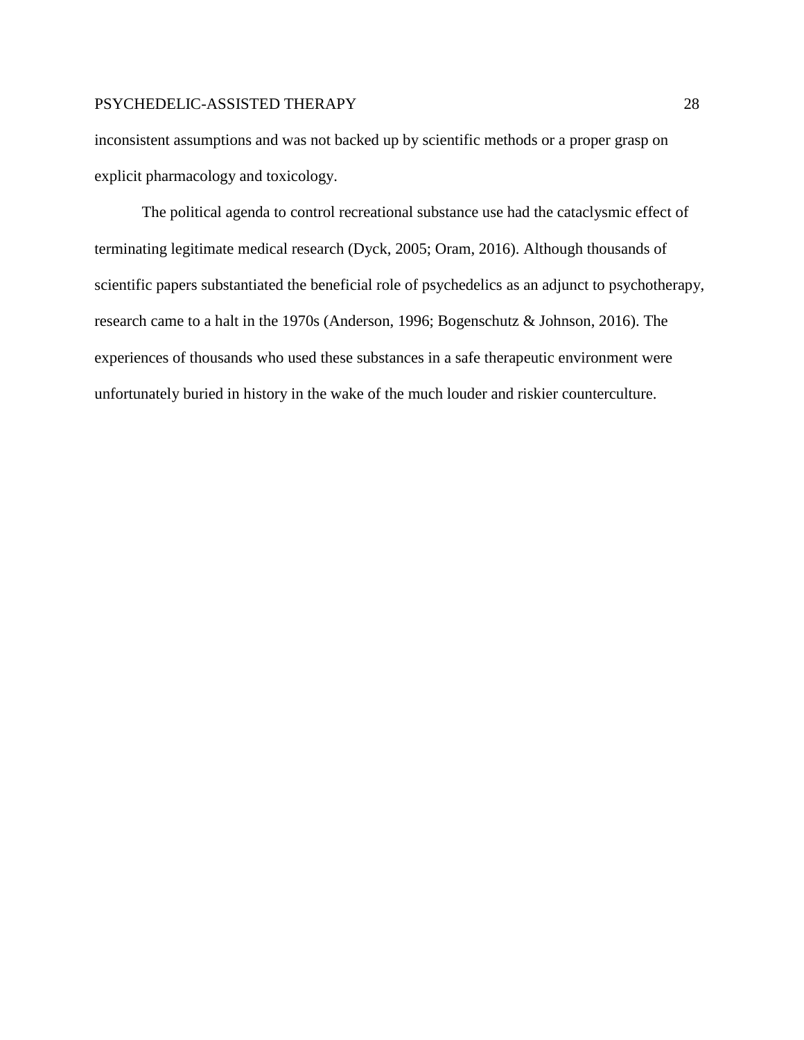inconsistent assumptions and was not backed up by scientific methods or a proper grasp on explicit pharmacology and toxicology.

The political agenda to control recreational substance use had the cataclysmic effect of terminating legitimate medical research (Dyck, 2005; Oram, 2016). Although thousands of scientific papers substantiated the beneficial role of psychedelics as an adjunct to psychotherapy, research came to a halt in the 1970s (Anderson, 1996; Bogenschutz & Johnson, 2016). The experiences of thousands who used these substances in a safe therapeutic environment were unfortunately buried in history in the wake of the much louder and riskier counterculture.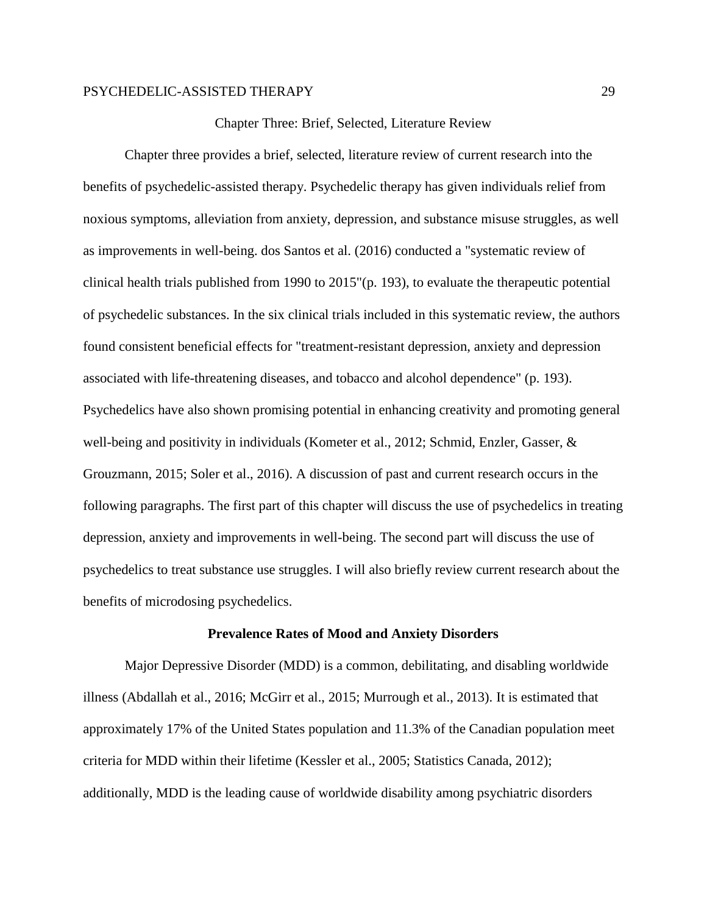# Chapter Three: Brief, Selected, Literature Review

Chapter three provides a brief, selected, literature review of current research into the benefits of psychedelic-assisted therapy. Psychedelic therapy has given individuals relief from noxious symptoms, alleviation from anxiety, depression, and substance misuse struggles, as well as improvements in well-being. dos Santos et al. (2016) conducted a "systematic review of clinical health trials published from 1990 to 2015"(p. 193), to evaluate the therapeutic potential of psychedelic substances. In the six clinical trials included in this systematic review, the authors found consistent beneficial effects for "treatment-resistant depression, anxiety and depression associated with life-threatening diseases, and tobacco and alcohol dependence" (p. 193). Psychedelics have also shown promising potential in enhancing creativity and promoting general well-being and positivity in individuals (Kometer et al., 2012; Schmid, Enzler, Gasser, & Grouzmann, 2015; Soler et al., 2016). A discussion of past and current research occurs in the following paragraphs. The first part of this chapter will discuss the use of psychedelics in treating depression, anxiety and improvements in well-being. The second part will discuss the use of psychedelics to treat substance use struggles. I will also briefly review current research about the benefits of microdosing psychedelics.

## Prevalence Rates of Mood and Anxiety Disorders

Major Depressive Disorder (MDD) is a common, debilitating, and disabling worldwide illness (Abdallah et al., 2016; McGirr et al., 2015; Murrough et al., 2013). It is estimated that approximately 17% of the United States population and 11.3% of the Canadian population meet criteria for MDD within their lifetime (Kessler et al., 2005; Statistics Canada, 2012); additionally, MDD is the leading cause of worldwide disability among psychiatric disorders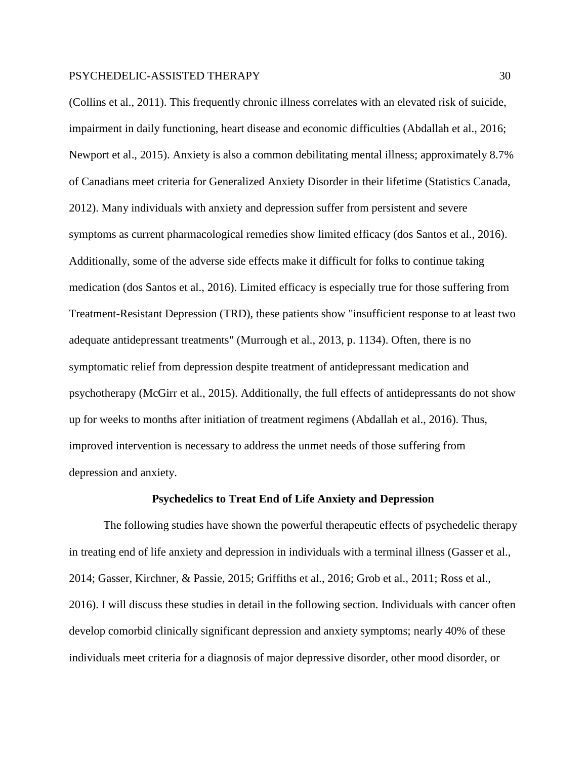(Collins et al., 2011). This frequently chronic illness correlates with an elevated risk of suicide, impairment in daily functioning, heart disease and economic difficulties (Abdallah et al., 2016; Newport et al., 2015). Anxiety is also a common debilitating mental illness; approximately 8.7% of Canadians meet criteria for Generalized Anxiety Disorder in their lifetime (Statistics Canada, 2012). Many individuals with anxiety and depression suffer from persistent and severe symptoms as current pharmacological remedies show limited efficacy (dos Santos et al., 2016). Additionally, some of the adverse side effects make it difficult for folks to continue taking medication (dos Santos et al., 2016). Limited efficacy is especially true for those suffering from Treatment-Resistant Depression (TRD), these patients show "insufficient response to at least two adequate antidepressant treatments" (Murrough et al., 2013, p. 1134). Often, there is no symptomatic relief from depression despite treatment of antidepressant medication and psychotherapy (McGirr et al., 2015). Additionally, the full effects of antidepressants do not show up for weeks to months after initiation of treatment regimens (Abdallah et al., 2016). Thus, improved intervention is necessary to address the unmet needs of those suffering from depression and anxiety.

## Psychedelics to Treat End of Life Anxiety and Depression

The following studies have shown the powerful therapeutic effects of psychedelic therapy in treating end of life anxiety and depression in individuals with a terminal illness (Gasser et al., 2014; Gasser, Kirchner, & Passie, 2015; Griffiths et al., 2016; Grob et al., 2011; Ross et al., 2016). I will discuss these studies in detail in the following section. Individuals with cancer often develop comorbid clinically significant depression and anxiety symptoms; nearly 40% of these individuals meet criteria for a diagnosis of major depressive disorder, other mood disorder, or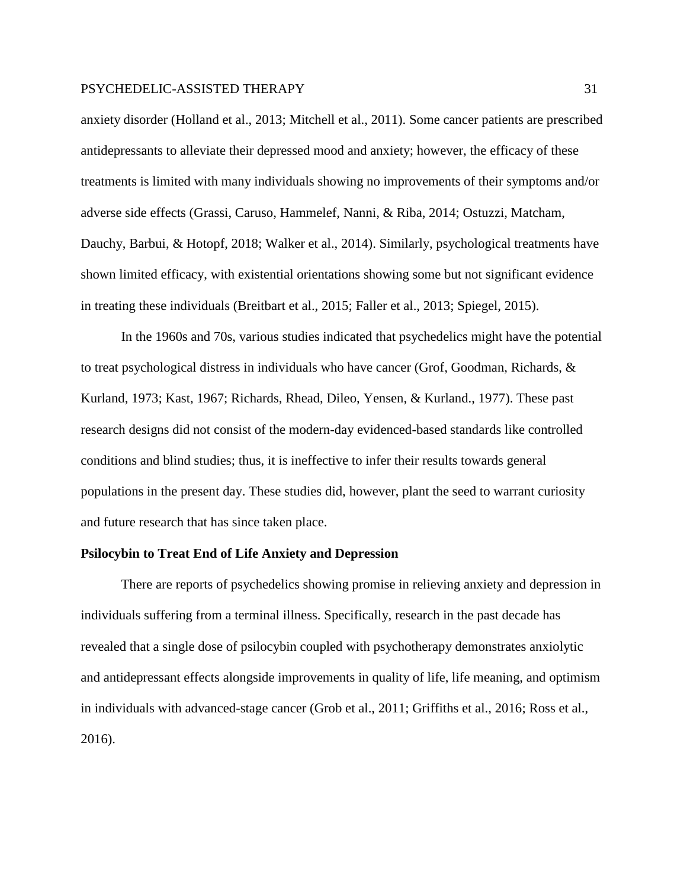anxiety disorder (Holland et al., 2013; Mitchell et al., 2011). Some cancer patients are prescribed antidepressants to alleviate their depressed mood and anxiety; however, the efficacy of these treatments is limited with many individuals showing no improvements of their symptoms and/or adverse side effects (Grassi, Caruso, Hammelef, Nanni, & Riba, 2014; Ostuzzi, Matcham, Dauchy, Barbui, & Hotopf, 2018; Walker et al., 2014). Similarly, psychological treatments have shown limited efficacy, with existential orientations showing some but not significant evidence in treating these individuals (Breitbart et al., 2015; Faller et al., 2013; Spiegel, 2015).

In the 1960s and 70s, various studies indicated that psychedelics might have the potential to treat psychological distress in individuals who have cancer (Grof, Goodman, Richards, & Kurland, 1973; Kast, 1967; Richards, Rhead, Dileo, Yensen, & Kurland., 1977). These past research designs did not consist of the modern-day evidenced-based standards like controlled conditions and blind studies; thus, it is ineffective to infer their results towards general populations in the present day. These studies did, however, plant the seed to warrant curiosity and future research that has since taken place.

**Psilocybin to Treat End of Life Anxiety and Depression**

There are reports of psychedelics showing promise in relieving anxiety and depression in individuals suffering from a terminal illness. Specifically, research in the past decade has revealed that a single dose of psilocybin coupled with psychotherapy demonstrates anxiolytic and antidepressant effects alongside improvements in quality of life, life meaning, and optimism in individuals with advanced-stage cancer (Grob et al., 2011; Griffiths et al., 2016; Ross et al., 2016).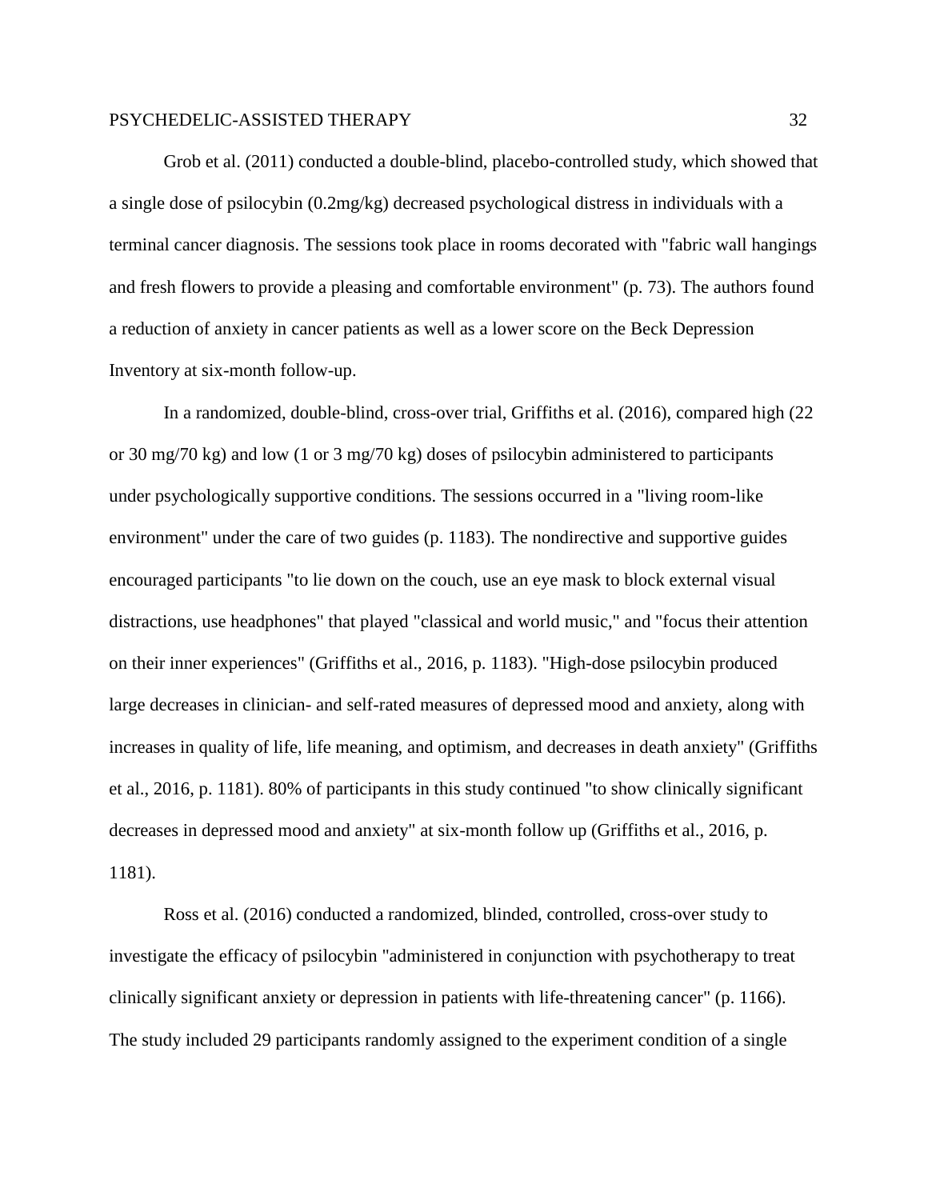Grob et al. (2011) conducted a double-blind, placebo-controlled study, which showed that a single dose of psilocybin (0.2mg/kg) decreased psychological distress in individuals with a terminal cancer diagnosis. The sessions took place in rooms decorated with "fabric wall hangings and fresh flowers to provide a pleasing and comfortable environment" (p. 73). The authors found a reduction of anxiety in cancer patients as well as a lower score on the Beck Depression Inventory at six-month follow-up.

In a randomized, double-blind, cross-over trial, Griffiths et al. (2016), compared high (22 or 30 mg/70 kg) and low (1 or 3 mg/70 kg) doses of psilocybin administered to participants under psychologically supportive conditions. The sessions occurred in a "living room-like environment" under the care of two guides (p. 1183). The nondirective and supportive guides encouraged participants "to lie down on the couch, use an eye mask to block external visual distractions, use headphones" that played "classical and world music," and "focus their attention on their inner experiences" (Griffiths et al., 2016, p. 1183). "High-dose psilocybin produced large decreases in clinician- and self-rated measures of depressed mood and anxiety, along with increases in quality of life, life meaning, and optimism, and decreases in death anxiety" (Griffiths et al., 2016, p. 1181). 80% of participants in this study continued "to show clinically significant decreases in depressed mood and anxiety" at six-month follow up (Griffiths et al., 2016, p. 1181).

Ross et al. (2016) conducted a randomized, blinded, controlled, cross-over study to investigate the efficacy of psilocybin "administered in conjunction with psychotherapy to treat clinically significant anxiety or depression in patients with life-threatening cancer" (p. 1166). The study included 29 participants randomly assigned to the experiment condition of a single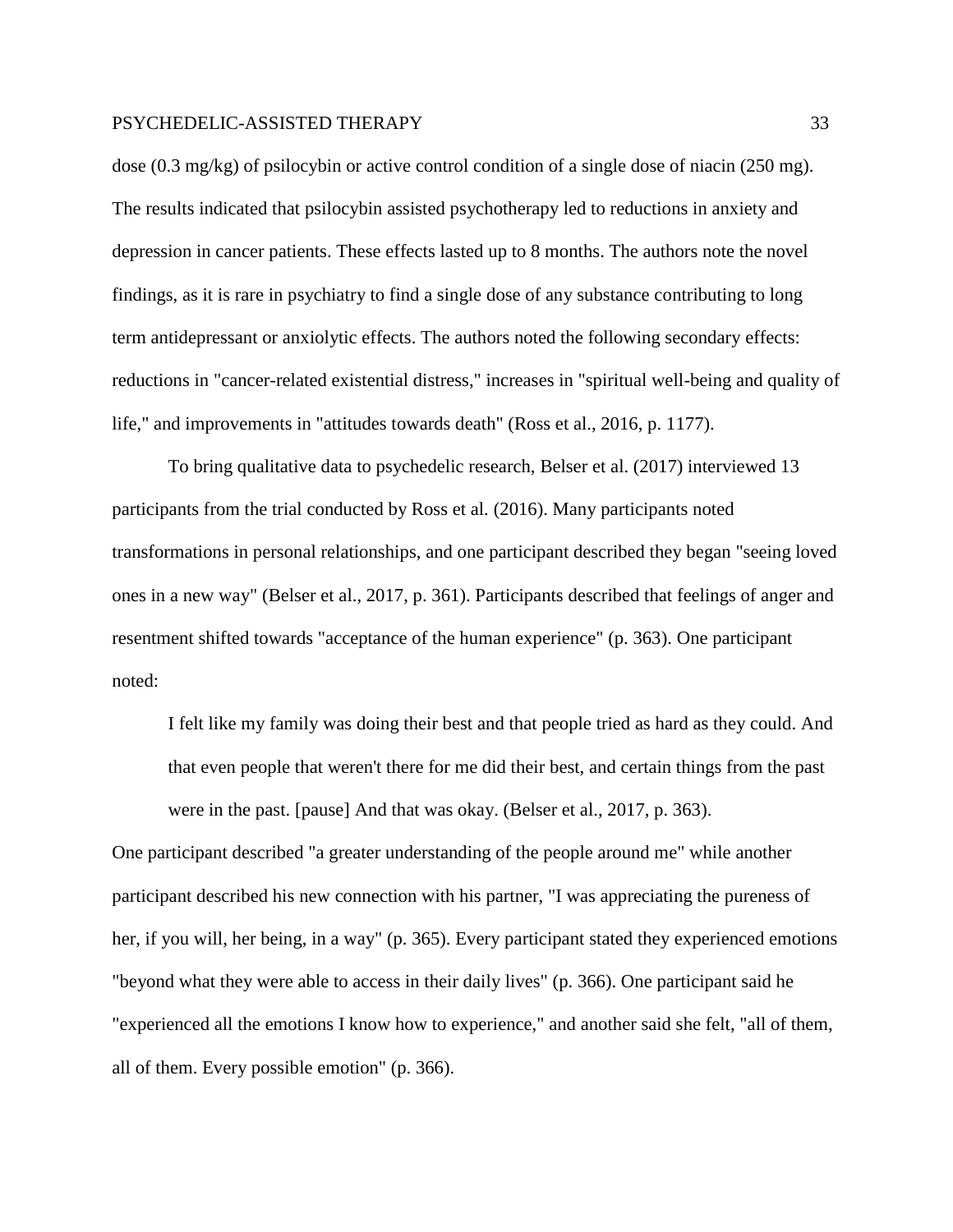dose (0.3 mg/kg) of psilocybin or active control condition of a single dose of niacin (250 mg). The results indicated that psilocybin assisted psychotherapy led to reductions in anxiety and depression in cancer patients. These effects lasted up to 8 months. The authors note the novel findings, as it is rare in psychiatry to find a single dose of any substance contributing to long term antidepressant or anxiolytic effects. The authors noted the following secondary effects: reductions in "cancer-related existential distress," increases in "spiritual well-being and quality of life," and improvements in "attitudes towards death" (Ross et al., 2016, p. 1177).

To bring qualitative data to psychedelic research, Belser et al. (2017) interviewed 13 participants from the trial conducted by Ross et al. (2016). Many participants noted transformations in personal relationships, and one participant described they began "seeing loved ones in a new way" (Belser et al., 2017, p. 361). Participants described that feelings of anger and resentment shifted towards "acceptance of the human experience" (p. 363). One participant noted:

> I felt like my family was doing their best and that people tried as hard as they could. And that even people that weren't there for me did their best, and certain things from the past were in the past. [pause] And that was okay. (Belser et al., 2017, p. 363).

One participant described "a greater understanding of the people around me" while another participant described his new connection with his partner, "I was appreciating the pureness of her, if you will, her being, in a way" (p. 365). Every participant stated they experienced emotions "beyond what they were able to access in their daily lives" (p. 366). One participant said he "experienced all the emotions I know how to experience," and another said she felt, "all of them, all of them. Every possible emotion" (p. 366).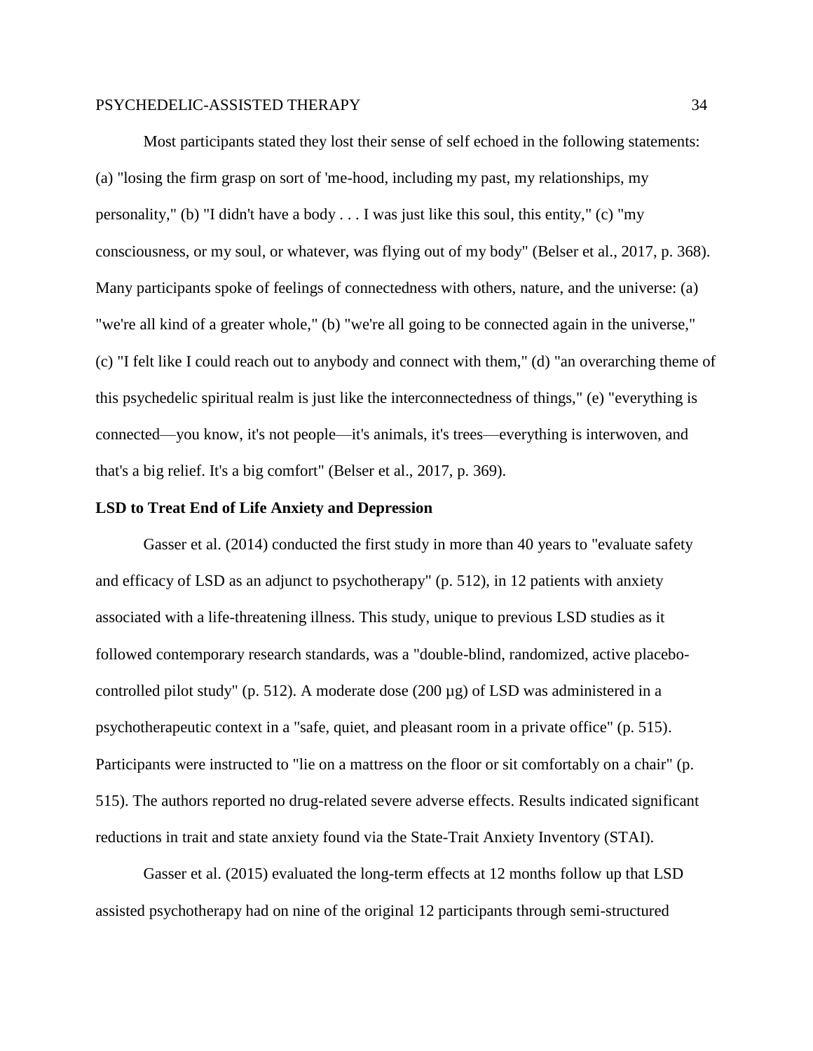Most participants stated they lost their sense of self echoed in the following statements: (a) "losing the firm grasp on sort of 'me-hood, including my past, my relationships, my personality," (b) "I didn't have a body . . . I was just like this soul, this entity," (c) "my consciousness, or my soul, or whatever, was flying out of my body" (Belser et al., 2017, p. 368). Many participants spoke of feelings of connectedness with others, nature, and the universe: (a) "we're all kind of a greater whole," (b) "we're all going to be connected again in the universe," (c) "I felt like I could reach out to anybody and connect with them," (d) "an overarching theme of this psychedelic spiritual realm is just like the interconnectedness of things," (e) "everything is connected—you know, it's not people—it's animals, it's trees—everything is interwoven, and that's a big relief. It's a big comfort" (Belser et al., 2017, p. 369).

**LSD to Treat End of Life Anxiety and Depression**

Gasser et al. (2014) conducted the first study in more than 40 years to "evaluate safety and efficacy of LSD as an adjunct to psychotherapy" (p. 512), in 12 patients with anxiety associated with a life-threatening illness. This study, unique to previous LSD studies as it followed contemporary research standards, was a "double-blind, randomized, active placebo-controlled pilot study" (p. 512). A moderate dose (200 µg) of LSD was administered in a psychotherapeutic context in a "safe, quiet, and pleasant room in a private office" (p. 515). Participants were instructed to "lie on a mattress on the floor or sit comfortably on a chair" (p. 515). The authors reported no drug-related severe adverse effects. Results indicated significant reductions in trait and state anxiety found via the State-Trait Anxiety Inventory (STAI).

Gasser et al. (2015) evaluated the long-term effects at 12 months follow up that LSD assisted psychotherapy had on nine of the original 12 participants through semi-structured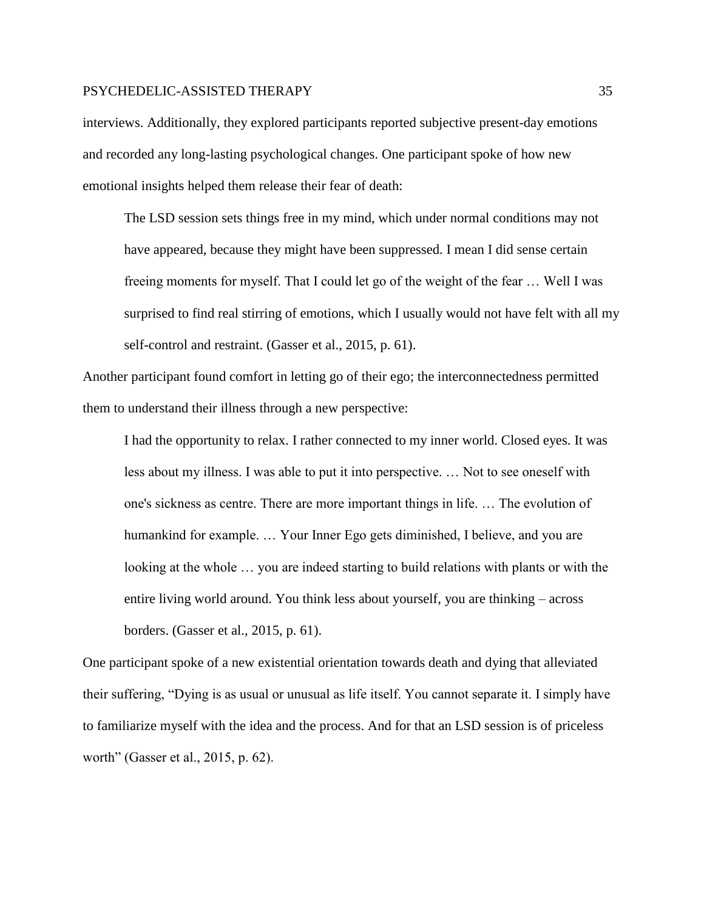interviews. Additionally, they explored participants reported subjective present-day emotions and recorded any long-lasting psychological changes. One participant spoke of how new emotional insights helped them release their fear of death:

> The LSD session sets things free in my mind, which under normal conditions may not have appeared, because they might have been suppressed. I mean I did sense certain freeing moments for myself. That I could let go of the weight of the fear … Well I was surprised to find real stirring of emotions, which I usually would not have felt with all my self-control and restraint. (Gasser et al., 2015, p. 61).

Another participant found comfort in letting go of their ego; the interconnectedness permitted them to understand their illness through a new perspective:

> I had the opportunity to relax. I rather connected to my inner world. Closed eyes. It was less about my illness. I was able to put it into perspective. … Not to see oneself with one's sickness as centre. There are more important things in life. … The evolution of humankind for example. … Your Inner Ego gets diminished, I believe, and you are looking at the whole … you are indeed starting to build relations with plants or with the entire living world around. You think less about yourself, you are thinking – across borders. (Gasser et al., 2015, p. 61).

One participant spoke of a new existential orientation towards death and dying that alleviated their suffering, "Dying is as usual or unusual as life itself. You cannot separate it. I simply have to familiarize myself with the idea and the process. And for that an LSD session is of priceless worth" (Gasser et al., 2015, p. 62).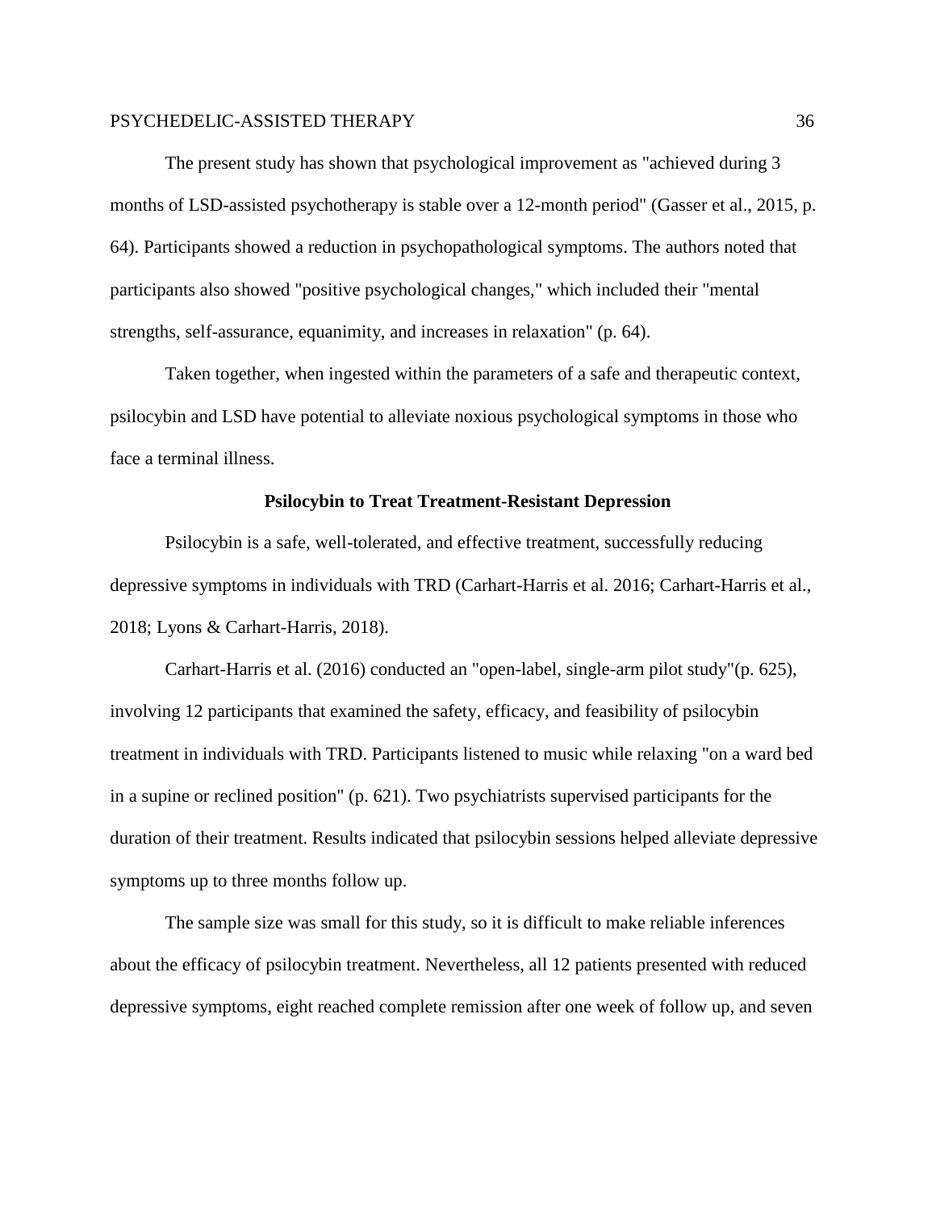The present study has shown that psychological improvement as "achieved during 3 months of LSD-assisted psychotherapy is stable over a 12-month period" (Gasser et al., 2015, p. 64). Participants showed a reduction in psychopathological symptoms. The authors noted that participants also showed "positive psychological changes," which included their "mental strengths, self-assurance, equanimity, and increases in relaxation" (p. 64).

Taken together, when ingested within the parameters of a safe and therapeutic context, psilocybin and LSD have potential to alleviate noxious psychological symptoms in those who face a terminal illness.

## Psilocybin to Treat Treatment-Resistant Depression

Psilocybin is a safe, well-tolerated, and effective treatment, successfully reducing depressive symptoms in individuals with TRD (Carhart-Harris et al. 2016; Carhart-Harris et al., 2018; Lyons & Carhart-Harris, 2018).

Carhart-Harris et al. (2016) conducted an "open-label, single-arm pilot study"(p. 625), involving 12 participants that examined the safety, efficacy, and feasibility of psilocybin treatment in individuals with TRD. Participants listened to music while relaxing "on a ward bed in a supine or reclined position" (p. 621). Two psychiatrists supervised participants for the duration of their treatment. Results indicated that psilocybin sessions helped alleviate depressive symptoms up to three months follow up.

The sample size was small for this study, so it is difficult to make reliable inferences about the efficacy of psilocybin treatment. Nevertheless, all 12 patients presented with reduced depressive symptoms, eight reached complete remission after one week of follow up, and seven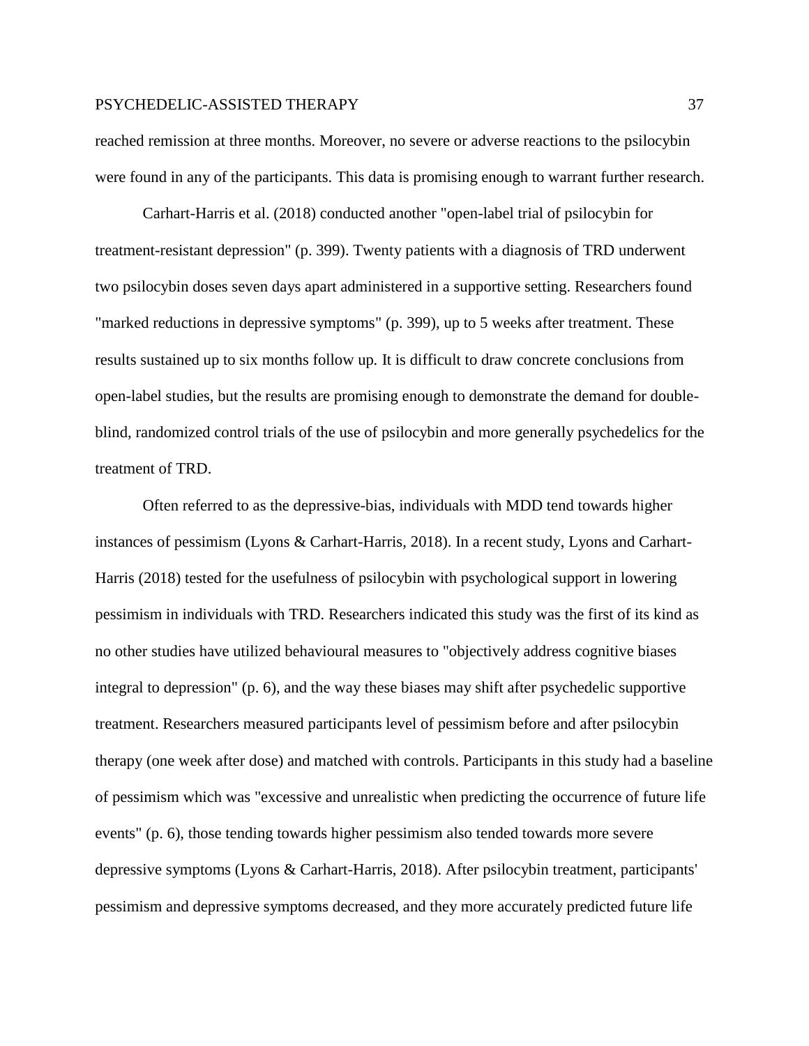reached remission at three months. Moreover, no severe or adverse reactions to the psilocybin were found in any of the participants. This data is promising enough to warrant further research.

Carhart-Harris et al. (2018) conducted another "open-label trial of psilocybin for treatment-resistant depression" (p. 399). Twenty patients with a diagnosis of TRD underwent two psilocybin doses seven days apart administered in a supportive setting. Researchers found "marked reductions in depressive symptoms" (p. 399), up to 5 weeks after treatment. These results sustained up to six months follow up. It is difficult to draw concrete conclusions from open-label studies, but the results are promising enough to demonstrate the demand for double-blind, randomized control trials of the use of psilocybin and more generally psychedelics for the treatment of TRD.

Often referred to as the depressive-bias, individuals with MDD tend towards higher instances of pessimism (Lyons & Carhart-Harris, 2018). In a recent study, Lyons and Carhart-Harris (2018) tested for the usefulness of psilocybin with psychological support in lowering pessimism in individuals with TRD. Researchers indicated this study was the first of its kind as no other studies have utilized behavioural measures to "objectively address cognitive biases integral to depression" (p. 6), and the way these biases may shift after psychedelic supportive treatment. Researchers measured participants level of pessimism before and after psilocybin therapy (one week after dose) and matched with controls. Participants in this study had a baseline of pessimism which was "excessive and unrealistic when predicting the occurrence of future life events" (p. 6), those tending towards higher pessimism also tended towards more severe depressive symptoms (Lyons & Carhart-Harris, 2018). After psilocybin treatment, participants' pessimism and depressive symptoms decreased, and they more accurately predicted future life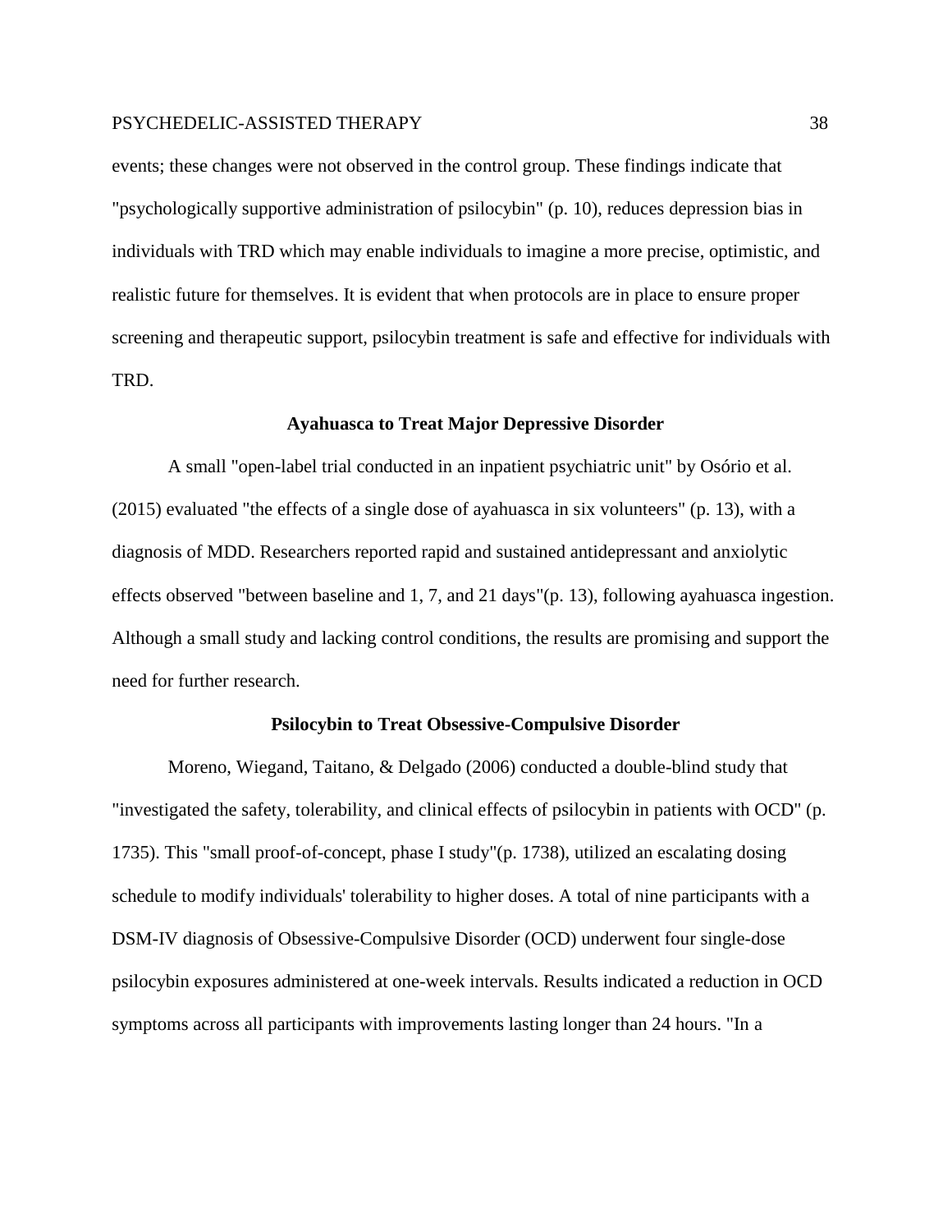events; these changes were not observed in the control group. These findings indicate that "psychologically supportive administration of psilocybin" (p. 10), reduces depression bias in individuals with TRD which may enable individuals to imagine a more precise, optimistic, and realistic future for themselves. It is evident that when protocols are in place to ensure proper screening and therapeutic support, psilocybin treatment is safe and effective for individuals with TRD.

### Ayahuasca to Treat Major Depressive Disorder

A small "open-label trial conducted in an inpatient psychiatric unit" by Osório et al. (2015) evaluated "the effects of a single dose of ayahuasca in six volunteers" (p. 13), with a diagnosis of MDD. Researchers reported rapid and sustained antidepressant and anxiolytic effects observed "between baseline and 1, 7, and 21 days"(p. 13), following ayahuasca ingestion. Although a small study and lacking control conditions, the results are promising and support the need for further research.

### Psilocybin to Treat Obsessive-Compulsive Disorder

Moreno, Wiegand, Taitano, & Delgado (2006) conducted a double-blind study that "investigated the safety, tolerability, and clinical effects of psilocybin in patients with OCD" (p. 1735). This "small proof-of-concept, phase I study"(p. 1738), utilized an escalating dosing schedule to modify individuals' tolerability to higher doses. A total of nine participants with a DSM-IV diagnosis of Obsessive-Compulsive Disorder (OCD) underwent four single-dose psilocybin exposures administered at one-week intervals. Results indicated a reduction in OCD symptoms across all participants with improvements lasting longer than 24 hours. "In a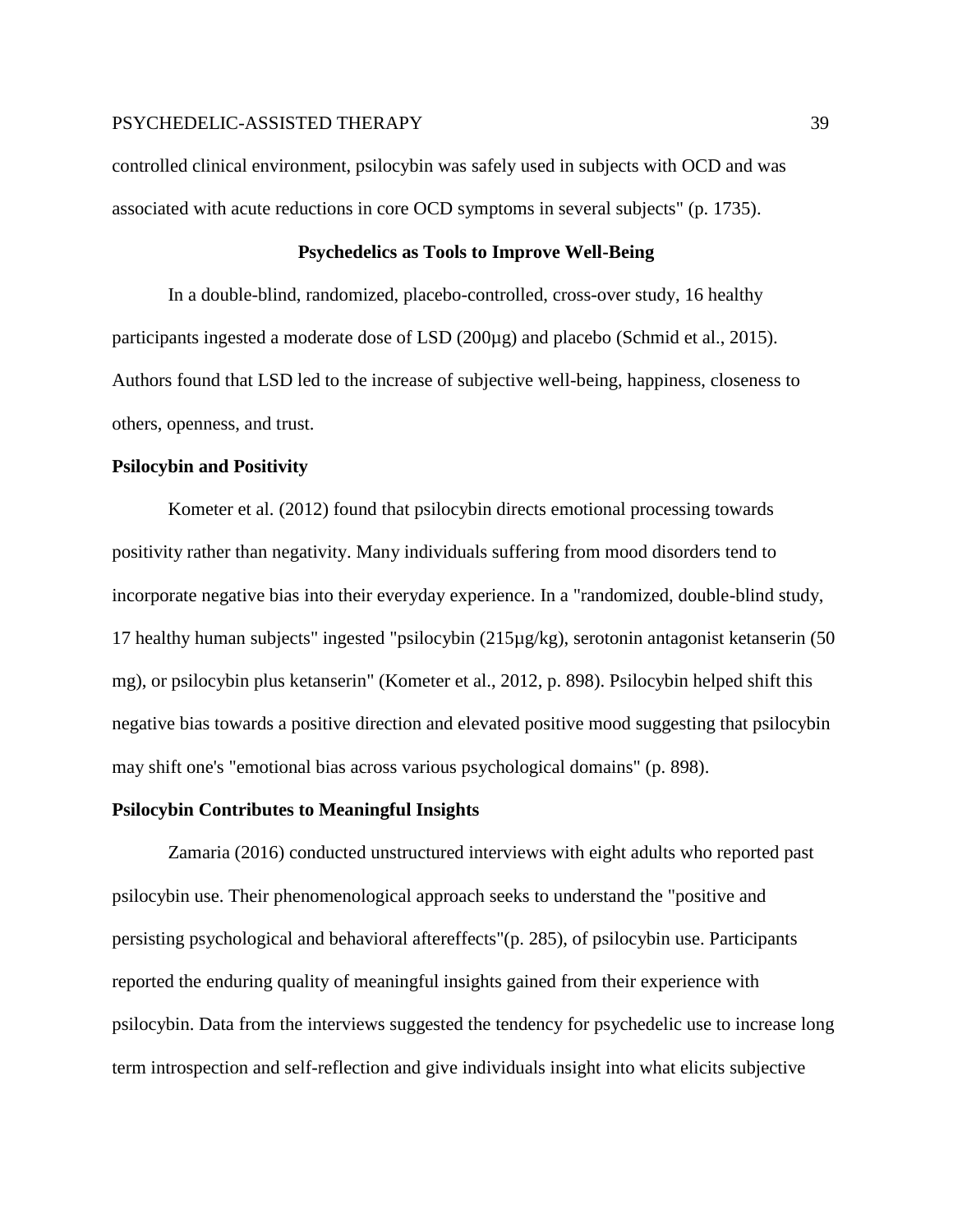controlled clinical environment, psilocybin was safely used in subjects with OCD and was associated with acute reductions in core OCD symptoms in several subjects" (p. 1735).

## Psychedelics as Tools to Improve Well-Being

In a double-blind, randomized, placebo-controlled, cross-over study, 16 healthy participants ingested a moderate dose of LSD (200μg) and placebo (Schmid et al., 2015). Authors found that LSD led to the increase of subjective well-being, happiness, closeness to others, openness, and trust.

### Psilocybin and Positivity

Kometer et al. (2012) found that psilocybin directs emotional processing towards positivity rather than negativity. Many individuals suffering from mood disorders tend to incorporate negative bias into their everyday experience. In a "randomized, double-blind study, 17 healthy human subjects" ingested "psilocybin (215μg/kg), serotonin antagonist ketanserin (50 mg), or psilocybin plus ketanserin" (Kometer et al., 2012, p. 898). Psilocybin helped shift this negative bias towards a positive direction and elevated positive mood suggesting that psilocybin may shift one's "emotional bias across various psychological domains" (p. 898).

### Psilocybin Contributes to Meaningful Insights

Zamaria (2016) conducted unstructured interviews with eight adults who reported past psilocybin use. Their phenomenological approach seeks to understand the "positive and persisting psychological and behavioral aftereffects"(p. 285), of psilocybin use. Participants reported the enduring quality of meaningful insights gained from their experience with psilocybin. Data from the interviews suggested the tendency for psychedelic use to increase long term introspection and self-reflection and give individuals insight into what elicits subjective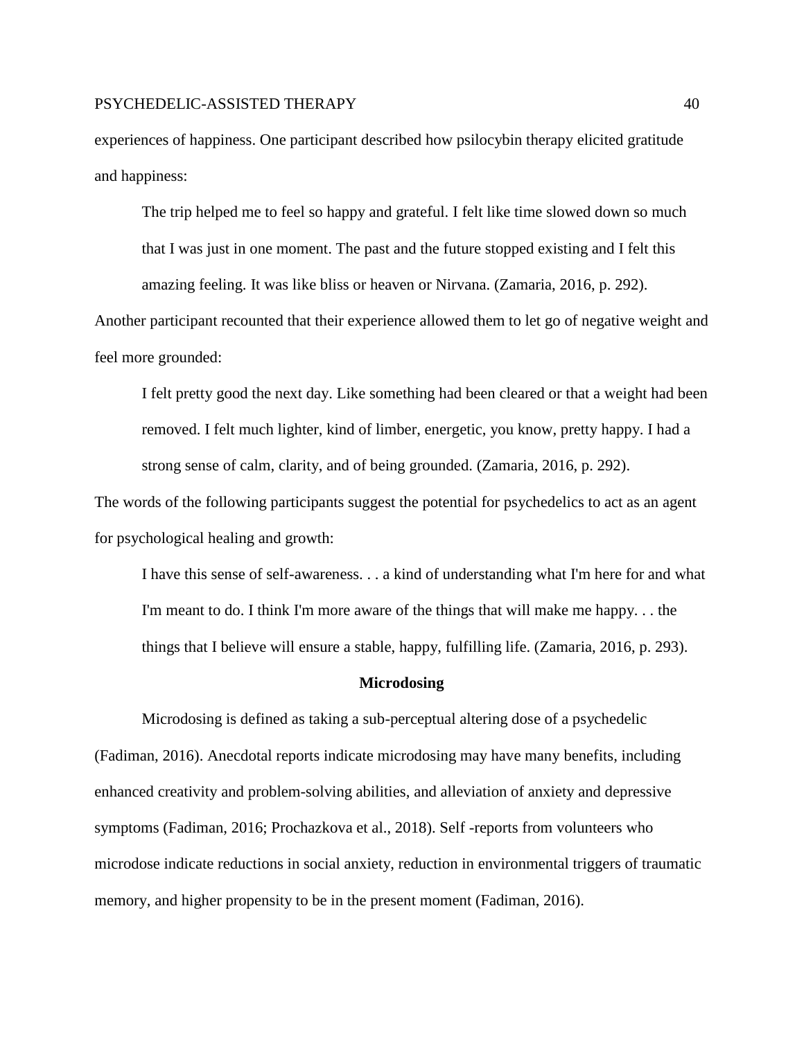experiences of happiness. One participant described how psilocybin therapy elicited gratitude and happiness:

> The trip helped me to feel so happy and grateful. I felt like time slowed down so much that I was just in one moment. The past and the future stopped existing and I felt this amazing feeling. It was like bliss or heaven or Nirvana. (Zamaria, 2016, p. 292).

Another participant recounted that their experience allowed them to let go of negative weight and feel more grounded:

> I felt pretty good the next day. Like something had been cleared or that a weight had been removed. I felt much lighter, kind of limber, energetic, you know, pretty happy. I had a strong sense of calm, clarity, and of being grounded. (Zamaria, 2016, p. 292).

The words of the following participants suggest the potential for psychedelics to act as an agent for psychological healing and growth:

> I have this sense of self-awareness. . . a kind of understanding what I'm here for and what I'm meant to do. I think I'm more aware of the things that will make me happy. . . the things that I believe will ensure a stable, happy, fulfilling life. (Zamaria, 2016, p. 293).

## Microdosing

Microdosing is defined as taking a sub-perceptual altering dose of a psychedelic (Fadiman, 2016). Anecdotal reports indicate microdosing may have many benefits, including enhanced creativity and problem-solving abilities, and alleviation of anxiety and depressive symptoms (Fadiman, 2016; Prochazkova et al., 2018). Self -reports from volunteers who microdose indicate reductions in social anxiety, reduction in environmental triggers of traumatic memory, and higher propensity to be in the present moment (Fadiman, 2016).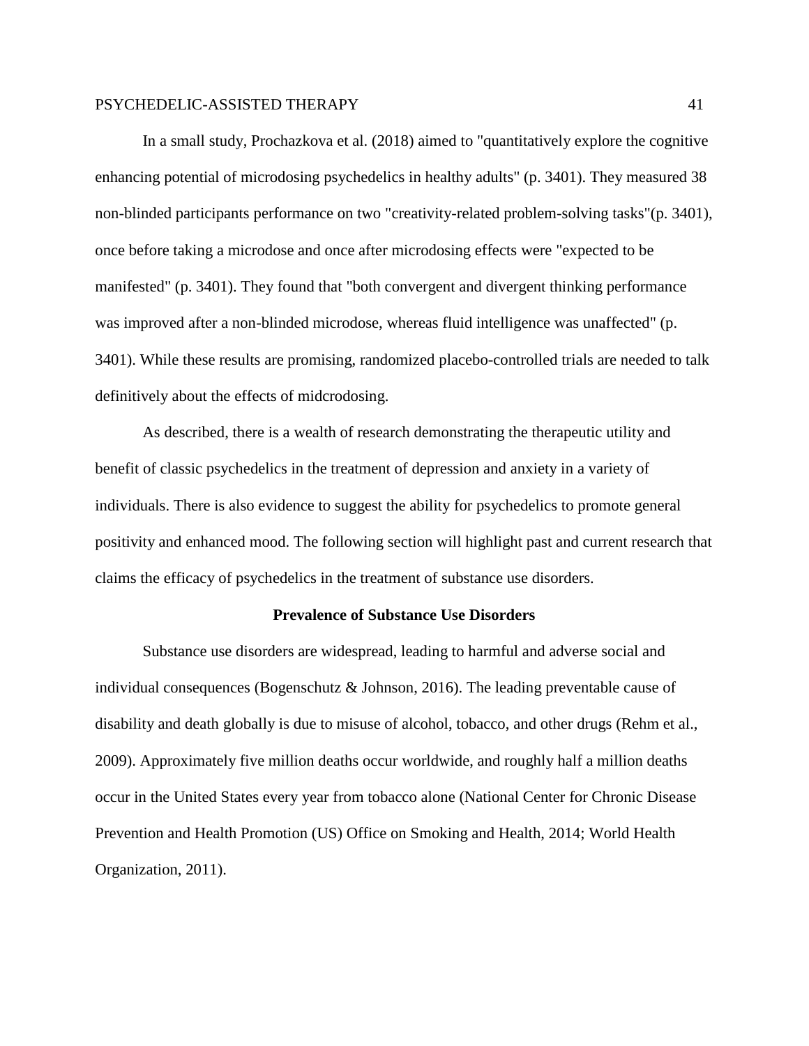In a small study, Prochazkova et al. (2018) aimed to "quantitatively explore the cognitive enhancing potential of microdosing psychedelics in healthy adults" (p. 3401). They measured 38 non-blinded participants performance on two "creativity-related problem-solving tasks"(p. 3401), once before taking a microdose and once after microdosing effects were "expected to be manifested" (p. 3401). They found that "both convergent and divergent thinking performance was improved after a non-blinded microdose, whereas fluid intelligence was unaffected" (p. 3401). While these results are promising, randomized placebo-controlled trials are needed to talk definitively about the effects of midcrodosing.

As described, there is a wealth of research demonstrating the therapeutic utility and benefit of classic psychedelics in the treatment of depression and anxiety in a variety of individuals. There is also evidence to suggest the ability for psychedelics to promote general positivity and enhanced mood. The following section will highlight past and current research that claims the efficacy of psychedelics in the treatment of substance use disorders.

## Prevalence of Substance Use Disorders

Substance use disorders are widespread, leading to harmful and adverse social and individual consequences (Bogenschutz & Johnson, 2016). The leading preventable cause of disability and death globally is due to misuse of alcohol, tobacco, and other drugs (Rehm et al., 2009). Approximately five million deaths occur worldwide, and roughly half a million deaths occur in the United States every year from tobacco alone (National Center for Chronic Disease Prevention and Health Promotion (US) Office on Smoking and Health, 2014; World Health Organization, 2011).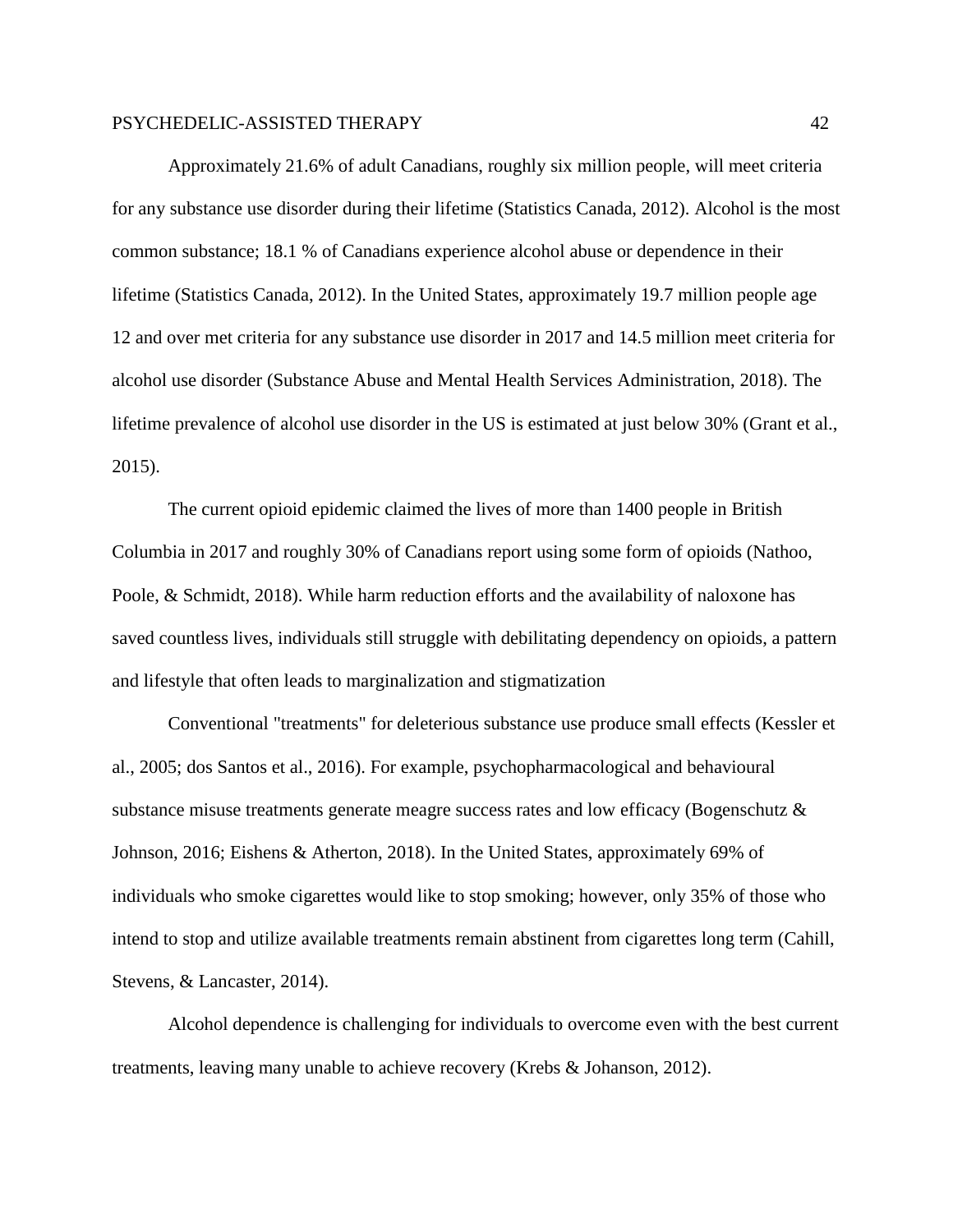Approximately 21.6% of adult Canadians, roughly six million people, will meet criteria for any substance use disorder during their lifetime (Statistics Canada, 2012). Alcohol is the most common substance; 18.1 % of Canadians experience alcohol abuse or dependence in their lifetime (Statistics Canada, 2012). In the United States, approximately 19.7 million people age 12 and over met criteria for any substance use disorder in 2017 and 14.5 million meet criteria for alcohol use disorder (Substance Abuse and Mental Health Services Administration, 2018). The lifetime prevalence of alcohol use disorder in the US is estimated at just below 30% (Grant et al., 2015).

The current opioid epidemic claimed the lives of more than 1400 people in British Columbia in 2017 and roughly 30% of Canadians report using some form of opioids (Nathoo, Poole, & Schmidt, 2018). While harm reduction efforts and the availability of naloxone has saved countless lives, individuals still struggle with debilitating dependency on opioids, a pattern and lifestyle that often leads to marginalization and stigmatization

Conventional "treatments" for deleterious substance use produce small effects (Kessler et al., 2005; dos Santos et al., 2016). For example, psychopharmacological and behavioural substance misuse treatments generate meagre success rates and low efficacy (Bogenschutz & Johnson, 2016; Eishens & Atherton, 2018). In the United States, approximately 69% of individuals who smoke cigarettes would like to stop smoking; however, only 35% of those who intend to stop and utilize available treatments remain abstinent from cigarettes long term (Cahill, Stevens, & Lancaster, 2014).

Alcohol dependence is challenging for individuals to overcome even with the best current treatments, leaving many unable to achieve recovery (Krebs & Johanson, 2012).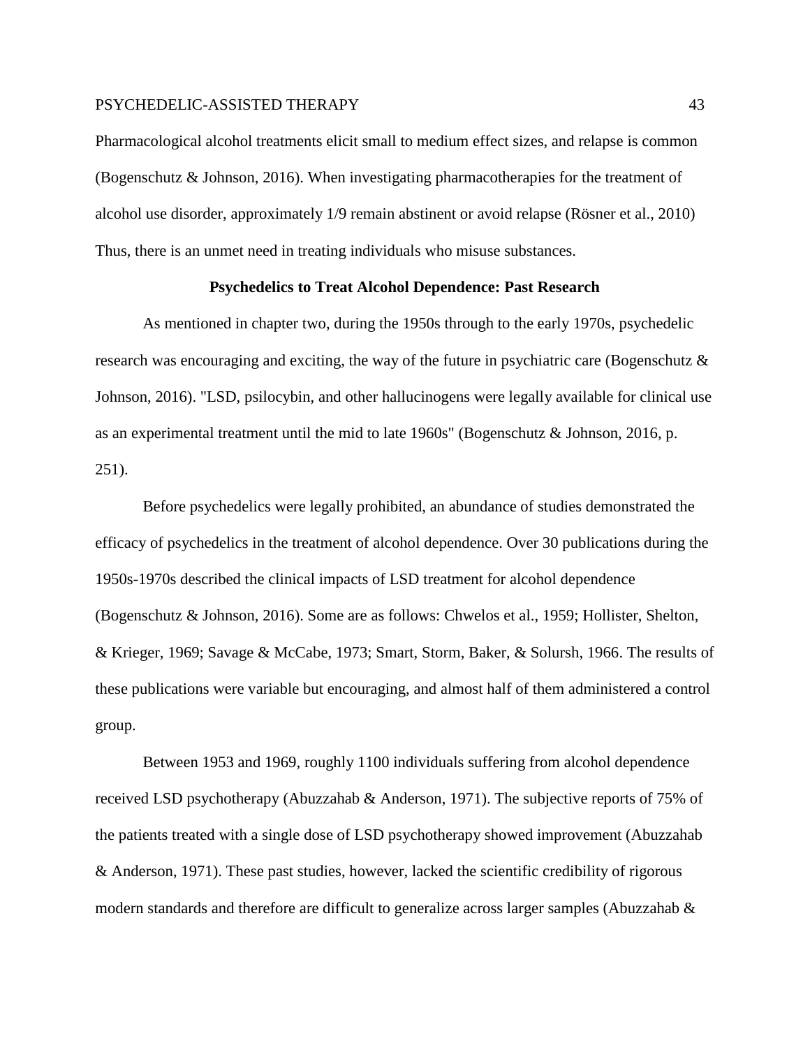Pharmacological alcohol treatments elicit small to medium effect sizes, and relapse is common (Bogenschutz & Johnson, 2016). When investigating pharmacotherapies for the treatment of alcohol use disorder, approximately 1/9 remain abstinent or avoid relapse (Rösner et al., 2010) Thus, there is an unmet need in treating individuals who misuse substances.

## Psychedelics to Treat Alcohol Dependence: Past Research

As mentioned in chapter two, during the 1950s through to the early 1970s, psychedelic research was encouraging and exciting, the way of the future in psychiatric care (Bogenschutz & Johnson, 2016). "LSD, psilocybin, and other hallucinogens were legally available for clinical use as an experimental treatment until the mid to late 1960s" (Bogenschutz & Johnson, 2016, p. 251).

Before psychedelics were legally prohibited, an abundance of studies demonstrated the efficacy of psychedelics in the treatment of alcohol dependence. Over 30 publications during the 1950s-1970s described the clinical impacts of LSD treatment for alcohol dependence (Bogenschutz & Johnson, 2016). Some are as follows: Chwelos et al., 1959; Hollister, Shelton, & Krieger, 1969; Savage & McCabe, 1973; Smart, Storm, Baker, & Solursh, 1966. The results of these publications were variable but encouraging, and almost half of them administered a control group.

Between 1953 and 1969, roughly 1100 individuals suffering from alcohol dependence received LSD psychotherapy (Abuzzahab & Anderson, 1971). The subjective reports of 75% of the patients treated with a single dose of LSD psychotherapy showed improvement (Abuzzahab & Anderson, 1971). These past studies, however, lacked the scientific credibility of rigorous modern standards and therefore are difficult to generalize across larger samples (Abuzzahab &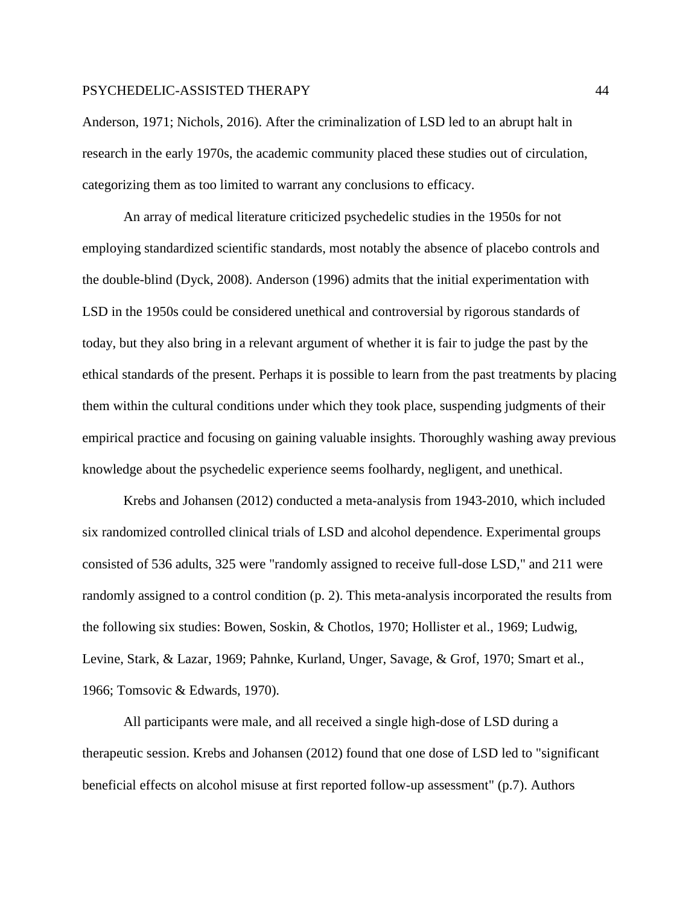Anderson, 1971; Nichols, 2016). After the criminalization of LSD led to an abrupt halt in research in the early 1970s, the academic community placed these studies out of circulation, categorizing them as too limited to warrant any conclusions to efficacy.

An array of medical literature criticized psychedelic studies in the 1950s for not employing standardized scientific standards, most notably the absence of placebo controls and the double-blind (Dyck, 2008). Anderson (1996) admits that the initial experimentation with LSD in the 1950s could be considered unethical and controversial by rigorous standards of today, but they also bring in a relevant argument of whether it is fair to judge the past by the ethical standards of the present. Perhaps it is possible to learn from the past treatments by placing them within the cultural conditions under which they took place, suspending judgments of their empirical practice and focusing on gaining valuable insights. Thoroughly washing away previous knowledge about the psychedelic experience seems foolhardy, negligent, and unethical.

Krebs and Johansen (2012) conducted a meta-analysis from 1943-2010, which included six randomized controlled clinical trials of LSD and alcohol dependence. Experimental groups consisted of 536 adults, 325 were "randomly assigned to receive full-dose LSD," and 211 were randomly assigned to a control condition (p. 2). This meta-analysis incorporated the results from the following six studies: Bowen, Soskin, & Chotlos, 1970; Hollister et al., 1969; Ludwig, Levine, Stark, & Lazar, 1969; Pahnke, Kurland, Unger, Savage, & Grof, 1970; Smart et al., 1966; Tomsovic & Edwards, 1970).

All participants were male, and all received a single high-dose of LSD during a therapeutic session. Krebs and Johansen (2012) found that one dose of LSD led to "significant beneficial effects on alcohol misuse at first reported follow-up assessment" (p.7). Authors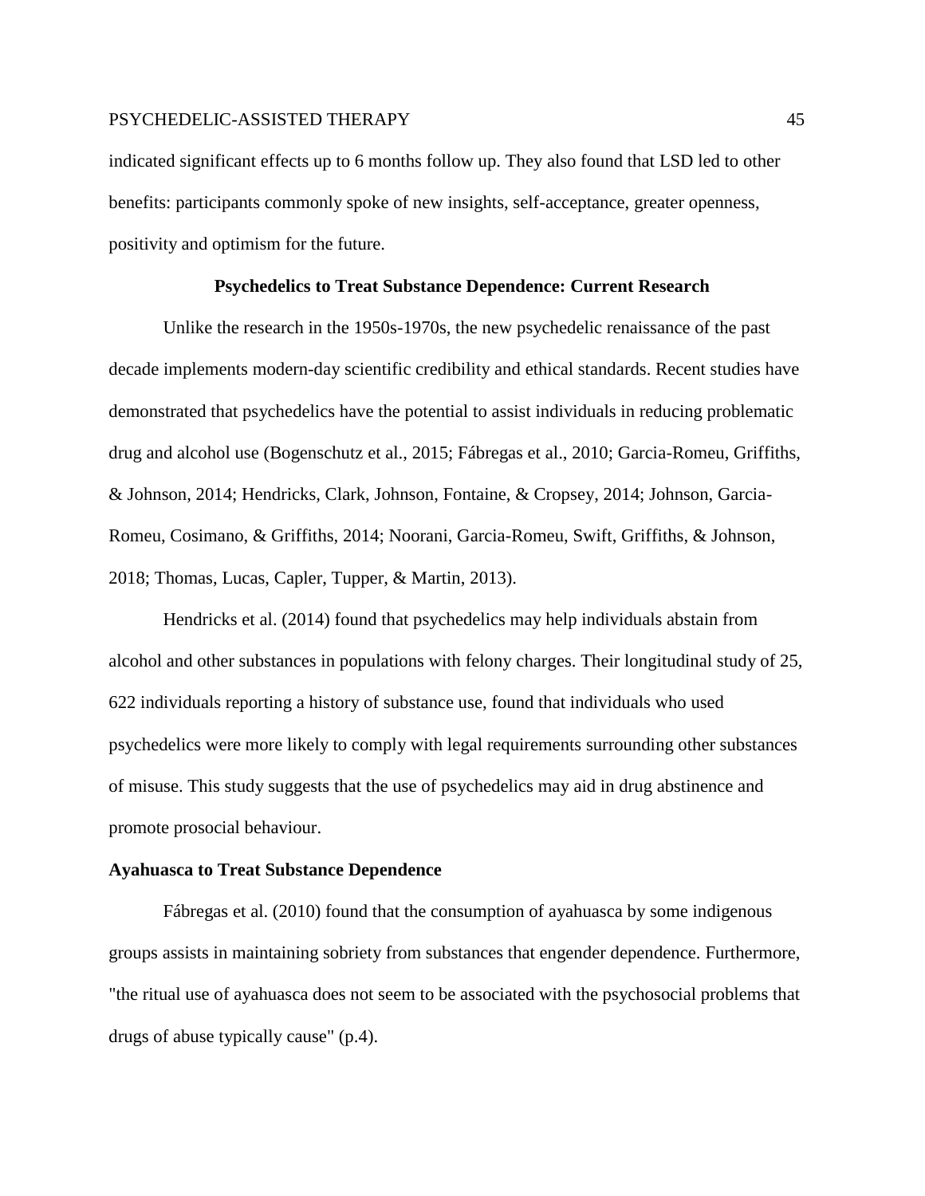indicated significant effects up to 6 months follow up. They also found that LSD led to other benefits: participants commonly spoke of new insights, self-acceptance, greater openness, positivity and optimism for the future.

## Psychedelics to Treat Substance Dependence: Current Research

Unlike the research in the 1950s-1970s, the new psychedelic renaissance of the past decade implements modern-day scientific credibility and ethical standards. Recent studies have demonstrated that psychedelics have the potential to assist individuals in reducing problematic drug and alcohol use (Bogenschutz et al., 2015; Fábregas et al., 2010; Garcia-Romeu, Griffiths, & Johnson, 2014; Hendricks, Clark, Johnson, Fontaine, & Cropsey, 2014; Johnson, Garcia-Romeu, Cosimano, & Griffiths, 2014; Noorani, Garcia-Romeu, Swift, Griffiths, & Johnson, 2018; Thomas, Lucas, Capler, Tupper, & Martin, 2013).

Hendricks et al. (2014) found that psychedelics may help individuals abstain from alcohol and other substances in populations with felony charges. Their longitudinal study of 25, 622 individuals reporting a history of substance use, found that individuals who used psychedelics were more likely to comply with legal requirements surrounding other substances of misuse. This study suggests that the use of psychedelics may aid in drug abstinence and promote prosocial behaviour.

### Ayahuasca to Treat Substance Dependence

Fábregas et al. (2010) found that the consumption of ayahuasca by some indigenous groups assists in maintaining sobriety from substances that engender dependence. Furthermore, "the ritual use of ayahuasca does not seem to be associated with the psychosocial problems that drugs of abuse typically cause" (p.4).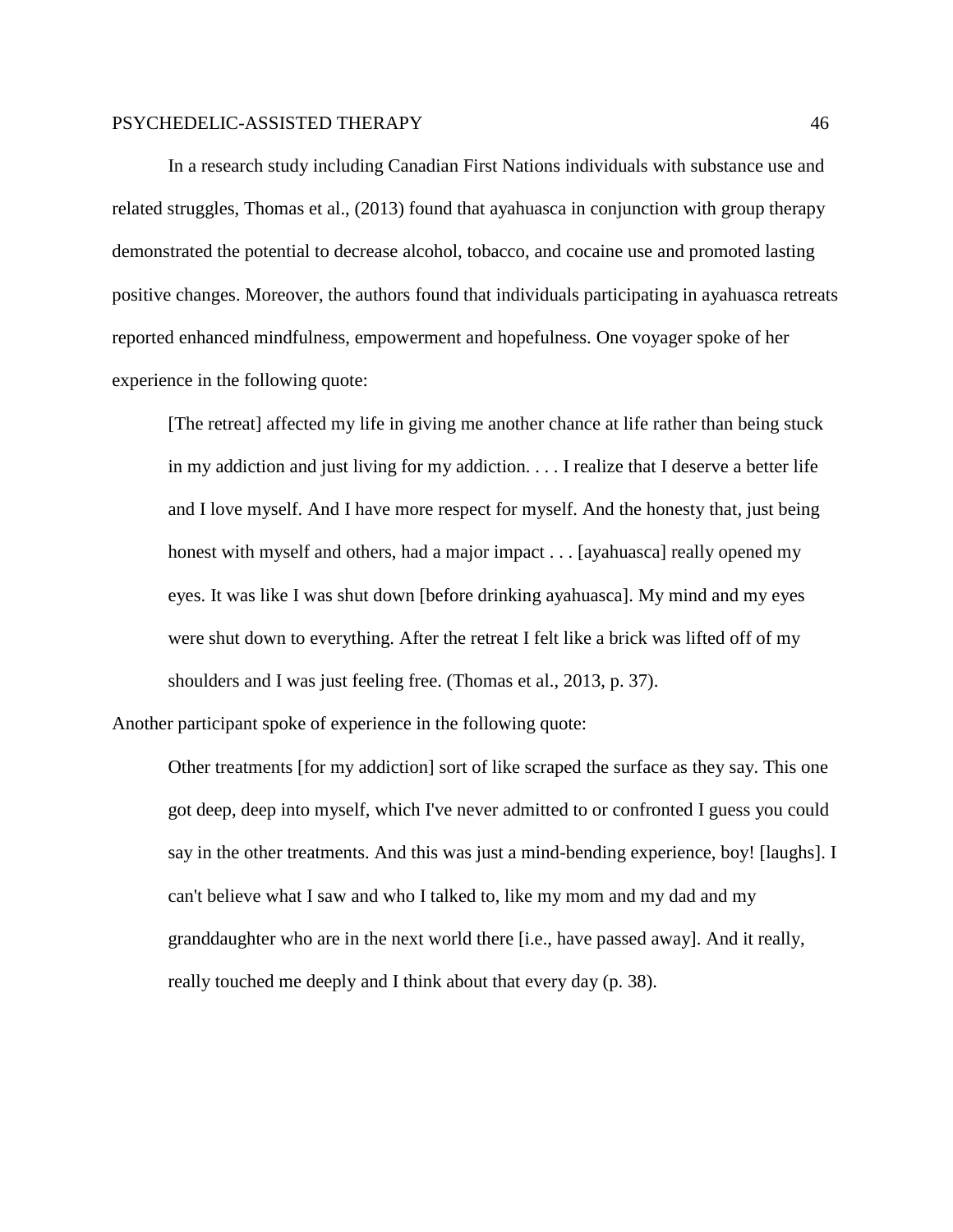In a research study including Canadian First Nations individuals with substance use and related struggles, Thomas et al., (2013) found that ayahuasca in conjunction with group therapy demonstrated the potential to decrease alcohol, tobacco, and cocaine use and promoted lasting positive changes. Moreover, the authors found that individuals participating in ayahuasca retreats reported enhanced mindfulness, empowerment and hopefulness. One voyager spoke of her experience in the following quote:

> [The retreat] affected my life in giving me another chance at life rather than being stuck in my addiction and just living for my addiction. . . . I realize that I deserve a better life and I love myself. And I have more respect for myself. And the honesty that, just being honest with myself and others, had a major impact . . . [ayahuasca] really opened my eyes. It was like I was shut down [before drinking ayahuasca]. My mind and my eyes were shut down to everything. After the retreat I felt like a brick was lifted off of my shoulders and I was just feeling free. (Thomas et al., 2013, p. 37).

Another participant spoke of experience in the following quote:

> Other treatments [for my addiction] sort of like scraped the surface as they say. This one got deep, deep into myself, which I've never admitted to or confronted I guess you could say in the other treatments. And this was just a mind-bending experience, boy! [laughs]. I can't believe what I saw and who I talked to, like my mom and my dad and my granddaughter who are in the next world there [i.e., have passed away]. And it really, really touched me deeply and I think about that every day (p. 38).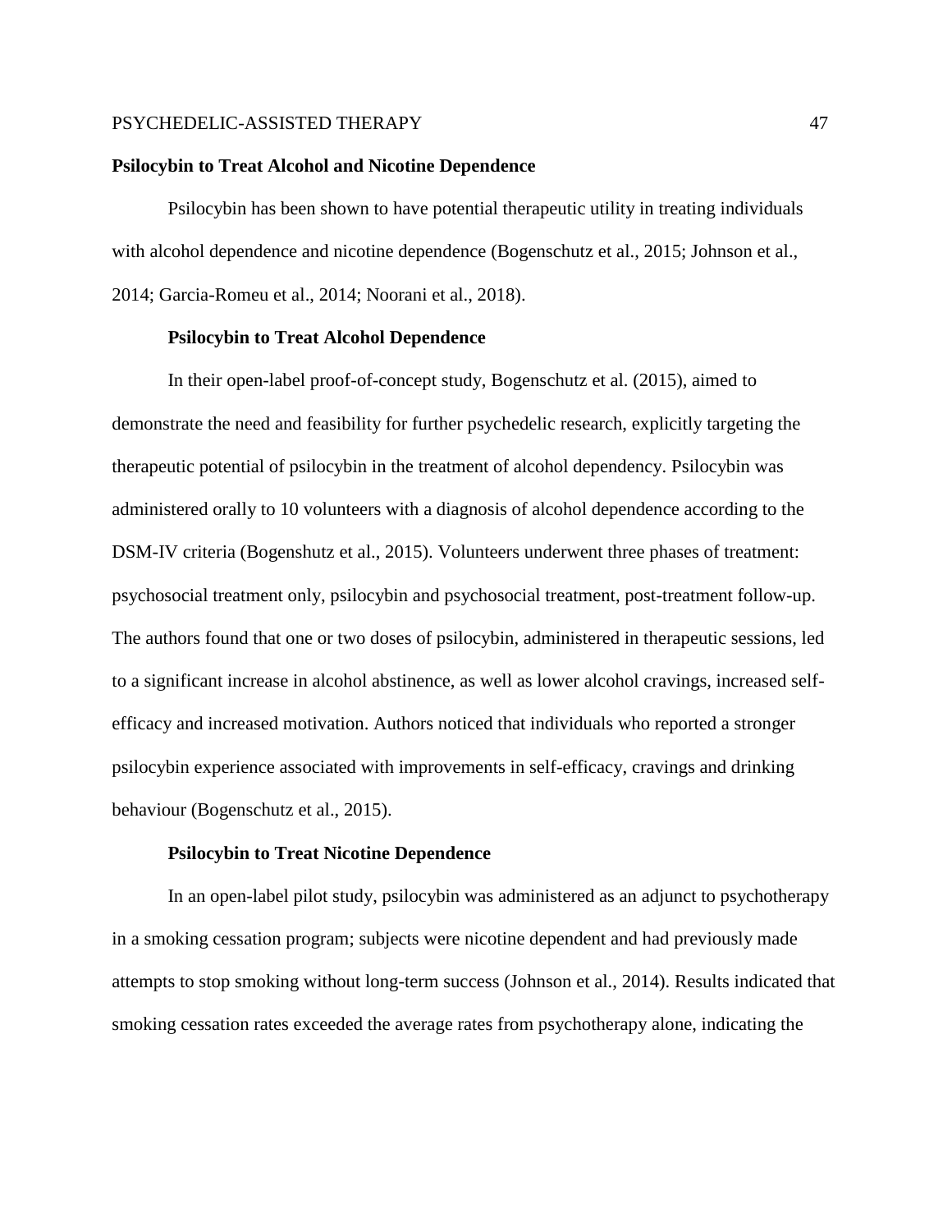## Psilocybin to Treat Alcohol and Nicotine Dependence

Psilocybin has been shown to have potential therapeutic utility in treating individuals with alcohol dependence and nicotine dependence (Bogenschutz et al., 2015; Johnson et al., 2014; Garcia-Romeu et al., 2014; Noorani et al., 2018).

### Psilocybin to Treat Alcohol Dependence

In their open-label proof-of-concept study, Bogenschutz et al. (2015), aimed to demonstrate the need and feasibility for further psychedelic research, explicitly targeting the therapeutic potential of psilocybin in the treatment of alcohol dependency. Psilocybin was administered orally to 10 volunteers with a diagnosis of alcohol dependence according to the DSM-IV criteria (Bogenshutz et al., 2015). Volunteers underwent three phases of treatment: psychosocial treatment only, psilocybin and psychosocial treatment, post-treatment follow-up. The authors found that one or two doses of psilocybin, administered in therapeutic sessions, led to a significant increase in alcohol abstinence, as well as lower alcohol cravings, increased self-efficacy and increased motivation. Authors noticed that individuals who reported a stronger psilocybin experience associated with improvements in self-efficacy, cravings and drinking behaviour (Bogenschutz et al., 2015).

### Psilocybin to Treat Nicotine Dependence

In an open-label pilot study, psilocybin was administered as an adjunct to psychotherapy in a smoking cessation program; subjects were nicotine dependent and had previously made attempts to stop smoking without long-term success (Johnson et al., 2014). Results indicated that smoking cessation rates exceeded the average rates from psychotherapy alone, indicating the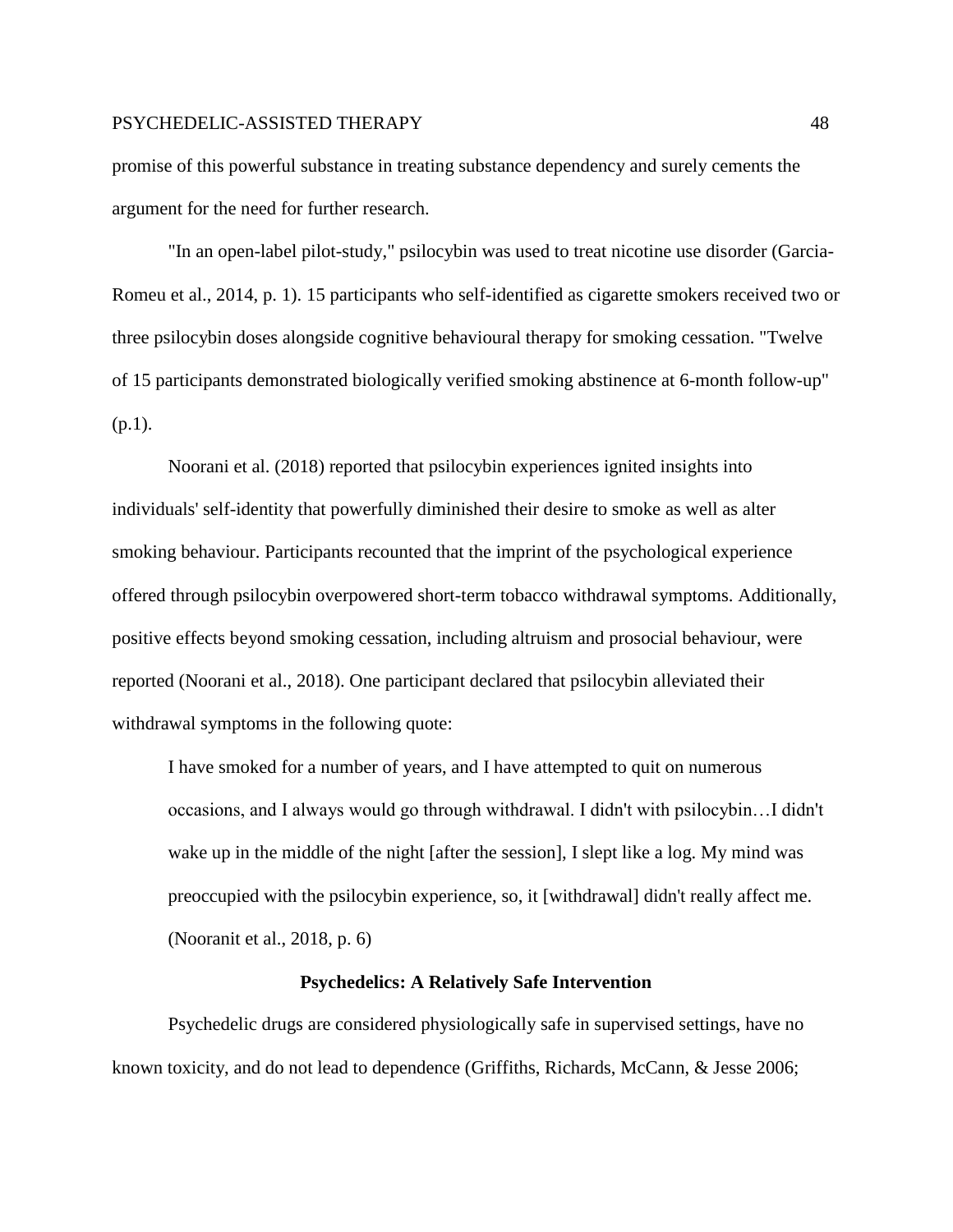promise of this powerful substance in treating substance dependency and surely cements the argument for the need for further research.

"In an open-label pilot-study," psilocybin was used to treat nicotine use disorder (Garcia-Romeu et al., 2014, p. 1). 15 participants who self-identified as cigarette smokers received two or three psilocybin doses alongside cognitive behavioural therapy for smoking cessation. "Twelve of 15 participants demonstrated biologically verified smoking abstinence at 6-month follow-up" (p.1).

Noorani et al. (2018) reported that psilocybin experiences ignited insights into individuals' self-identity that powerfully diminished their desire to smoke as well as alter smoking behaviour. Participants recounted that the imprint of the psychological experience offered through psilocybin overpowered short-term tobacco withdrawal symptoms. Additionally, positive effects beyond smoking cessation, including altruism and prosocial behaviour, were reported (Noorani et al., 2018). One participant declared that psilocybin alleviated their withdrawal symptoms in the following quote:

> I have smoked for a number of years, and I have attempted to quit on numerous occasions, and I always would go through withdrawal. I didn't with psilocybin…I didn't wake up in the middle of the night [after the session], I slept like a log. My mind was preoccupied with the psilocybin experience, so, it [withdrawal] didn't really affect me. (Nooranit et al., 2018, p. 6)

## Psychedelics: A Relatively Safe Intervention

Psychedelic drugs are considered physiologically safe in supervised settings, have no known toxicity, and do not lead to dependence (Griffiths, Richards, McCann, & Jesse 2006;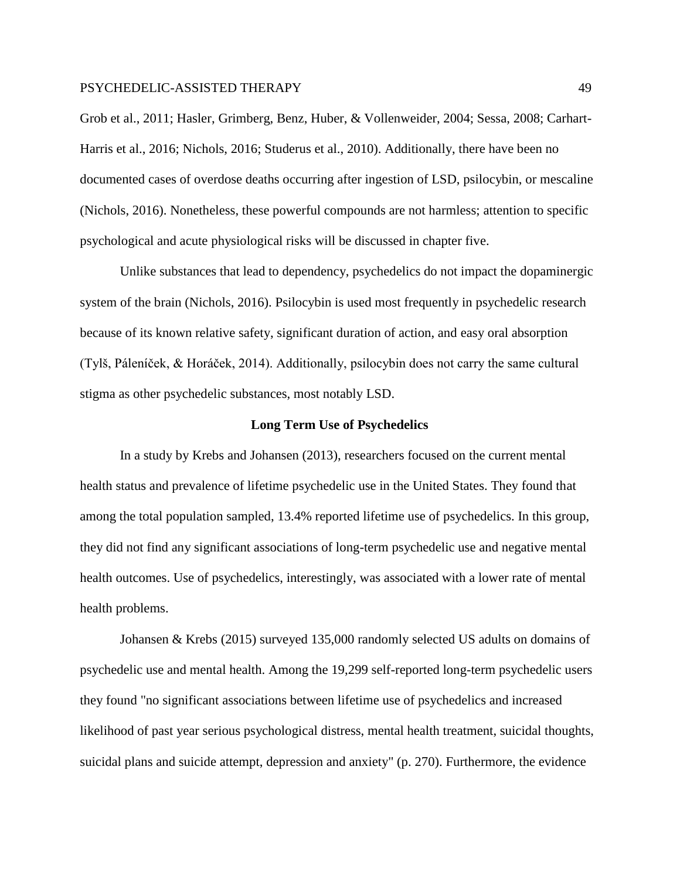Grob et al., 2011; Hasler, Grimberg, Benz, Huber, & Vollenweider, 2004; Sessa, 2008; Carhart-Harris et al., 2016; Nichols, 2016; Studerus et al., 2010). Additionally, there have been no documented cases of overdose deaths occurring after ingestion of LSD, psilocybin, or mescaline (Nichols, 2016). Nonetheless, these powerful compounds are not harmless; attention to specific psychological and acute physiological risks will be discussed in chapter five.

Unlike substances that lead to dependency, psychedelics do not impact the dopaminergic system of the brain (Nichols, 2016). Psilocybin is used most frequently in psychedelic research because of its known relative safety, significant duration of action, and easy oral absorption (Tylš, Páleníček, & Horáček, 2014). Additionally, psilocybin does not carry the same cultural stigma as other psychedelic substances, most notably LSD.

## Long Term Use of Psychedelics

In a study by Krebs and Johansen (2013), researchers focused on the current mental health status and prevalence of lifetime psychedelic use in the United States. They found that among the total population sampled, 13.4% reported lifetime use of psychedelics. In this group, they did not find any significant associations of long-term psychedelic use and negative mental health outcomes. Use of psychedelics, interestingly, was associated with a lower rate of mental health problems.

Johansen & Krebs (2015) surveyed 135,000 randomly selected US adults on domains of psychedelic use and mental health. Among the 19,299 self-reported long-term psychedelic users they found "no significant associations between lifetime use of psychedelics and increased likelihood of past year serious psychological distress, mental health treatment, suicidal thoughts, suicidal plans and suicide attempt, depression and anxiety" (p. 270). Furthermore, the evidence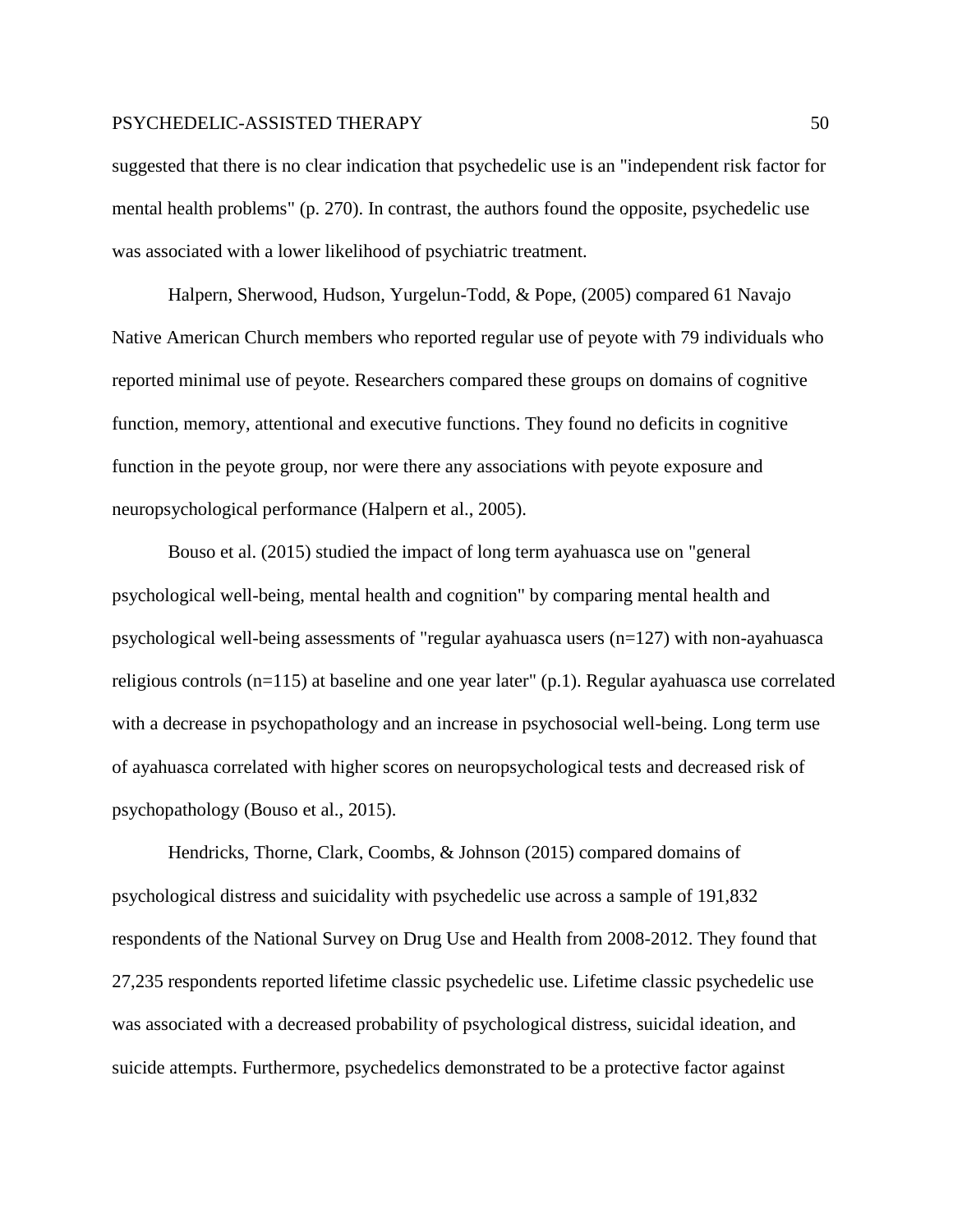suggested that there is no clear indication that psychedelic use is an "independent risk factor for mental health problems" (p. 270). In contrast, the authors found the opposite, psychedelic use was associated with a lower likelihood of psychiatric treatment.

Halpern, Sherwood, Hudson, Yurgelun-Todd, & Pope, (2005) compared 61 Navajo Native American Church members who reported regular use of peyote with 79 individuals who reported minimal use of peyote. Researchers compared these groups on domains of cognitive function, memory, attentional and executive functions. They found no deficits in cognitive function in the peyote group, nor were there any associations with peyote exposure and neuropsychological performance (Halpern et al., 2005).

Bouso et al. (2015) studied the impact of long term ayahuasca use on "general psychological well-being, mental health and cognition" by comparing mental health and psychological well-being assessments of "regular ayahuasca users (n=127) with non-ayahuasca religious controls (n=115) at baseline and one year later" (p.1). Regular ayahuasca use correlated with a decrease in psychopathology and an increase in psychosocial well-being. Long term use of ayahuasca correlated with higher scores on neuropsychological tests and decreased risk of psychopathology (Bouso et al., 2015).

Hendricks, Thorne, Clark, Coombs, & Johnson (2015) compared domains of psychological distress and suicidality with psychedelic use across a sample of 191,832 respondents of the National Survey on Drug Use and Health from 2008-2012. They found that 27,235 respondents reported lifetime classic psychedelic use. Lifetime classic psychedelic use was associated with a decreased probability of psychological distress, suicidal ideation, and suicide attempts. Furthermore, psychedelics demonstrated to be a protective factor against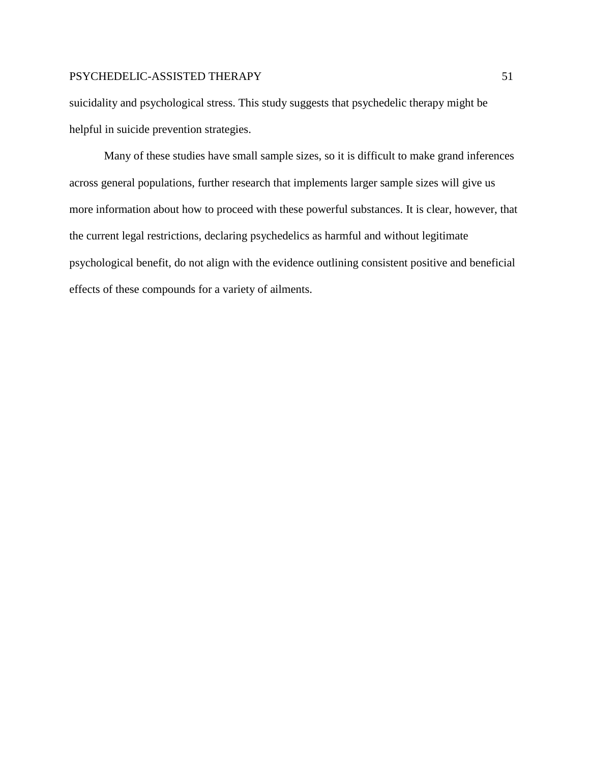suicidality and psychological stress. This study suggests that psychedelic therapy might be helpful in suicide prevention strategies.

Many of these studies have small sample sizes, so it is difficult to make grand inferences across general populations, further research that implements larger sample sizes will give us more information about how to proceed with these powerful substances. It is clear, however, that the current legal restrictions, declaring psychedelics as harmful and without legitimate psychological benefit, do not align with the evidence outlining consistent positive and beneficial effects of these compounds for a variety of ailments.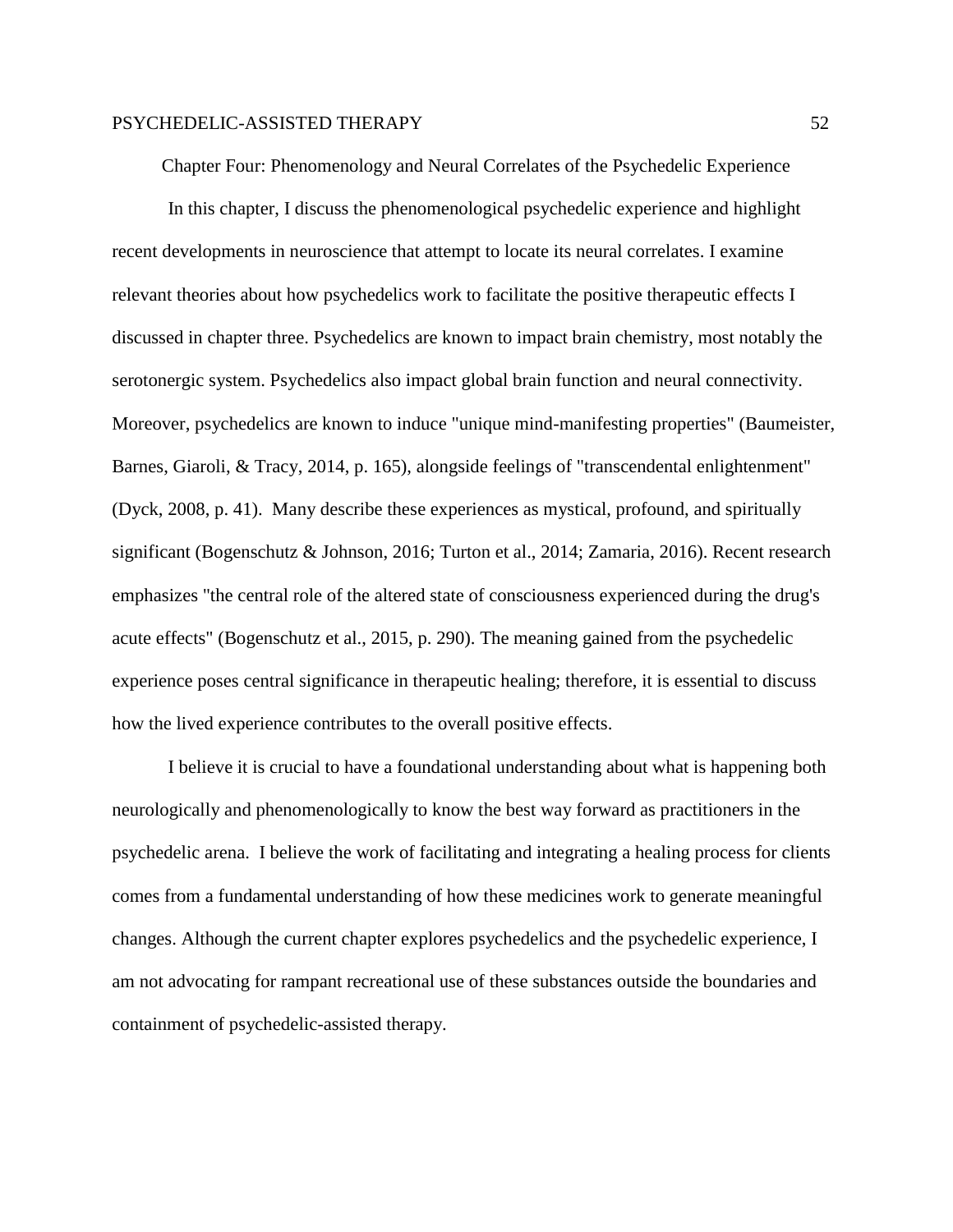# Chapter Four: Phenomenology and Neural Correlates of the Psychedelic Experience

In this chapter, I discuss the phenomenological psychedelic experience and highlight recent developments in neuroscience that attempt to locate its neural correlates. I examine relevant theories about how psychedelics work to facilitate the positive therapeutic effects I discussed in chapter three. Psychedelics are known to impact brain chemistry, most notably the serotonergic system. Psychedelics also impact global brain function and neural connectivity. Moreover, psychedelics are known to induce "unique mind-manifesting properties" (Baumeister, Barnes, Giaroli, & Tracy, 2014, p. 165), alongside feelings of "transcendental enlightenment" (Dyck, 2008, p. 41). Many describe these experiences as mystical, profound, and spiritually significant (Bogenschutz & Johnson, 2016; Turton et al., 2014; Zamaria, 2016). Recent research emphasizes "the central role of the altered state of consciousness experienced during the drug's acute effects" (Bogenschutz et al., 2015, p. 290). The meaning gained from the psychedelic experience poses central significance in therapeutic healing; therefore, it is essential to discuss how the lived experience contributes to the overall positive effects.

I believe it is crucial to have a foundational understanding about what is happening both neurologically and phenomenologically to know the best way forward as practitioners in the psychedelic arena. I believe the work of facilitating and integrating a healing process for clients comes from a fundamental understanding of how these medicines work to generate meaningful changes. Although the current chapter explores psychedelics and the psychedelic experience, I am not advocating for rampant recreational use of these substances outside the boundaries and containment of psychedelic-assisted therapy.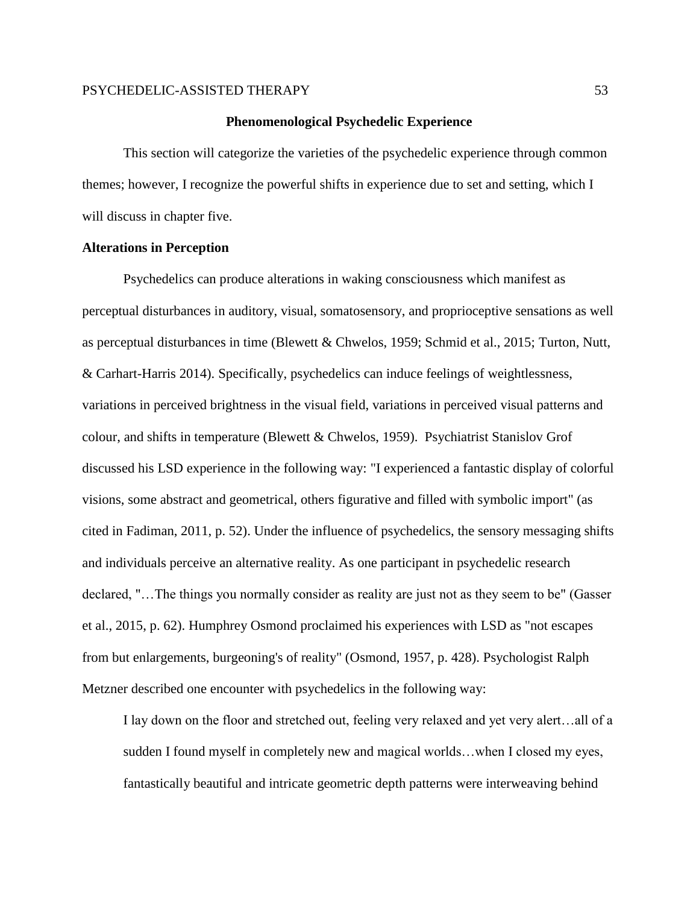## Phenomenological Psychedelic Experience

This section will categorize the varieties of the psychedelic experience through common themes; however, I recognize the powerful shifts in experience due to set and setting, which I will discuss in chapter five.

### Alterations in Perception

Psychedelics can produce alterations in waking consciousness which manifest as perceptual disturbances in auditory, visual, somatosensory, and proprioceptive sensations as well as perceptual disturbances in time (Blewett & Chwelos, 1959; Schmid et al., 2015; Turton, Nutt, & Carhart-Harris 2014). Specifically, psychedelics can induce feelings of weightlessness, variations in perceived brightness in the visual field, variations in perceived visual patterns and colour, and shifts in temperature (Blewett & Chwelos, 1959). Psychiatrist Stanislov Grof discussed his LSD experience in the following way: "I experienced a fantastic display of colorful visions, some abstract and geometrical, others figurative and filled with symbolic import" (as cited in Fadiman, 2011, p. 52). Under the influence of psychedelics, the sensory messaging shifts and individuals perceive an alternative reality. As one participant in psychedelic research declared, "…The things you normally consider as reality are just not as they seem to be" (Gasser et al., 2015, p. 62). Humphrey Osmond proclaimed his experiences with LSD as "not escapes from but enlargements, burgeoning's of reality" (Osmond, 1957, p. 428). Psychologist Ralph Metzner described one encounter with psychedelics in the following way:

> I lay down on the floor and stretched out, feeling very relaxed and yet very alert…all of a sudden I found myself in completely new and magical worlds…when I closed my eyes, fantastically beautiful and intricate geometric depth patterns were interweaving behind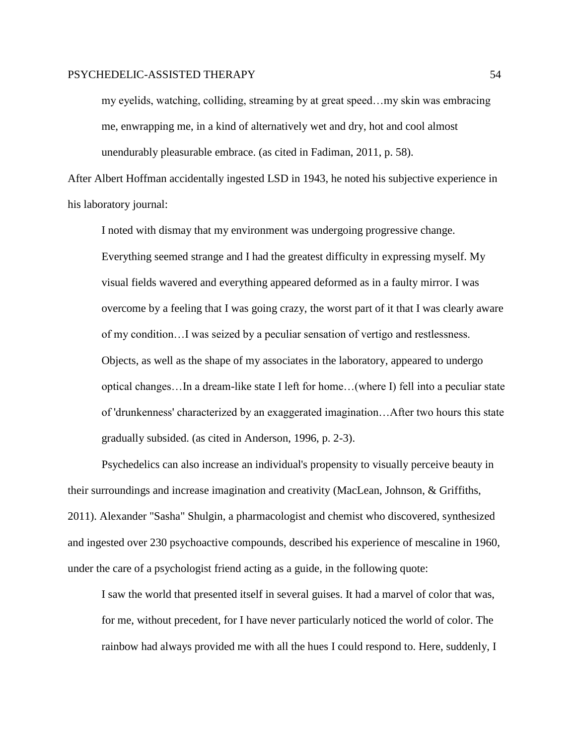> my eyelids, watching, colliding, streaming by at great speed…my skin was embracing me, enwrapping me, in a kind of alternatively wet and dry, hot and cool almost unendurably pleasurable embrace. (as cited in Fadiman, 2011, p. 58).

After Albert Hoffman accidentally ingested LSD in 1943, he noted his subjective experience in his laboratory journal:

> I noted with dismay that my environment was undergoing progressive change. Everything seemed strange and I had the greatest difficulty in expressing myself. My visual fields wavered and everything appeared deformed as in a faulty mirror. I was overcome by a feeling that I was going crazy, the worst part of it that I was clearly aware of my condition…I was seized by a peculiar sensation of vertigo and restlessness. Objects, as well as the shape of my associates in the laboratory, appeared to undergo optical changes…In a dream-like state I left for home…(where I) fell into a peculiar state of 'drunkenness' characterized by an exaggerated imagination…After two hours this state gradually subsided. (as cited in Anderson, 1996, p. 2-3).

Psychedelics can also increase an individual's propensity to visually perceive beauty in their surroundings and increase imagination and creativity (MacLean, Johnson, & Griffiths, 2011). Alexander "Sasha" Shulgin, a pharmacologist and chemist who discovered, synthesized and ingested over 230 psychoactive compounds, described his experience of mescaline in 1960, under the care of a psychologist friend acting as a guide, in the following quote:

> I saw the world that presented itself in several guises. It had a marvel of color that was, for me, without precedent, for I have never particularly noticed the world of color. The rainbow had always provided me with all the hues I could respond to. Here, suddenly, I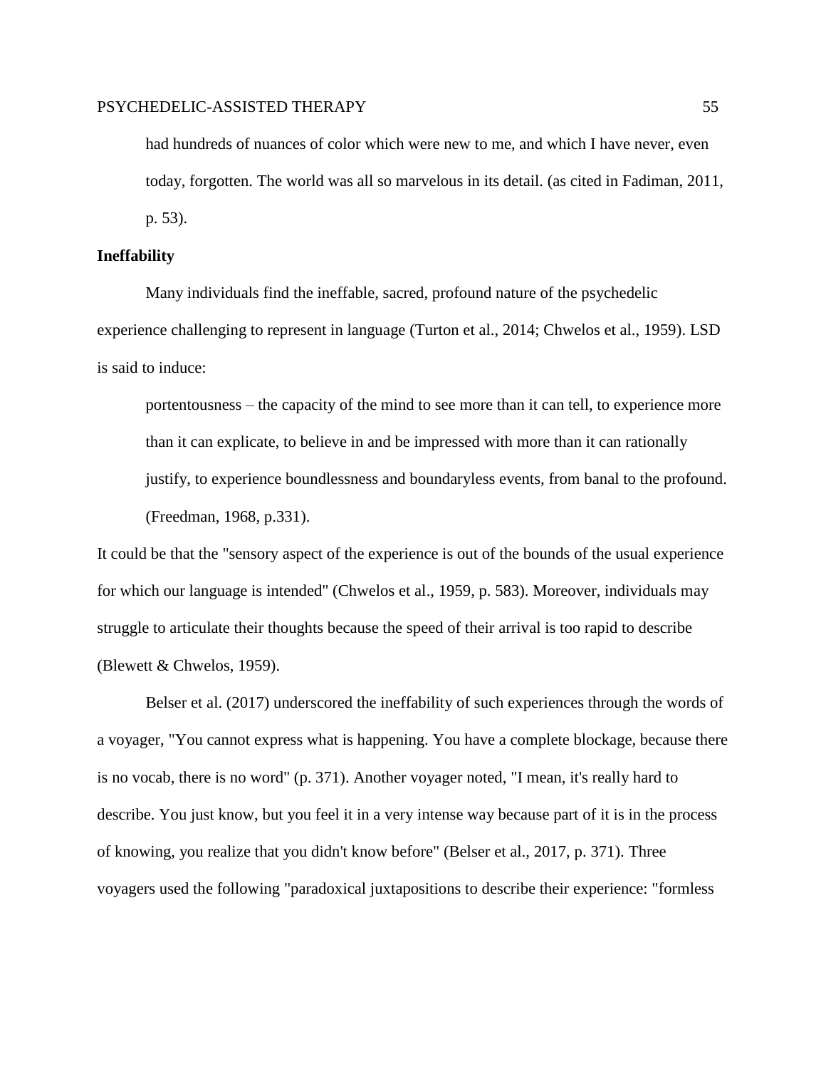> had hundreds of nuances of color which were new to me, and which I have never, even today, forgotten. The world was all so marvelous in its detail. (as cited in Fadiman, 2011, p. 53).

**Ineffability**

Many individuals find the ineffable, sacred, profound nature of the psychedelic experience challenging to represent in language (Turton et al., 2014; Chwelos et al., 1959). LSD is said to induce:

> portentousness – the capacity of the mind to see more than it can tell, to experience more than it can explicate, to believe in and be impressed with more than it can rationally justify, to experience boundlessness and boundaryless events, from banal to the profound. (Freedman, 1968, p.331).

It could be that the "sensory aspect of the experience is out of the bounds of the usual experience for which our language is intended" (Chwelos et al., 1959, p. 583). Moreover, individuals may struggle to articulate their thoughts because the speed of their arrival is too rapid to describe (Blewett & Chwelos, 1959).

Belser et al. (2017) underscored the ineffability of such experiences through the words of a voyager, "You cannot express what is happening. You have a complete blockage, because there is no vocab, there is no word" (p. 371). Another voyager noted, "I mean, it's really hard to describe. You just know, but you feel it in a very intense way because part of it is in the process of knowing, you realize that you didn't know before" (Belser et al., 2017, p. 371). Three voyagers used the following "paradoxical juxtapositions to describe their experience: "formless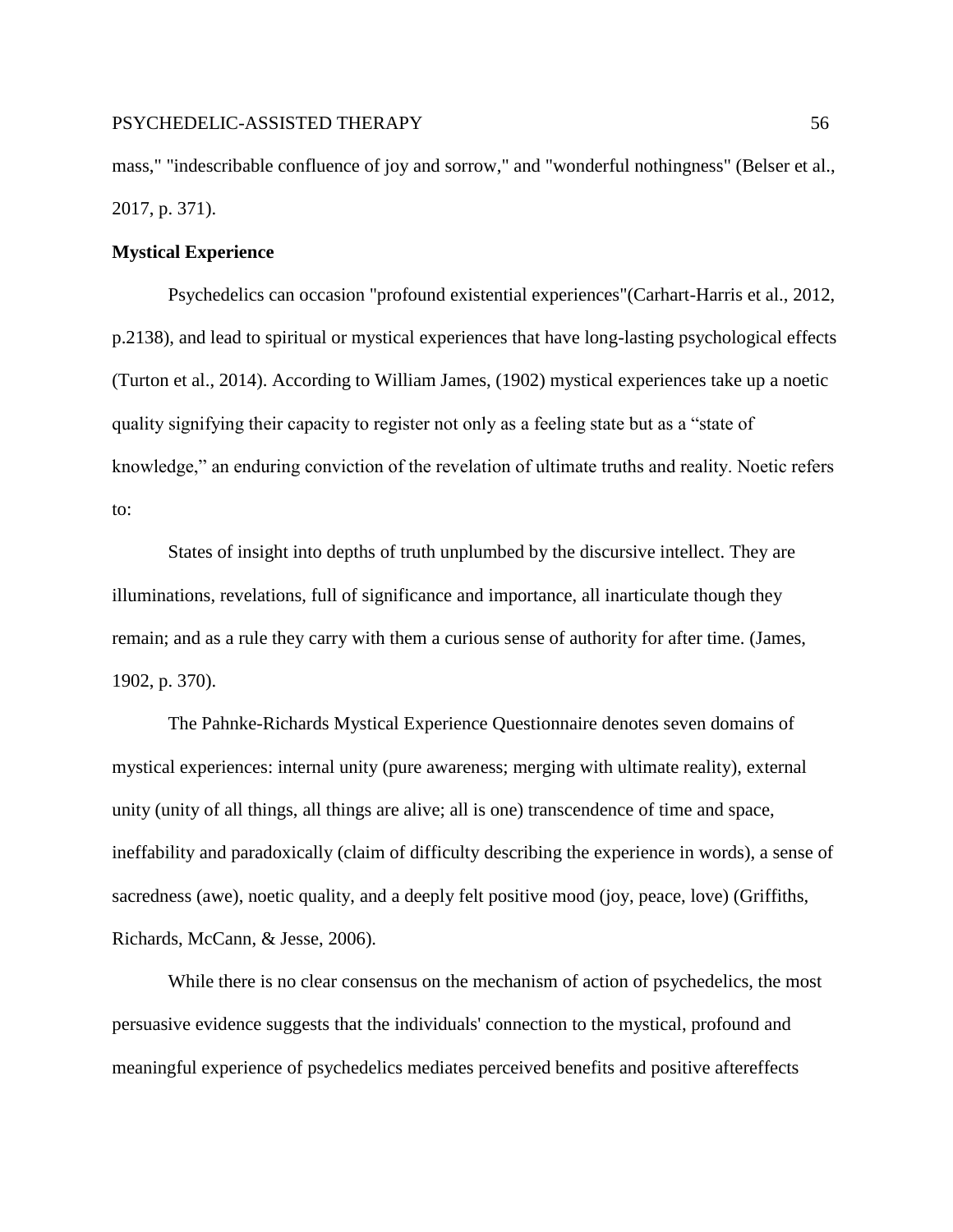mass," "indescribable confluence of joy and sorrow," and "wonderful nothingness" (Belser et al., 2017, p. 371).

**Mystical Experience**

Psychedelics can occasion "profound existential experiences"(Carhart-Harris et al., 2012, p.2138), and lead to spiritual or mystical experiences that have long-lasting psychological effects (Turton et al., 2014). According to William James, (1902) mystical experiences take up a noetic quality signifying their capacity to register not only as a feeling state but as a "state of knowledge," an enduring conviction of the revelation of ultimate truths and reality. Noetic refers to:

States of insight into depths of truth unplumbed by the discursive intellect. They are illuminations, revelations, full of significance and importance, all inarticulate though they remain; and as a rule they carry with them a curious sense of authority for after time. (James, 1902, p. 370).

The Pahnke-Richards Mystical Experience Questionnaire denotes seven domains of mystical experiences: internal unity (pure awareness; merging with ultimate reality), external unity (unity of all things, all things are alive; all is one) transcendence of time and space, ineffability and paradoxically (claim of difficulty describing the experience in words), a sense of sacredness (awe), noetic quality, and a deeply felt positive mood (joy, peace, love) (Griffiths, Richards, McCann, & Jesse, 2006).

While there is no clear consensus on the mechanism of action of psychedelics, the most persuasive evidence suggests that the individuals' connection to the mystical, profound and meaningful experience of psychedelics mediates perceived benefits and positive aftereffects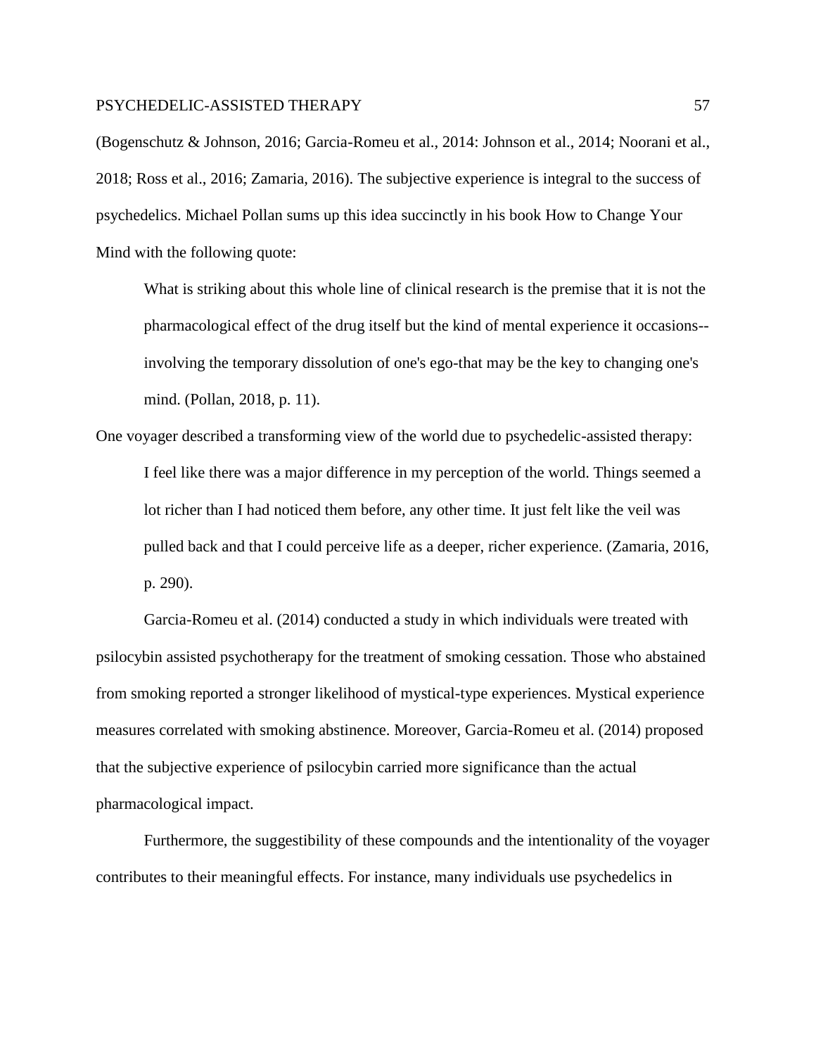(Bogenschutz & Johnson, 2016; Garcia-Romeu et al., 2014: Johnson et al., 2014; Noorani et al., 2018; Ross et al., 2016; Zamaria, 2016). The subjective experience is integral to the success of psychedelics. Michael Pollan sums up this idea succinctly in his book How to Change Your Mind with the following quote:

> What is striking about this whole line of clinical research is the premise that it is not the pharmacological effect of the drug itself but the kind of mental experience it occasions--involving the temporary dissolution of one's ego-that may be the key to changing one's mind. (Pollan, 2018, p. 11).

One voyager described a transforming view of the world due to psychedelic-assisted therapy:

> I feel like there was a major difference in my perception of the world. Things seemed a lot richer than I had noticed them before, any other time. It just felt like the veil was pulled back and that I could perceive life as a deeper, richer experience. (Zamaria, 2016, p. 290).

Garcia-Romeu et al. (2014) conducted a study in which individuals were treated with psilocybin assisted psychotherapy for the treatment of smoking cessation. Those who abstained from smoking reported a stronger likelihood of mystical-type experiences. Mystical experience measures correlated with smoking abstinence. Moreover, Garcia-Romeu et al. (2014) proposed that the subjective experience of psilocybin carried more significance than the actual pharmacological impact.

Furthermore, the suggestibility of these compounds and the intentionality of the voyager contributes to their meaningful effects. For instance, many individuals use psychedelics in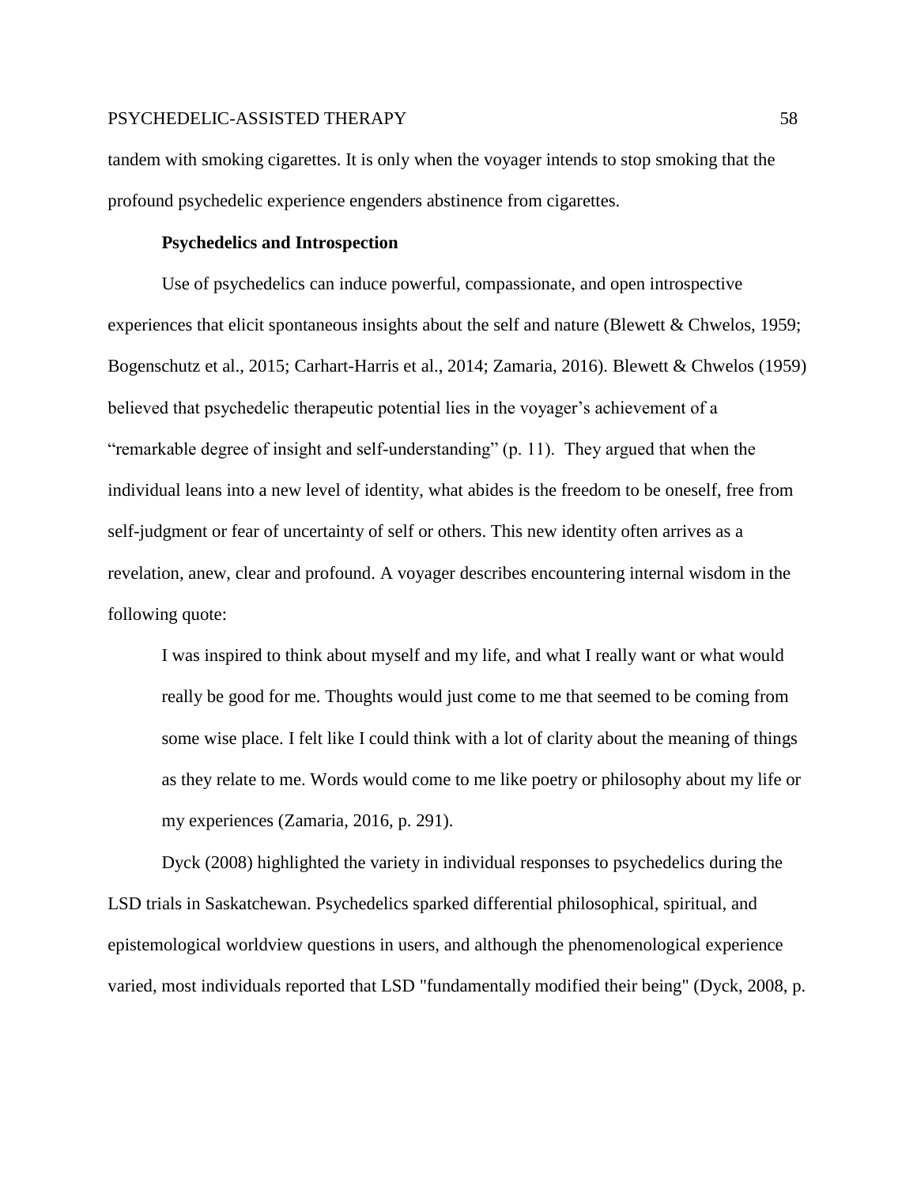tandem with smoking cigarettes. It is only when the voyager intends to stop smoking that the profound psychedelic experience engenders abstinence from cigarettes.

**Psychedelics and Introspection**

Use of psychedelics can induce powerful, compassionate, and open introspective experiences that elicit spontaneous insights about the self and nature (Blewett & Chwelos, 1959; Bogenschutz et al., 2015; Carhart-Harris et al., 2014; Zamaria, 2016). Blewett & Chwelos (1959) believed that psychedelic therapeutic potential lies in the voyager's achievement of a "remarkable degree of insight and self-understanding" (p. 11). They argued that when the individual leans into a new level of identity, what abides is the freedom to be oneself, free from self-judgment or fear of uncertainty of self or others. This new identity often arrives as a revelation, anew, clear and profound. A voyager describes encountering internal wisdom in the following quote:

> I was inspired to think about myself and my life, and what I really want or what would really be good for me. Thoughts would just come to me that seemed to be coming from some wise place. I felt like I could think with a lot of clarity about the meaning of things as they relate to me. Words would come to me like poetry or philosophy about my life or my experiences (Zamaria, 2016, p. 291).

Dyck (2008) highlighted the variety in individual responses to psychedelics during the LSD trials in Saskatchewan. Psychedelics sparked differential philosophical, spiritual, and epistemological worldview questions in users, and although the phenomenological experience varied, most individuals reported that LSD "fundamentally modified their being" (Dyck, 2008, p.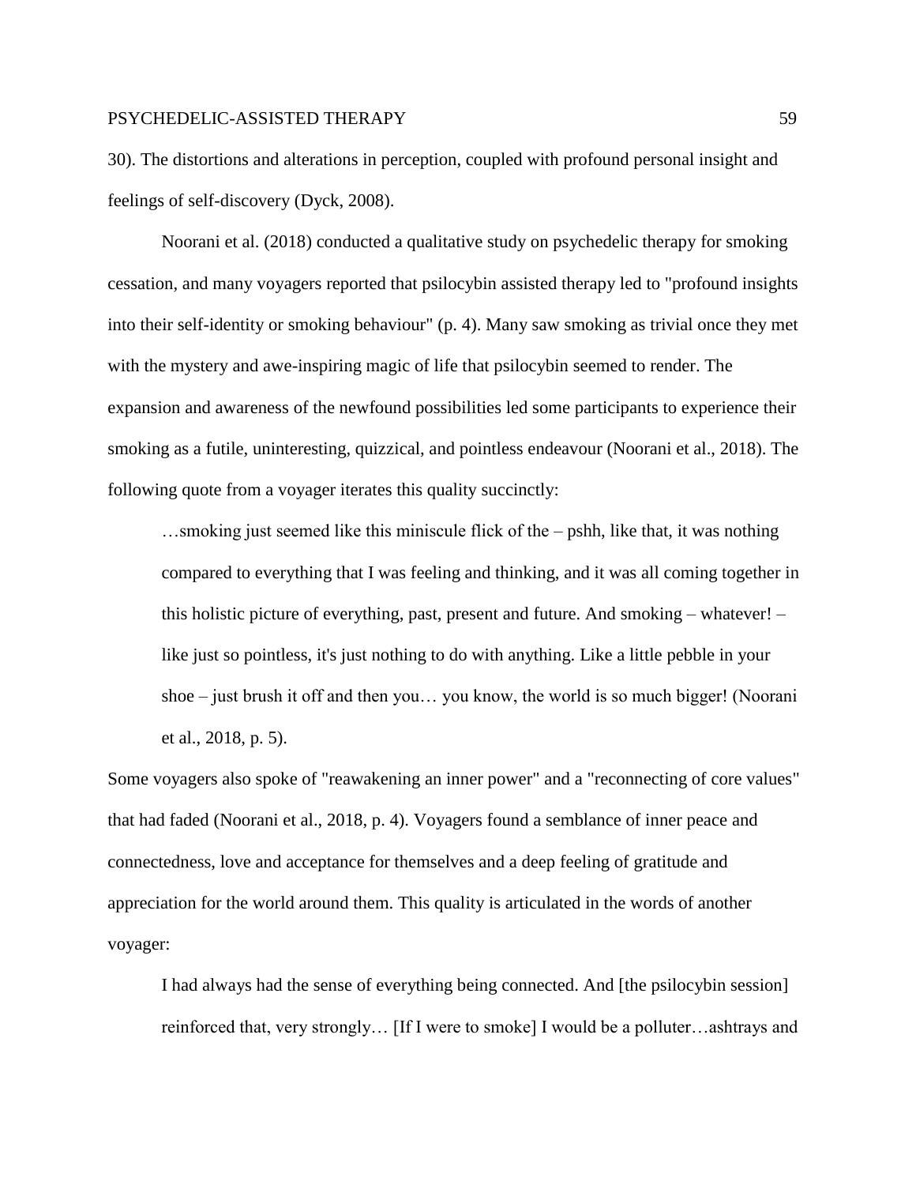30). The distortions and alterations in perception, coupled with profound personal insight and feelings of self-discovery (Dyck, 2008).

Noorani et al. (2018) conducted a qualitative study on psychedelic therapy for smoking cessation, and many voyagers reported that psilocybin assisted therapy led to "profound insights into their self-identity or smoking behaviour" (p. 4). Many saw smoking as trivial once they met with the mystery and awe-inspiring magic of life that psilocybin seemed to render. The expansion and awareness of the newfound possibilities led some participants to experience their smoking as a futile, uninteresting, quizzical, and pointless endeavour (Noorani et al., 2018). The following quote from a voyager iterates this quality succinctly:

> …smoking just seemed like this miniscule flick of the – pshh, like that, it was nothing compared to everything that I was feeling and thinking, and it was all coming together in this holistic picture of everything, past, present and future. And smoking – whatever! – like just so pointless, it's just nothing to do with anything. Like a little pebble in your shoe – just brush it off and then you… you know, the world is so much bigger! (Noorani et al., 2018, p. 5).

Some voyagers also spoke of "reawakening an inner power" and a "reconnecting of core values" that had faded (Noorani et al., 2018, p. 4). Voyagers found a semblance of inner peace and connectedness, love and acceptance for themselves and a deep feeling of gratitude and appreciation for the world around them. This quality is articulated in the words of another voyager:

> I had always had the sense of everything being connected. And [the psilocybin session] reinforced that, very strongly… [If I were to smoke] I would be a polluter…ashtrays and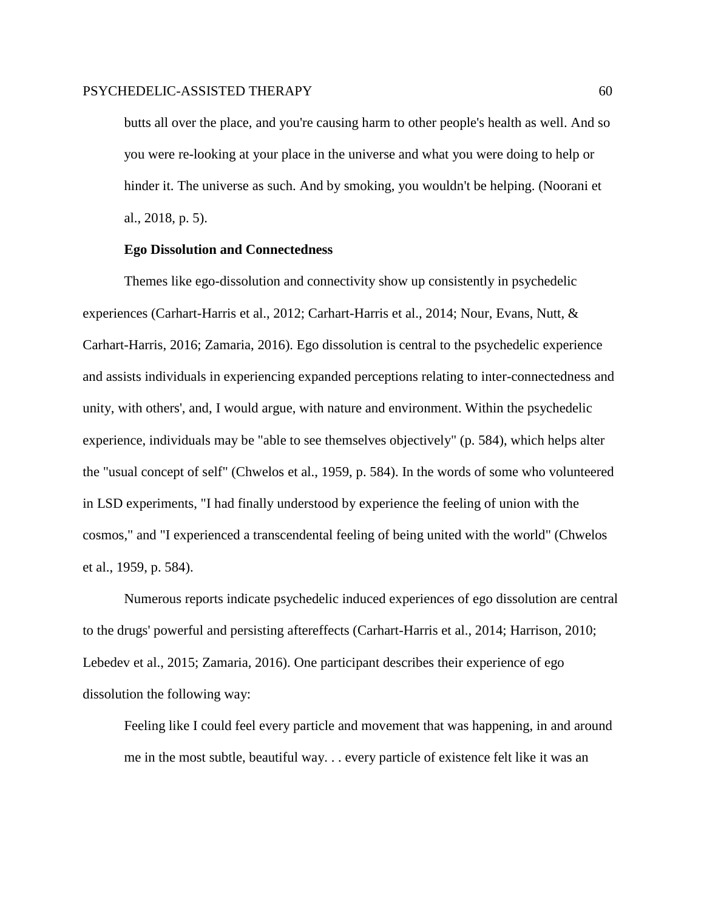> butts all over the place, and you're causing harm to other people's health as well. And so you were re-looking at your place in the universe and what you were doing to help or hinder it. The universe as such. And by smoking, you wouldn't be helping. (Noorani et al., 2018, p. 5).

### Ego Dissolution and Connectedness

Themes like ego-dissolution and connectivity show up consistently in psychedelic experiences (Carhart-Harris et al., 2012; Carhart-Harris et al., 2014; Nour, Evans, Nutt, & Carhart-Harris, 2016; Zamaria, 2016). Ego dissolution is central to the psychedelic experience and assists individuals in experiencing expanded perceptions relating to inter-connectedness and unity, with others', and, I would argue, with nature and environment. Within the psychedelic experience, individuals may be "able to see themselves objectively" (p. 584), which helps alter the "usual concept of self" (Chwelos et al., 1959, p. 584). In the words of some who volunteered in LSD experiments, "I had finally understood by experience the feeling of union with the cosmos," and "I experienced a transcendental feeling of being united with the world" (Chwelos et al., 1959, p. 584).

Numerous reports indicate psychedelic induced experiences of ego dissolution are central to the drugs' powerful and persisting aftereffects (Carhart-Harris et al., 2014; Harrison, 2010; Lebedev et al., 2015; Zamaria, 2016). One participant describes their experience of ego dissolution the following way:

> Feeling like I could feel every particle and movement that was happening, in and around me in the most subtle, beautiful way. . . every particle of existence felt like it was an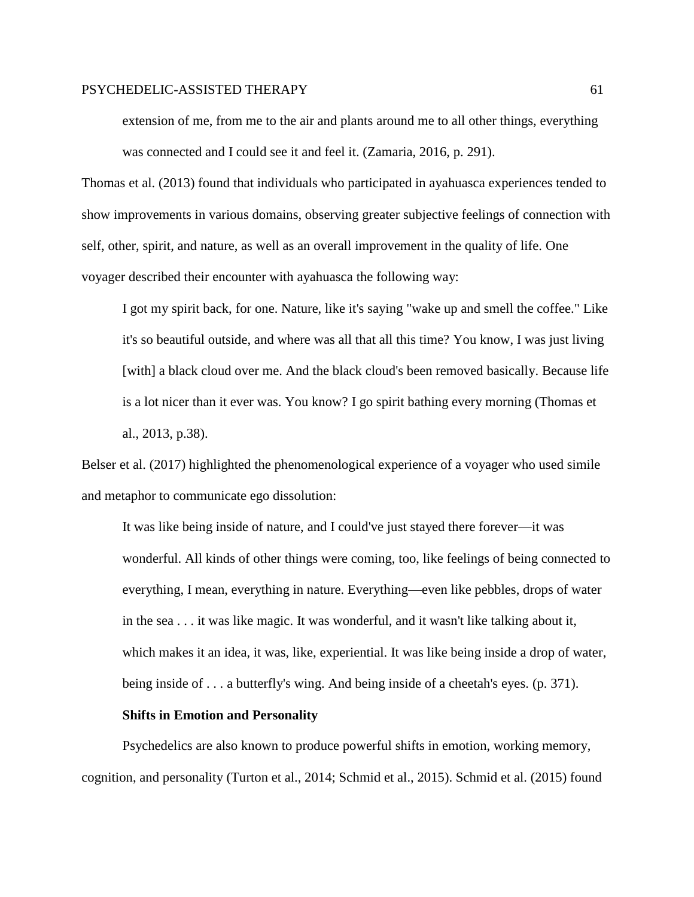> extension of me, from me to the air and plants around me to all other things, everything was connected and I could see it and feel it. (Zamaria, 2016, p. 291).

Thomas et al. (2013) found that individuals who participated in ayahuasca experiences tended to show improvements in various domains, observing greater subjective feelings of connection with self, other, spirit, and nature, as well as an overall improvement in the quality of life. One voyager described their encounter with ayahuasca the following way:

> I got my spirit back, for one. Nature, like it's saying "wake up and smell the coffee." Like it's so beautiful outside, and where was all that all this time? You know, I was just living [with] a black cloud over me. And the black cloud's been removed basically. Because life is a lot nicer than it ever was. You know? I go spirit bathing every morning (Thomas et al., 2013, p.38).

Belser et al. (2017) highlighted the phenomenological experience of a voyager who used simile and metaphor to communicate ego dissolution:

> It was like being inside of nature, and I could've just stayed there forever—it was wonderful. All kinds of other things were coming, too, like feelings of being connected to everything, I mean, everything in nature. Everything—even like pebbles, drops of water in the sea . . . it was like magic. It was wonderful, and it wasn't like talking about it, which makes it an idea, it was, like, experiential. It was like being inside a drop of water, being inside of . . . a butterfly's wing. And being inside of a cheetah's eyes. (p. 371).

### Shifts in Emotion and Personality

Psychedelics are also known to produce powerful shifts in emotion, working memory, cognition, and personality (Turton et al., 2014; Schmid et al., 2015). Schmid et al. (2015) found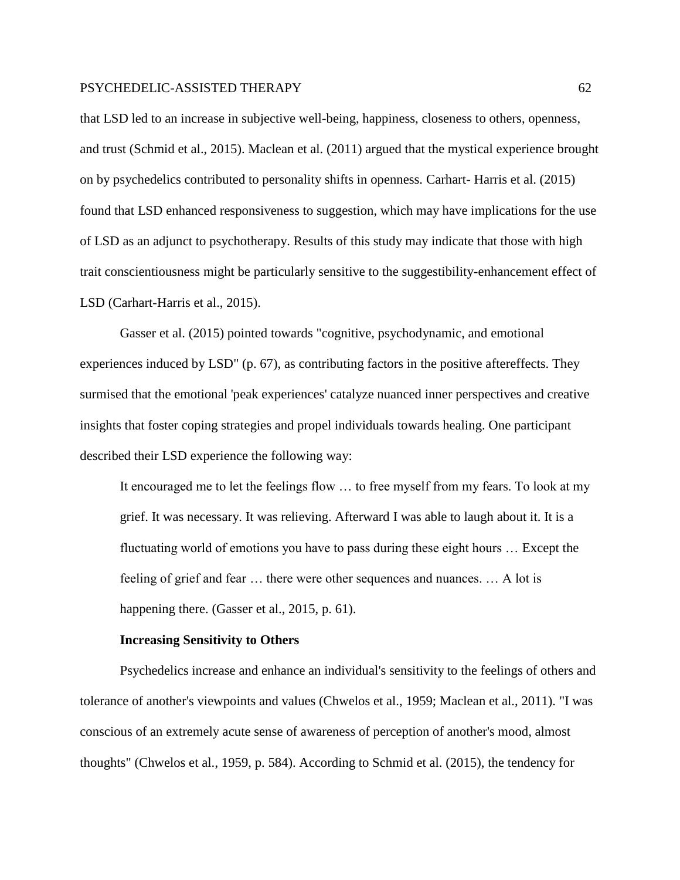that LSD led to an increase in subjective well-being, happiness, closeness to others, openness, and trust (Schmid et al., 2015). Maclean et al. (2011) argued that the mystical experience brought on by psychedelics contributed to personality shifts in openness. Carhart- Harris et al. (2015) found that LSD enhanced responsiveness to suggestion, which may have implications for the use of LSD as an adjunct to psychotherapy. Results of this study may indicate that those with high trait conscientiousness might be particularly sensitive to the suggestibility-enhancement effect of LSD (Carhart-Harris et al., 2015).

Gasser et al. (2015) pointed towards "cognitive, psychodynamic, and emotional experiences induced by LSD" (p. 67), as contributing factors in the positive aftereffects. They surmised that the emotional 'peak experiences' catalyze nuanced inner perspectives and creative insights that foster coping strategies and propel individuals towards healing. One participant described their LSD experience the following way:

> It encouraged me to let the feelings flow … to free myself from my fears. To look at my grief. It was necessary. It was relieving. Afterward I was able to laugh about it. It is a fluctuating world of emotions you have to pass during these eight hours … Except the feeling of grief and fear … there were other sequences and nuances. … A lot is happening there. (Gasser et al., 2015, p. 61).

### Increasing Sensitivity to Others

Psychedelics increase and enhance an individual's sensitivity to the feelings of others and tolerance of another's viewpoints and values (Chwelos et al., 1959; Maclean et al., 2011). "I was conscious of an extremely acute sense of awareness of perception of another's mood, almost thoughts" (Chwelos et al., 1959, p. 584). According to Schmid et al. (2015), the tendency for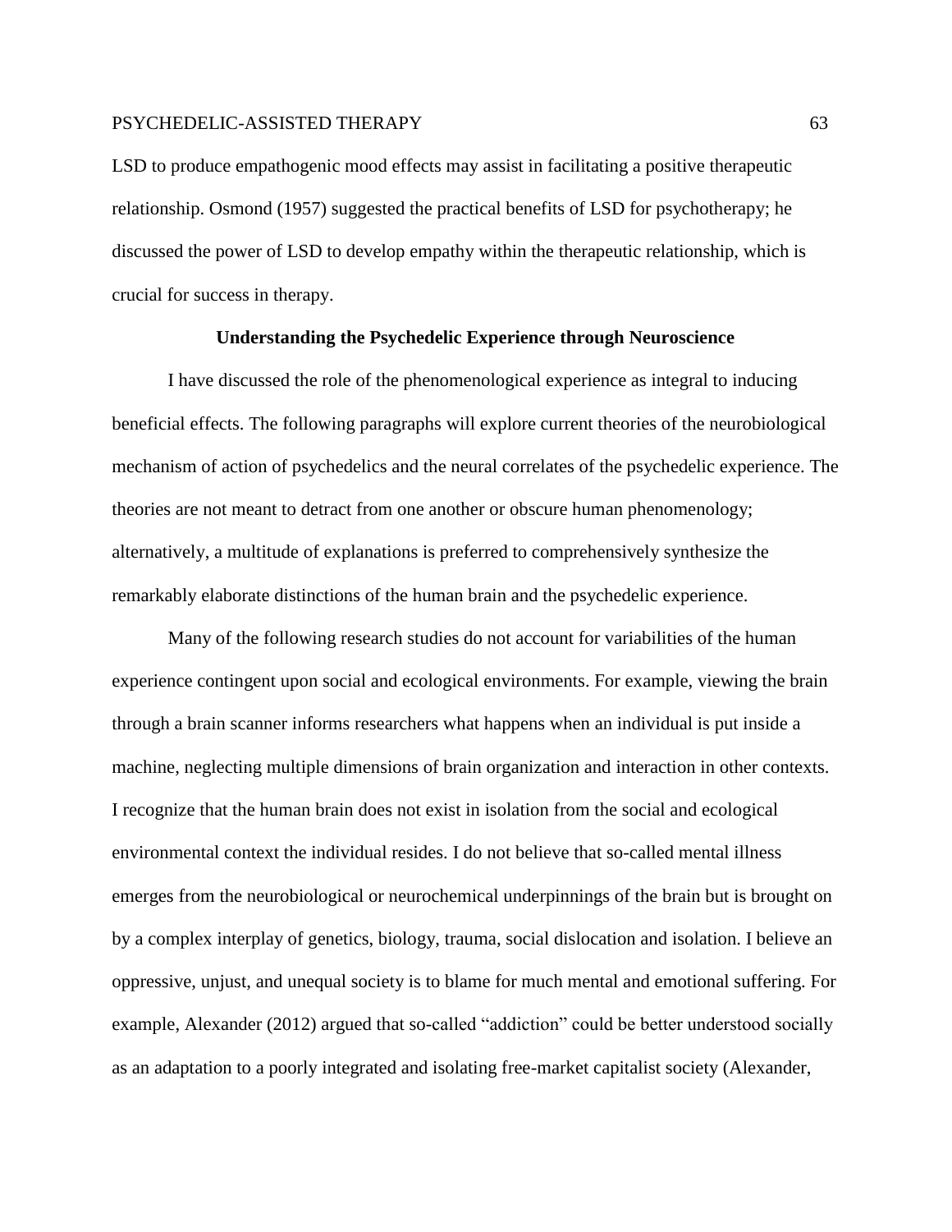LSD to produce empathogenic mood effects may assist in facilitating a positive therapeutic relationship. Osmond (1957) suggested the practical benefits of LSD for psychotherapy; he discussed the power of LSD to develop empathy within the therapeutic relationship, which is crucial for success in therapy.

## Understanding the Psychedelic Experience through Neuroscience

I have discussed the role of the phenomenological experience as integral to inducing beneficial effects. The following paragraphs will explore current theories of the neurobiological mechanism of action of psychedelics and the neural correlates of the psychedelic experience. The theories are not meant to detract from one another or obscure human phenomenology; alternatively, a multitude of explanations is preferred to comprehensively synthesize the remarkably elaborate distinctions of the human brain and the psychedelic experience.

Many of the following research studies do not account for variabilities of the human experience contingent upon social and ecological environments. For example, viewing the brain through a brain scanner informs researchers what happens when an individual is put inside a machine, neglecting multiple dimensions of brain organization and interaction in other contexts. I recognize that the human brain does not exist in isolation from the social and ecological environmental context the individual resides. I do not believe that so-called mental illness emerges from the neurobiological or neurochemical underpinnings of the brain but is brought on by a complex interplay of genetics, biology, trauma, social dislocation and isolation. I believe an oppressive, unjust, and unequal society is to blame for much mental and emotional suffering. For example, Alexander (2012) argued that so-called "addiction" could be better understood socially as an adaptation to a poorly integrated and isolating free-market capitalist society (Alexander,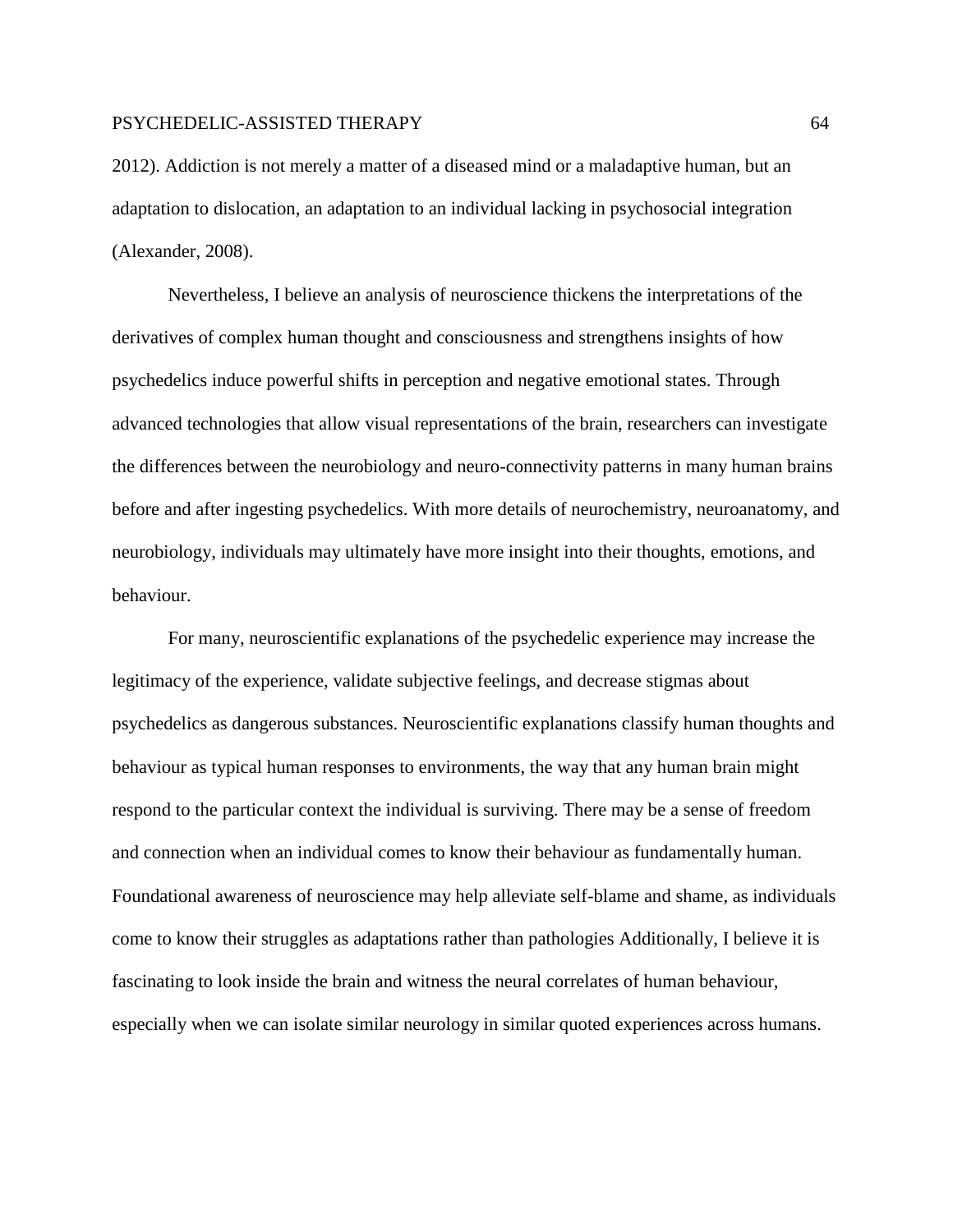2012). Addiction is not merely a matter of a diseased mind or a maladaptive human, but an adaptation to dislocation, an adaptation to an individual lacking in psychosocial integration (Alexander, 2008).

Nevertheless, I believe an analysis of neuroscience thickens the interpretations of the derivatives of complex human thought and consciousness and strengthens insights of how psychedelics induce powerful shifts in perception and negative emotional states. Through advanced technologies that allow visual representations of the brain, researchers can investigate the differences between the neurobiology and neuro-connectivity patterns in many human brains before and after ingesting psychedelics. With more details of neurochemistry, neuroanatomy, and neurobiology, individuals may ultimately have more insight into their thoughts, emotions, and behaviour.

For many, neuroscientific explanations of the psychedelic experience may increase the legitimacy of the experience, validate subjective feelings, and decrease stigmas about psychedelics as dangerous substances. Neuroscientific explanations classify human thoughts and behaviour as typical human responses to environments, the way that any human brain might respond to the particular context the individual is surviving. There may be a sense of freedom and connection when an individual comes to know their behaviour as fundamentally human. Foundational awareness of neuroscience may help alleviate self-blame and shame, as individuals come to know their struggles as adaptations rather than pathologies Additionally, I believe it is fascinating to look inside the brain and witness the neural correlates of human behaviour, especially when we can isolate similar neurology in similar quoted experiences across humans.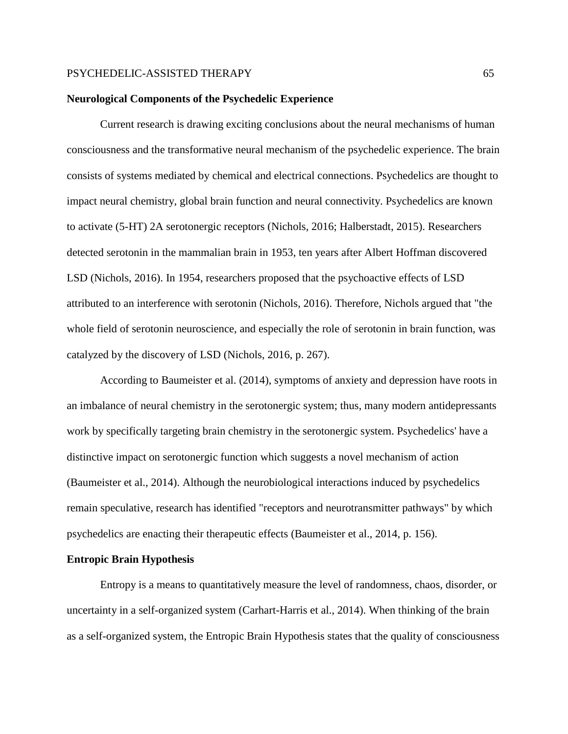**Neurological Components of the Psychedelic Experience**

Current research is drawing exciting conclusions about the neural mechanisms of human consciousness and the transformative neural mechanism of the psychedelic experience. The brain consists of systems mediated by chemical and electrical connections. Psychedelics are thought to impact neural chemistry, global brain function and neural connectivity. Psychedelics are known to activate (5-HT) 2A serotonergic receptors (Nichols, 2016; Halberstadt, 2015). Researchers detected serotonin in the mammalian brain in 1953, ten years after Albert Hoffman discovered LSD (Nichols, 2016). In 1954, researchers proposed that the psychoactive effects of LSD attributed to an interference with serotonin (Nichols, 2016). Therefore, Nichols argued that "the whole field of serotonin neuroscience, and especially the role of serotonin in brain function, was catalyzed by the discovery of LSD (Nichols, 2016, p. 267).

According to Baumeister et al. (2014), symptoms of anxiety and depression have roots in an imbalance of neural chemistry in the serotonergic system; thus, many modern antidepressants work by specifically targeting brain chemistry in the serotonergic system. Psychedelics' have a distinctive impact on serotonergic function which suggests a novel mechanism of action (Baumeister et al., 2014). Although the neurobiological interactions induced by psychedelics remain speculative, research has identified "receptors and neurotransmitter pathways" by which psychedelics are enacting their therapeutic effects (Baumeister et al., 2014, p. 156).

**Entropic Brain Hypothesis**

Entropy is a means to quantitatively measure the level of randomness, chaos, disorder, or uncertainty in a self-organized system (Carhart-Harris et al., 2014). When thinking of the brain as a self-organized system, the Entropic Brain Hypothesis states that the quality of consciousness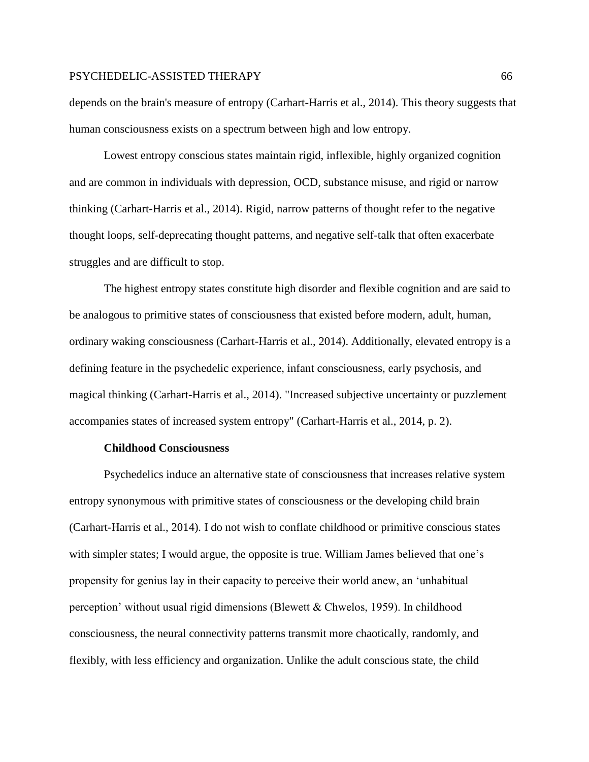depends on the brain's measure of entropy (Carhart-Harris et al., 2014). This theory suggests that human consciousness exists on a spectrum between high and low entropy.

Lowest entropy conscious states maintain rigid, inflexible, highly organized cognition and are common in individuals with depression, OCD, substance misuse, and rigid or narrow thinking (Carhart-Harris et al., 2014). Rigid, narrow patterns of thought refer to the negative thought loops, self-deprecating thought patterns, and negative self-talk that often exacerbate struggles and are difficult to stop.

The highest entropy states constitute high disorder and flexible cognition and are said to be analogous to primitive states of consciousness that existed before modern, adult, human, ordinary waking consciousness (Carhart-Harris et al., 2014). Additionally, elevated entropy is a defining feature in the psychedelic experience, infant consciousness, early psychosis, and magical thinking (Carhart-Harris et al., 2014). "Increased subjective uncertainty or puzzlement accompanies states of increased system entropy" (Carhart-Harris et al., 2014, p. 2).

### Childhood Consciousness

Psychedelics induce an alternative state of consciousness that increases relative system entropy synonymous with primitive states of consciousness or the developing child brain (Carhart-Harris et al., 2014). I do not wish to conflate childhood or primitive conscious states with simpler states; I would argue, the opposite is true. William James believed that one's propensity for genius lay in their capacity to perceive their world anew, an 'unhabitual perception' without usual rigid dimensions (Blewett & Chwelos, 1959). In childhood consciousness, the neural connectivity patterns transmit more chaotically, randomly, and flexibly, with less efficiency and organization. Unlike the adult conscious state, the child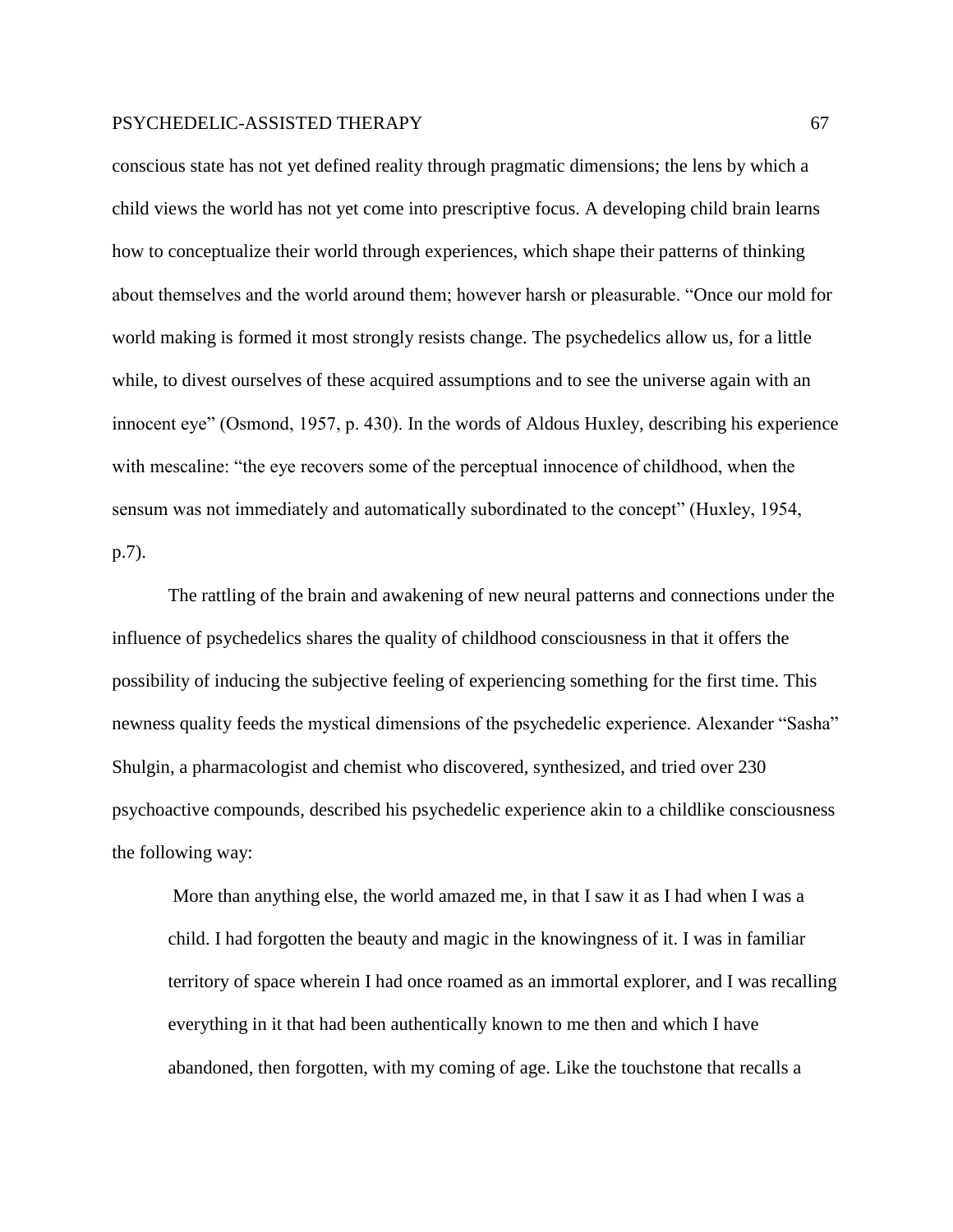conscious state has not yet defined reality through pragmatic dimensions; the lens by which a child views the world has not yet come into prescriptive focus. A developing child brain learns how to conceptualize their world through experiences, which shape their patterns of thinking about themselves and the world around them; however harsh or pleasurable. “Once our mold for world making is formed it most strongly resists change. The psychedelics allow us, for a little while, to divest ourselves of these acquired assumptions and to see the universe again with an innocent eye” (Osmond, 1957, p. 430). In the words of Aldous Huxley, describing his experience with mescaline: “the eye recovers some of the perceptual innocence of childhood, when the sensum was not immediately and automatically subordinated to the concept” (Huxley, 1954, p.7).

The rattling of the brain and awakening of new neural patterns and connections under the influence of psychedelics shares the quality of childhood consciousness in that it offers the possibility of inducing the subjective feeling of experiencing something for the first time. This newness quality feeds the mystical dimensions of the psychedelic experience. Alexander “Sasha” Shulgin, a pharmacologist and chemist who discovered, synthesized, and tried over 230 psychoactive compounds, described his psychedelic experience akin to a childlike consciousness the following way:

> More than anything else, the world amazed me, in that I saw it as I had when I was a child. I had forgotten the beauty and magic in the knowingness of it. I was in familiar territory of space wherein I had once roamed as an immortal explorer, and I was recalling everything in it that had been authentically known to me then and which I have abandoned, then forgotten, with my coming of age. Like the touchstone that recalls a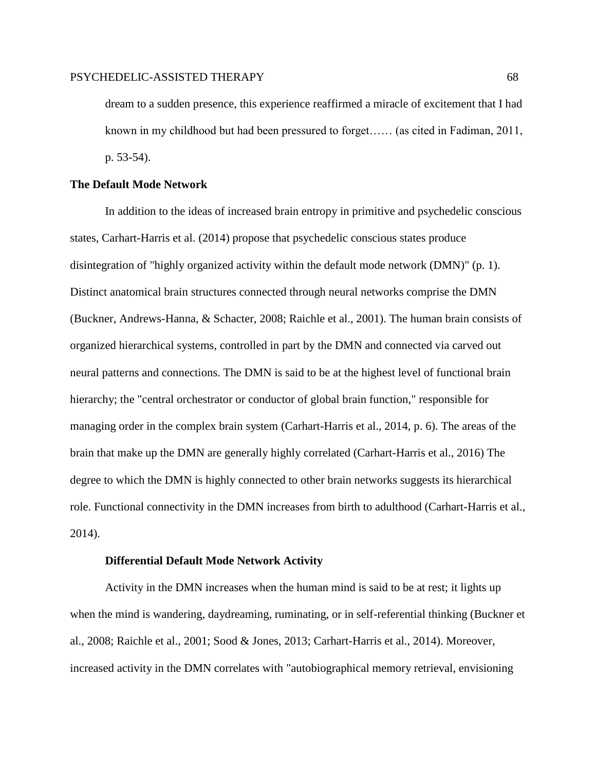dream to a sudden presence, this experience reaffirmed a miracle of excitement that I had known in my childhood but had been pressured to forget…… (as cited in Fadiman, 2011, p. 53-54).

## The Default Mode Network

In addition to the ideas of increased brain entropy in primitive and psychedelic conscious states, Carhart-Harris et al. (2014) propose that psychedelic conscious states produce disintegration of "highly organized activity within the default mode network (DMN)" (p. 1). Distinct anatomical brain structures connected through neural networks comprise the DMN (Buckner, Andrews-Hanna, & Schacter, 2008; Raichle et al., 2001). The human brain consists of organized hierarchical systems, controlled in part by the DMN and connected via carved out neural patterns and connections. The DMN is said to be at the highest level of functional brain hierarchy; the "central orchestrator or conductor of global brain function," responsible for managing order in the complex brain system (Carhart-Harris et al., 2014, p. 6). The areas of the brain that make up the DMN are generally highly correlated (Carhart-Harris et al., 2016) The degree to which the DMN is highly connected to other brain networks suggests its hierarchical role. Functional connectivity in the DMN increases from birth to adulthood (Carhart-Harris et al., 2014).

### Differential Default Mode Network Activity

Activity in the DMN increases when the human mind is said to be at rest; it lights up when the mind is wandering, daydreaming, ruminating, or in self-referential thinking (Buckner et al., 2008; Raichle et al., 2001; Sood & Jones, 2013; Carhart-Harris et al., 2014). Moreover, increased activity in the DMN correlates with "autobiographical memory retrieval, envisioning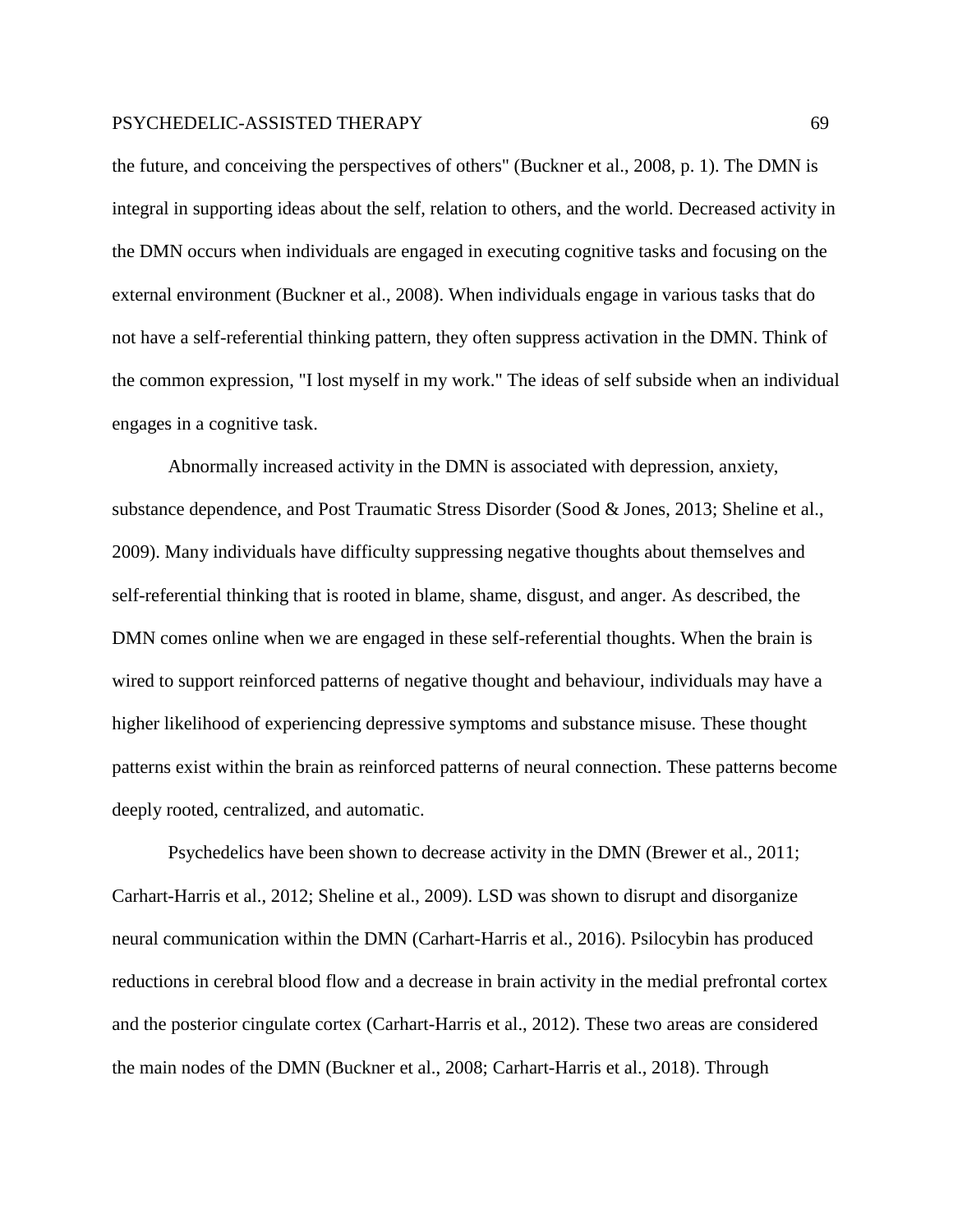the future, and conceiving the perspectives of others" (Buckner et al., 2008, p. 1). The DMN is integral in supporting ideas about the self, relation to others, and the world. Decreased activity in the DMN occurs when individuals are engaged in executing cognitive tasks and focusing on the external environment (Buckner et al., 2008). When individuals engage in various tasks that do not have a self-referential thinking pattern, they often suppress activation in the DMN. Think of the common expression, "I lost myself in my work." The ideas of self subside when an individual engages in a cognitive task.

Abnormally increased activity in the DMN is associated with depression, anxiety, substance dependence, and Post Traumatic Stress Disorder (Sood & Jones, 2013; Sheline et al., 2009). Many individuals have difficulty suppressing negative thoughts about themselves and self-referential thinking that is rooted in blame, shame, disgust, and anger. As described, the DMN comes online when we are engaged in these self-referential thoughts. When the brain is wired to support reinforced patterns of negative thought and behaviour, individuals may have a higher likelihood of experiencing depressive symptoms and substance misuse. These thought patterns exist within the brain as reinforced patterns of neural connection. These patterns become deeply rooted, centralized, and automatic.

Psychedelics have been shown to decrease activity in the DMN (Brewer et al., 2011; Carhart-Harris et al., 2012; Sheline et al., 2009). LSD was shown to disrupt and disorganize neural communication within the DMN (Carhart-Harris et al., 2016). Psilocybin has produced reductions in cerebral blood flow and a decrease in brain activity in the medial prefrontal cortex and the posterior cingulate cortex (Carhart-Harris et al., 2012). These two areas are considered the main nodes of the DMN (Buckner et al., 2008; Carhart-Harris et al., 2018). Through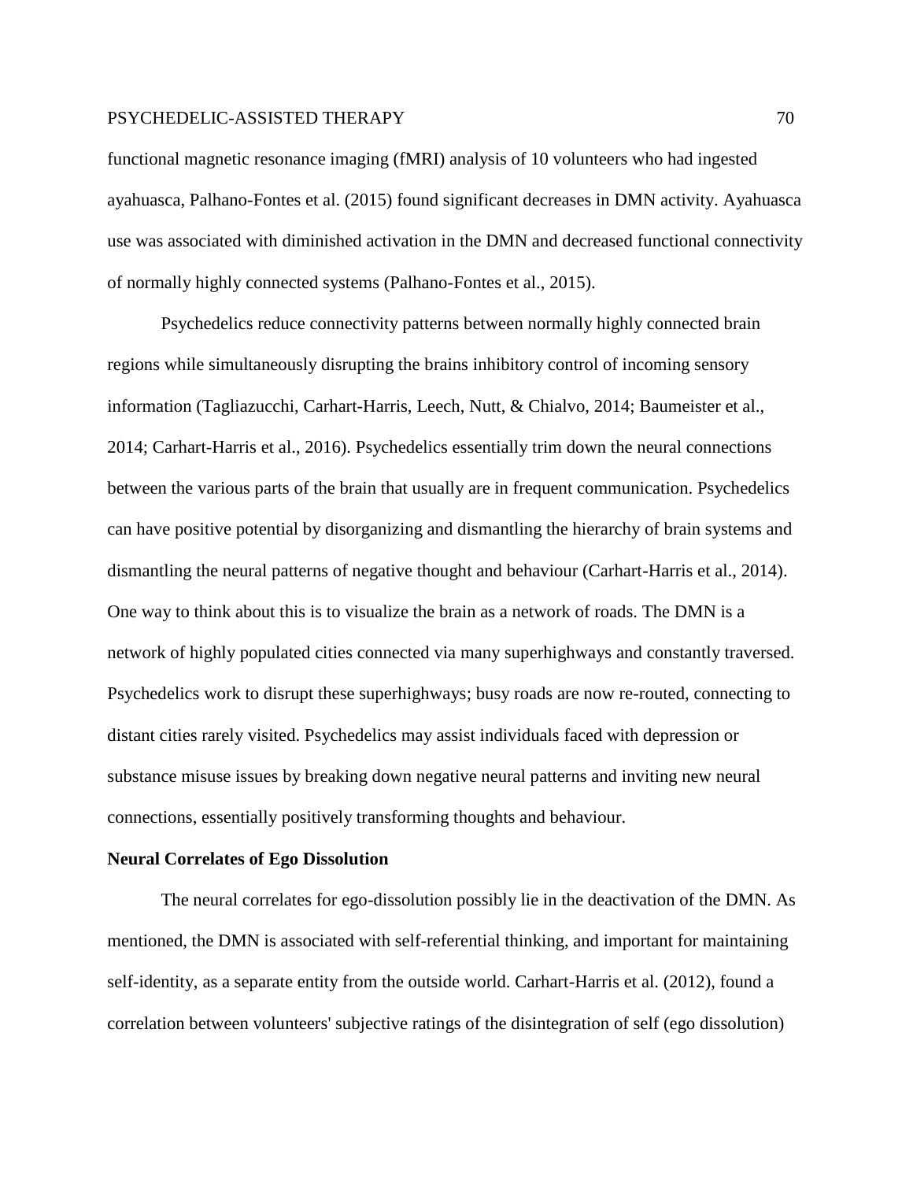functional magnetic resonance imaging (fMRI) analysis of 10 volunteers who had ingested ayahuasca, Palhano-Fontes et al. (2015) found significant decreases in DMN activity. Ayahuasca use was associated with diminished activation in the DMN and decreased functional connectivity of normally highly connected systems (Palhano-Fontes et al., 2015).

Psychedelics reduce connectivity patterns between normally highly connected brain regions while simultaneously disrupting the brains inhibitory control of incoming sensory information (Tagliazucchi, Carhart-Harris, Leech, Nutt, & Chialvo, 2014; Baumeister et al., 2014; Carhart-Harris et al., 2016). Psychedelics essentially trim down the neural connections between the various parts of the brain that usually are in frequent communication. Psychedelics can have positive potential by disorganizing and dismantling the hierarchy of brain systems and dismantling the neural patterns of negative thought and behaviour (Carhart-Harris et al., 2014). One way to think about this is to visualize the brain as a network of roads. The DMN is a network of highly populated cities connected via many superhighways and constantly traversed. Psychedelics work to disrupt these superhighways; busy roads are now re-routed, connecting to distant cities rarely visited. Psychedelics may assist individuals faced with depression or substance misuse issues by breaking down negative neural patterns and inviting new neural connections, essentially positively transforming thoughts and behaviour.

**Neural Correlates of Ego Dissolution**

The neural correlates for ego-dissolution possibly lie in the deactivation of the DMN. As mentioned, the DMN is associated with self-referential thinking, and important for maintaining self-identity, as a separate entity from the outside world. Carhart-Harris et al. (2012), found a correlation between volunteers' subjective ratings of the disintegration of self (ego dissolution)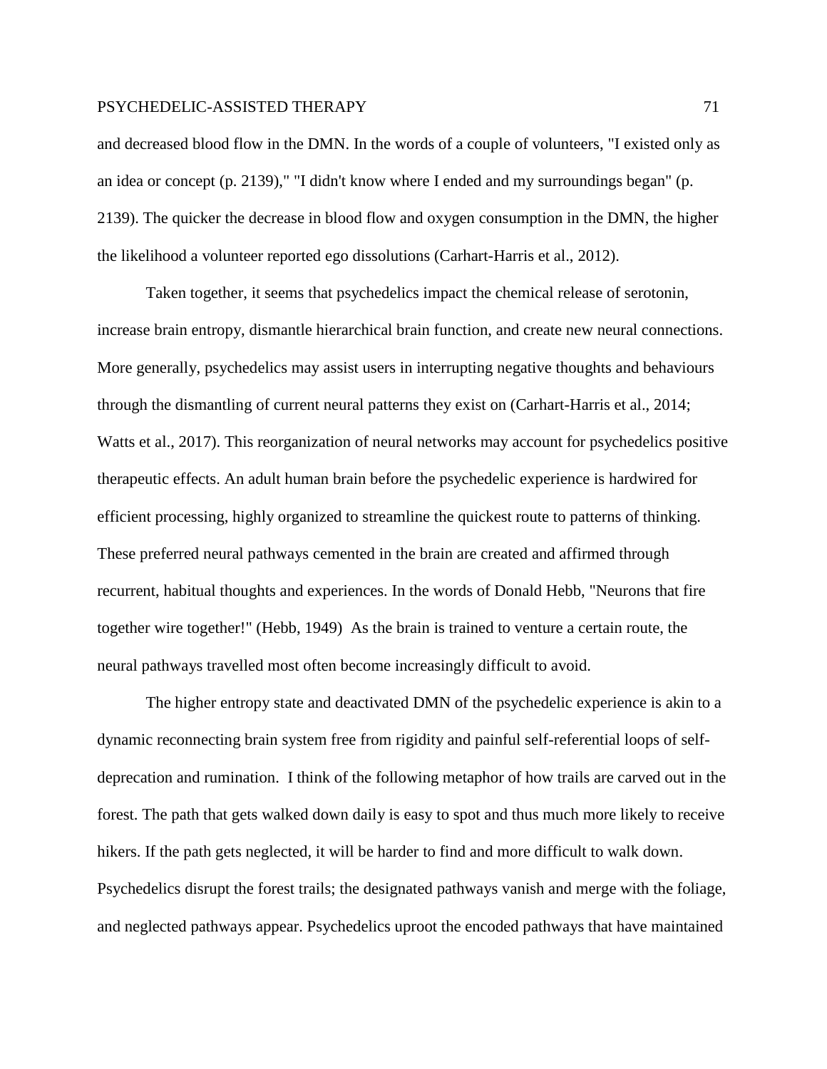and decreased blood flow in the DMN. In the words of a couple of volunteers, "I existed only as an idea or concept (p. 2139)," "I didn't know where I ended and my surroundings began" (p. 2139). The quicker the decrease in blood flow and oxygen consumption in the DMN, the higher the likelihood a volunteer reported ego dissolutions (Carhart-Harris et al., 2012).

Taken together, it seems that psychedelics impact the chemical release of serotonin, increase brain entropy, dismantle hierarchical brain function, and create new neural connections. More generally, psychedelics may assist users in interrupting negative thoughts and behaviours through the dismantling of current neural patterns they exist on (Carhart-Harris et al., 2014; Watts et al., 2017). This reorganization of neural networks may account for psychedelics positive therapeutic effects. An adult human brain before the psychedelic experience is hardwired for efficient processing, highly organized to streamline the quickest route to patterns of thinking. These preferred neural pathways cemented in the brain are created and affirmed through recurrent, habitual thoughts and experiences. In the words of Donald Hebb, "Neurons that fire together wire together!" (Hebb, 1949) As the brain is trained to venture a certain route, the neural pathways travelled most often become increasingly difficult to avoid.

The higher entropy state and deactivated DMN of the psychedelic experience is akin to a dynamic reconnecting brain system free from rigidity and painful self-referential loops of self-deprecation and rumination. I think of the following metaphor of how trails are carved out in the forest. The path that gets walked down daily is easy to spot and thus much more likely to receive hikers. If the path gets neglected, it will be harder to find and more difficult to walk down. Psychedelics disrupt the forest trails; the designated pathways vanish and merge with the foliage, and neglected pathways appear. Psychedelics uproot the encoded pathways that have maintained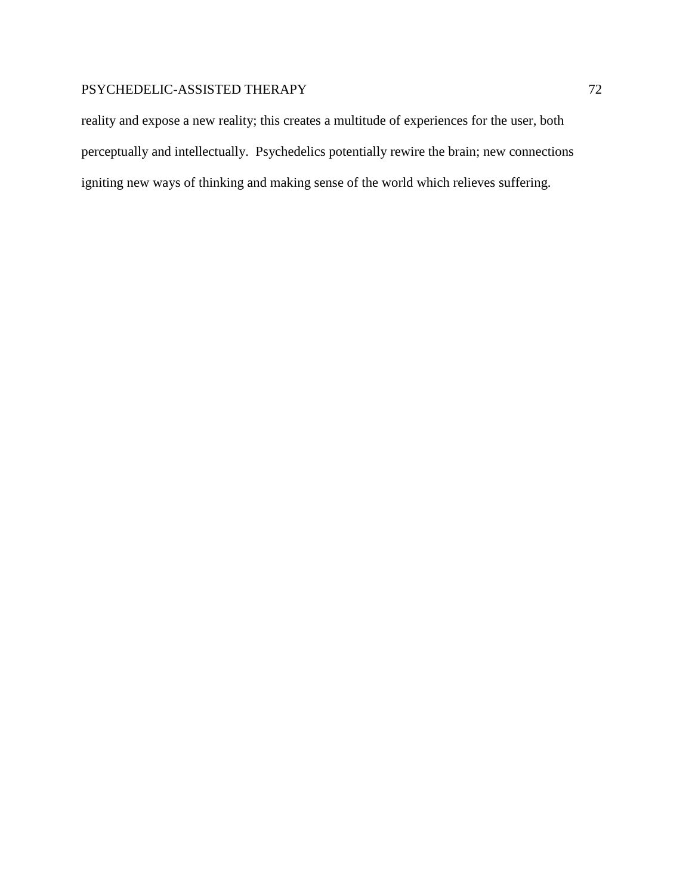reality and expose a new reality; this creates a multitude of experiences for the user, both perceptually and intellectually.  Psychedelics potentially rewire the brain; new connections igniting new ways of thinking and making sense of the world which relieves suffering.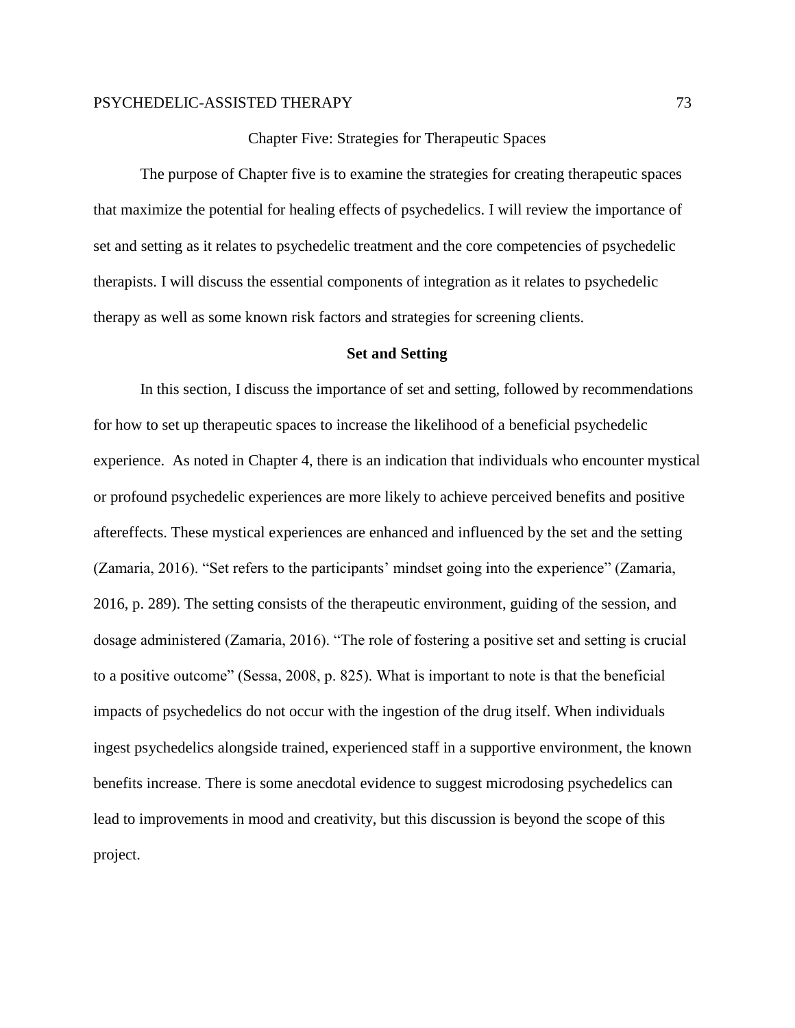# Chapter Five: Strategies for Therapeutic Spaces

The purpose of Chapter five is to examine the strategies for creating therapeutic spaces that maximize the potential for healing effects of psychedelics. I will review the importance of set and setting as it relates to psychedelic treatment and the core competencies of psychedelic therapists. I will discuss the essential components of integration as it relates to psychedelic therapy as well as some known risk factors and strategies for screening clients.

## Set and Setting

In this section, I discuss the importance of set and setting, followed by recommendations for how to set up therapeutic spaces to increase the likelihood of a beneficial psychedelic experience. As noted in Chapter 4, there is an indication that individuals who encounter mystical or profound psychedelic experiences are more likely to achieve perceived benefits and positive aftereffects. These mystical experiences are enhanced and influenced by the set and the setting (Zamaria, 2016). "Set refers to the participants' mindset going into the experience" (Zamaria, 2016, p. 289). The setting consists of the therapeutic environment, guiding of the session, and dosage administered (Zamaria, 2016). "The role of fostering a positive set and setting is crucial to a positive outcome" (Sessa, 2008, p. 825). What is important to note is that the beneficial impacts of psychedelics do not occur with the ingestion of the drug itself. When individuals ingest psychedelics alongside trained, experienced staff in a supportive environment, the known benefits increase. There is some anecdotal evidence to suggest microdosing psychedelics can lead to improvements in mood and creativity, but this discussion is beyond the scope of this project.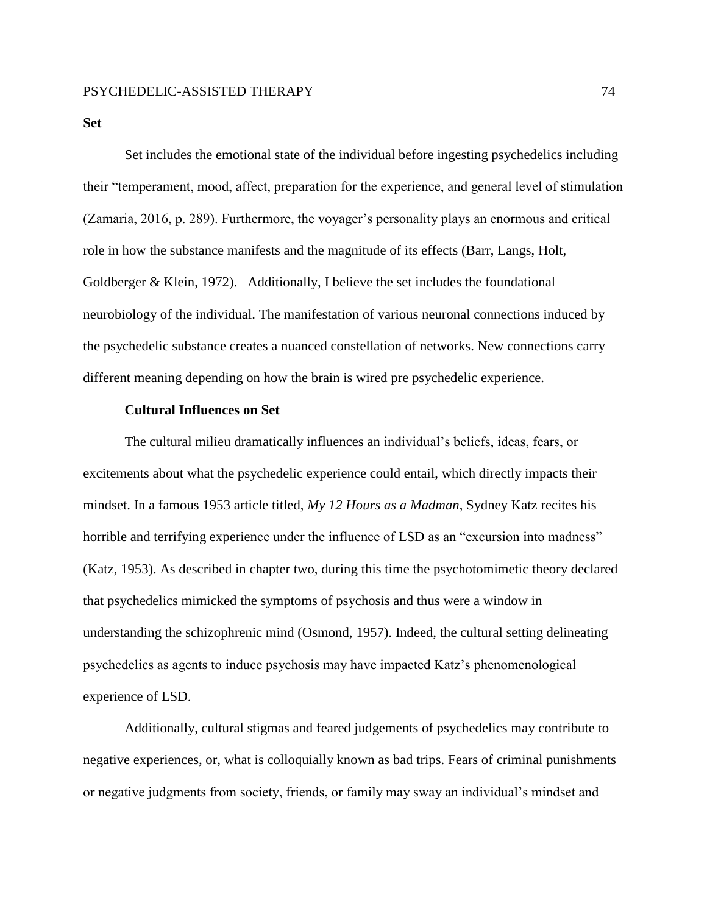**Set**

Set includes the emotional state of the individual before ingesting psychedelics including their "temperament, mood, affect, preparation for the experience, and general level of stimulation (Zamaria, 2016, p. 289). Furthermore, the voyager's personality plays an enormous and critical role in how the substance manifests and the magnitude of its effects (Barr, Langs, Holt, Goldberger & Klein, 1972). Additionally, I believe the set includes the foundational neurobiology of the individual. The manifestation of various neuronal connections induced by the psychedelic substance creates a nuanced constellation of networks. New connections carry different meaning depending on how the brain is wired pre psychedelic experience.

**Cultural Influences on Set**

The cultural milieu dramatically influences an individual's beliefs, ideas, fears, or excitements about what the psychedelic experience could entail, which directly impacts their mindset. In a famous 1953 article titled, *My 12 Hours as a Madman,* Sydney Katz recites his horrible and terrifying experience under the influence of LSD as an "excursion into madness" (Katz, 1953). As described in chapter two, during this time the psychotomimetic theory declared that psychedelics mimicked the symptoms of psychosis and thus were a window in understanding the schizophrenic mind (Osmond, 1957). Indeed, the cultural setting delineating psychedelics as agents to induce psychosis may have impacted Katz's phenomenological experience of LSD.

Additionally, cultural stigmas and feared judgements of psychedelics may contribute to negative experiences, or, what is colloquially known as bad trips. Fears of criminal punishments or negative judgments from society, friends, or family may sway an individual's mindset and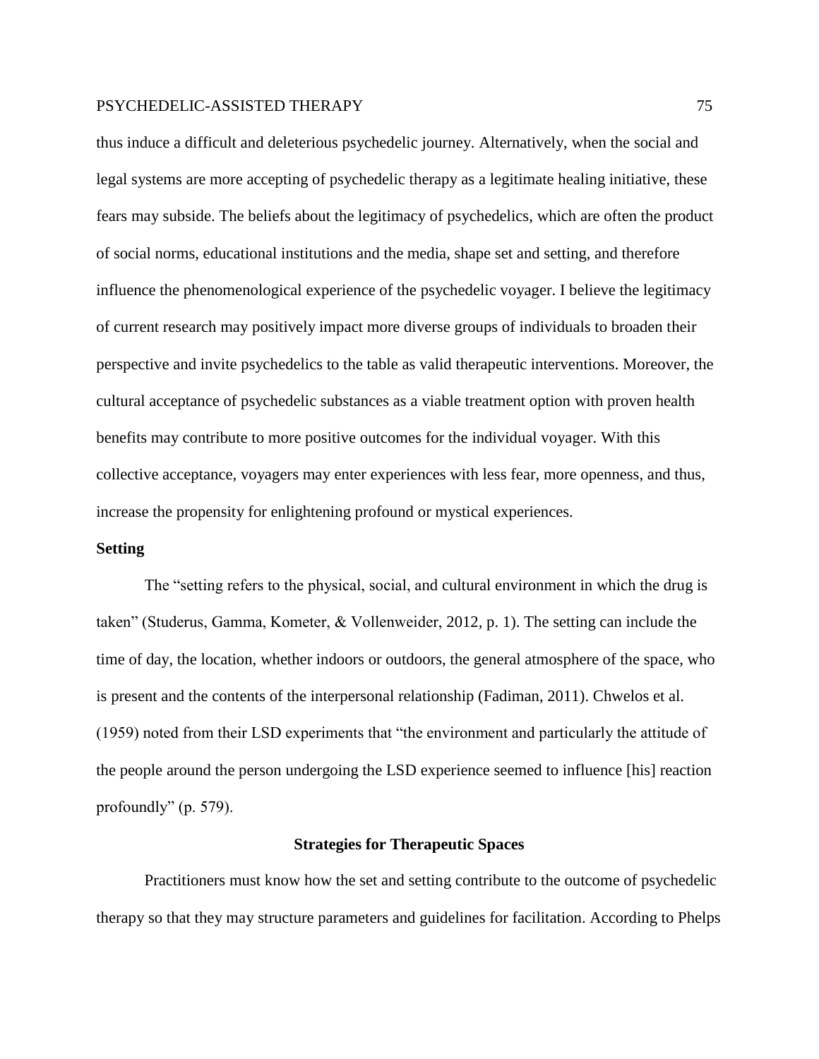thus induce a difficult and deleterious psychedelic journey. Alternatively, when the social and legal systems are more accepting of psychedelic therapy as a legitimate healing initiative, these fears may subside. The beliefs about the legitimacy of psychedelics, which are often the product of social norms, educational institutions and the media, shape set and setting, and therefore influence the phenomenological experience of the psychedelic voyager. I believe the legitimacy of current research may positively impact more diverse groups of individuals to broaden their perspective and invite psychedelics to the table as valid therapeutic interventions. Moreover, the cultural acceptance of psychedelic substances as a viable treatment option with proven health benefits may contribute to more positive outcomes for the individual voyager. With this collective acceptance, voyagers may enter experiences with less fear, more openness, and thus, increase the propensity for enlightening profound or mystical experiences.

### Setting

The "setting refers to the physical, social, and cultural environment in which the drug is taken" (Studerus, Gamma, Kometer, & Vollenweider, 2012, p. 1). The setting can include the time of day, the location, whether indoors or outdoors, the general atmosphere of the space, who is present and the contents of the interpersonal relationship (Fadiman, 2011). Chwelos et al. (1959) noted from their LSD experiments that "the environment and particularly the attitude of the people around the person undergoing the LSD experience seemed to influence [his] reaction profoundly" (p. 579).

## Strategies for Therapeutic Spaces

Practitioners must know how the set and setting contribute to the outcome of psychedelic therapy so that they may structure parameters and guidelines for facilitation. According to Phelps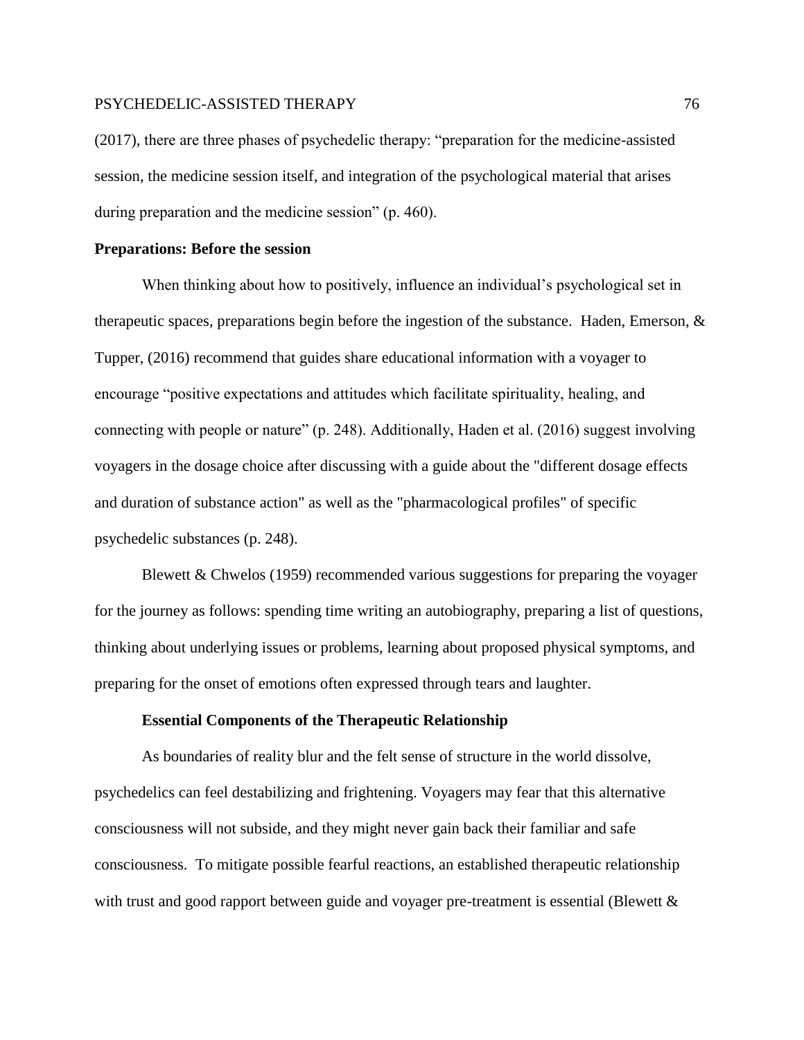(2017), there are three phases of psychedelic therapy: “preparation for the medicine-assisted session, the medicine session itself, and integration of the psychological material that arises during preparation and the medicine session” (p. 460).

**Preparations: Before the session**

When thinking about how to positively, influence an individual’s psychological set in therapeutic spaces, preparations begin before the ingestion of the substance. Haden, Emerson, & Tupper, (2016) recommend that guides share educational information with a voyager to encourage “positive expectations and attitudes which facilitate spirituality, healing, and connecting with people or nature” (p. 248). Additionally, Haden et al. (2016) suggest involving voyagers in the dosage choice after discussing with a guide about the "different dosage effects and duration of substance action" as well as the "pharmacological profiles" of specific psychedelic substances (p. 248).

Blewett & Chwelos (1959) recommended various suggestions for preparing the voyager for the journey as follows: spending time writing an autobiography, preparing a list of questions, thinking about underlying issues or problems, learning about proposed physical symptoms, and preparing for the onset of emotions often expressed through tears and laughter.

**Essential Components of the Therapeutic Relationship**

As boundaries of reality blur and the felt sense of structure in the world dissolve, psychedelics can feel destabilizing and frightening. Voyagers may fear that this alternative consciousness will not subside, and they might never gain back their familiar and safe consciousness. To mitigate possible fearful reactions, an established therapeutic relationship with trust and good rapport between guide and voyager pre-treatment is essential (Blewett &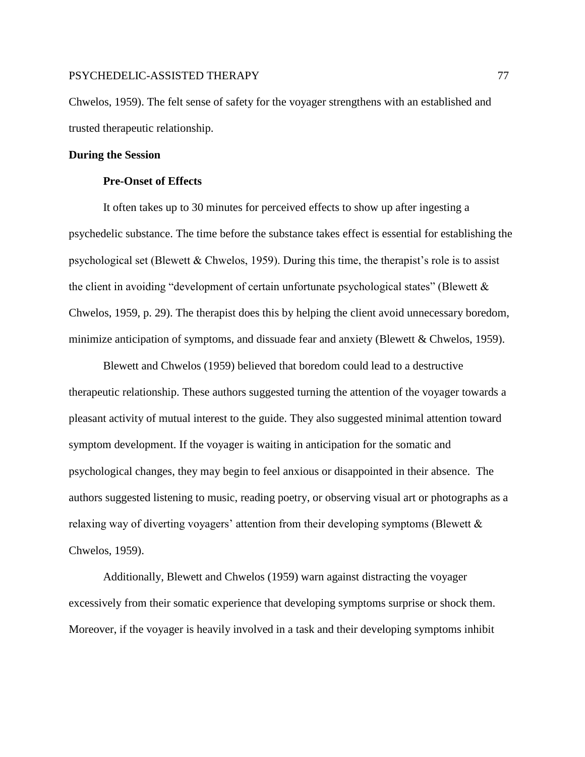Chwelos, 1959). The felt sense of safety for the voyager strengthens with an established and trusted therapeutic relationship.

## During the Session

### Pre-Onset of Effects

It often takes up to 30 minutes for perceived effects to show up after ingesting a psychedelic substance. The time before the substance takes effect is essential for establishing the psychological set (Blewett & Chwelos, 1959). During this time, the therapist's role is to assist the client in avoiding "development of certain unfortunate psychological states" (Blewett & Chwelos, 1959, p. 29). The therapist does this by helping the client avoid unnecessary boredom, minimize anticipation of symptoms, and dissuade fear and anxiety (Blewett & Chwelos, 1959).

Blewett and Chwelos (1959) believed that boredom could lead to a destructive therapeutic relationship. These authors suggested turning the attention of the voyager towards a pleasant activity of mutual interest to the guide. They also suggested minimal attention toward symptom development. If the voyager is waiting in anticipation for the somatic and psychological changes, they may begin to feel anxious or disappointed in their absence. The authors suggested listening to music, reading poetry, or observing visual art or photographs as a relaxing way of diverting voyagers' attention from their developing symptoms (Blewett & Chwelos, 1959).

Additionally, Blewett and Chwelos (1959) warn against distracting the voyager excessively from their somatic experience that developing symptoms surprise or shock them. Moreover, if the voyager is heavily involved in a task and their developing symptoms inhibit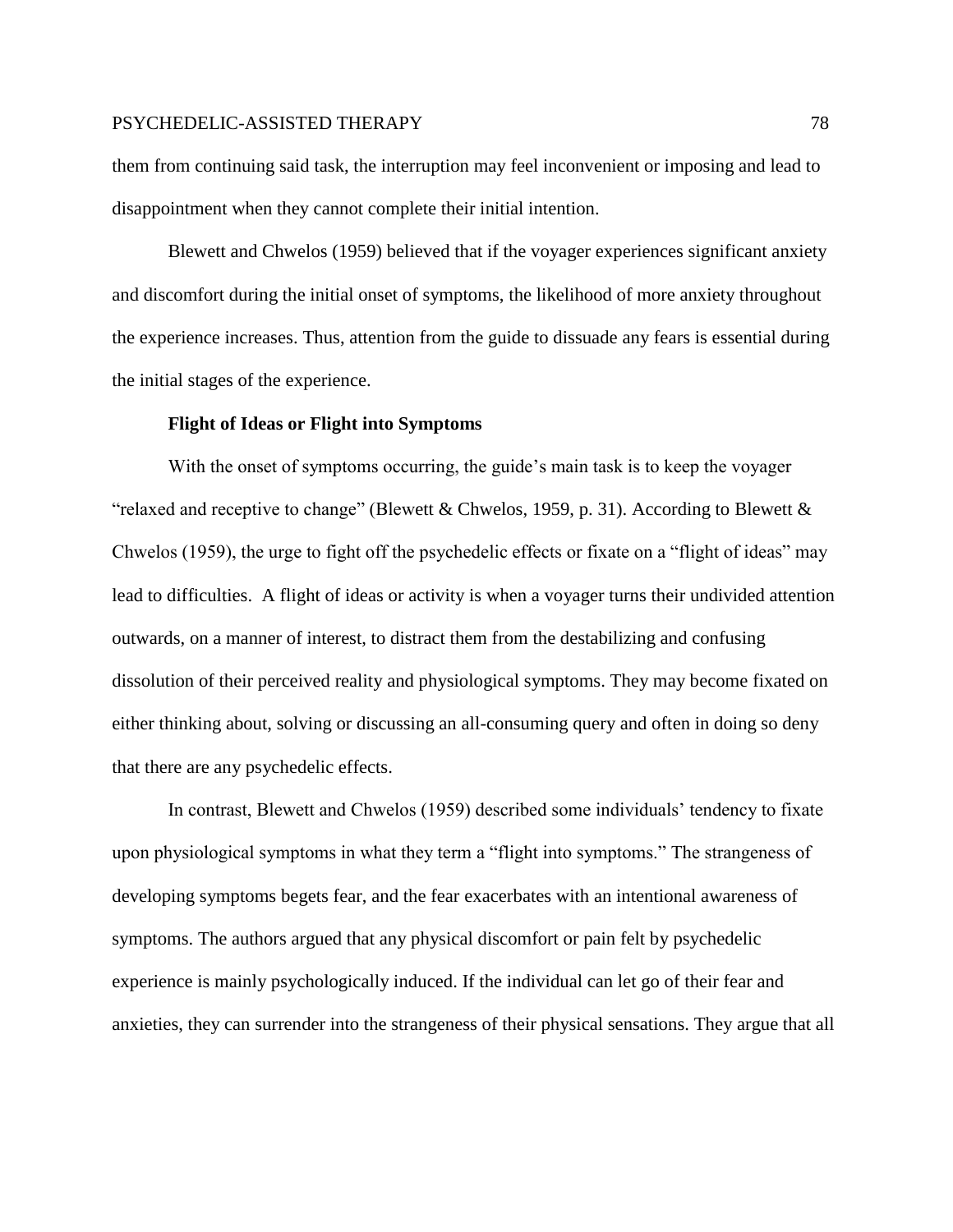them from continuing said task, the interruption may feel inconvenient or imposing and lead to disappointment when they cannot complete their initial intention.

Blewett and Chwelos (1959) believed that if the voyager experiences significant anxiety and discomfort during the initial onset of symptoms, the likelihood of more anxiety throughout the experience increases. Thus, attention from the guide to dissuade any fears is essential during the initial stages of the experience.

### Flight of Ideas or Flight into Symptoms

With the onset of symptoms occurring, the guide's main task is to keep the voyager "relaxed and receptive to change" (Blewett & Chwelos, 1959, p. 31). According to Blewett & Chwelos (1959), the urge to fight off the psychedelic effects or fixate on a "flight of ideas" may lead to difficulties. A flight of ideas or activity is when a voyager turns their undivided attention outwards, on a manner of interest, to distract them from the destabilizing and confusing dissolution of their perceived reality and physiological symptoms. They may become fixated on either thinking about, solving or discussing an all-consuming query and often in doing so deny that there are any psychedelic effects.

In contrast, Blewett and Chwelos (1959) described some individuals' tendency to fixate upon physiological symptoms in what they term a "flight into symptoms." The strangeness of developing symptoms begets fear, and the fear exacerbates with an intentional awareness of symptoms. The authors argued that any physical discomfort or pain felt by psychedelic experience is mainly psychologically induced. If the individual can let go of their fear and anxieties, they can surrender into the strangeness of their physical sensations. They argue that all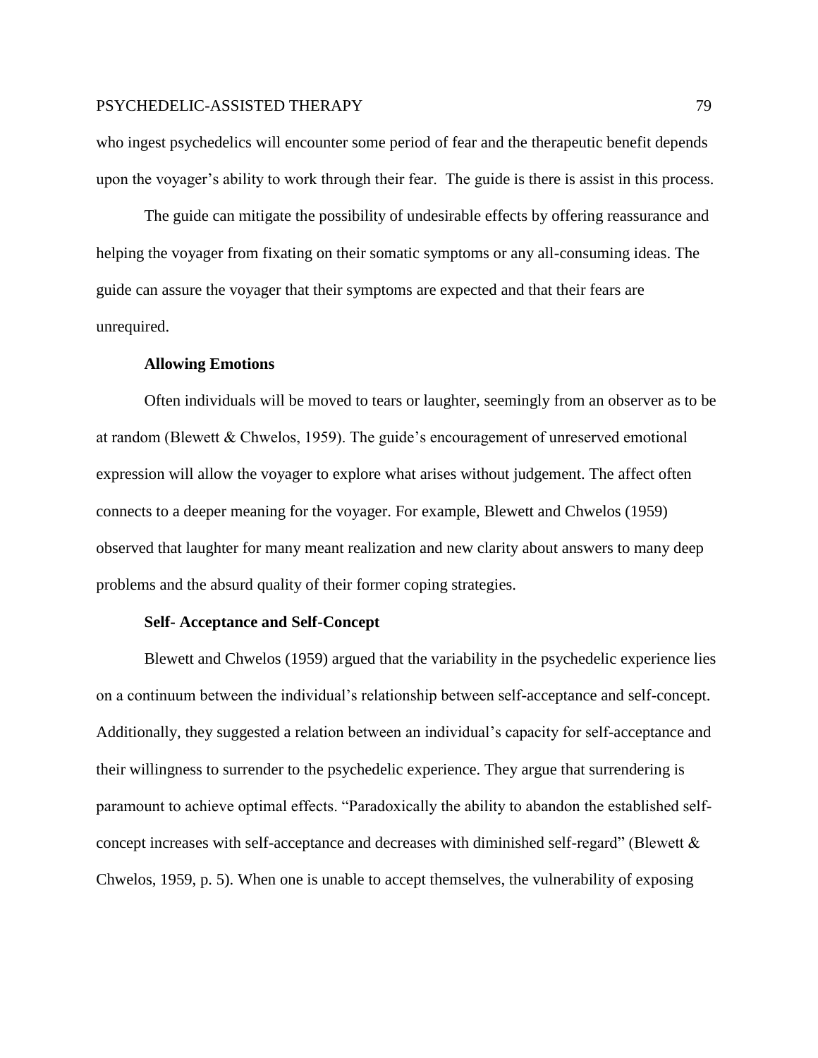who ingest psychedelics will encounter some period of fear and the therapeutic benefit depends upon the voyager's ability to work through their fear. The guide is there is assist in this process.

The guide can mitigate the possibility of undesirable effects by offering reassurance and helping the voyager from fixating on their somatic symptoms or any all-consuming ideas. The guide can assure the voyager that their symptoms are expected and that their fears are unrequired.

### Allowing Emotions

Often individuals will be moved to tears or laughter, seemingly from an observer as to be at random (Blewett & Chwelos, 1959). The guide's encouragement of unreserved emotional expression will allow the voyager to explore what arises without judgement. The affect often connects to a deeper meaning for the voyager. For example, Blewett and Chwelos (1959) observed that laughter for many meant realization and new clarity about answers to many deep problems and the absurd quality of their former coping strategies.

### Self- Acceptance and Self-Concept

Blewett and Chwelos (1959) argued that the variability in the psychedelic experience lies on a continuum between the individual's relationship between self-acceptance and self-concept. Additionally, they suggested a relation between an individual's capacity for self-acceptance and their willingness to surrender to the psychedelic experience. They argue that surrendering is paramount to achieve optimal effects. "Paradoxically the ability to abandon the established self-concept increases with self-acceptance and decreases with diminished self-regard" (Blewett & Chwelos, 1959, p. 5). When one is unable to accept themselves, the vulnerability of exposing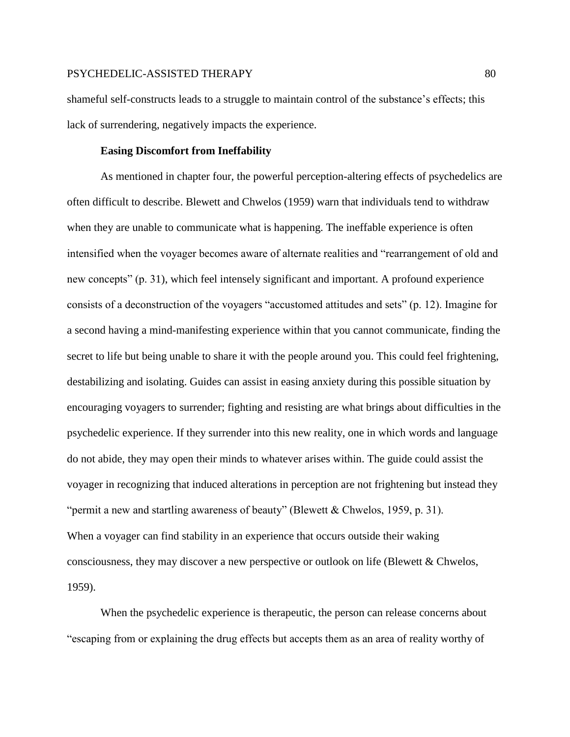shameful self-constructs leads to a struggle to maintain control of the substance's effects; this lack of surrendering, negatively impacts the experience.

### Easing Discomfort from Ineffability

As mentioned in chapter four, the powerful perception-altering effects of psychedelics are often difficult to describe. Blewett and Chwelos (1959) warn that individuals tend to withdraw when they are unable to communicate what is happening. The ineffable experience is often intensified when the voyager becomes aware of alternate realities and "rearrangement of old and new concepts" (p. 31), which feel intensely significant and important. A profound experience consists of a deconstruction of the voyagers "accustomed attitudes and sets" (p. 12). Imagine for a second having a mind-manifesting experience within that you cannot communicate, finding the secret to life but being unable to share it with the people around you. This could feel frightening, destabilizing and isolating. Guides can assist in easing anxiety during this possible situation by encouraging voyagers to surrender; fighting and resisting are what brings about difficulties in the psychedelic experience. If they surrender into this new reality, one in which words and language do not abide, they may open their minds to whatever arises within. The guide could assist the voyager in recognizing that induced alterations in perception are not frightening but instead they "permit a new and startling awareness of beauty" (Blewett & Chwelos, 1959, p. 31). When a voyager can find stability in an experience that occurs outside their waking consciousness, they may discover a new perspective or outlook on life (Blewett & Chwelos, 1959).

When the psychedelic experience is therapeutic, the person can release concerns about "escaping from or explaining the drug effects but accepts them as an area of reality worthy of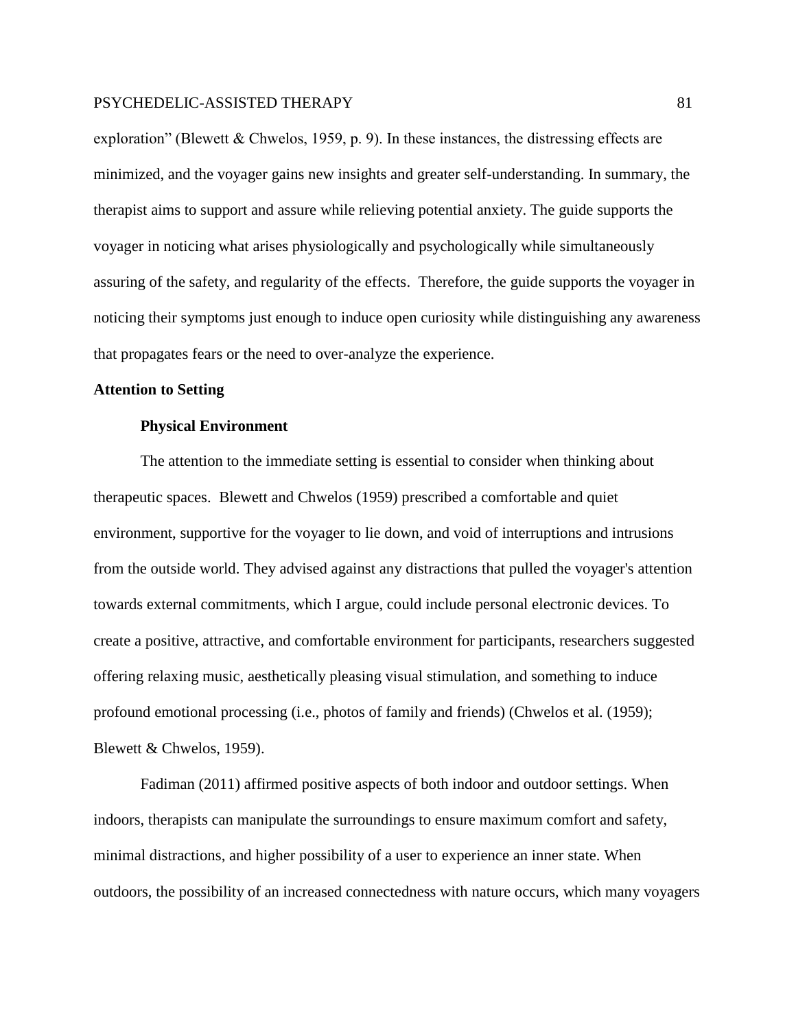exploration" (Blewett & Chwelos, 1959, p. 9). In these instances, the distressing effects are minimized, and the voyager gains new insights and greater self-understanding. In summary, the therapist aims to support and assure while relieving potential anxiety. The guide supports the voyager in noticing what arises physiologically and psychologically while simultaneously assuring of the safety, and regularity of the effects. Therefore, the guide supports the voyager in noticing their symptoms just enough to induce open curiosity while distinguishing any awareness that propagates fears or the need to over-analyze the experience.

## Attention to Setting

### Physical Environment

The attention to the immediate setting is essential to consider when thinking about therapeutic spaces. Blewett and Chwelos (1959) prescribed a comfortable and quiet environment, supportive for the voyager to lie down, and void of interruptions and intrusions from the outside world. They advised against any distractions that pulled the voyager's attention towards external commitments, which I argue, could include personal electronic devices. To create a positive, attractive, and comfortable environment for participants, researchers suggested offering relaxing music, aesthetically pleasing visual stimulation, and something to induce profound emotional processing (i.e., photos of family and friends) (Chwelos et al. (1959); Blewett & Chwelos, 1959).

Fadiman (2011) affirmed positive aspects of both indoor and outdoor settings. When indoors, therapists can manipulate the surroundings to ensure maximum comfort and safety, minimal distractions, and higher possibility of a user to experience an inner state. When outdoors, the possibility of an increased connectedness with nature occurs, which many voyagers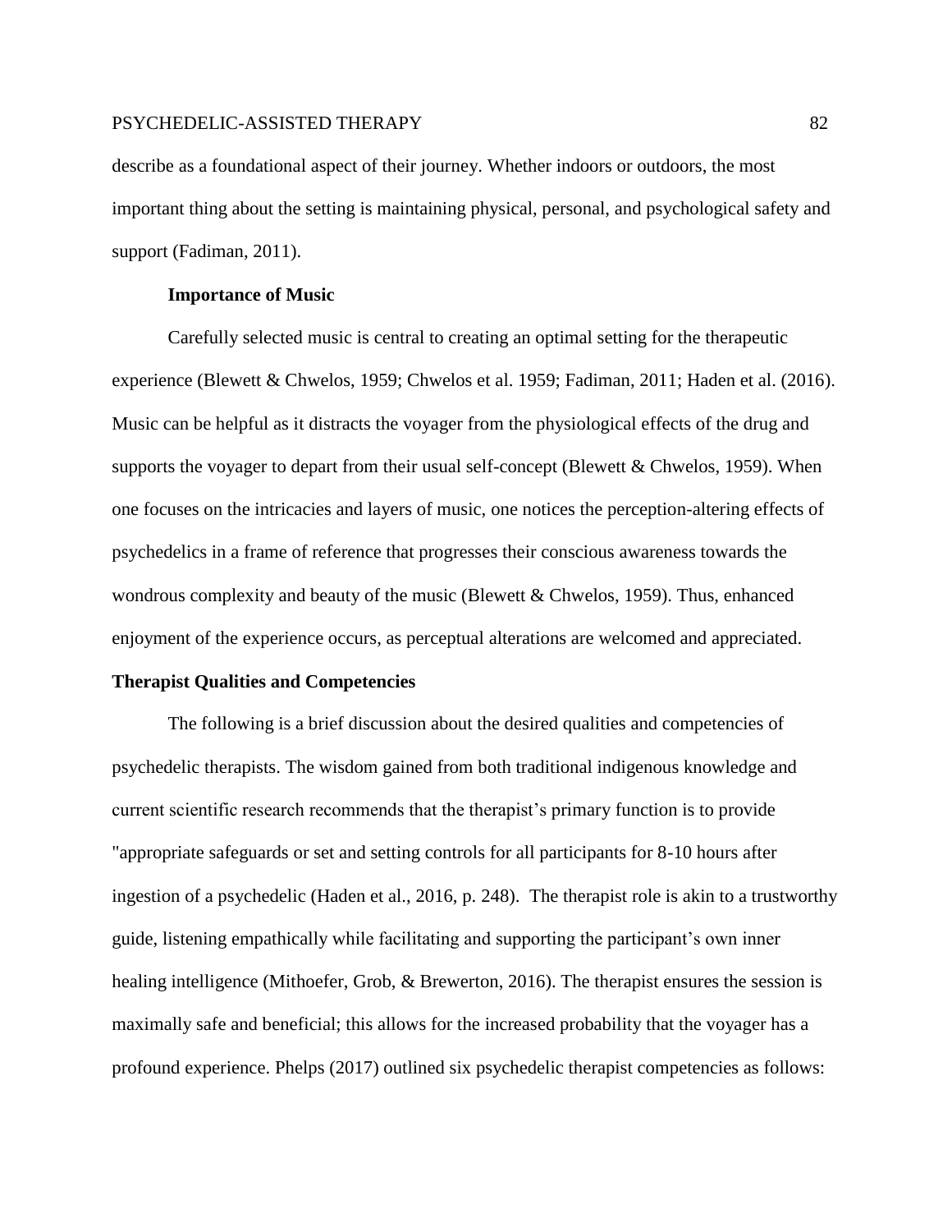describe as a foundational aspect of their journey. Whether indoors or outdoors, the most important thing about the setting is maintaining physical, personal, and psychological safety and support (Fadiman, 2011).

### Importance of Music

Carefully selected music is central to creating an optimal setting for the therapeutic experience (Blewett & Chwelos, 1959; Chwelos et al. 1959; Fadiman, 2011; Haden et al. (2016). Music can be helpful as it distracts the voyager from the physiological effects of the drug and supports the voyager to depart from their usual self-concept (Blewett & Chwelos, 1959). When one focuses on the intricacies and layers of music, one notices the perception-altering effects of psychedelics in a frame of reference that progresses their conscious awareness towards the wondrous complexity and beauty of the music (Blewett & Chwelos, 1959). Thus, enhanced enjoyment of the experience occurs, as perceptual alterations are welcomed and appreciated.

## Therapist Qualities and Competencies

The following is a brief discussion about the desired qualities and competencies of psychedelic therapists. The wisdom gained from both traditional indigenous knowledge and current scientific research recommends that the therapist's primary function is to provide "appropriate safeguards or set and setting controls for all participants for 8-10 hours after ingestion of a psychedelic (Haden et al., 2016, p. 248). The therapist role is akin to a trustworthy guide, listening empathically while facilitating and supporting the participant's own inner healing intelligence (Mithoefer, Grob, & Brewerton, 2016). The therapist ensures the session is maximally safe and beneficial; this allows for the increased probability that the voyager has a profound experience. Phelps (2017) outlined six psychedelic therapist competencies as follows: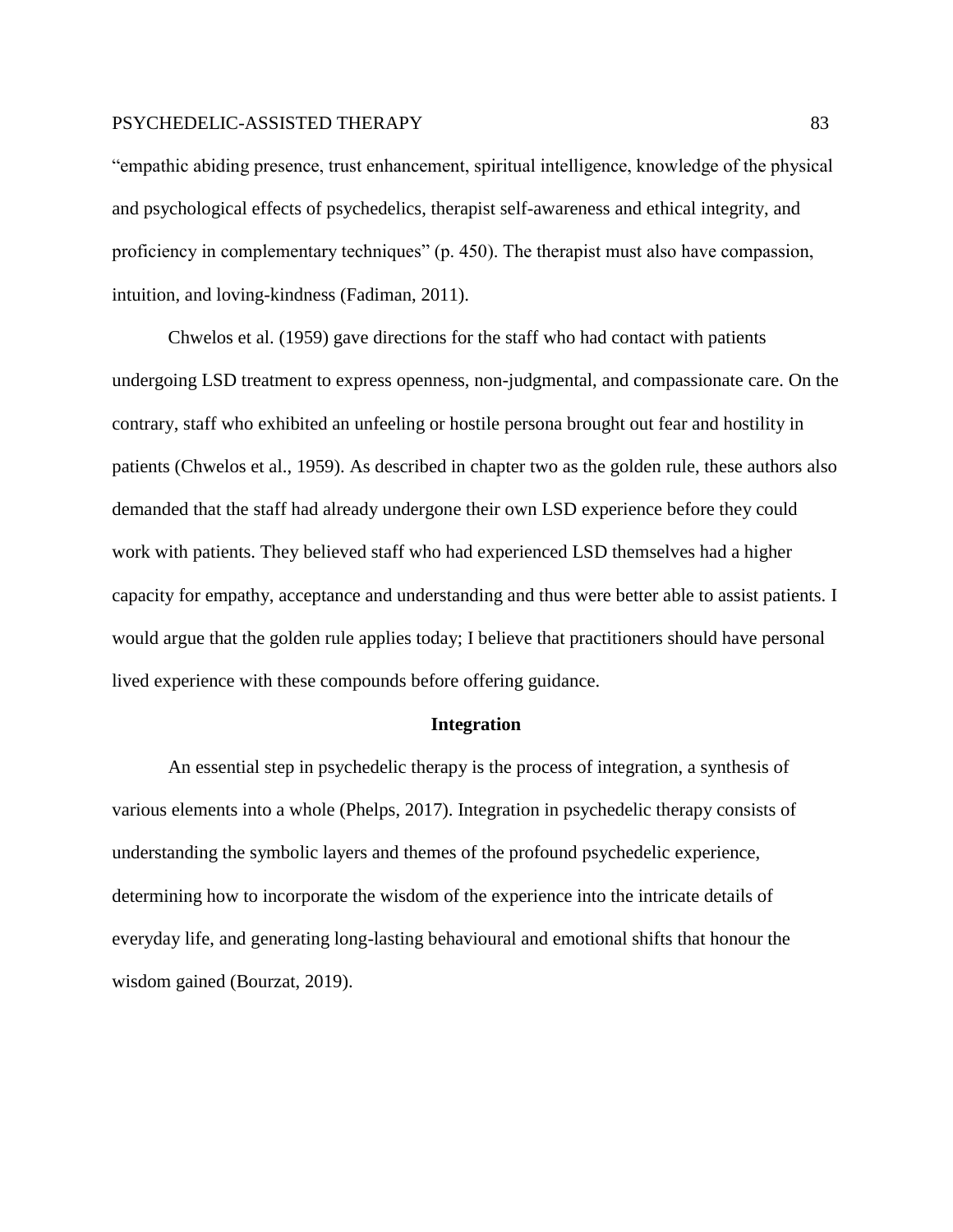"empathic abiding presence, trust enhancement, spiritual intelligence, knowledge of the physical and psychological effects of psychedelics, therapist self-awareness and ethical integrity, and proficiency in complementary techniques" (p. 450). The therapist must also have compassion, intuition, and loving-kindness (Fadiman, 2011).

Chwelos et al. (1959) gave directions for the staff who had contact with patients undergoing LSD treatment to express openness, non-judgmental, and compassionate care. On the contrary, staff who exhibited an unfeeling or hostile persona brought out fear and hostility in patients (Chwelos et al., 1959). As described in chapter two as the golden rule, these authors also demanded that the staff had already undergone their own LSD experience before they could work with patients. They believed staff who had experienced LSD themselves had a higher capacity for empathy, acceptance and understanding and thus were better able to assist patients. I would argue that the golden rule applies today; I believe that practitioners should have personal lived experience with these compounds before offering guidance.

## Integration

An essential step in psychedelic therapy is the process of integration, a synthesis of various elements into a whole (Phelps, 2017). Integration in psychedelic therapy consists of understanding the symbolic layers and themes of the profound psychedelic experience, determining how to incorporate the wisdom of the experience into the intricate details of everyday life, and generating long-lasting behavioural and emotional shifts that honour the wisdom gained (Bourzat, 2019).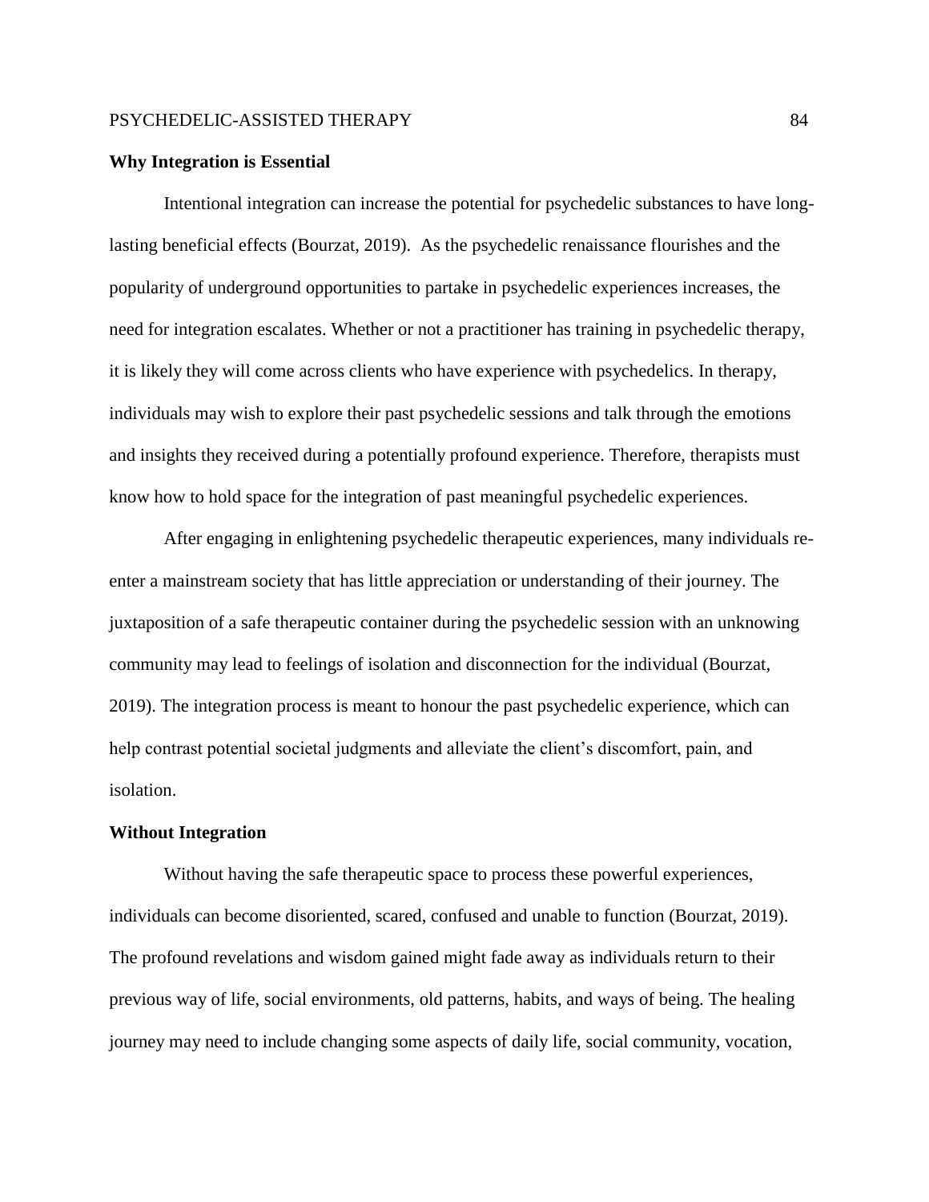**Why Integration is Essential**

Intentional integration can increase the potential for psychedelic substances to have long-lasting beneficial effects (Bourzat, 2019). As the psychedelic renaissance flourishes and the popularity of underground opportunities to partake in psychedelic experiences increases, the need for integration escalates. Whether or not a practitioner has training in psychedelic therapy, it is likely they will come across clients who have experience with psychedelics. In therapy, individuals may wish to explore their past psychedelic sessions and talk through the emotions and insights they received during a potentially profound experience. Therefore, therapists must know how to hold space for the integration of past meaningful psychedelic experiences.

After engaging in enlightening psychedelic therapeutic experiences, many individuals re-enter a mainstream society that has little appreciation or understanding of their journey. The juxtaposition of a safe therapeutic container during the psychedelic session with an unknowing community may lead to feelings of isolation and disconnection for the individual (Bourzat, 2019). The integration process is meant to honour the past psychedelic experience, which can help contrast potential societal judgments and alleviate the client's discomfort, pain, and isolation.

**Without Integration**

Without having the safe therapeutic space to process these powerful experiences, individuals can become disoriented, scared, confused and unable to function (Bourzat, 2019). The profound revelations and wisdom gained might fade away as individuals return to their previous way of life, social environments, old patterns, habits, and ways of being. The healing journey may need to include changing some aspects of daily life, social community, vocation,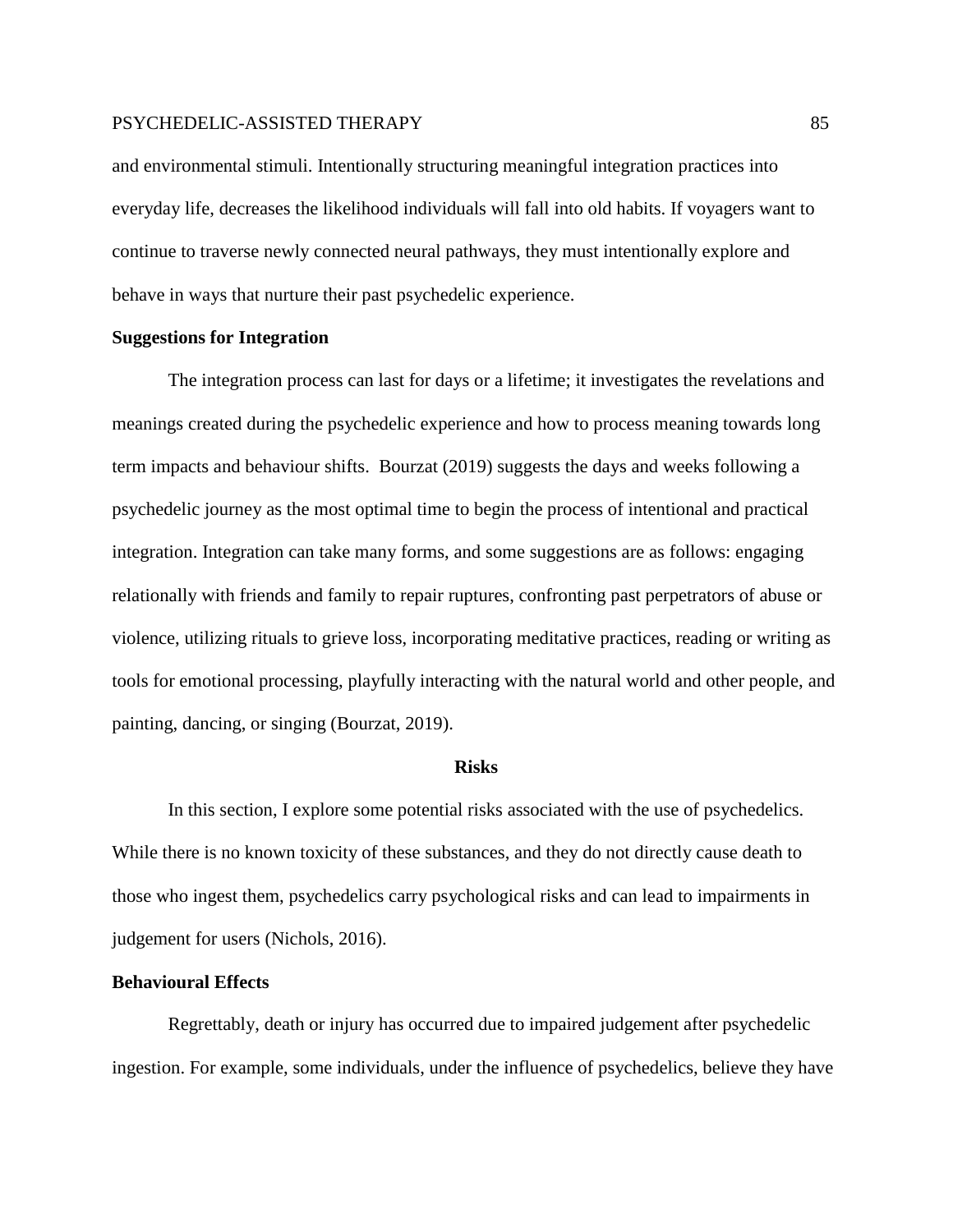and environmental stimuli. Intentionally structuring meaningful integration practices into everyday life, decreases the likelihood individuals will fall into old habits. If voyagers want to continue to traverse newly connected neural pathways, they must intentionally explore and behave in ways that nurture their past psychedelic experience.

### Suggestions for Integration

The integration process can last for days or a lifetime; it investigates the revelations and meanings created during the psychedelic experience and how to process meaning towards long term impacts and behaviour shifts. Bourzat (2019) suggests the days and weeks following a psychedelic journey as the most optimal time to begin the process of intentional and practical integration. Integration can take many forms, and some suggestions are as follows: engaging relationally with friends and family to repair ruptures, confronting past perpetrators of abuse or violence, utilizing rituals to grieve loss, incorporating meditative practices, reading or writing as tools for emotional processing, playfully interacting with the natural world and other people, and painting, dancing, or singing (Bourzat, 2019).

## Risks

In this section, I explore some potential risks associated with the use of psychedelics. While there is no known toxicity of these substances, and they do not directly cause death to those who ingest them, psychedelics carry psychological risks and can lead to impairments in judgement for users (Nichols, 2016).

### Behavioural Effects

Regrettably, death or injury has occurred due to impaired judgement after psychedelic ingestion. For example, some individuals, under the influence of psychedelics, believe they have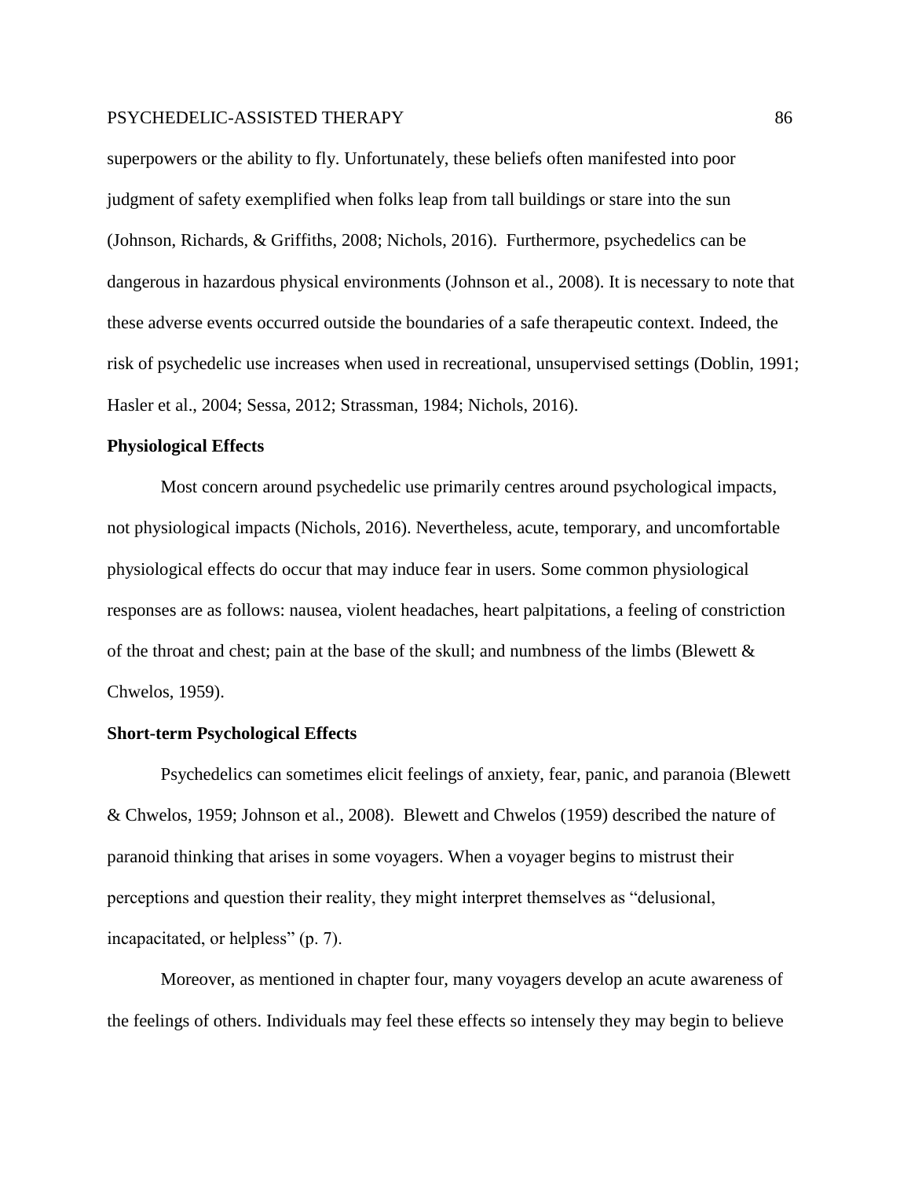superpowers or the ability to fly. Unfortunately, these beliefs often manifested into poor judgment of safety exemplified when folks leap from tall buildings or stare into the sun (Johnson, Richards, & Griffiths, 2008; Nichols, 2016). Furthermore, psychedelics can be dangerous in hazardous physical environments (Johnson et al., 2008). It is necessary to note that these adverse events occurred outside the boundaries of a safe therapeutic context. Indeed, the risk of psychedelic use increases when used in recreational, unsupervised settings (Doblin, 1991; Hasler et al., 2004; Sessa, 2012; Strassman, 1984; Nichols, 2016).

### Physiological Effects

Most concern around psychedelic use primarily centres around psychological impacts, not physiological impacts (Nichols, 2016). Nevertheless, acute, temporary, and uncomfortable physiological effects do occur that may induce fear in users. Some common physiological responses are as follows: nausea, violent headaches, heart palpitations, a feeling of constriction of the throat and chest; pain at the base of the skull; and numbness of the limbs (Blewett & Chwelos, 1959).

### Short-term Psychological Effects

Psychedelics can sometimes elicit feelings of anxiety, fear, panic, and paranoia (Blewett & Chwelos, 1959; Johnson et al., 2008). Blewett and Chwelos (1959) described the nature of paranoid thinking that arises in some voyagers. When a voyager begins to mistrust their perceptions and question their reality, they might interpret themselves as "delusional, incapacitated, or helpless" (p. 7).

Moreover, as mentioned in chapter four, many voyagers develop an acute awareness of the feelings of others. Individuals may feel these effects so intensely they may begin to believe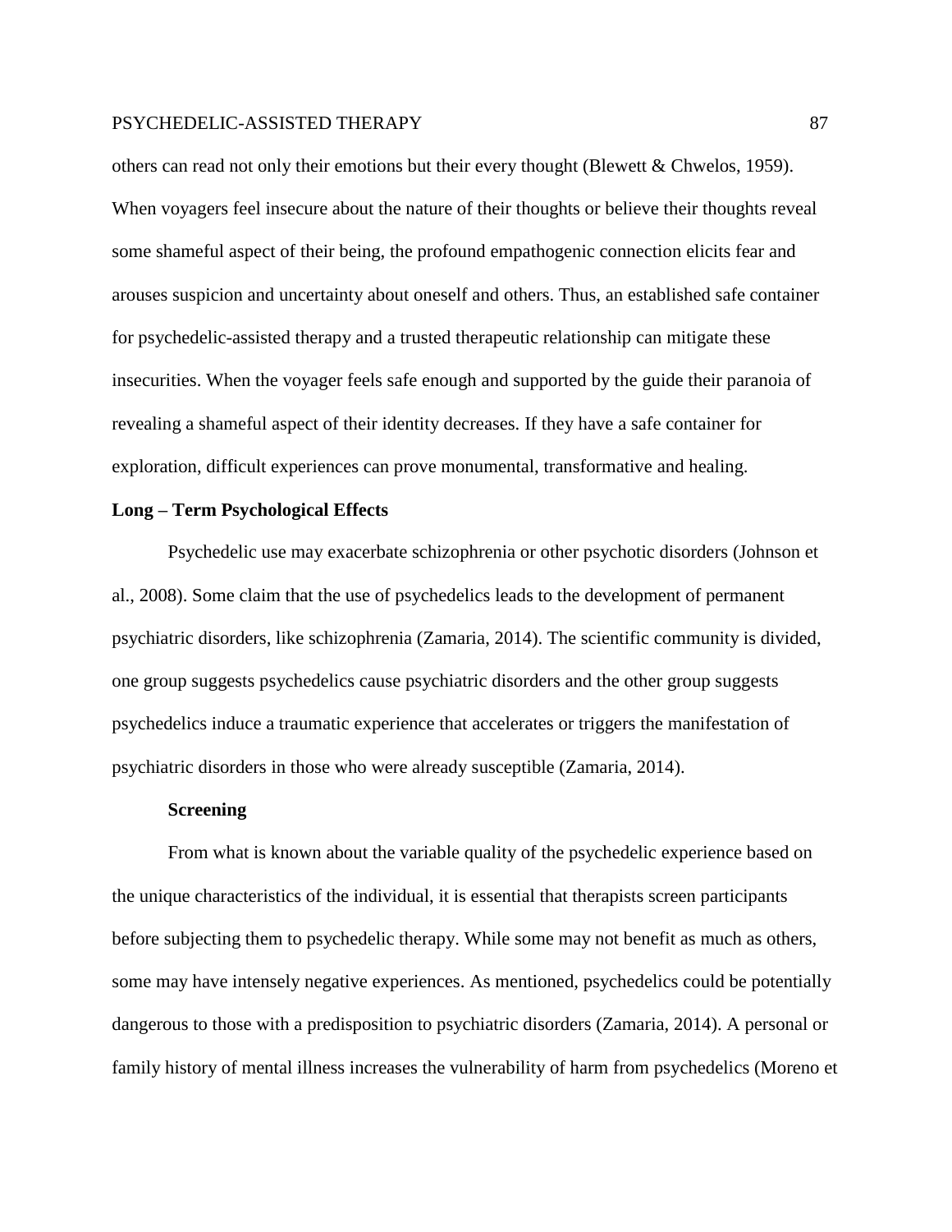others can read not only their emotions but their every thought (Blewett & Chwelos, 1959). When voyagers feel insecure about the nature of their thoughts or believe their thoughts reveal some shameful aspect of their being, the profound empathogenic connection elicits fear and arouses suspicion and uncertainty about oneself and others. Thus, an established safe container for psychedelic-assisted therapy and a trusted therapeutic relationship can mitigate these insecurities. When the voyager feels safe enough and supported by the guide their paranoia of revealing a shameful aspect of their identity decreases. If they have a safe container for exploration, difficult experiences can prove monumental, transformative and healing.

## Long – Term Psychological Effects

Psychedelic use may exacerbate schizophrenia or other psychotic disorders (Johnson et al., 2008). Some claim that the use of psychedelics leads to the development of permanent psychiatric disorders, like schizophrenia (Zamaria, 2014). The scientific community is divided, one group suggests psychedelics cause psychiatric disorders and the other group suggests psychedelics induce a traumatic experience that accelerates or triggers the manifestation of psychiatric disorders in those who were already susceptible (Zamaria, 2014).

### Screening

From what is known about the variable quality of the psychedelic experience based on the unique characteristics of the individual, it is essential that therapists screen participants before subjecting them to psychedelic therapy. While some may not benefit as much as others, some may have intensely negative experiences. As mentioned, psychedelics could be potentially dangerous to those with a predisposition to psychiatric disorders (Zamaria, 2014). A personal or family history of mental illness increases the vulnerability of harm from psychedelics (Moreno et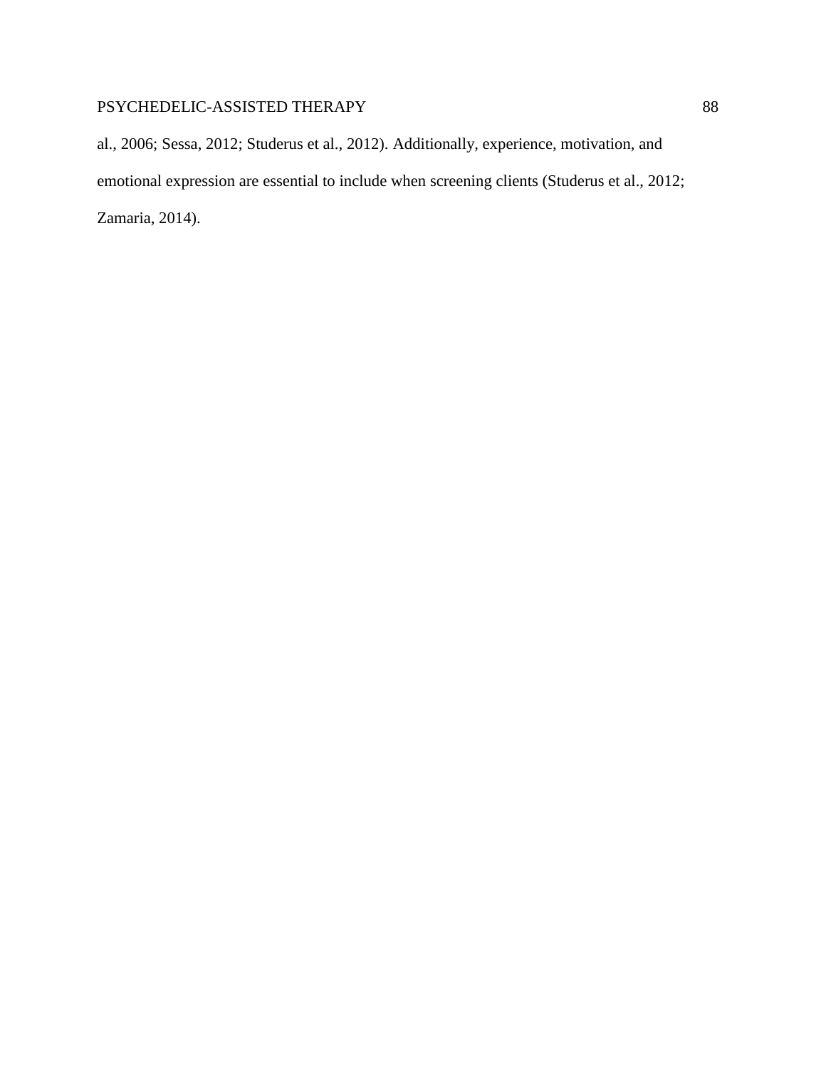al., 2006; Sessa, 2012; Studerus et al., 2012). Additionally, experience, motivation, and emotional expression are essential to include when screening clients (Studerus et al., 2012; Zamaria, 2014).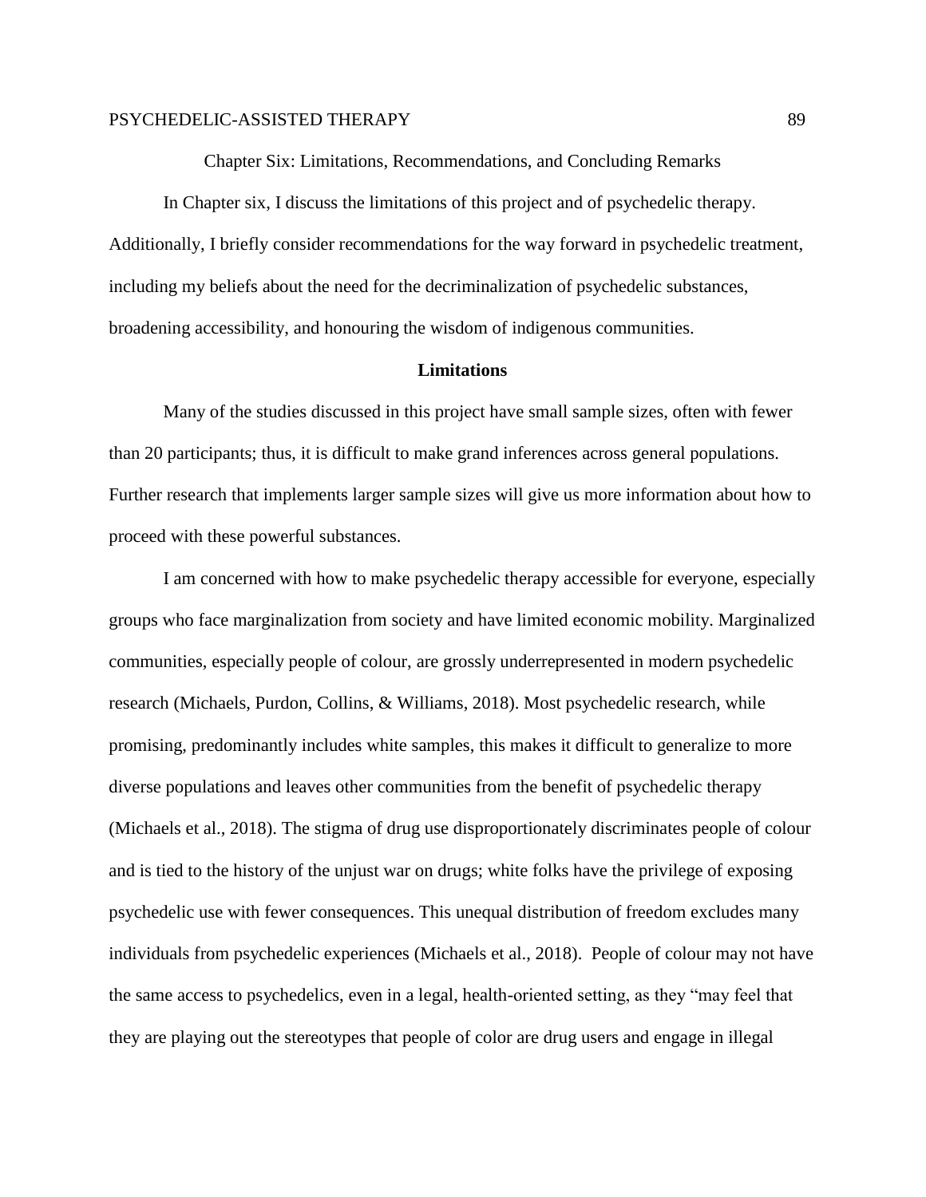# Chapter Six: Limitations, Recommendations, and Concluding Remarks

In Chapter six, I discuss the limitations of this project and of psychedelic therapy. Additionally, I briefly consider recommendations for the way forward in psychedelic treatment, including my beliefs about the need for the decriminalization of psychedelic substances, broadening accessibility, and honouring the wisdom of indigenous communities.

## Limitations

Many of the studies discussed in this project have small sample sizes, often with fewer than 20 participants; thus, it is difficult to make grand inferences across general populations. Further research that implements larger sample sizes will give us more information about how to proceed with these powerful substances.

I am concerned with how to make psychedelic therapy accessible for everyone, especially groups who face marginalization from society and have limited economic mobility. Marginalized communities, especially people of colour, are grossly underrepresented in modern psychedelic research (Michaels, Purdon, Collins, & Williams, 2018). Most psychedelic research, while promising, predominantly includes white samples, this makes it difficult to generalize to more diverse populations and leaves other communities from the benefit of psychedelic therapy (Michaels et al., 2018). The stigma of drug use disproportionately discriminates people of colour and is tied to the history of the unjust war on drugs; white folks have the privilege of exposing psychedelic use with fewer consequences. This unequal distribution of freedom excludes many individuals from psychedelic experiences (Michaels et al., 2018). People of colour may not have the same access to psychedelics, even in a legal, health-oriented setting, as they "may feel that they are playing out the stereotypes that people of color are drug users and engage in illegal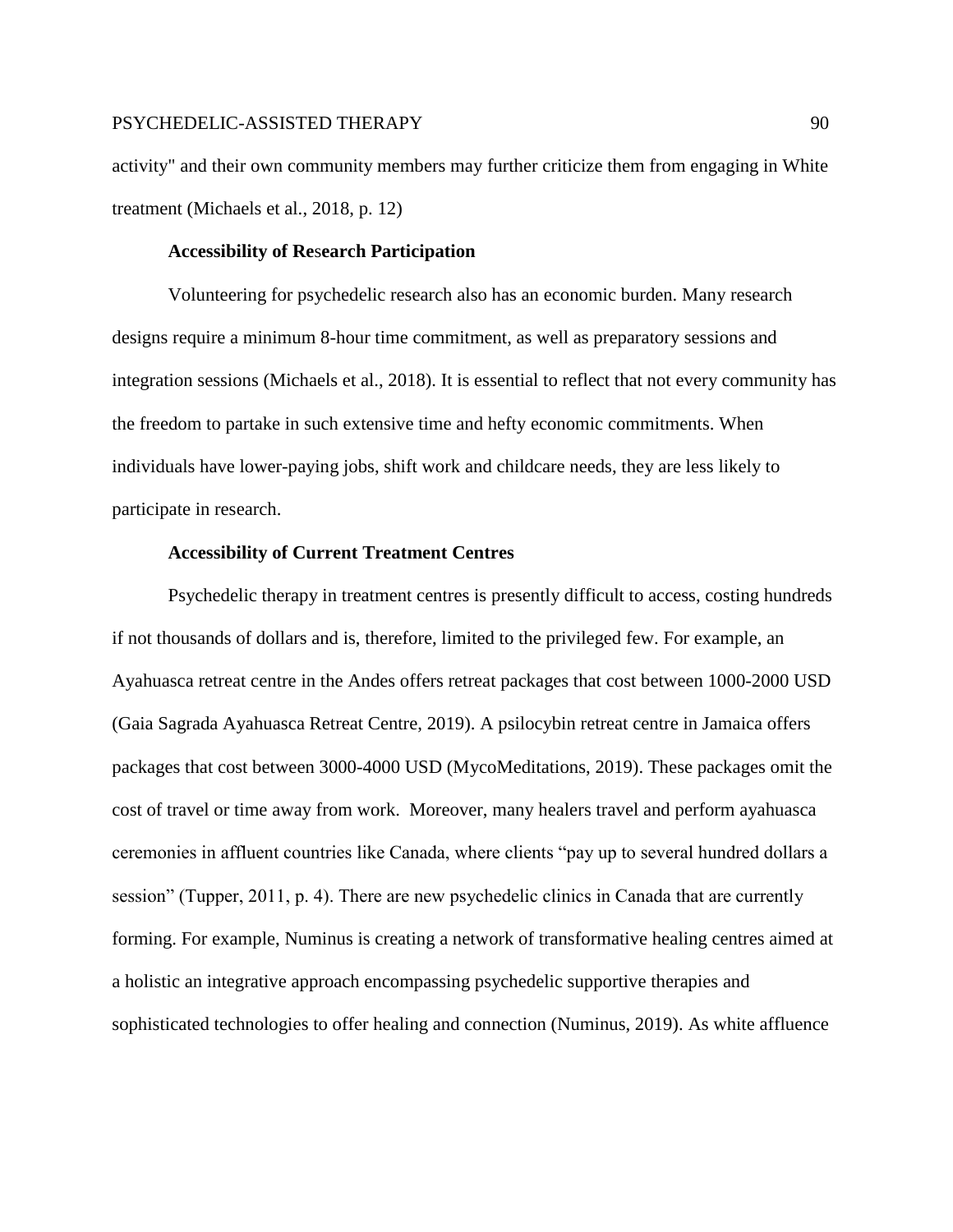activity" and their own community members may further criticize them from engaging in White treatment (Michaels et al., 2018, p. 12)

### Accessibility of Research Participation

Volunteering for psychedelic research also has an economic burden. Many research designs require a minimum 8-hour time commitment, as well as preparatory sessions and integration sessions (Michaels et al., 2018). It is essential to reflect that not every community has the freedom to partake in such extensive time and hefty economic commitments. When individuals have lower-paying jobs, shift work and childcare needs, they are less likely to participate in research.

### Accessibility of Current Treatment Centres

Psychedelic therapy in treatment centres is presently difficult to access, costing hundreds if not thousands of dollars and is, therefore, limited to the privileged few. For example, an Ayahuasca retreat centre in the Andes offers retreat packages that cost between 1000-2000 USD (Gaia Sagrada Ayahuasca Retreat Centre, 2019). A psilocybin retreat centre in Jamaica offers packages that cost between 3000-4000 USD (MycoMeditations, 2019). These packages omit the cost of travel or time away from work. Moreover, many healers travel and perform ayahuasca ceremonies in affluent countries like Canada, where clients "pay up to several hundred dollars a session" (Tupper, 2011, p. 4). There are new psychedelic clinics in Canada that are currently forming. For example, Numinus is creating a network of transformative healing centres aimed at a holistic an integrative approach encompassing psychedelic supportive therapies and sophisticated technologies to offer healing and connection (Numinus, 2019). As white affluence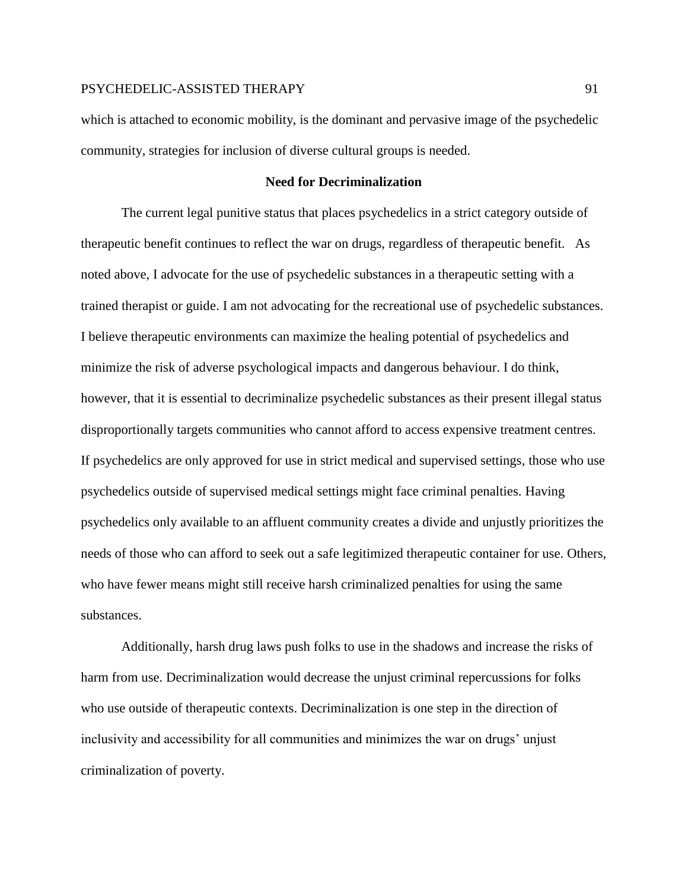which is attached to economic mobility, is the dominant and pervasive image of the psychedelic community, strategies for inclusion of diverse cultural groups is needed.

## Need for Decriminalization

The current legal punitive status that places psychedelics in a strict category outside of therapeutic benefit continues to reflect the war on drugs, regardless of therapeutic benefit. As noted above, I advocate for the use of psychedelic substances in a therapeutic setting with a trained therapist or guide. I am not advocating for the recreational use of psychedelic substances. I believe therapeutic environments can maximize the healing potential of psychedelics and minimize the risk of adverse psychological impacts and dangerous behaviour. I do think, however, that it is essential to decriminalize psychedelic substances as their present illegal status disproportionally targets communities who cannot afford to access expensive treatment centres. If psychedelics are only approved for use in strict medical and supervised settings, those who use psychedelics outside of supervised medical settings might face criminal penalties. Having psychedelics only available to an affluent community creates a divide and unjustly prioritizes the needs of those who can afford to seek out a safe legitimized therapeutic container for use. Others, who have fewer means might still receive harsh criminalized penalties for using the same substances.

Additionally, harsh drug laws push folks to use in the shadows and increase the risks of harm from use. Decriminalization would decrease the unjust criminal repercussions for folks who use outside of therapeutic contexts. Decriminalization is one step in the direction of inclusivity and accessibility for all communities and minimizes the war on drugs' unjust criminalization of poverty.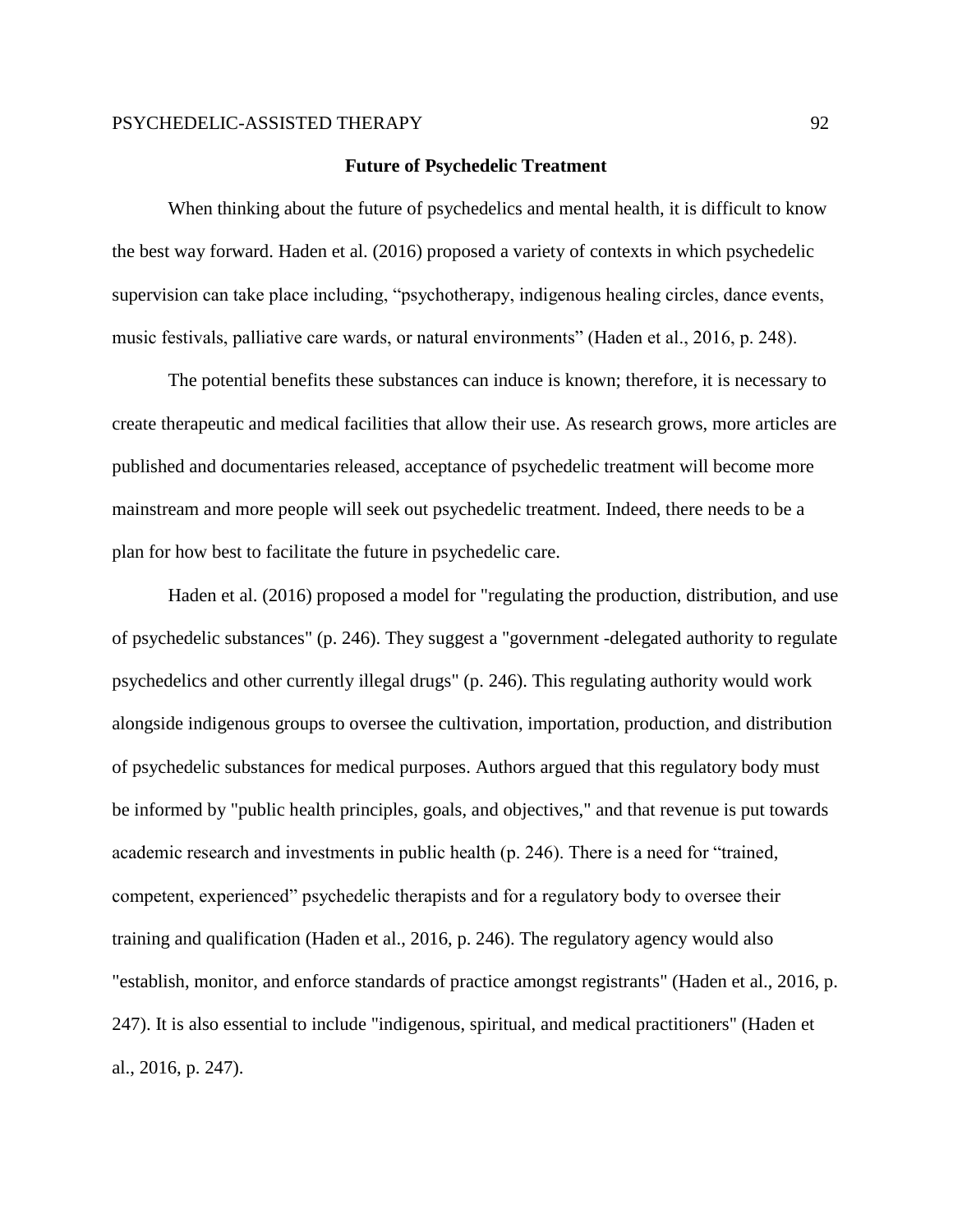## Future of Psychedelic Treatment

When thinking about the future of psychedelics and mental health, it is difficult to know the best way forward. Haden et al. (2016) proposed a variety of contexts in which psychedelic supervision can take place including, "psychotherapy, indigenous healing circles, dance events, music festivals, palliative care wards, or natural environments" (Haden et al., 2016, p. 248).

The potential benefits these substances can induce is known; therefore, it is necessary to create therapeutic and medical facilities that allow their use. As research grows, more articles are published and documentaries released, acceptance of psychedelic treatment will become more mainstream and more people will seek out psychedelic treatment. Indeed, there needs to be a plan for how best to facilitate the future in psychedelic care.

Haden et al. (2016) proposed a model for "regulating the production, distribution, and use of psychedelic substances" (p. 246). They suggest a "government -delegated authority to regulate psychedelics and other currently illegal drugs" (p. 246). This regulating authority would work alongside indigenous groups to oversee the cultivation, importation, production, and distribution of psychedelic substances for medical purposes. Authors argued that this regulatory body must be informed by "public health principles, goals, and objectives," and that revenue is put towards academic research and investments in public health (p. 246). There is a need for "trained, competent, experienced" psychedelic therapists and for a regulatory body to oversee their training and qualification (Haden et al., 2016, p. 246). The regulatory agency would also "establish, monitor, and enforce standards of practice amongst registrants" (Haden et al., 2016, p. 247). It is also essential to include "indigenous, spiritual, and medical practitioners" (Haden et al., 2016, p. 247).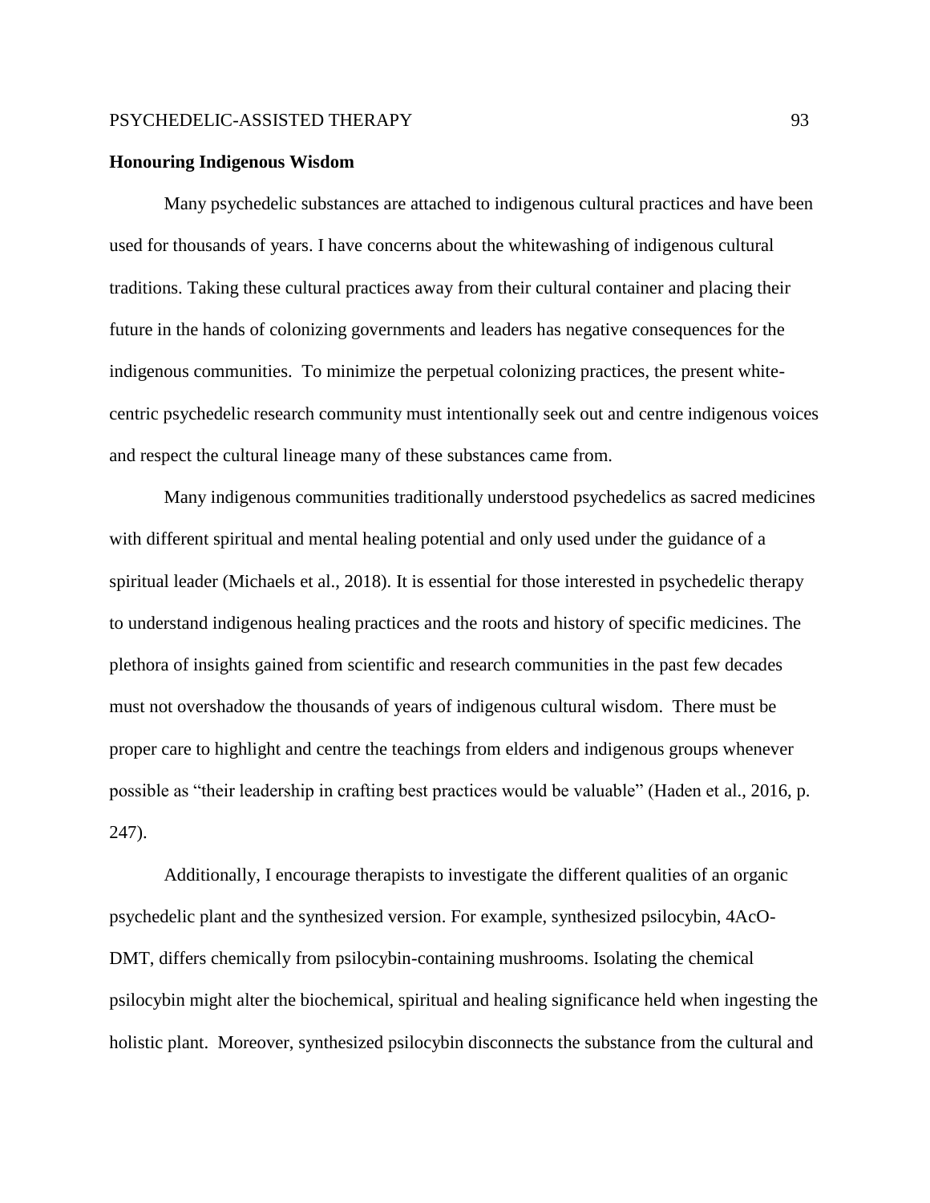**Honouring Indigenous Wisdom**

Many psychedelic substances are attached to indigenous cultural practices and have been used for thousands of years. I have concerns about the whitewashing of indigenous cultural traditions. Taking these cultural practices away from their cultural container and placing their future in the hands of colonizing governments and leaders has negative consequences for the indigenous communities. To minimize the perpetual colonizing practices, the present white-centric psychedelic research community must intentionally seek out and centre indigenous voices and respect the cultural lineage many of these substances came from.

Many indigenous communities traditionally understood psychedelics as sacred medicines with different spiritual and mental healing potential and only used under the guidance of a spiritual leader (Michaels et al., 2018). It is essential for those interested in psychedelic therapy to understand indigenous healing practices and the roots and history of specific medicines. The plethora of insights gained from scientific and research communities in the past few decades must not overshadow the thousands of years of indigenous cultural wisdom. There must be proper care to highlight and centre the teachings from elders and indigenous groups whenever possible as "their leadership in crafting best practices would be valuable" (Haden et al., 2016, p. 247).

Additionally, I encourage therapists to investigate the different qualities of an organic psychedelic plant and the synthesized version. For example, synthesized psilocybin, 4AcO-DMT, differs chemically from psilocybin-containing mushrooms. Isolating the chemical psilocybin might alter the biochemical, spiritual and healing significance held when ingesting the holistic plant. Moreover, synthesized psilocybin disconnects the substance from the cultural and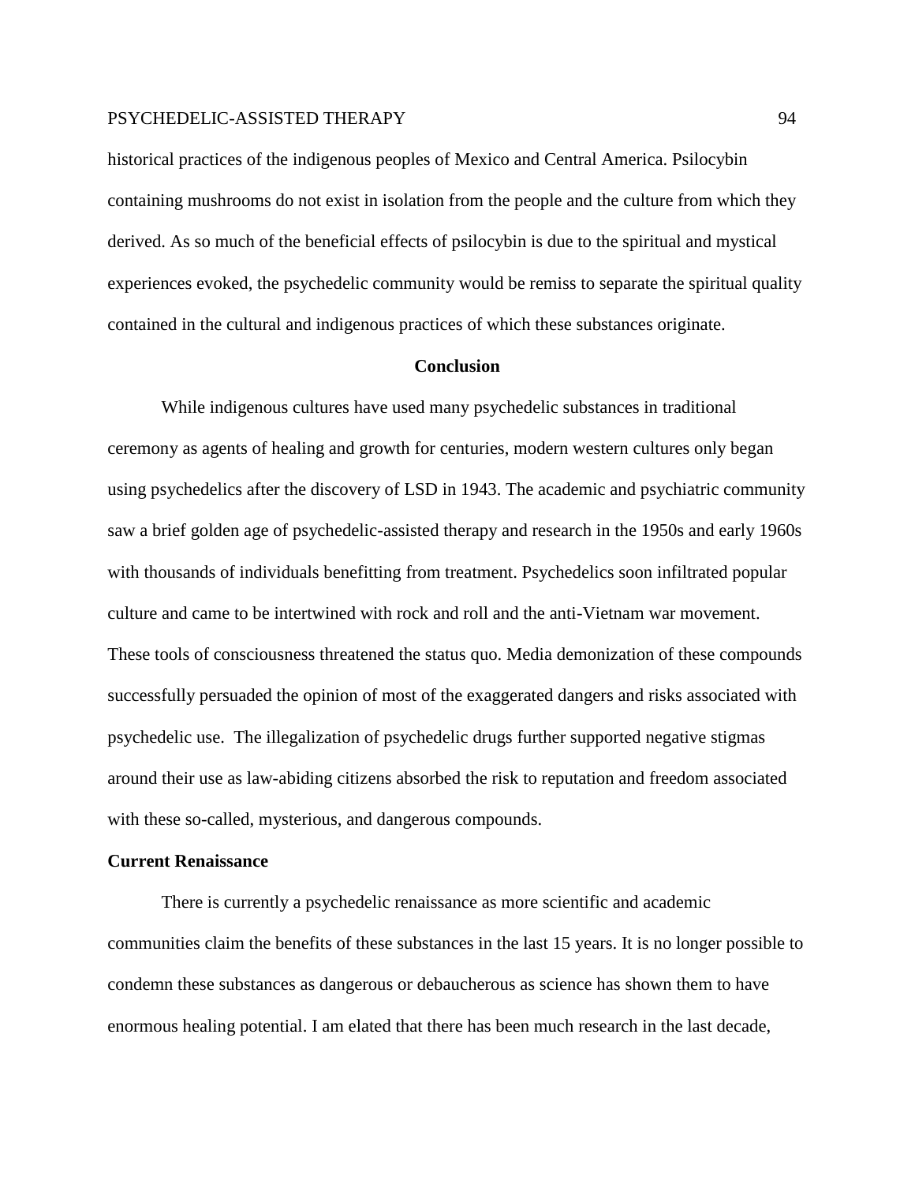historical practices of the indigenous peoples of Mexico and Central America. Psilocybin containing mushrooms do not exist in isolation from the people and the culture from which they derived. As so much of the beneficial effects of psilocybin is due to the spiritual and mystical experiences evoked, the psychedelic community would be remiss to separate the spiritual quality contained in the cultural and indigenous practices of which these substances originate.

## Conclusion

While indigenous cultures have used many psychedelic substances in traditional ceremony as agents of healing and growth for centuries, modern western cultures only began using psychedelics after the discovery of LSD in 1943. The academic and psychiatric community saw a brief golden age of psychedelic-assisted therapy and research in the 1950s and early 1960s with thousands of individuals benefitting from treatment. Psychedelics soon infiltrated popular culture and came to be intertwined with rock and roll and the anti-Vietnam war movement. These tools of consciousness threatened the status quo. Media demonization of these compounds successfully persuaded the opinion of most of the exaggerated dangers and risks associated with psychedelic use. The illegalization of psychedelic drugs further supported negative stigmas around their use as law-abiding citizens absorbed the risk to reputation and freedom associated with these so-called, mysterious, and dangerous compounds.

### Current Renaissance

There is currently a psychedelic renaissance as more scientific and academic communities claim the benefits of these substances in the last 15 years. It is no longer possible to condemn these substances as dangerous or debaucherous as science has shown them to have enormous healing potential. I am elated that there has been much research in the last decade,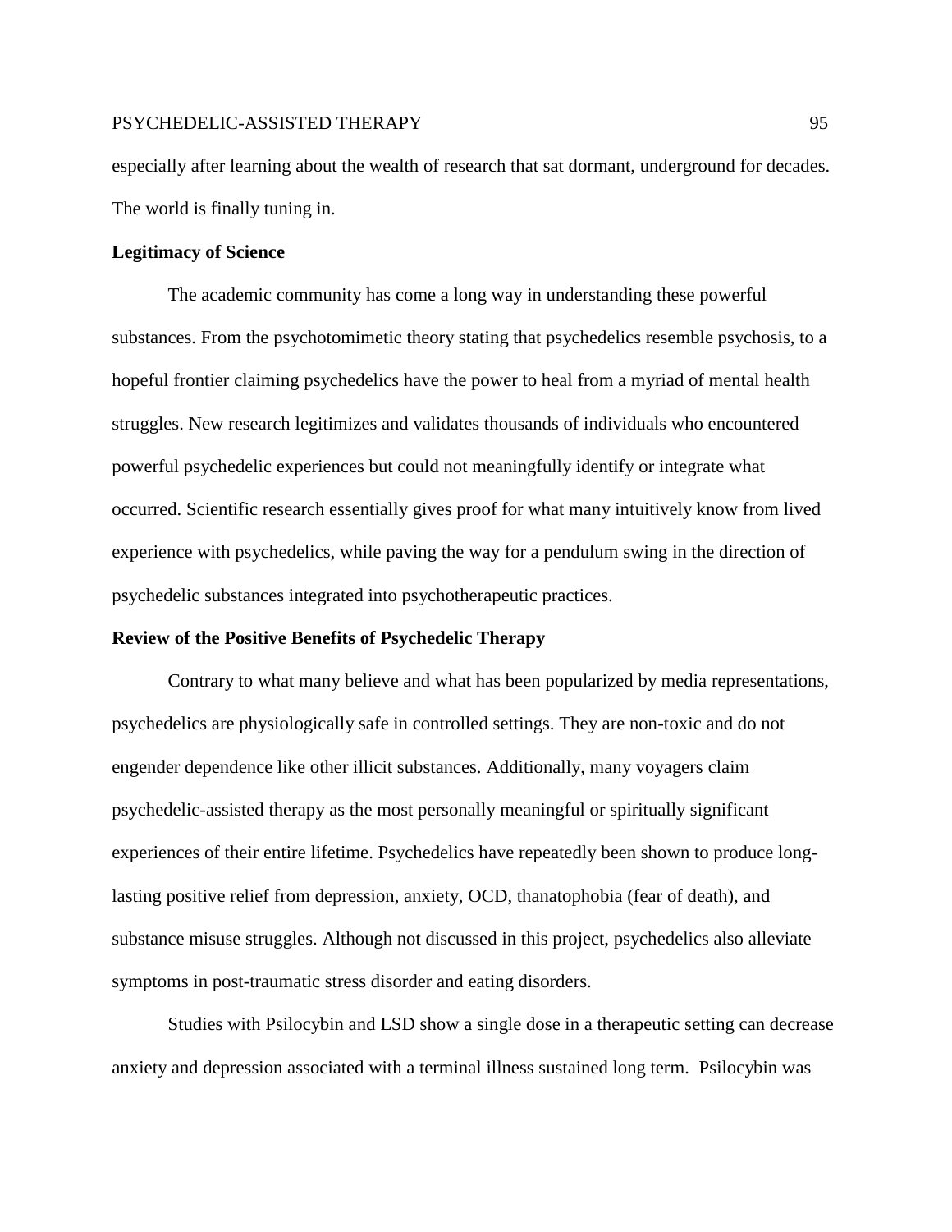especially after learning about the wealth of research that sat dormant, underground for decades. The world is finally tuning in.

**Legitimacy of Science**

The academic community has come a long way in understanding these powerful substances. From the psychotomimetic theory stating that psychedelics resemble psychosis, to a hopeful frontier claiming psychedelics have the power to heal from a myriad of mental health struggles. New research legitimizes and validates thousands of individuals who encountered powerful psychedelic experiences but could not meaningfully identify or integrate what occurred. Scientific research essentially gives proof for what many intuitively know from lived experience with psychedelics, while paving the way for a pendulum swing in the direction of psychedelic substances integrated into psychotherapeutic practices.

**Review of the Positive Benefits of Psychedelic Therapy**

Contrary to what many believe and what has been popularized by media representations, psychedelics are physiologically safe in controlled settings. They are non-toxic and do not engender dependence like other illicit substances. Additionally, many voyagers claim psychedelic-assisted therapy as the most personally meaningful or spiritually significant experiences of their entire lifetime. Psychedelics have repeatedly been shown to produce long-lasting positive relief from depression, anxiety, OCD, thanatophobia (fear of death), and substance misuse struggles. Although not discussed in this project, psychedelics also alleviate symptoms in post-traumatic stress disorder and eating disorders.

Studies with Psilocybin and LSD show a single dose in a therapeutic setting can decrease anxiety and depression associated with a terminal illness sustained long term. Psilocybin was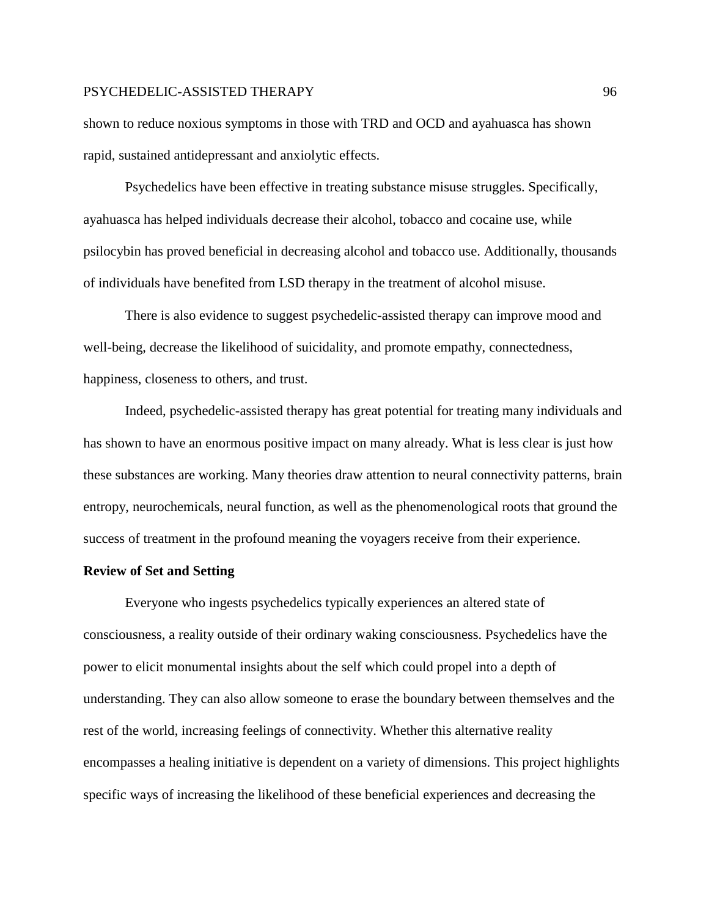shown to reduce noxious symptoms in those with TRD and OCD and ayahuasca has shown rapid, sustained antidepressant and anxiolytic effects.

Psychedelics have been effective in treating substance misuse struggles. Specifically, ayahuasca has helped individuals decrease their alcohol, tobacco and cocaine use, while psilocybin has proved beneficial in decreasing alcohol and tobacco use. Additionally, thousands of individuals have benefited from LSD therapy in the treatment of alcohol misuse.

There is also evidence to suggest psychedelic-assisted therapy can improve mood and well-being, decrease the likelihood of suicidality, and promote empathy, connectedness, happiness, closeness to others, and trust.

Indeed, psychedelic-assisted therapy has great potential for treating many individuals and has shown to have an enormous positive impact on many already. What is less clear is just how these substances are working. Many theories draw attention to neural connectivity patterns, brain entropy, neurochemicals, neural function, as well as the phenomenological roots that ground the success of treatment in the profound meaning the voyagers receive from their experience.

**Review of Set and Setting**

Everyone who ingests psychedelics typically experiences an altered state of consciousness, a reality outside of their ordinary waking consciousness. Psychedelics have the power to elicit monumental insights about the self which could propel into a depth of understanding. They can also allow someone to erase the boundary between themselves and the rest of the world, increasing feelings of connectivity. Whether this alternative reality encompasses a healing initiative is dependent on a variety of dimensions. This project highlights specific ways of increasing the likelihood of these beneficial experiences and decreasing the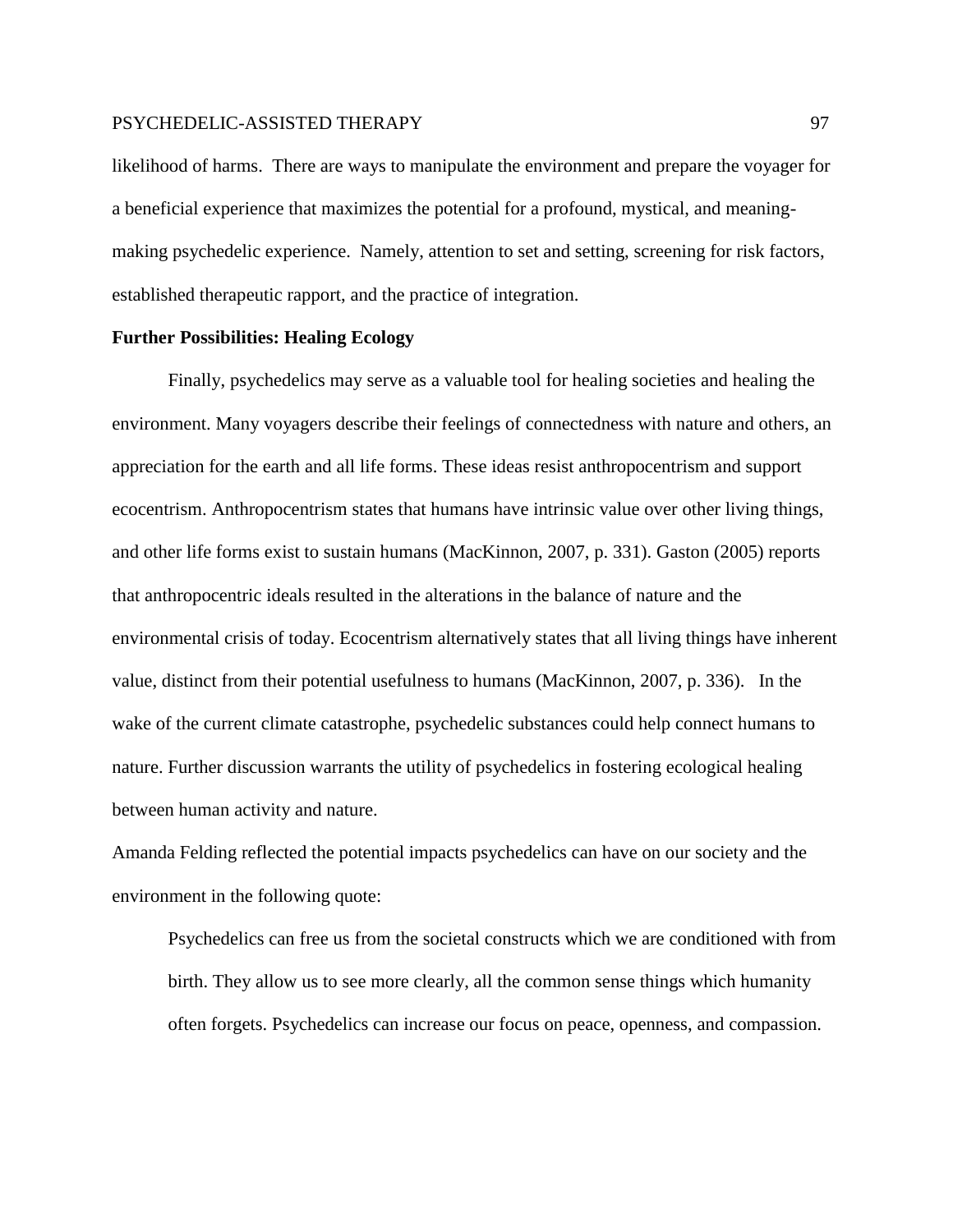likelihood of harms. There are ways to manipulate the environment and prepare the voyager for a beneficial experience that maximizes the potential for a profound, mystical, and meaning-making psychedelic experience. Namely, attention to set and setting, screening for risk factors, established therapeutic rapport, and the practice of integration.

**Further Possibilities: Healing Ecology**

Finally, psychedelics may serve as a valuable tool for healing societies and healing the environment. Many voyagers describe their feelings of connectedness with nature and others, an appreciation for the earth and all life forms. These ideas resist anthropocentrism and support ecocentrism. Anthropocentrism states that humans have intrinsic value over other living things, and other life forms exist to sustain humans (MacKinnon, 2007, p. 331). Gaston (2005) reports that anthropocentric ideals resulted in the alterations in the balance of nature and the environmental crisis of today. Ecocentrism alternatively states that all living things have inherent value, distinct from their potential usefulness to humans (MacKinnon, 2007, p. 336). In the wake of the current climate catastrophe, psychedelic substances could help connect humans to nature. Further discussion warrants the utility of psychedelics in fostering ecological healing between human activity and nature.

Amanda Felding reflected the potential impacts psychedelics can have on our society and the environment in the following quote:

> Psychedelics can free us from the societal constructs which we are conditioned with from birth. They allow us to see more clearly, all the common sense things which humanity often forgets. Psychedelics can increase our focus on peace, openness, and compassion.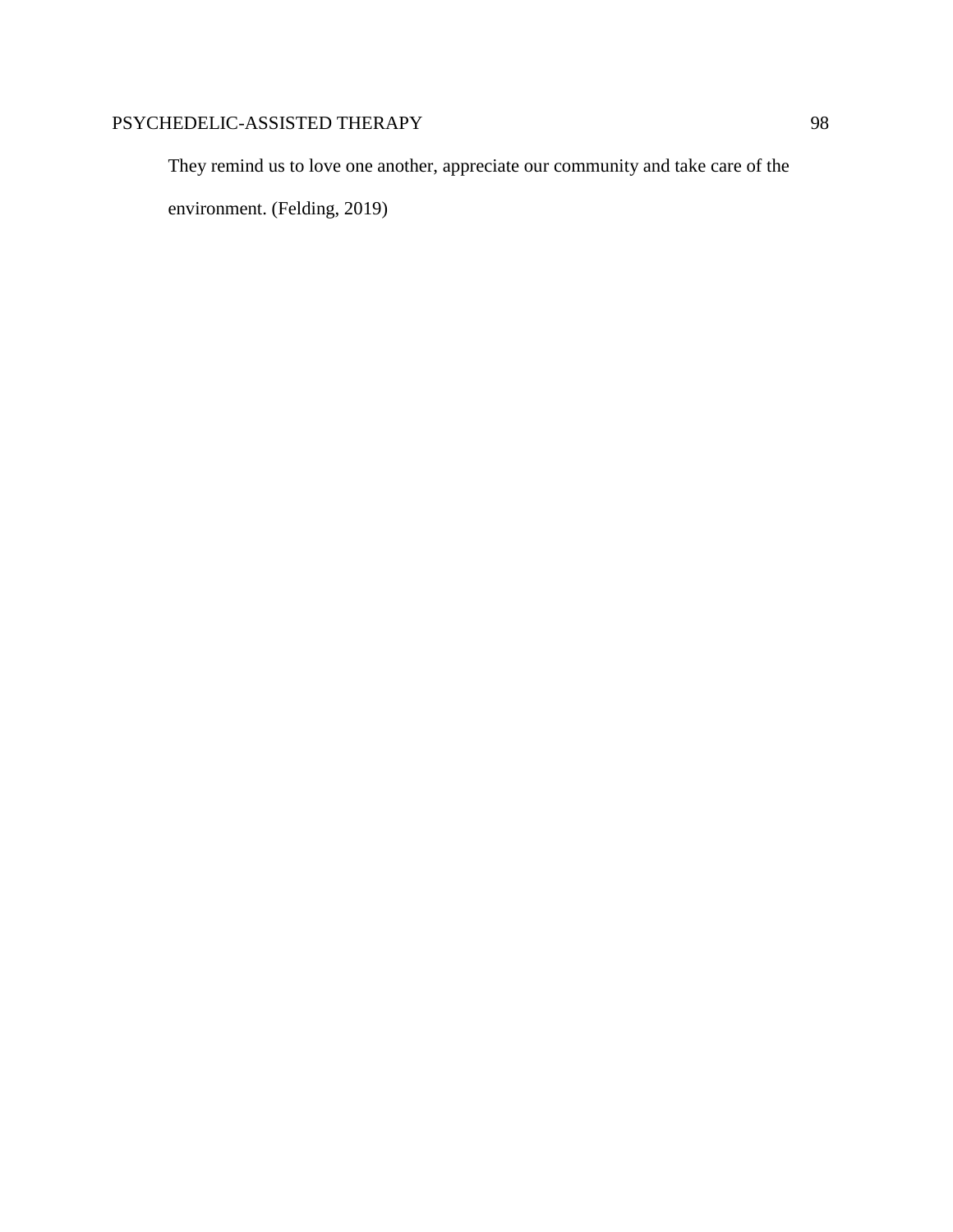They remind us to love one another, appreciate our community and take care of the environment. (Felding, 2019)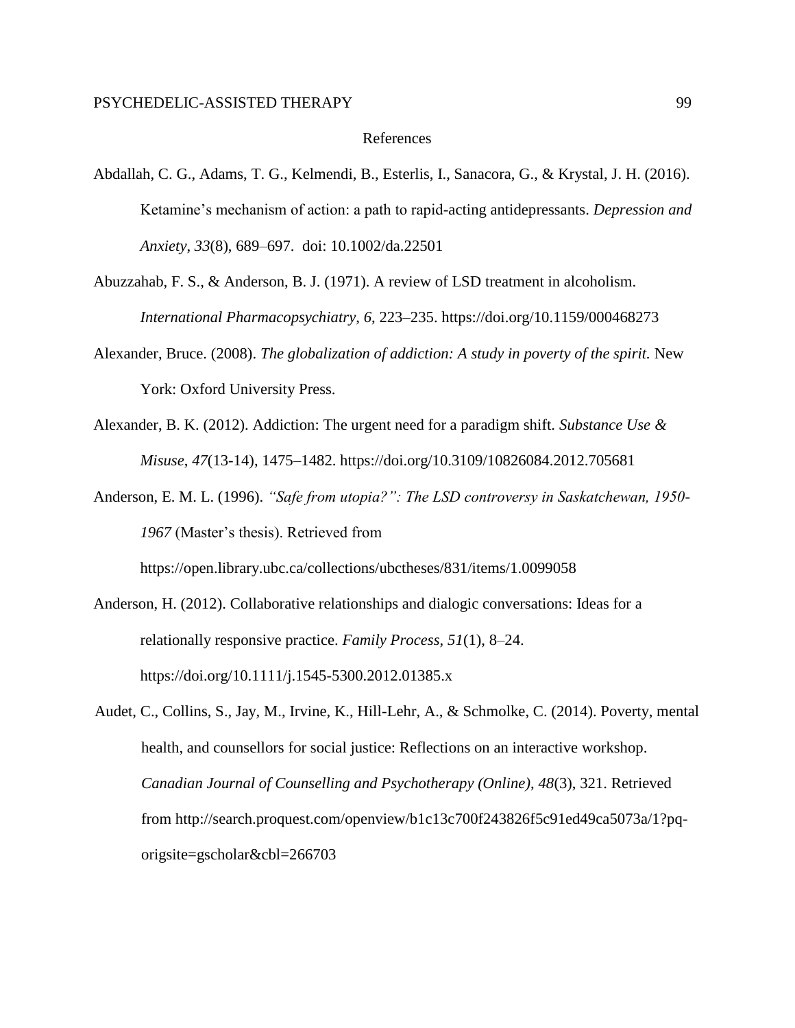# References

Abdallah, C. G., Adams, T. G., Kelmendi, B., Esterlis, I., Sanacora, G., & Krystal, J. H. (2016). Ketamine's mechanism of action: a path to rapid-acting antidepressants. *Depression and Anxiety*, *33*(8), 689–697. doi: 10.1002/da.22501

Abuzzahab, F. S., & Anderson, B. J. (1971). A review of LSD treatment in alcoholism. *International Pharmacopsychiatry*, *6*, 223–235. https://doi.org/10.1159/000468273

Alexander, Bruce. (2008). *The globalization of addiction: A study in poverty of the spirit.* New York: Oxford University Press.

Alexander, B. K. (2012). Addiction: The urgent need for a paradigm shift. *Substance Use & Misuse*, *47*(13-14), 1475–1482. https://doi.org/10.3109/10826084.2012.705681

Anderson, E. M. L. (1996). *"Safe from utopia?": The LSD controversy in Saskatchewan, 1950-1967* (Master's thesis). Retrieved from https://open.library.ubc.ca/collections/ubctheses/831/items/1.0099058

Anderson, H. (2012). Collaborative relationships and dialogic conversations: Ideas for a relationally responsive practice. *Family Process*, *51*(1), 8–24. https://doi.org/10.1111/j.1545-5300.2012.01385.x

Audet, C., Collins, S., Jay, M., Irvine, K., Hill-Lehr, A., & Schmolke, C. (2014). Poverty, mental health, and counsellors for social justice: Reflections on an interactive workshop. *Canadian Journal of Counselling and Psychotherapy (Online)*, *48*(3), 321. Retrieved from http://search.proquest.com/openview/b1c13c700f243826f5c91ed49ca5073a/1?pq-origsite=gscholar&cbl=266703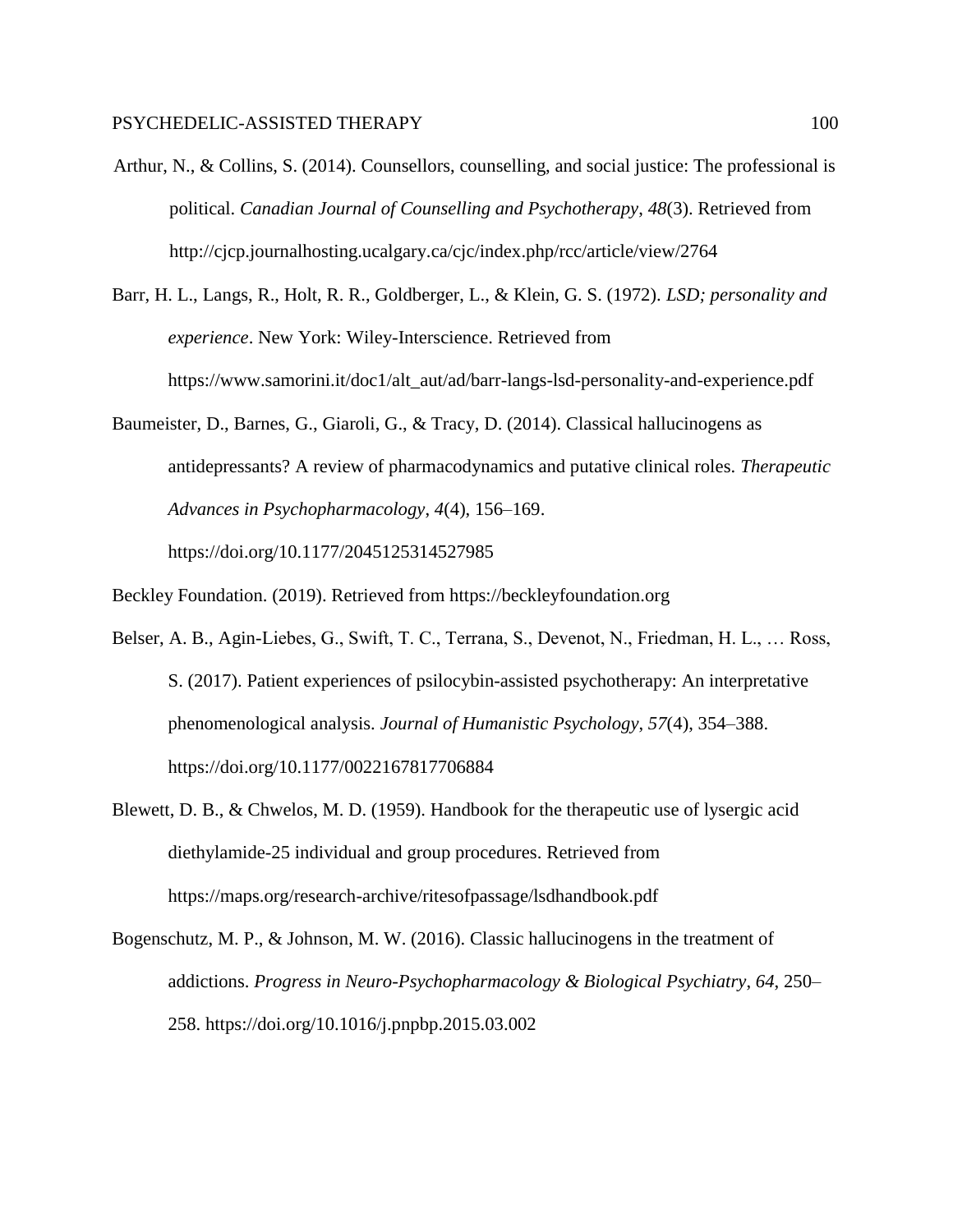Arthur, N., & Collins, S. (2014). Counsellors, counselling, and social justice: The professional is political. *Canadian Journal of Counselling and Psychotherapy*, *48*(3). Retrieved from http://cjcp.journalhosting.ucalgary.ca/cjc/index.php/rcc/article/view/2764

Barr, H. L., Langs, R., Holt, R. R., Goldberger, L., & Klein, G. S. (1972). *LSD; personality and experience*. New York: Wiley-Interscience. Retrieved from https://www.samorini.it/doc1/alt_aut/ad/barr-langs-lsd-personality-and-experience.pdf

Baumeister, D., Barnes, G., Giaroli, G., & Tracy, D. (2014). Classical hallucinogens as antidepressants? A review of pharmacodynamics and putative clinical roles. *Therapeutic Advances in Psychopharmacology*, *4*(4), 156–169. https://doi.org/10.1177/2045125314527985

Beckley Foundation. (2019). Retrieved from https://beckleyfoundation.org

Belser, A. B., Agin-Liebes, G., Swift, T. C., Terrana, S., Devenot, N., Friedman, H. L., … Ross, S. (2017). Patient experiences of psilocybin-assisted psychotherapy: An interpretative phenomenological analysis. *Journal of Humanistic Psychology*, *57*(4), 354–388. https://doi.org/10.1177/0022167817706884

Blewett, D. B., & Chwelos, M. D. (1959). Handbook for the therapeutic use of lysergic acid diethylamide-25 individual and group procedures. Retrieved from https://maps.org/research-archive/ritesofpassage/lsdhandbook.pdf

Bogenschutz, M. P., & Johnson, M. W. (2016). Classic hallucinogens in the treatment of addictions. *Progress in Neuro-Psychopharmacology & Biological Psychiatry*, *64*, 250–258. https://doi.org/10.1016/j.pnpbp.2015.03.002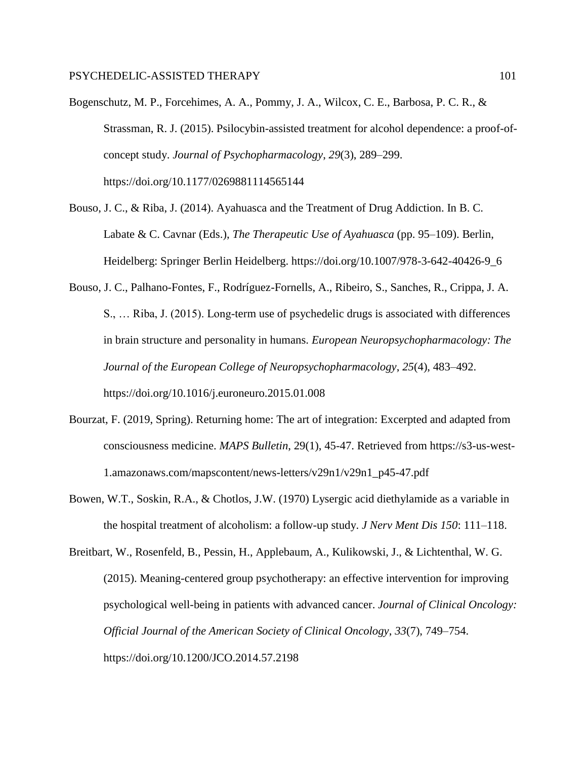Bogenschutz, M. P., Forcehimes, A. A., Pommy, J. A., Wilcox, C. E., Barbosa, P. C. R., & Strassman, R. J. (2015). Psilocybin-assisted treatment for alcohol dependence: a proof-of-concept study. *Journal of Psychopharmacology*, *29*(3), 289–299. https://doi.org/10.1177/0269881114565144

Bouso, J. C., & Riba, J. (2014). Ayahuasca and the Treatment of Drug Addiction. In B. C. Labate & C. Cavnar (Eds.), *The Therapeutic Use of Ayahuasca* (pp. 95–109). Berlin, Heidelberg: Springer Berlin Heidelberg. https://doi.org/10.1007/978-3-642-40426-9_6

Bouso, J. C., Palhano-Fontes, F., Rodríguez-Fornells, A., Ribeiro, S., Sanches, R., Crippa, J. A. S., … Riba, J. (2015). Long-term use of psychedelic drugs is associated with differences in brain structure and personality in humans. *European Neuropsychopharmacology: The Journal of the European College of Neuropsychopharmacology*, *25*(4), 483–492. https://doi.org/10.1016/j.euroneuro.2015.01.008

Bourzat, F. (2019, Spring). Returning home: The art of integration: Excerpted and adapted from consciousness medicine. *MAPS Bulletin*, 29(1), 45-47. Retrieved from https://s3-us-west-1.amazonaws.com/mapscontent/news-letters/v29n1/v29n1_p45-47.pdf

Bowen, W.T., Soskin, R.A., & Chotlos, J.W. (1970) Lysergic acid diethylamide as a variable in the hospital treatment of alcoholism: a follow-up study. *J Nerv Ment Dis 150*: 111–118.

Breitbart, W., Rosenfeld, B., Pessin, H., Applebaum, A., Kulikowski, J., & Lichtenthal, W. G. (2015). Meaning-centered group psychotherapy: an effective intervention for improving psychological well-being in patients with advanced cancer. *Journal of Clinical Oncology: Official Journal of the American Society of Clinical Oncology*, *33*(7), 749–754. https://doi.org/10.1200/JCO.2014.57.2198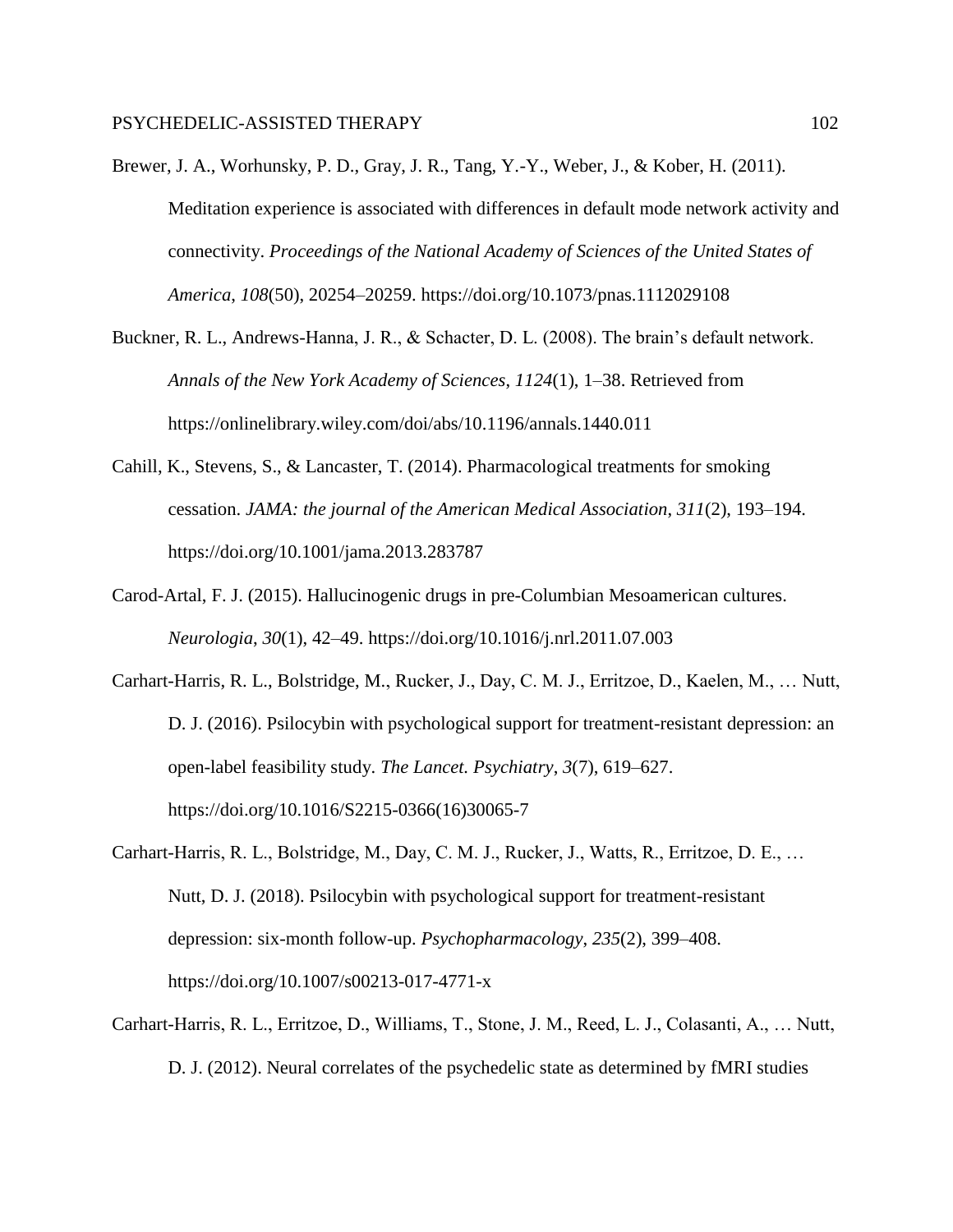Brewer, J. A., Worhunsky, P. D., Gray, J. R., Tang, Y.-Y., Weber, J., & Kober, H. (2011). Meditation experience is associated with differences in default mode network activity and connectivity. *Proceedings of the National Academy of Sciences of the United States of America*, *108*(50), 20254–20259. https://doi.org/10.1073/pnas.1112029108

Buckner, R. L., Andrews-Hanna, J. R., & Schacter, D. L. (2008). The brain's default network. *Annals of the New York Academy of Sciences*, *1124*(1), 1–38. Retrieved from https://onlinelibrary.wiley.com/doi/abs/10.1196/annals.1440.011

Cahill, K., Stevens, S., & Lancaster, T. (2014). Pharmacological treatments for smoking cessation. *JAMA: the journal of the American Medical Association*, *311*(2), 193–194. https://doi.org/10.1001/jama.2013.283787

Carod-Artal, F. J. (2015). Hallucinogenic drugs in pre-Columbian Mesoamerican cultures. *Neurologia*, *30*(1), 42–49. https://doi.org/10.1016/j.nrl.2011.07.003

Carhart-Harris, R. L., Bolstridge, M., Rucker, J., Day, C. M. J., Erritzoe, D., Kaelen, M., … Nutt, D. J. (2016). Psilocybin with psychological support for treatment-resistant depression: an open-label feasibility study. *The Lancet. Psychiatry*, *3*(7), 619–627. https://doi.org/10.1016/S2215-0366(16)30065-7

Carhart-Harris, R. L., Bolstridge, M., Day, C. M. J., Rucker, J., Watts, R., Erritzoe, D. E., … Nutt, D. J. (2018). Psilocybin with psychological support for treatment-resistant depression: six-month follow-up. *Psychopharmacology*, *235*(2), 399–408. https://doi.org/10.1007/s00213-017-4771-x

Carhart-Harris, R. L., Erritzoe, D., Williams, T., Stone, J. M., Reed, L. J., Colasanti, A., … Nutt, D. J. (2012). Neural correlates of the psychedelic state as determined by fMRI studies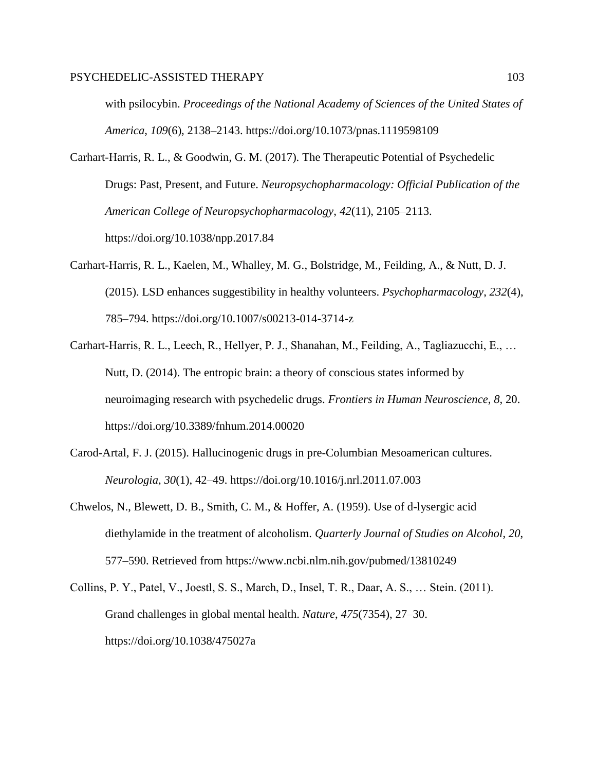with psilocybin. *Proceedings of the National Academy of Sciences of the United States of America*, *109*(6), 2138–2143. https://doi.org/10.1073/pnas.1119598109

Carhart-Harris, R. L., & Goodwin, G. M. (2017). The Therapeutic Potential of Psychedelic Drugs: Past, Present, and Future. *Neuropsychopharmacology: Official Publication of the American College of Neuropsychopharmacology*, *42*(11), 2105–2113. https://doi.org/10.1038/npp.2017.84

Carhart-Harris, R. L., Kaelen, M., Whalley, M. G., Bolstridge, M., Feilding, A., & Nutt, D. J. (2015). LSD enhances suggestibility in healthy volunteers. *Psychopharmacology*, *232*(4), 785–794. https://doi.org/10.1007/s00213-014-3714-z

Carhart-Harris, R. L., Leech, R., Hellyer, P. J., Shanahan, M., Feilding, A., Tagliazucchi, E., … Nutt, D. (2014). The entropic brain: a theory of conscious states informed by neuroimaging research with psychedelic drugs. *Frontiers in Human Neuroscience*, *8*, 20. https://doi.org/10.3389/fnhum.2014.00020

Carod-Artal, F. J. (2015). Hallucinogenic drugs in pre-Columbian Mesoamerican cultures. *Neurologia*, *30*(1), 42–49. https://doi.org/10.1016/j.nrl.2011.07.003

Chwelos, N., Blewett, D. B., Smith, C. M., & Hoffer, A. (1959). Use of d-lysergic acid diethylamide in the treatment of alcoholism. *Quarterly Journal of Studies on Alcohol*, *20*, 577–590. Retrieved from https://www.ncbi.nlm.nih.gov/pubmed/13810249

Collins, P. Y., Patel, V., Joestl, S. S., March, D., Insel, T. R., Daar, A. S., … Stein. (2011). Grand challenges in global mental health. *Nature*, *475*(7354), 27–30. https://doi.org/10.1038/475027a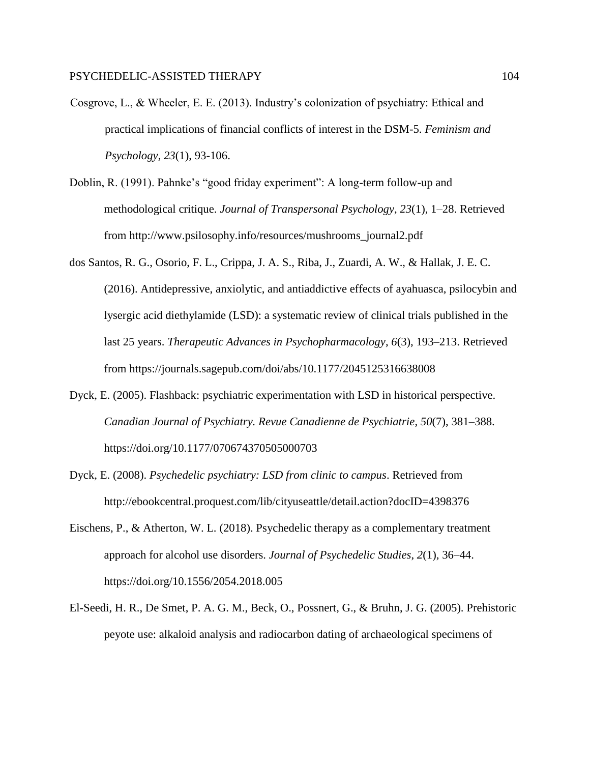Cosgrove, L., & Wheeler, E. E. (2013). Industry's colonization of psychiatry: Ethical and practical implications of financial conflicts of interest in the DSM-5. *Feminism and Psychology*, *23*(1), 93-106.

Doblin, R. (1991). Pahnke's "good friday experiment": A long-term follow-up and methodological critique. *Journal of Transpersonal Psychology*, *23*(1), 1–28. Retrieved from http://www.psilosophy.info/resources/mushrooms_journal2.pdf

dos Santos, R. G., Osorio, F. L., Crippa, J. A. S., Riba, J., Zuardi, A. W., & Hallak, J. E. C. (2016). Antidepressive, anxiolytic, and antiaddictive effects of ayahuasca, psilocybin and lysergic acid diethylamide (LSD): a systematic review of clinical trials published in the last 25 years. *Therapeutic Advances in Psychopharmacology*, *6*(3), 193–213. Retrieved from https://journals.sagepub.com/doi/abs/10.1177/2045125316638008

Dyck, E. (2005). Flashback: psychiatric experimentation with LSD in historical perspective. *Canadian Journal of Psychiatry. Revue Canadienne de Psychiatrie*, *50*(7), 381–388. https://doi.org/10.1177/070674370505000703

Dyck, E. (2008). *Psychedelic psychiatry: LSD from clinic to campus*. Retrieved from http://ebookcentral.proquest.com/lib/cityuseattle/detail.action?docID=4398376

Eischens, P., & Atherton, W. L. (2018). Psychedelic therapy as a complementary treatment approach for alcohol use disorders. *Journal of Psychedelic Studies*, *2*(1), 36–44. https://doi.org/10.1556/2054.2018.005

El-Seedi, H. R., De Smet, P. A. G. M., Beck, O., Possnert, G., & Bruhn, J. G. (2005). Prehistoric peyote use: alkaloid analysis and radiocarbon dating of archaeological specimens of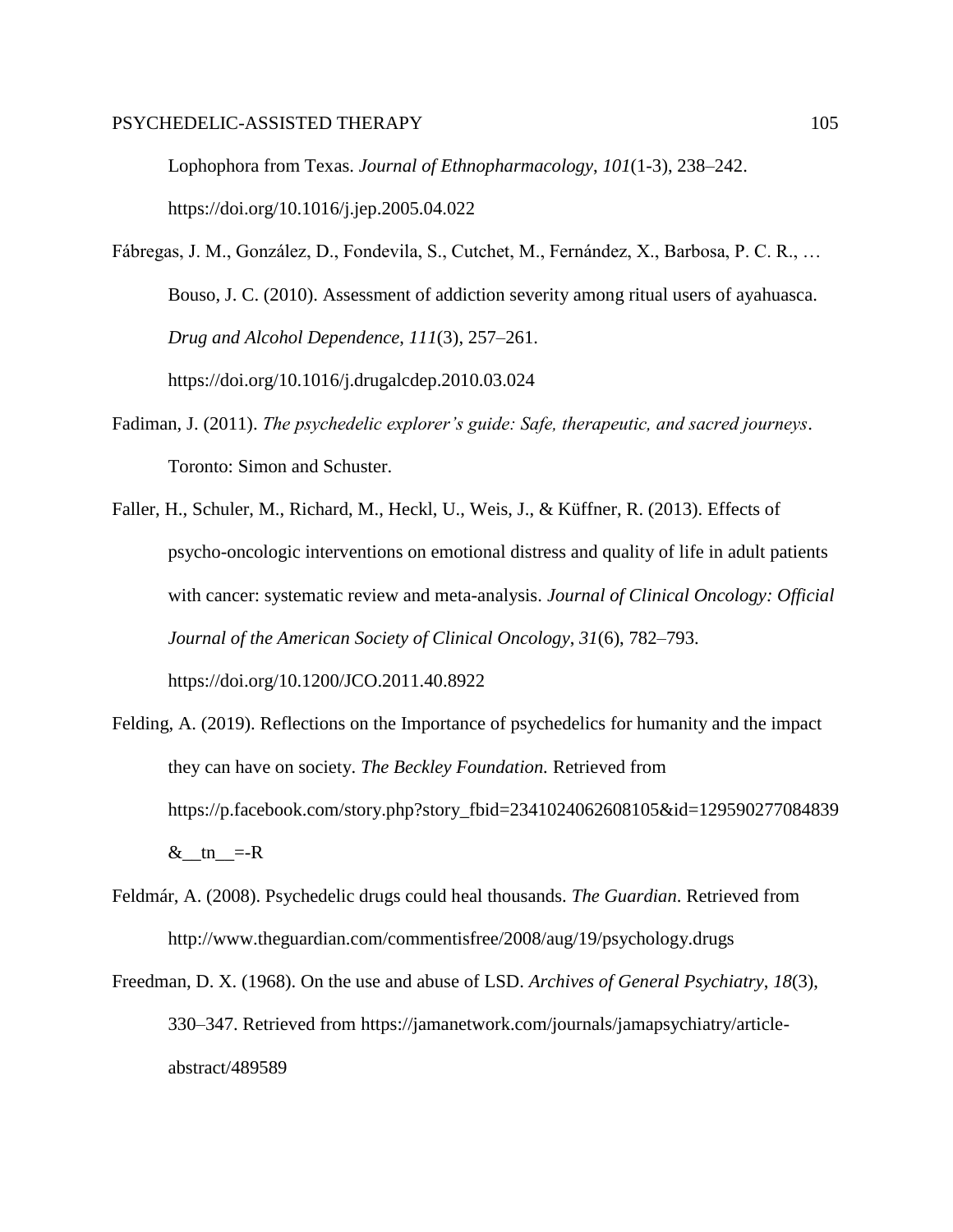Lophophora from Texas. *Journal of Ethnopharmacology*, *101*(1-3), 238–242. https://doi.org/10.1016/j.jep.2005.04.022

Fábregas, J. M., González, D., Fondevila, S., Cutchet, M., Fernández, X., Barbosa, P. C. R., … Bouso, J. C. (2010). Assessment of addiction severity among ritual users of ayahuasca. *Drug and Alcohol Dependence*, *111*(3), 257–261. https://doi.org/10.1016/j.drugalcdep.2010.03.024

Fadiman, J. (2011). *The psychedelic explorer's guide: Safe, therapeutic, and sacred journeys*. Toronto: Simon and Schuster.

Faller, H., Schuler, M., Richard, M., Heckl, U., Weis, J., & Küffner, R. (2013). Effects of psycho-oncologic interventions on emotional distress and quality of life in adult patients with cancer: systematic review and meta-analysis. *Journal of Clinical Oncology: Official Journal of the American Society of Clinical Oncology*, *31*(6), 782–793. https://doi.org/10.1200/JCO.2011.40.8922

Felding, A. (2019). Reflections on the Importance of psychedelics for humanity and the impact they can have on society. *The Beckley Foundation.* Retrieved from https://p.facebook.com/story.php?story_fbid=2341024062608105&id=129590277084839&__tn__=-R

Feldmár, A. (2008). Psychedelic drugs could heal thousands. *The Guardian*. Retrieved from http://www.theguardian.com/commentisfree/2008/aug/19/psychology.drugs

Freedman, D. X. (1968). On the use and abuse of LSD. *Archives of General Psychiatry*, *18*(3), 330–347. Retrieved from https://jamanetwork.com/journals/jamapsychiatry/article-abstract/489589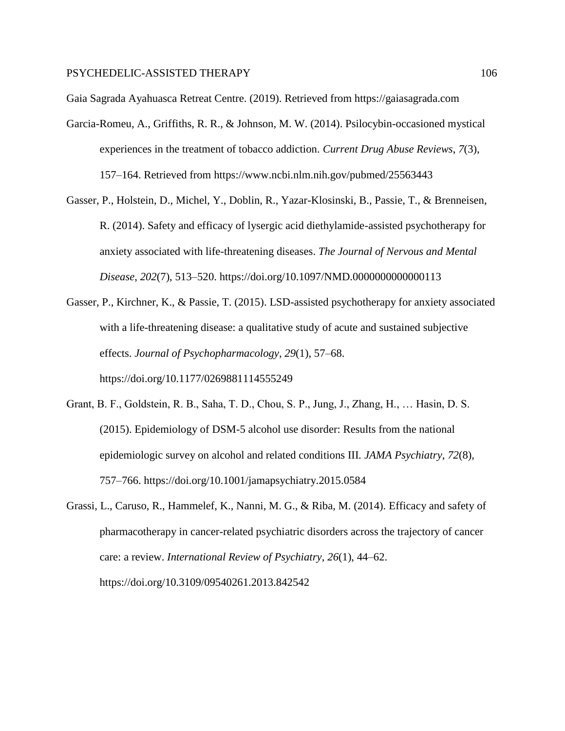Gaia Sagrada Ayahuasca Retreat Centre. (2019). Retrieved from https://gaiasagrada.com

Garcia-Romeu, A., Griffiths, R. R., & Johnson, M. W. (2014). Psilocybin-occasioned mystical experiences in the treatment of tobacco addiction. *Current Drug Abuse Reviews*, *7*(3), 157–164. Retrieved from https://www.ncbi.nlm.nih.gov/pubmed/25563443

Gasser, P., Holstein, D., Michel, Y., Doblin, R., Yazar-Klosinski, B., Passie, T., & Brenneisen, R. (2014). Safety and efficacy of lysergic acid diethylamide-assisted psychotherapy for anxiety associated with life-threatening diseases. *The Journal of Nervous and Mental Disease*, *202*(7), 513–520. https://doi.org/10.1097/NMD.0000000000000113

Gasser, P., Kirchner, K., & Passie, T. (2015). LSD-assisted psychotherapy for anxiety associated with a life-threatening disease: a qualitative study of acute and sustained subjective effects. *Journal of Psychopharmacology*, *29*(1), 57–68. https://doi.org/10.1177/0269881114555249

Grant, B. F., Goldstein, R. B., Saha, T. D., Chou, S. P., Jung, J., Zhang, H., … Hasin, D. S. (2015). Epidemiology of DSM-5 alcohol use disorder: Results from the national epidemiologic survey on alcohol and related conditions III. *JAMA Psychiatry*, *72*(8), 757–766. https://doi.org/10.1001/jamapsychiatry.2015.0584

Grassi, L., Caruso, R., Hammelef, K., Nanni, M. G., & Riba, M. (2014). Efficacy and safety of pharmacotherapy in cancer-related psychiatric disorders across the trajectory of cancer care: a review. *International Review of Psychiatry*, *26*(1), 44–62. https://doi.org/10.3109/09540261.2013.842542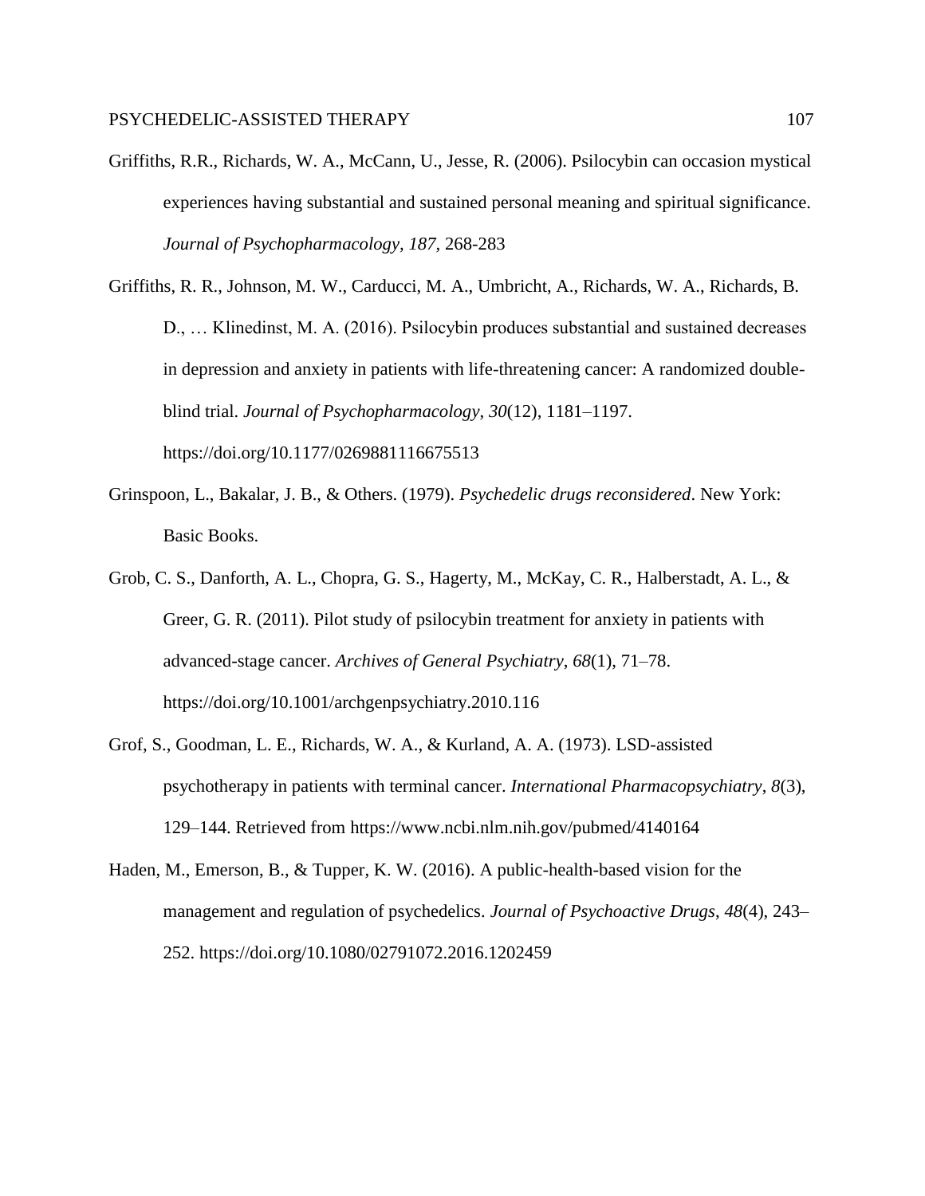Griffiths, R.R., Richards, W. A., McCann, U., Jesse, R. (2006). Psilocybin can occasion mystical experiences having substantial and sustained personal meaning and spiritual significance. *Journal of Psychopharmacology*, *187*, 268-283

Griffiths, R. R., Johnson, M. W., Carducci, M. A., Umbricht, A., Richards, W. A., Richards, B. D., … Klinedinst, M. A. (2016). Psilocybin produces substantial and sustained decreases in depression and anxiety in patients with life-threatening cancer: A randomized double-blind trial. *Journal of Psychopharmacology*, *30*(12), 1181–1197. https://doi.org/10.1177/0269881116675513

Grinspoon, L., Bakalar, J. B., & Others. (1979). *Psychedelic drugs reconsidered*. New York: Basic Books.

Grob, C. S., Danforth, A. L., Chopra, G. S., Hagerty, M., McKay, C. R., Halberstadt, A. L., & Greer, G. R. (2011). Pilot study of psilocybin treatment for anxiety in patients with advanced-stage cancer. *Archives of General Psychiatry*, *68*(1), 71–78. https://doi.org/10.1001/archgenpsychiatry.2010.116

Grof, S., Goodman, L. E., Richards, W. A., & Kurland, A. A. (1973). LSD-assisted psychotherapy in patients with terminal cancer. *International Pharmacopsychiatry*, *8*(3), 129–144. Retrieved from https://www.ncbi.nlm.nih.gov/pubmed/4140164

Haden, M., Emerson, B., & Tupper, K. W. (2016). A public-health-based vision for the management and regulation of psychedelics. *Journal of Psychoactive Drugs*, *48*(4), 243–252. https://doi.org/10.1080/02791072.2016.1202459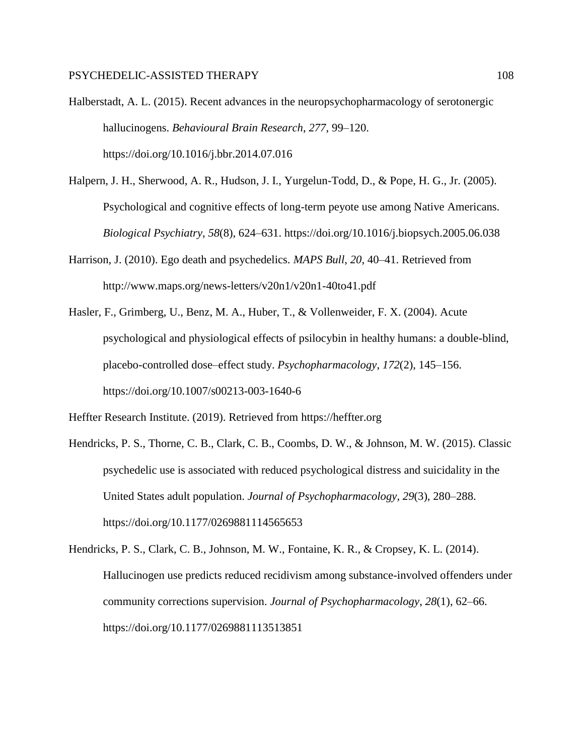Halberstadt, A. L. (2015). Recent advances in the neuropsychopharmacology of serotonergic hallucinogens. *Behavioural Brain Research*, *277*, 99–120. https://doi.org/10.1016/j.bbr.2014.07.016

Halpern, J. H., Sherwood, A. R., Hudson, J. I., Yurgelun-Todd, D., & Pope, H. G., Jr. (2005). Psychological and cognitive effects of long-term peyote use among Native Americans. *Biological Psychiatry*, *58*(8), 624–631. https://doi.org/10.1016/j.biopsych.2005.06.038

Harrison, J. (2010). Ego death and psychedelics. *MAPS Bull*, *20*, 40–41. Retrieved from http://www.maps.org/news-letters/v20n1/v20n1-40to41.pdf

Hasler, F., Grimberg, U., Benz, M. A., Huber, T., & Vollenweider, F. X. (2004). Acute psychological and physiological effects of psilocybin in healthy humans: a double-blind, placebo-controlled dose–effect study. *Psychopharmacology*, *172*(2), 145–156. https://doi.org/10.1007/s00213-003-1640-6

Heffter Research Institute. (2019). Retrieved from https://heffter.org

Hendricks, P. S., Thorne, C. B., Clark, C. B., Coombs, D. W., & Johnson, M. W. (2015). Classic psychedelic use is associated with reduced psychological distress and suicidality in the United States adult population. *Journal of Psychopharmacology*, *29*(3), 280–288. https://doi.org/10.1177/0269881114565653

Hendricks, P. S., Clark, C. B., Johnson, M. W., Fontaine, K. R., & Cropsey, K. L. (2014). Hallucinogen use predicts reduced recidivism among substance-involved offenders under community corrections supervision. *Journal of Psychopharmacology*, *28*(1), 62–66. https://doi.org/10.1177/0269881113513851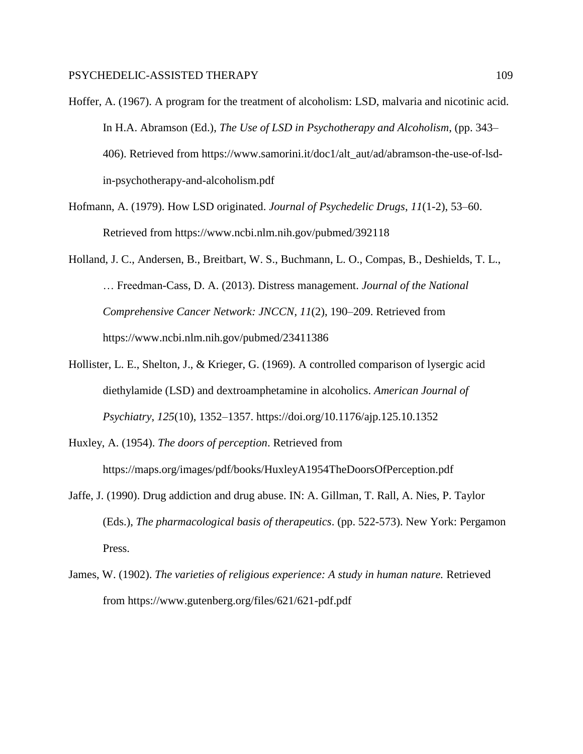Hoffer, A. (1967). A program for the treatment of alcoholism: LSD, malvaria and nicotinic acid. In H.A. Abramson (Ed.), *The Use of LSD in Psychotherapy and Alcoholism*, (pp. 343–406). Retrieved from https://www.samorini.it/doc1/alt_aut/ad/abramson-the-use-of-lsd-in-psychotherapy-and-alcoholism.pdf

Hofmann, A. (1979). How LSD originated. *Journal of Psychedelic Drugs*, *11*(1-2), 53–60. Retrieved from https://www.ncbi.nlm.nih.gov/pubmed/392118

Holland, J. C., Andersen, B., Breitbart, W. S., Buchmann, L. O., Compas, B., Deshields, T. L., … Freedman-Cass, D. A. (2013). Distress management. *Journal of the National Comprehensive Cancer Network: JNCCN*, *11*(2), 190–209. Retrieved from https://www.ncbi.nlm.nih.gov/pubmed/23411386

Hollister, L. E., Shelton, J., & Krieger, G. (1969). A controlled comparison of lysergic acid diethylamide (LSD) and dextroamphetamine in alcoholics. *American Journal of Psychiatry*, *125*(10), 1352–1357. https://doi.org/10.1176/ajp.125.10.1352

Huxley, A. (1954). *The doors of perception*. Retrieved from https://maps.org/images/pdf/books/HuxleyA1954TheDoorsOfPerception.pdf

Jaffe, J. (1990). Drug addiction and drug abuse. IN: A. Gillman, T. Rall, A. Nies, P. Taylor (Eds.), *The pharmacological basis of therapeutics*. (pp. 522-573). New York: Pergamon Press.

James, W. (1902). *The varieties of religious experience: A study in human nature.* Retrieved from https://www.gutenberg.org/files/621/621-pdf.pdf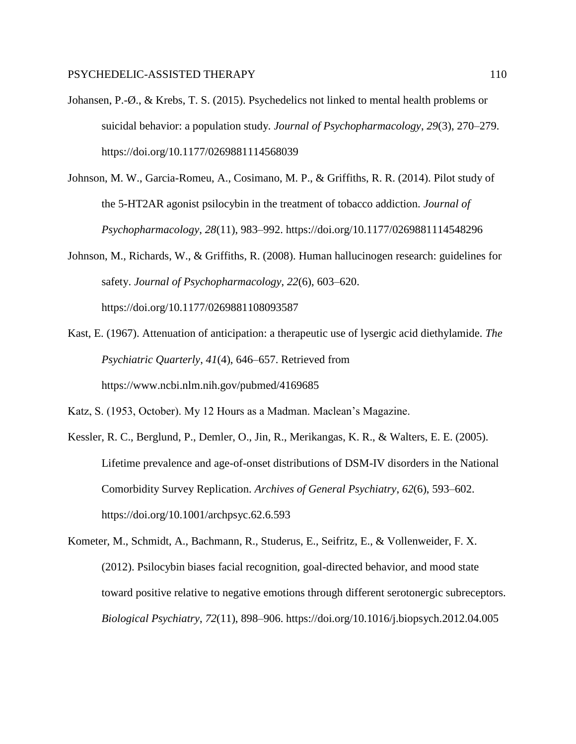Johansen, P.-Ø., & Krebs, T. S. (2015). Psychedelics not linked to mental health problems or suicidal behavior: a population study. *Journal of Psychopharmacology*, *29*(3), 270–279. https://doi.org/10.1177/0269881114568039

Johnson, M. W., Garcia-Romeu, A., Cosimano, M. P., & Griffiths, R. R. (2014). Pilot study of the 5-HT2AR agonist psilocybin in the treatment of tobacco addiction. *Journal of Psychopharmacology*, *28*(11), 983–992. https://doi.org/10.1177/0269881114548296

Johnson, M., Richards, W., & Griffiths, R. (2008). Human hallucinogen research: guidelines for safety. *Journal of Psychopharmacology*, *22*(6), 603–620. https://doi.org/10.1177/0269881108093587

Kast, E. (1967). Attenuation of anticipation: a therapeutic use of lysergic acid diethylamide. *The Psychiatric Quarterly*, *41*(4), 646–657. Retrieved from https://www.ncbi.nlm.nih.gov/pubmed/4169685

Katz, S. (1953, October). My 12 Hours as a Madman. Maclean's Magazine.

Kessler, R. C., Berglund, P., Demler, O., Jin, R., Merikangas, K. R., & Walters, E. E. (2005). Lifetime prevalence and age-of-onset distributions of DSM-IV disorders in the National Comorbidity Survey Replication. *Archives of General Psychiatry*, *62*(6), 593–602. https://doi.org/10.1001/archpsyc.62.6.593

Kometer, M., Schmidt, A., Bachmann, R., Studerus, E., Seifritz, E., & Vollenweider, F. X. (2012). Psilocybin biases facial recognition, goal-directed behavior, and mood state toward positive relative to negative emotions through different serotonergic subreceptors. *Biological Psychiatry*, *72*(11), 898–906. https://doi.org/10.1016/j.biopsych.2012.04.005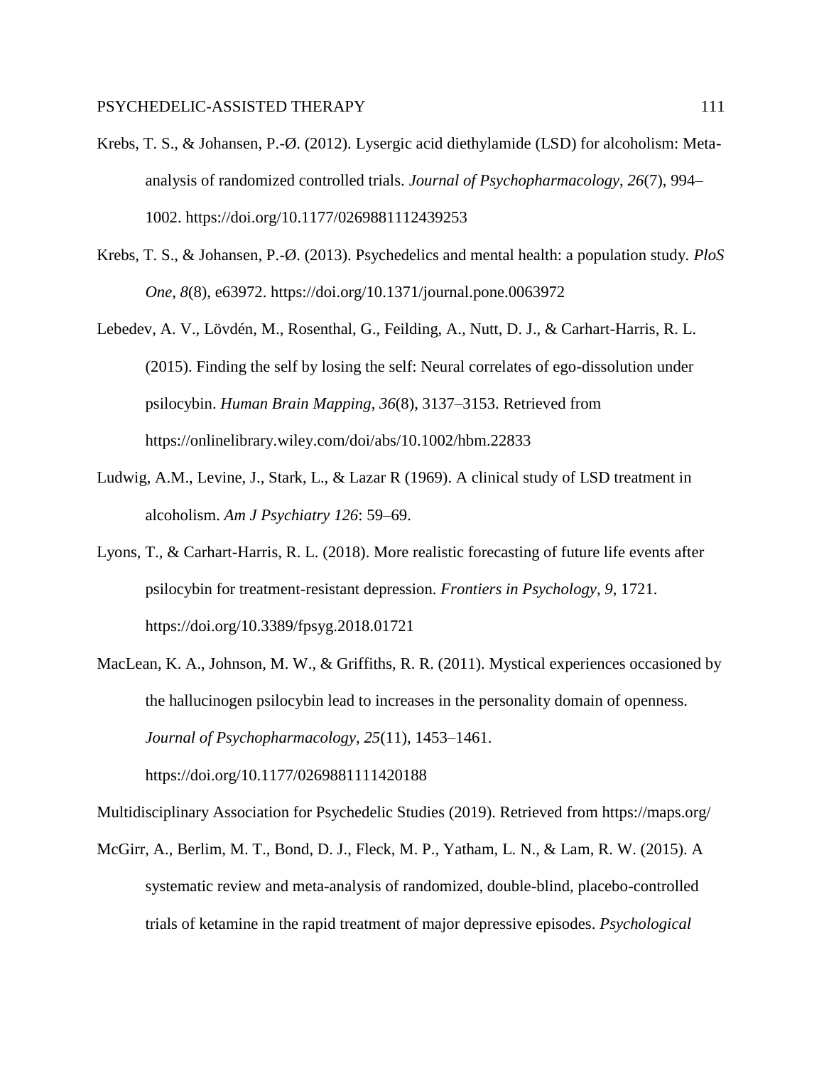Krebs, T. S., & Johansen, P.-Ø. (2012). Lysergic acid diethylamide (LSD) for alcoholism: Meta-analysis of randomized controlled trials. *Journal of Psychopharmacology*, *26*(7), 994–1002. https://doi.org/10.1177/0269881112439253

Krebs, T. S., & Johansen, P.-Ø. (2013). Psychedelics and mental health: a population study. *PloS One*, *8*(8), e63972. https://doi.org/10.1371/journal.pone.0063972

Lebedev, A. V., Lövdén, M., Rosenthal, G., Feilding, A., Nutt, D. J., & Carhart-Harris, R. L. (2015). Finding the self by losing the self: Neural correlates of ego-dissolution under psilocybin. *Human Brain Mapping*, *36*(8), 3137–3153. Retrieved from https://onlinelibrary.wiley.com/doi/abs/10.1002/hbm.22833

Ludwig, A.M., Levine, J., Stark, L., & Lazar R (1969). A clinical study of LSD treatment in alcoholism. *Am J Psychiatry 126*: 59–69.

Lyons, T., & Carhart-Harris, R. L. (2018). More realistic forecasting of future life events after psilocybin for treatment-resistant depression. *Frontiers in Psychology*, *9*, 1721. https://doi.org/10.3389/fpsyg.2018.01721

MacLean, K. A., Johnson, M. W., & Griffiths, R. R. (2011). Mystical experiences occasioned by the hallucinogen psilocybin lead to increases in the personality domain of openness. *Journal of Psychopharmacology*, *25*(11), 1453–1461. https://doi.org/10.1177/0269881111420188

Multidisciplinary Association for Psychedelic Studies (2019). Retrieved from https://maps.org/

McGirr, A., Berlim, M. T., Bond, D. J., Fleck, M. P., Yatham, L. N., & Lam, R. W. (2015). A systematic review and meta-analysis of randomized, double-blind, placebo-controlled trials of ketamine in the rapid treatment of major depressive episodes. *Psychological*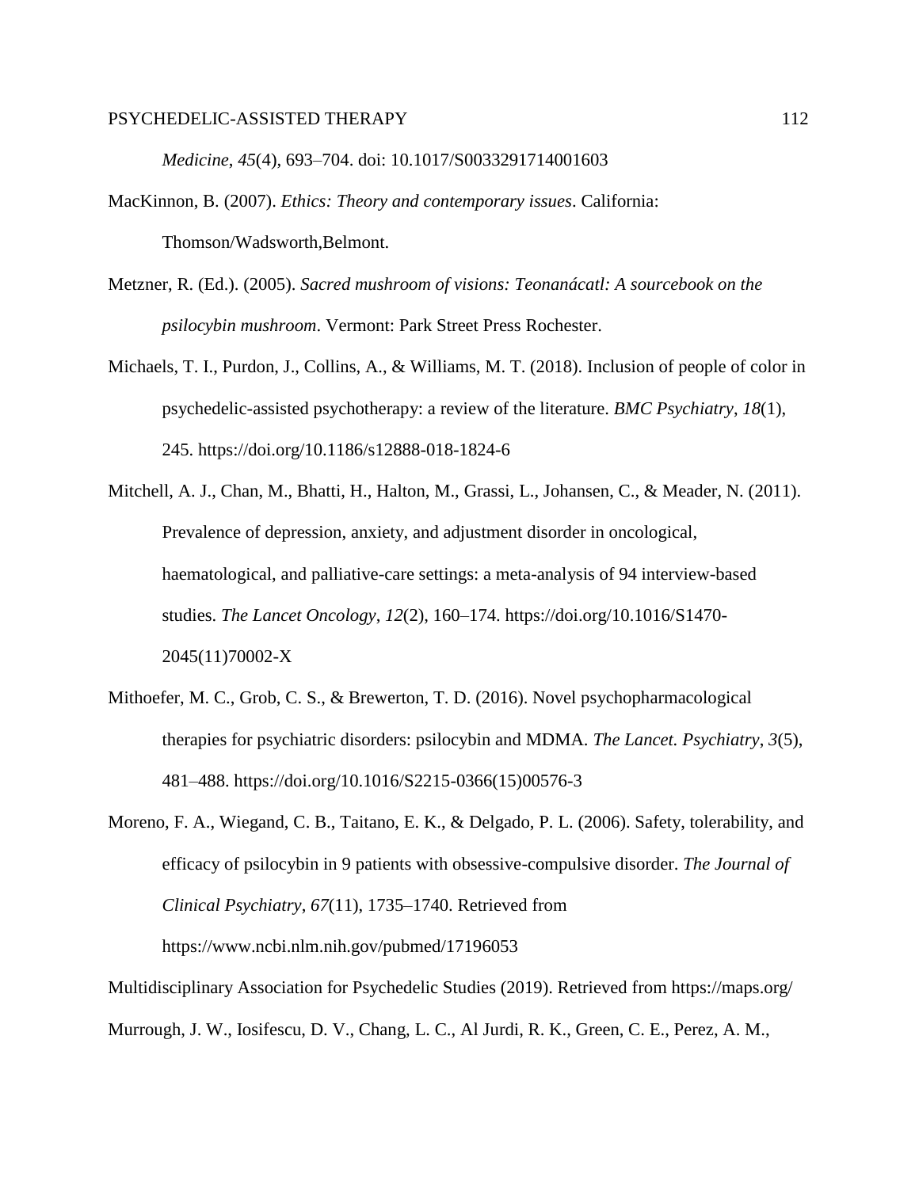*Medicine*, *45*(4), 693–704. doi: 10.1017/S0033291714001603

MacKinnon, B. (2007). *Ethics: Theory and contemporary issues*. California: Thomson/Wadsworth,Belmont.

Metzner, R. (Ed.). (2005). *Sacred mushroom of visions: Teonanácatl: A sourcebook on the psilocybin mushroom*. Vermont: Park Street Press Rochester.

Michaels, T. I., Purdon, J., Collins, A., & Williams, M. T. (2018). Inclusion of people of color in psychedelic-assisted psychotherapy: a review of the literature. *BMC Psychiatry*, *18*(1), 245. https://doi.org/10.1186/s12888-018-1824-6

Mitchell, A. J., Chan, M., Bhatti, H., Halton, M., Grassi, L., Johansen, C., & Meader, N. (2011). Prevalence of depression, anxiety, and adjustment disorder in oncological, haematological, and palliative-care settings: a meta-analysis of 94 interview-based studies. *The Lancet Oncology*, *12*(2), 160–174. https://doi.org/10.1016/S1470-2045(11)70002-X

Mithoefer, M. C., Grob, C. S., & Brewerton, T. D. (2016). Novel psychopharmacological therapies for psychiatric disorders: psilocybin and MDMA. *The Lancet. Psychiatry*, *3*(5), 481–488. https://doi.org/10.1016/S2215-0366(15)00576-3

Moreno, F. A., Wiegand, C. B., Taitano, E. K., & Delgado, P. L. (2006). Safety, tolerability, and efficacy of psilocybin in 9 patients with obsessive-compulsive disorder. *The Journal of Clinical Psychiatry*, *67*(11), 1735–1740. Retrieved from https://www.ncbi.nlm.nih.gov/pubmed/17196053

Multidisciplinary Association for Psychedelic Studies (2019). Retrieved from https://maps.org/

Murrough, J. W., Iosifescu, D. V., Chang, L. C., Al Jurdi, R. K., Green, C. E., Perez, A. M.,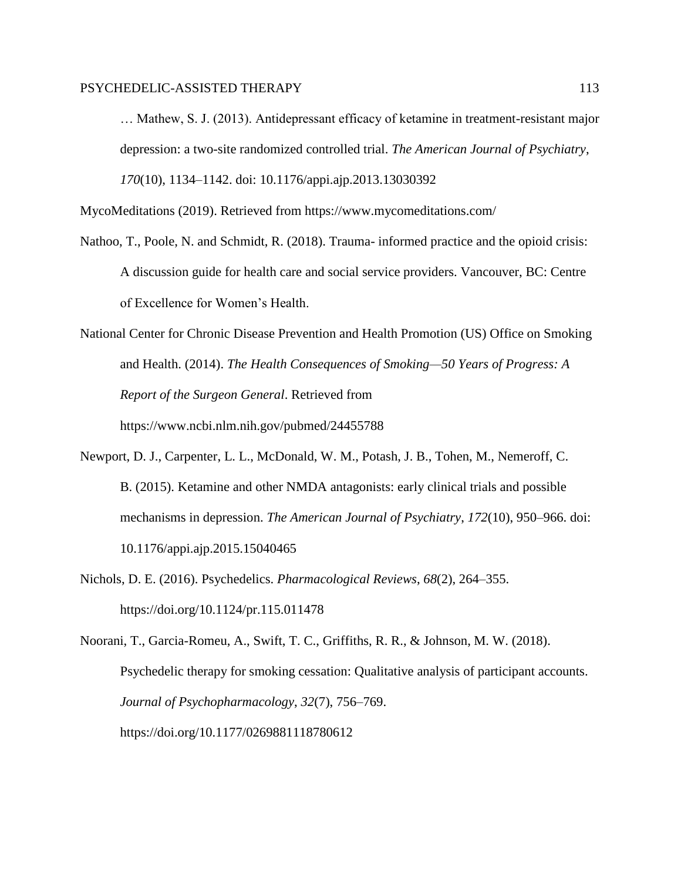… Mathew, S. J. (2013). Antidepressant efficacy of ketamine in treatment-resistant major depression: a two-site randomized controlled trial. *The American Journal of Psychiatry*, *170*(10), 1134–1142. doi: 10.1176/appi.ajp.2013.13030392

MycoMeditations (2019). Retrieved from https://www.mycomeditations.com/

Nathoo, T., Poole, N. and Schmidt, R. (2018). Trauma- informed practice and the opioid crisis: A discussion guide for health care and social service providers. Vancouver, BC: Centre of Excellence for Women's Health.

National Center for Chronic Disease Prevention and Health Promotion (US) Office on Smoking and Health. (2014). *The Health Consequences of Smoking—50 Years of Progress: A Report of the Surgeon General*. Retrieved from https://www.ncbi.nlm.nih.gov/pubmed/24455788

Newport, D. J., Carpenter, L. L., McDonald, W. M., Potash, J. B., Tohen, M., Nemeroff, C. B. (2015). Ketamine and other NMDA antagonists: early clinical trials and possible mechanisms in depression. *The American Journal of Psychiatry*, *172*(10), 950–966. doi: 10.1176/appi.ajp.2015.15040465

Nichols, D. E. (2016). Psychedelics. *Pharmacological Reviews*, *68*(2), 264–355. https://doi.org/10.1124/pr.115.011478

Noorani, T., Garcia-Romeu, A., Swift, T. C., Griffiths, R. R., & Johnson, M. W. (2018). Psychedelic therapy for smoking cessation: Qualitative analysis of participant accounts. *Journal of Psychopharmacology*, *32*(7), 756–769. https://doi.org/10.1177/0269881118780612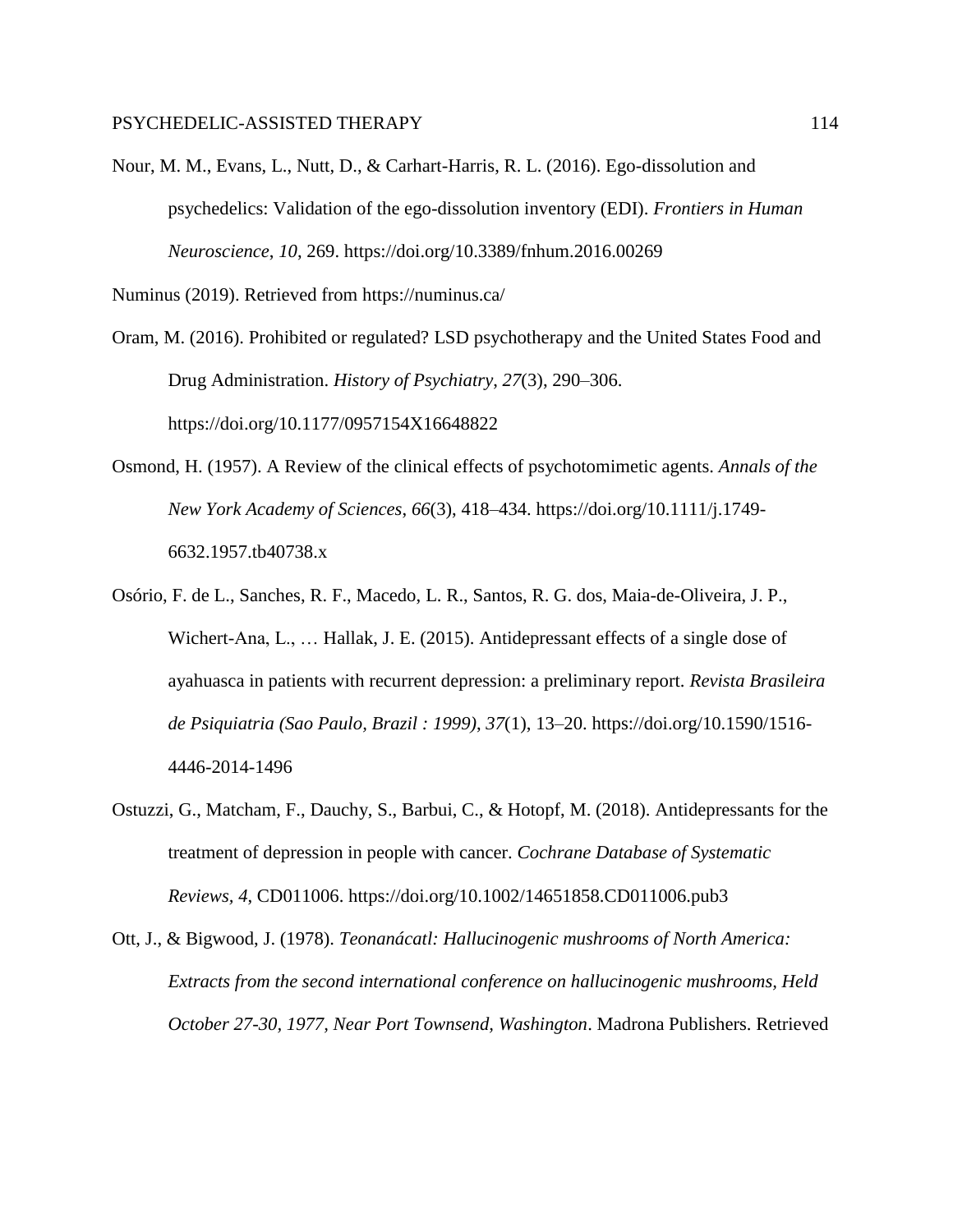Nour, M. M., Evans, L., Nutt, D., & Carhart-Harris, R. L. (2016). Ego-dissolution and psychedelics: Validation of the ego-dissolution inventory (EDI). *Frontiers in Human Neuroscience*, *10*, 269. https://doi.org/10.3389/fnhum.2016.00269

Numinus (2019). Retrieved from https://numinus.ca/

Oram, M. (2016). Prohibited or regulated? LSD psychotherapy and the United States Food and Drug Administration. *History of Psychiatry*, *27*(3), 290–306. https://doi.org/10.1177/0957154X16648822

Osmond, H. (1957). A Review of the clinical effects of psychotomimetic agents. *Annals of the New York Academy of Sciences*, *66*(3), 418–434. https://doi.org/10.1111/j.1749-6632.1957.tb40738.x

Osório, F. de L., Sanches, R. F., Macedo, L. R., Santos, R. G. dos, Maia-de-Oliveira, J. P., Wichert-Ana, L., … Hallak, J. E. (2015). Antidepressant effects of a single dose of ayahuasca in patients with recurrent depression: a preliminary report. *Revista Brasileira de Psiquiatria (Sao Paulo, Brazil : 1999)*, *37*(1), 13–20. https://doi.org/10.1590/1516-4446-2014-1496

Ostuzzi, G., Matcham, F., Dauchy, S., Barbui, C., & Hotopf, M. (2018). Antidepressants for the treatment of depression in people with cancer. *Cochrane Database of Systematic Reviews*, *4*, CD011006. https://doi.org/10.1002/14651858.CD011006.pub3

Ott, J., & Bigwood, J. (1978). *Teonanácatl: Hallucinogenic mushrooms of North America: Extracts from the second international conference on hallucinogenic mushrooms, Held October 27-30, 1977, Near Port Townsend, Washington*. Madrona Publishers. Retrieved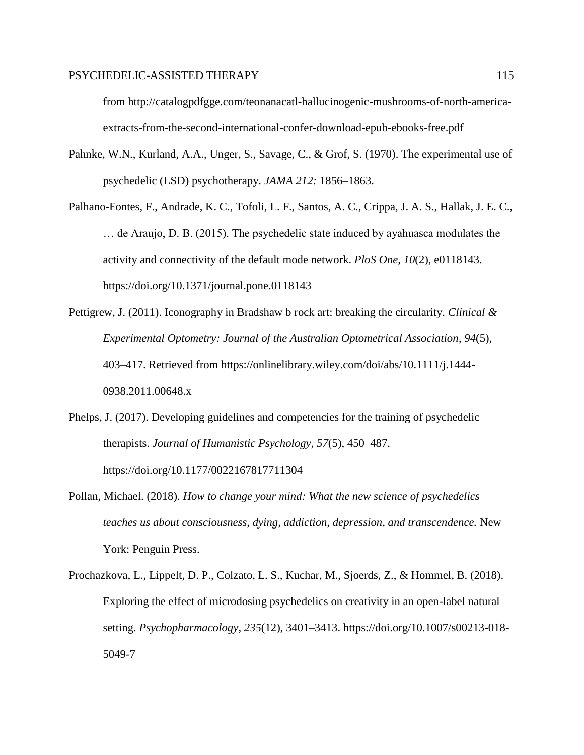from http://catalogpdfgge.com/teonanacatl-hallucinogenic-mushrooms-of-north-america-extracts-from-the-second-international-confer-download-epub-ebooks-free.pdf

Pahnke, W.N., Kurland, A.A., Unger, S., Savage, C., & Grof, S. (1970). The experimental use of psychedelic (LSD) psychotherapy. *JAMA 212:* 1856–1863.

Palhano-Fontes, F., Andrade, K. C., Tofoli, L. F., Santos, A. C., Crippa, J. A. S., Hallak, J. E. C., … de Araujo, D. B. (2015). The psychedelic state induced by ayahuasca modulates the activity and connectivity of the default mode network. *PloS One*, *10*(2), e0118143. https://doi.org/10.1371/journal.pone.0118143

Pettigrew, J. (2011). Iconography in Bradshaw b rock art: breaking the circularity. *Clinical & Experimental Optometry: Journal of the Australian Optometrical Association*, *94*(5), 403–417. Retrieved from https://onlinelibrary.wiley.com/doi/abs/10.1111/j.1444-0938.2011.00648.x

Phelps, J. (2017). Developing guidelines and competencies for the training of psychedelic therapists. *Journal of Humanistic Psychology*, *57*(5), 450–487. https://doi.org/10.1177/0022167817711304

Pollan, Michael. (2018). *How to change your mind: What the new science of psychedelics teaches us about consciousness, dying, addiction, depression, and transcendence.* New York: Penguin Press.

Prochazkova, L., Lippelt, D. P., Colzato, L. S., Kuchar, M., Sjoerds, Z., & Hommel, B. (2018). Exploring the effect of microdosing psychedelics on creativity in an open-label natural setting. *Psychopharmacology*, *235*(12), 3401–3413. https://doi.org/10.1007/s00213-018-5049-7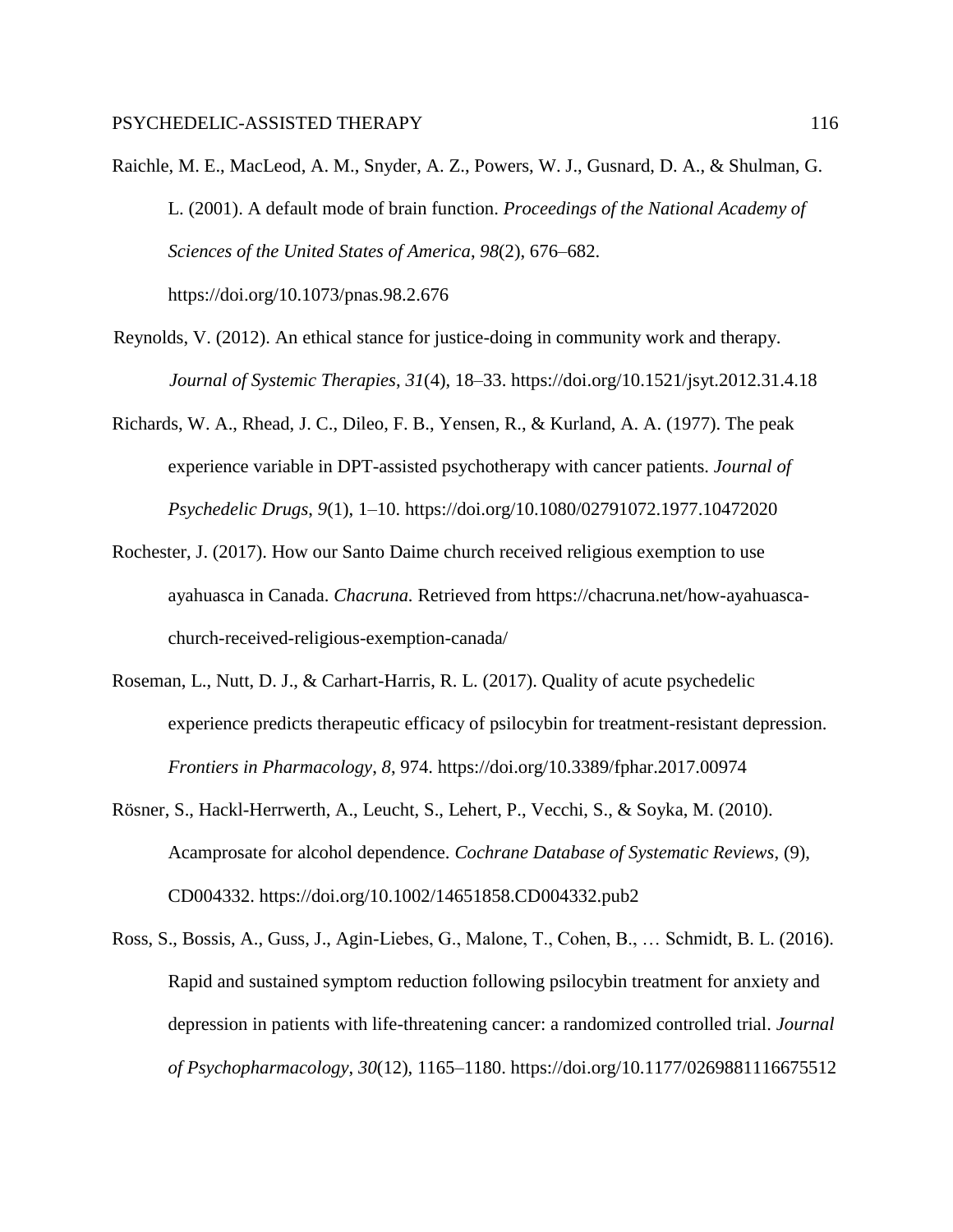Raichle, M. E., MacLeod, A. M., Snyder, A. Z., Powers, W. J., Gusnard, D. A., & Shulman, G. L. (2001). A default mode of brain function. *Proceedings of the National Academy of Sciences of the United States of America*, *98*(2), 676–682. https://doi.org/10.1073/pnas.98.2.676

Reynolds, V. (2012). An ethical stance for justice-doing in community work and therapy. *Journal of Systemic Therapies*, *31*(4), 18–33. https://doi.org/10.1521/jsyt.2012.31.4.18

Richards, W. A., Rhead, J. C., Dileo, F. B., Yensen, R., & Kurland, A. A. (1977). The peak experience variable in DPT-assisted psychotherapy with cancer patients. *Journal of Psychedelic Drugs*, *9*(1), 1–10. https://doi.org/10.1080/02791072.1977.10472020

Rochester, J. (2017). How our Santo Daime church received religious exemption to use ayahuasca in Canada. *Chacruna.* Retrieved from https://chacruna.net/how-ayahuasca-church-received-religious-exemption-canada/

Roseman, L., Nutt, D. J., & Carhart-Harris, R. L. (2017). Quality of acute psychedelic experience predicts therapeutic efficacy of psilocybin for treatment-resistant depression. *Frontiers in Pharmacology*, *8*, 974. https://doi.org/10.3389/fphar.2017.00974

Rösner, S., Hackl-Herrwerth, A., Leucht, S., Lehert, P., Vecchi, S., & Soyka, M. (2010). Acamprosate for alcohol dependence. *Cochrane Database of Systematic Reviews*, (9), CD004332. https://doi.org/10.1002/14651858.CD004332.pub2

Ross, S., Bossis, A., Guss, J., Agin-Liebes, G., Malone, T., Cohen, B., … Schmidt, B. L. (2016). Rapid and sustained symptom reduction following psilocybin treatment for anxiety and depression in patients with life-threatening cancer: a randomized controlled trial. *Journal of Psychopharmacology*, *30*(12), 1165–1180. https://doi.org/10.1177/0269881116675512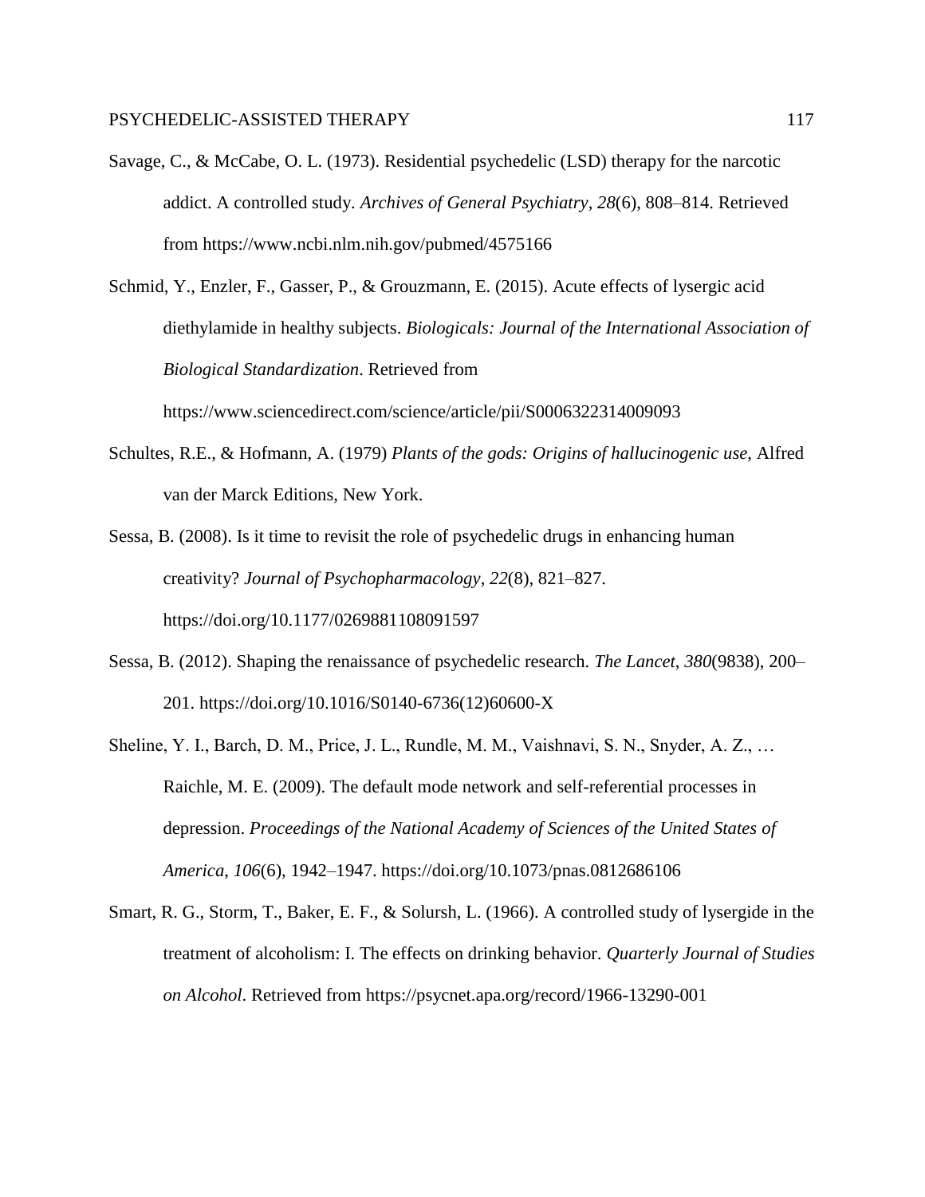Savage, C., & McCabe, O. L. (1973). Residential psychedelic (LSD) therapy for the narcotic addict. A controlled study. *Archives of General Psychiatry*, *28*(6), 808–814. Retrieved from https://www.ncbi.nlm.nih.gov/pubmed/4575166

Schmid, Y., Enzler, F., Gasser, P., & Grouzmann, E. (2015). Acute effects of lysergic acid diethylamide in healthy subjects. *Biologicals: Journal of the International Association of Biological Standardization*. Retrieved from https://www.sciencedirect.com/science/article/pii/S0006322314009093

Schultes, R.E., & Hofmann, A. (1979) *Plants of the gods: Origins of hallucinogenic use*, Alfred van der Marck Editions, New York.

Sessa, B. (2008). Is it time to revisit the role of psychedelic drugs in enhancing human creativity? *Journal of Psychopharmacology*, *22*(8), 821–827. https://doi.org/10.1177/0269881108091597

Sessa, B. (2012). Shaping the renaissance of psychedelic research. *The Lancet*, *380*(9838), 200–201. https://doi.org/10.1016/S0140-6736(12)60600-X

Sheline, Y. I., Barch, D. M., Price, J. L., Rundle, M. M., Vaishnavi, S. N., Snyder, A. Z., … Raichle, M. E. (2009). The default mode network and self-referential processes in depression. *Proceedings of the National Academy of Sciences of the United States of America*, *106*(6), 1942–1947. https://doi.org/10.1073/pnas.0812686106

Smart, R. G., Storm, T., Baker, E. F., & Solursh, L. (1966). A controlled study of lysergide in the treatment of alcoholism: I. The effects on drinking behavior. *Quarterly Journal of Studies on Alcohol*. Retrieved from https://psycnet.apa.org/record/1966-13290-001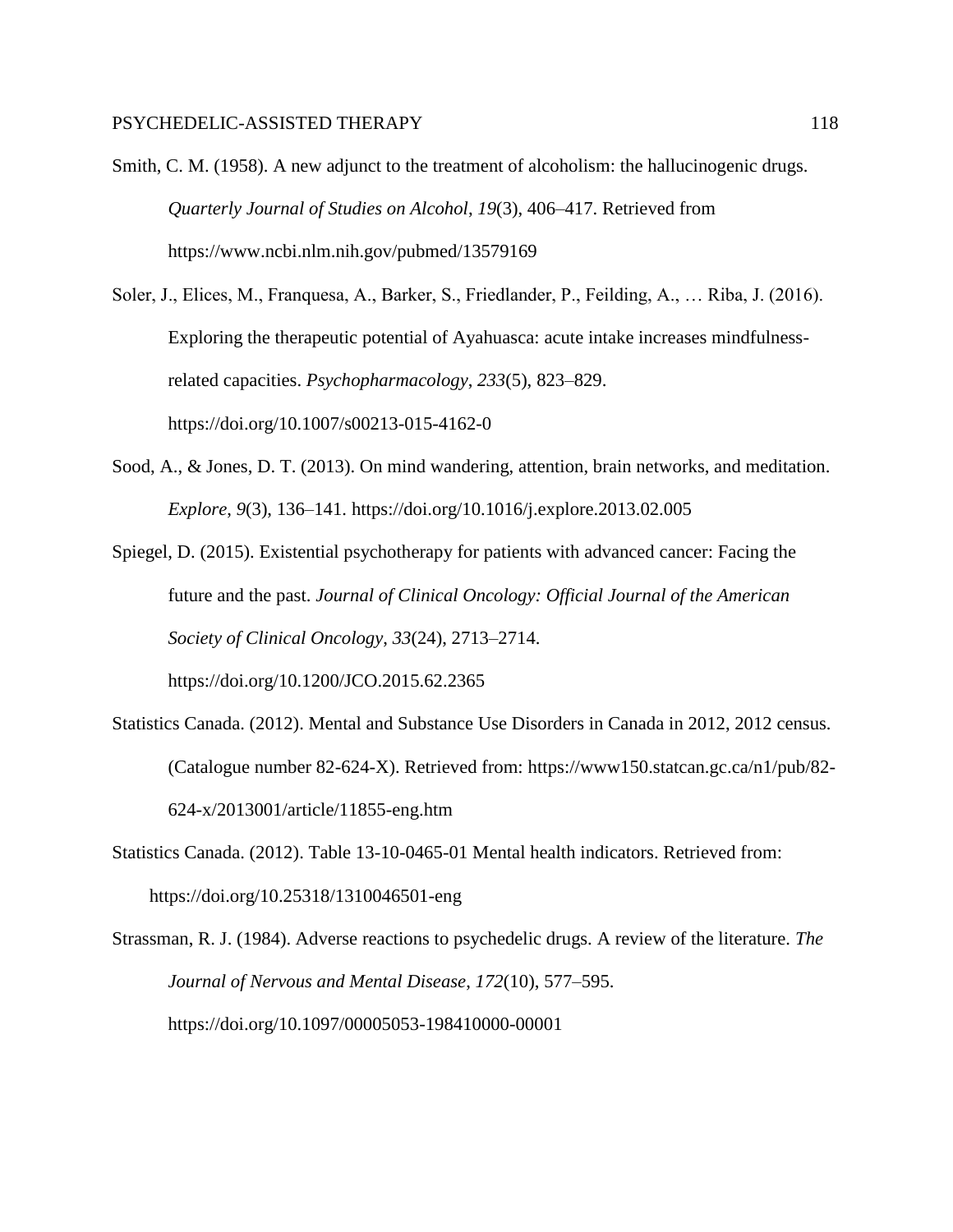Smith, C. M. (1958). A new adjunct to the treatment of alcoholism: the hallucinogenic drugs. *Quarterly Journal of Studies on Alcohol*, *19*(3), 406–417. Retrieved from https://www.ncbi.nlm.nih.gov/pubmed/13579169

Soler, J., Elices, M., Franquesa, A., Barker, S., Friedlander, P., Feilding, A., … Riba, J. (2016). Exploring the therapeutic potential of Ayahuasca: acute intake increases mindfulness-related capacities. *Psychopharmacology*, *233*(5), 823–829. https://doi.org/10.1007/s00213-015-4162-0

Sood, A., & Jones, D. T. (2013). On mind wandering, attention, brain networks, and meditation. *Explore*, *9*(3), 136–141. https://doi.org/10.1016/j.explore.2013.02.005

Spiegel, D. (2015). Existential psychotherapy for patients with advanced cancer: Facing the future and the past. *Journal of Clinical Oncology: Official Journal of the American Society of Clinical Oncology*, *33*(24), 2713–2714. https://doi.org/10.1200/JCO.2015.62.2365

Statistics Canada. (2012). Mental and Substance Use Disorders in Canada in 2012, 2012 census. (Catalogue number 82-624-X). Retrieved from: https://www150.statcan.gc.ca/n1/pub/82-624-x/2013001/article/11855-eng.htm

Statistics Canada. (2012). Table 13-10-0465-01 Mental health indicators. Retrieved from: https://doi.org/10.25318/1310046501-eng

Strassman, R. J. (1984). Adverse reactions to psychedelic drugs. A review of the literature. *The Journal of Nervous and Mental Disease*, *172*(10), 577–595. https://doi.org/10.1097/00005053-198410000-00001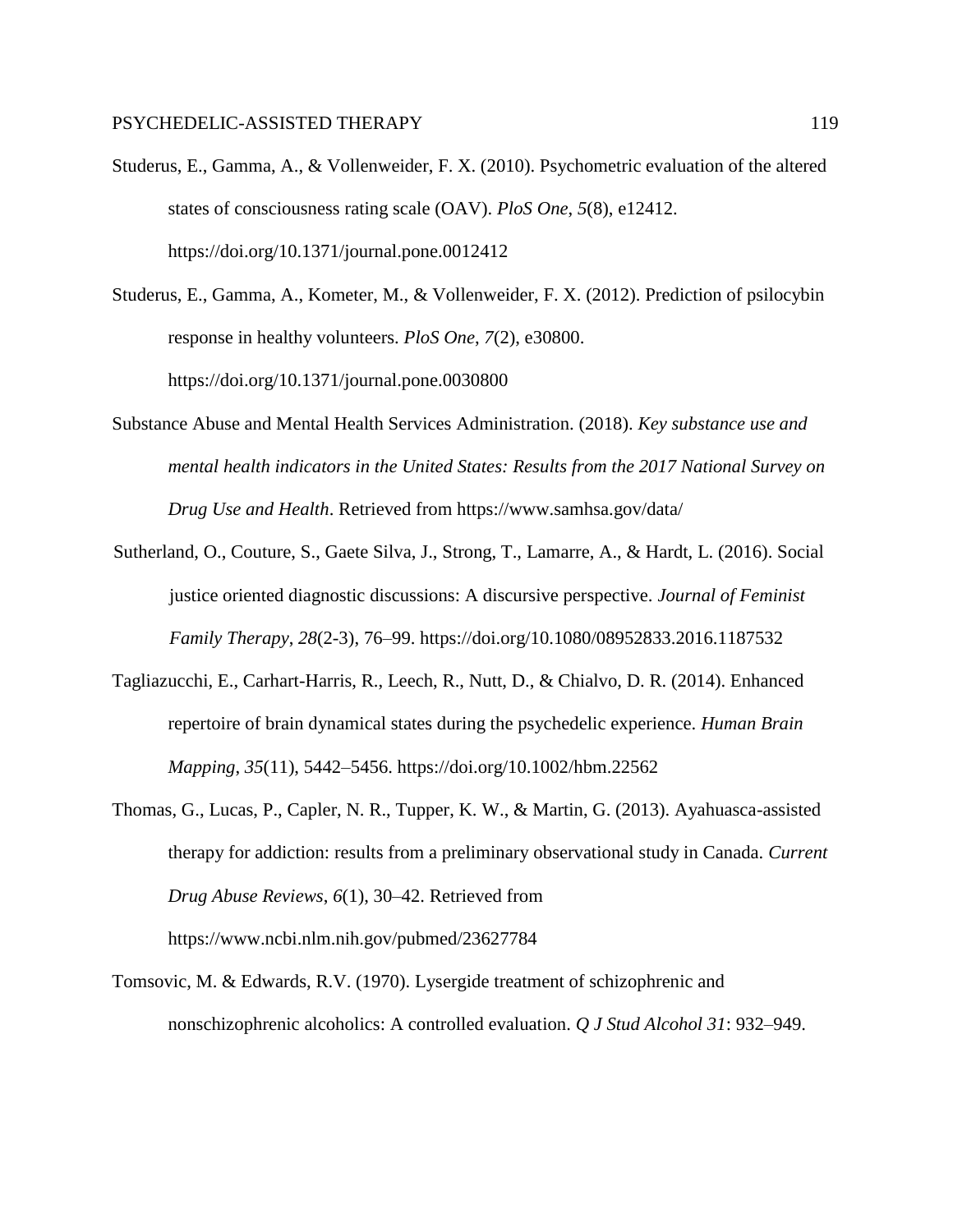Studerus, E., Gamma, A., & Vollenweider, F. X. (2010). Psychometric evaluation of the altered states of consciousness rating scale (OAV). *PloS One*, *5*(8), e12412. https://doi.org/10.1371/journal.pone.0012412

Studerus, E., Gamma, A., Kometer, M., & Vollenweider, F. X. (2012). Prediction of psilocybin response in healthy volunteers. *PloS One*, *7*(2), e30800. https://doi.org/10.1371/journal.pone.0030800

Substance Abuse and Mental Health Services Administration. (2018). *Key substance use and mental health indicators in the United States: Results from the 2017 National Survey on Drug Use and Health*. Retrieved from https://www.samhsa.gov/data/

Sutherland, O., Couture, S., Gaete Silva, J., Strong, T., Lamarre, A., & Hardt, L. (2016). Social justice oriented diagnostic discussions: A discursive perspective. *Journal of Feminist Family Therapy*, *28*(2-3), 76–99. https://doi.org/10.1080/08952833.2016.1187532

Tagliazucchi, E., Carhart-Harris, R., Leech, R., Nutt, D., & Chialvo, D. R. (2014). Enhanced repertoire of brain dynamical states during the psychedelic experience. *Human Brain Mapping*, *35*(11), 5442–5456. https://doi.org/10.1002/hbm.22562

Thomas, G., Lucas, P., Capler, N. R., Tupper, K. W., & Martin, G. (2013). Ayahuasca-assisted therapy for addiction: results from a preliminary observational study in Canada. *Current Drug Abuse Reviews*, *6*(1), 30–42. Retrieved from https://www.ncbi.nlm.nih.gov/pubmed/23627784

Tomsovic, M. & Edwards, R.V. (1970). Lysergide treatment of schizophrenic and nonschizophrenic alcoholics: A controlled evaluation. *Q J Stud Alcohol 31*: 932–949.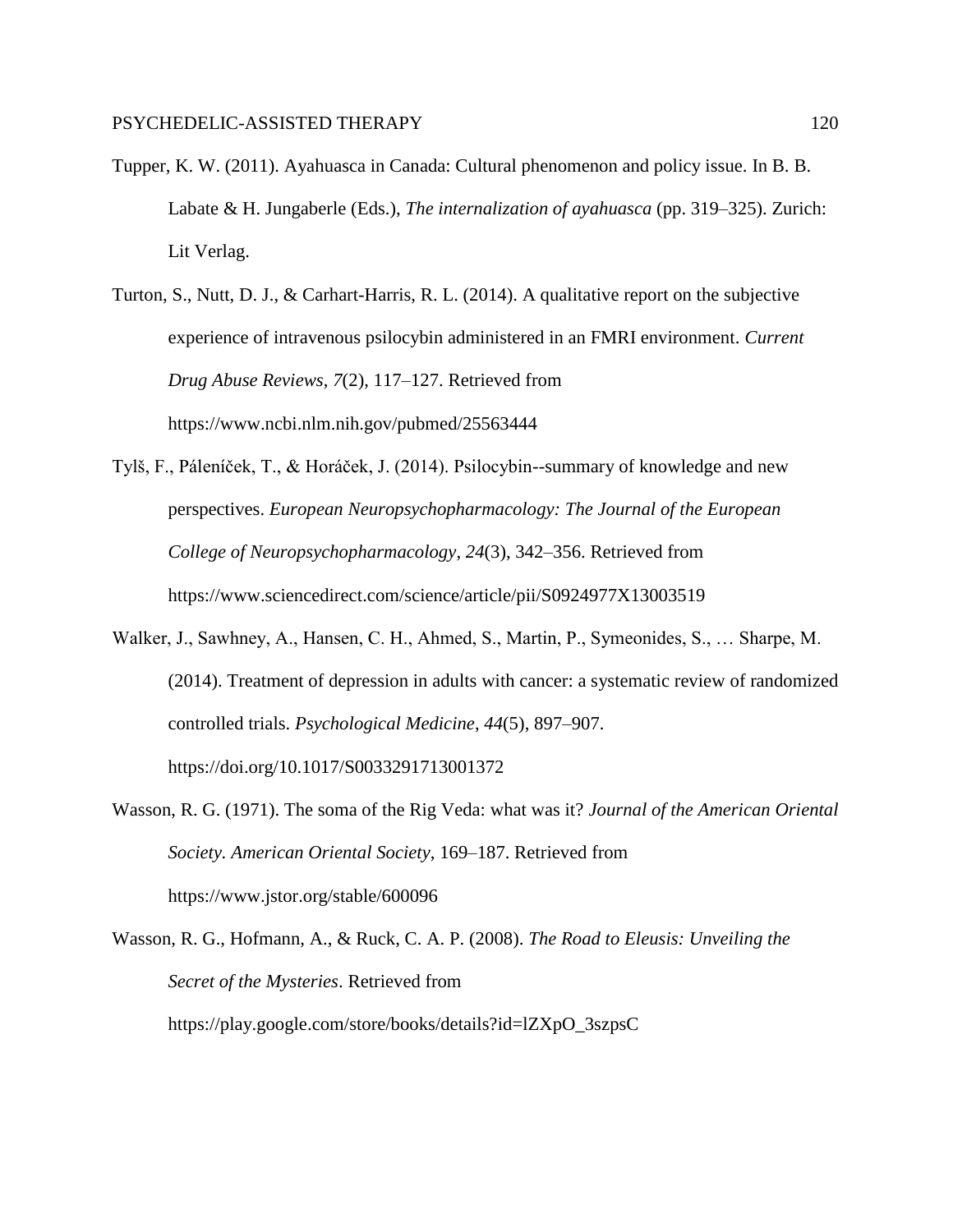Tupper, K. W. (2011). Ayahuasca in Canada: Cultural phenomenon and policy issue. In B. B. Labate & H. Jungaberle (Eds.), *The internalization of ayahuasca* (pp. 319–325). Zurich: Lit Verlag.

Turton, S., Nutt, D. J., & Carhart-Harris, R. L. (2014). A qualitative report on the subjective experience of intravenous psilocybin administered in an FMRI environment. *Current Drug Abuse Reviews*, *7*(2), 117–127. Retrieved from https://www.ncbi.nlm.nih.gov/pubmed/25563444

Tylš, F., Páleníček, T., & Horáček, J. (2014). Psilocybin--summary of knowledge and new perspectives. *European Neuropsychopharmacology: The Journal of the European College of Neuropsychopharmacology*, *24*(3), 342–356. Retrieved from https://www.sciencedirect.com/science/article/pii/S0924977X13003519

Walker, J., Sawhney, A., Hansen, C. H., Ahmed, S., Martin, P., Symeonides, S., … Sharpe, M. (2014). Treatment of depression in adults with cancer: a systematic review of randomized controlled trials. *Psychological Medicine*, *44*(5), 897–907. https://doi.org/10.1017/S0033291713001372

Wasson, R. G. (1971). The soma of the Rig Veda: what was it? *Journal of the American Oriental Society. American Oriental Society*, 169–187. Retrieved from https://www.jstor.org/stable/600096

Wasson, R. G., Hofmann, A., & Ruck, C. A. P. (2008). *The Road to Eleusis: Unveiling the Secret of the Mysteries*. Retrieved from https://play.google.com/store/books/details?id=lZXpO_3szpsC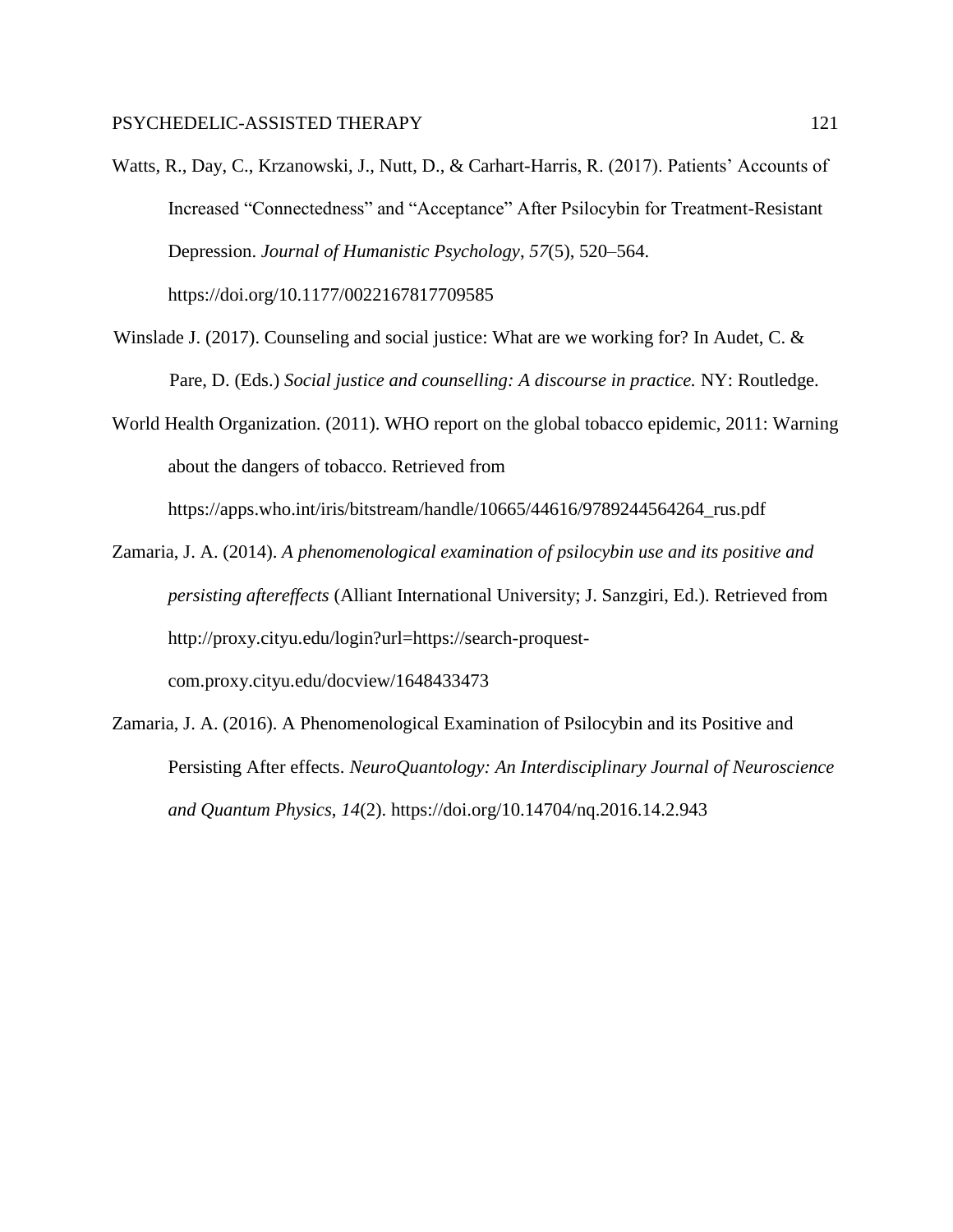Watts, R., Day, C., Krzanowski, J., Nutt, D., & Carhart-Harris, R. (2017). Patients' Accounts of Increased "Connectedness" and "Acceptance" After Psilocybin for Treatment-Resistant Depression. *Journal of Humanistic Psychology*, *57*(5), 520–564. https://doi.org/10.1177/0022167817709585

Winslade J. (2017). Counseling and social justice: What are we working for? In Audet, C. & Pare, D. (Eds.) *Social justice and counselling: A discourse in practice.* NY: Routledge.

World Health Organization. (2011). WHO report on the global tobacco epidemic, 2011: Warning about the dangers of tobacco. Retrieved from https://apps.who.int/iris/bitstream/handle/10665/44616/9789244564264_rus.pdf

Zamaria, J. A. (2014). *A phenomenological examination of psilocybin use and its positive and persisting aftereffects* (Alliant International University; J. Sanzgiri, Ed.). Retrieved from http://proxy.cityu.edu/login?url=https://search-proquest-com.proxy.cityu.edu/docview/1648433473

Zamaria, J. A. (2016). A Phenomenological Examination of Psilocybin and its Positive and Persisting After effects. *NeuroQuantology: An Interdisciplinary Journal of Neuroscience and Quantum Physics*, *14*(2). https://doi.org/10.14704/nq.2016.14.2.943